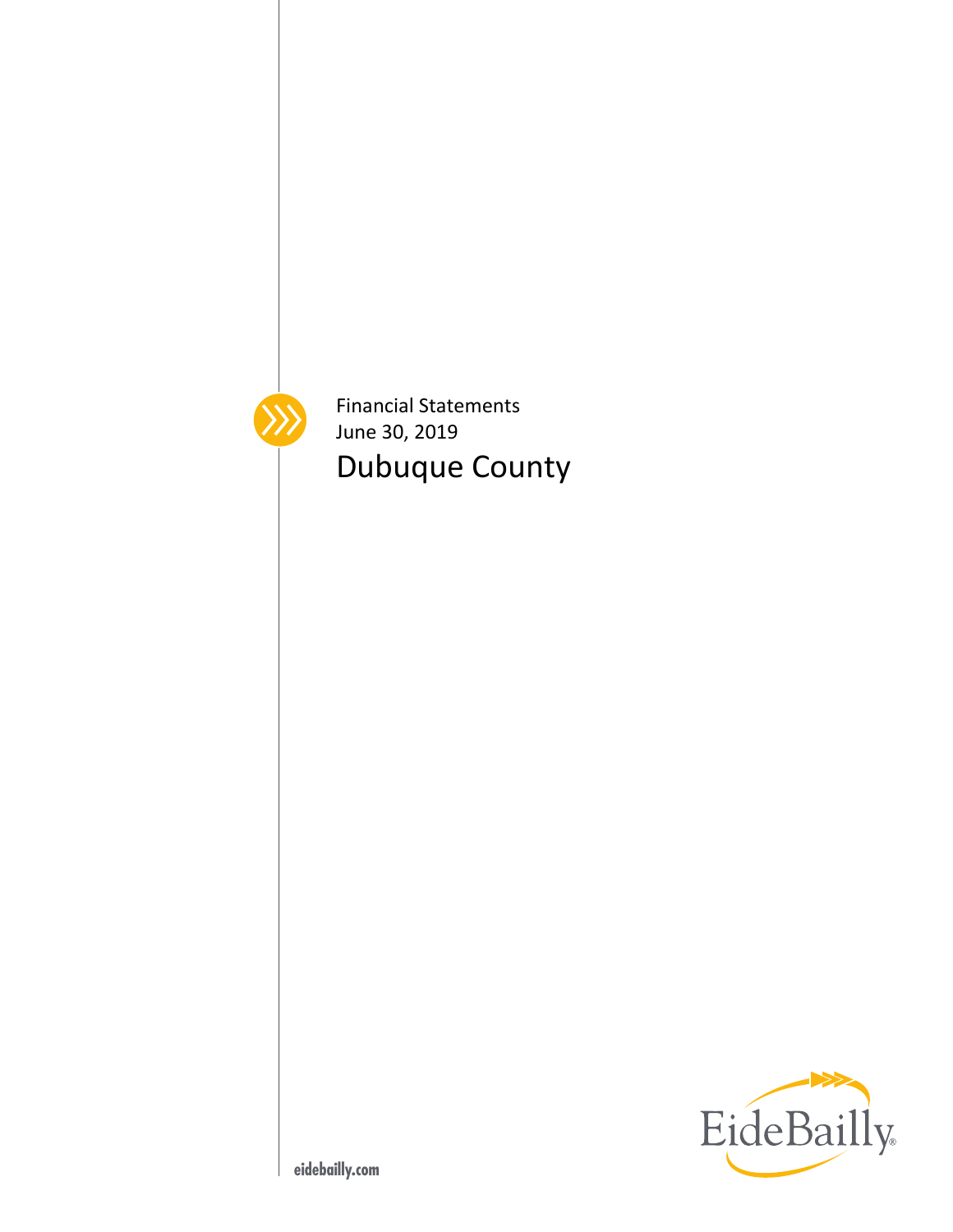Financial Statements

June 30, 2019

# Dubuque County

EideBailly

eidebailly.com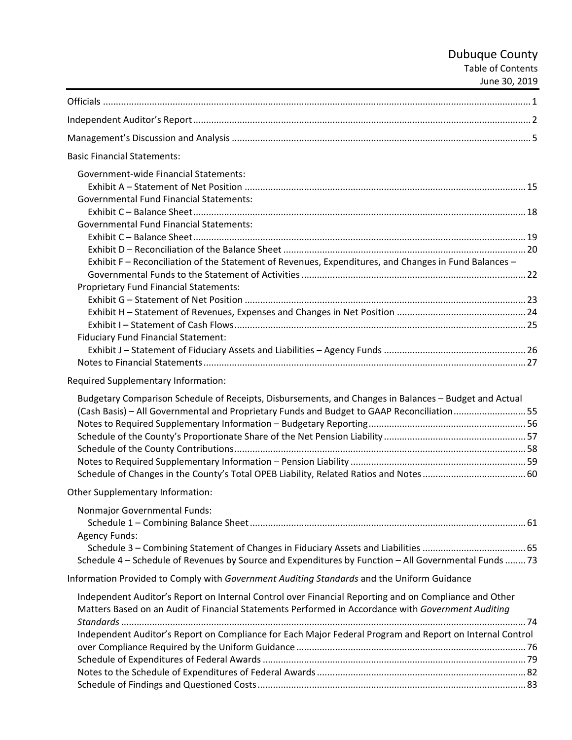# Dubuque County

## Table of Contents

June 30, 2019

| | |
|---|---|
| Officials | 1 |
| Independent Auditor's Report | 2 |
| Management's Discussion and Analysis | 5 |
| **Basic Financial Statements:** | |
| Government-wide Financial Statements: | |
| Exhibit A – Statement of Net Position | 15 |
| Governmental Fund Financial Statements: | |
| Exhibit C – Balance Sheet | 18 |
| Governmental Fund Financial Statements: | |
| Exhibit C – Balance Sheet | 19 |
| Exhibit D – Reconciliation of the Balance Sheet | 20 |
| Exhibit F – Reconciliation of the Statement of Revenues, Expenditures, and Changes in Fund Balances – Governmental Funds to the Statement of Activities | 22 |
| Proprietary Fund Financial Statements: | |
| Exhibit G – Statement of Net Position | 23 |
| Exhibit H – Statement of Revenues, Expenses and Changes in Net Position | 24 |
| Exhibit I – Statement of Cash Flows | 25 |
| Fiduciary Fund Financial Statement: | |
| Exhibit J – Statement of Fiduciary Assets and Liabilities – Agency Funds | 26 |
| Notes to Financial Statements | 27 |
| **Required Supplementary Information:** | |
| Budgetary Comparison Schedule of Receipts, Disbursements, and Changes in Balances – Budget and Actual (Cash Basis) – All Governmental and Proprietary Funds and Budget to GAAP Reconciliation | 55 |
| Notes to Required Supplementary Information – Budgetary Reporting | 56 |
| Schedule of the County's Proportionate Share of the Net Pension Liability | 57 |
| Schedule of the County Contributions | 58 |
| Notes to Required Supplementary Information – Pension Liability | 59 |
| Schedule of Changes in the County's Total OPEB Liability, Related Ratios and Notes | 60 |
| **Other Supplementary Information:** | |
| Nonmajor Governmental Funds: | |
| Schedule 1 – Combining Balance Sheet | 61 |
| Agency Funds: | |
| Schedule 3 – Combining Statement of Changes in Fiduciary Assets and Liabilities | 65 |
| Schedule 4 – Schedule of Revenues by Source and Expenditures by Function – All Governmental Funds | 73 |
| **Information Provided to Comply with *Government Auditing Standards* and the Uniform Guidance** | |
| Independent Auditor's Report on Internal Control over Financial Reporting and on Compliance and Other Matters Based on an Audit of Financial Statements Performed in Accordance with *Government Auditing Standards* | 74 |
| Independent Auditor's Report on Compliance for Each Major Federal Program and Report on Internal Control over Compliance Required by the Uniform Guidance | 76 |
| Schedule of Expenditures of Federal Awards | 79 |
| Notes to the Schedule of Expenditures of Federal Awards | 82 |
| Schedule of Findings and Questioned Costs | 83 |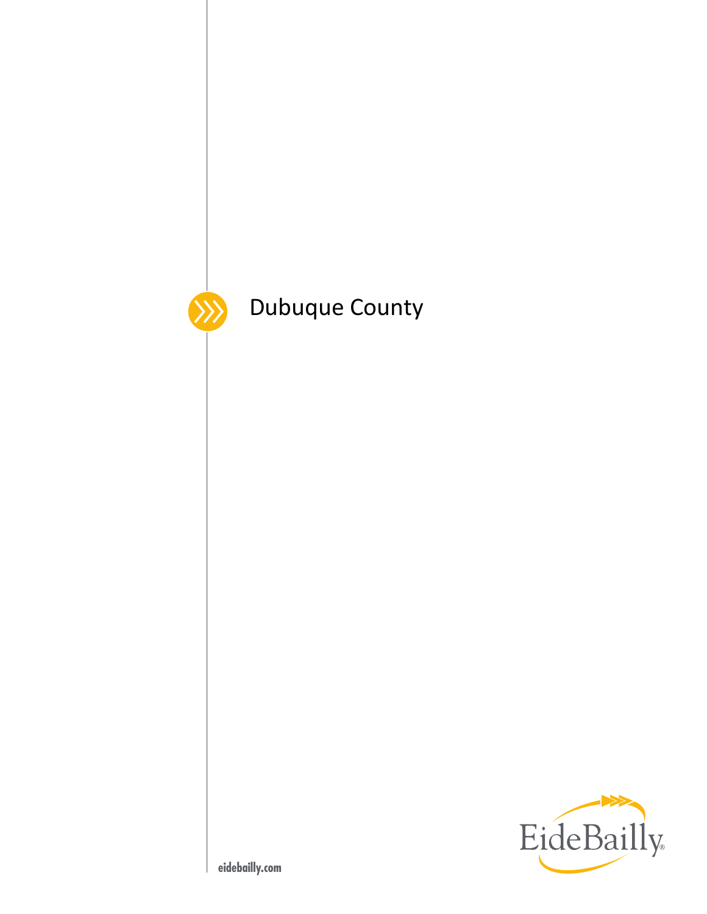# Dubuque County

EideBailly

eidebailly.com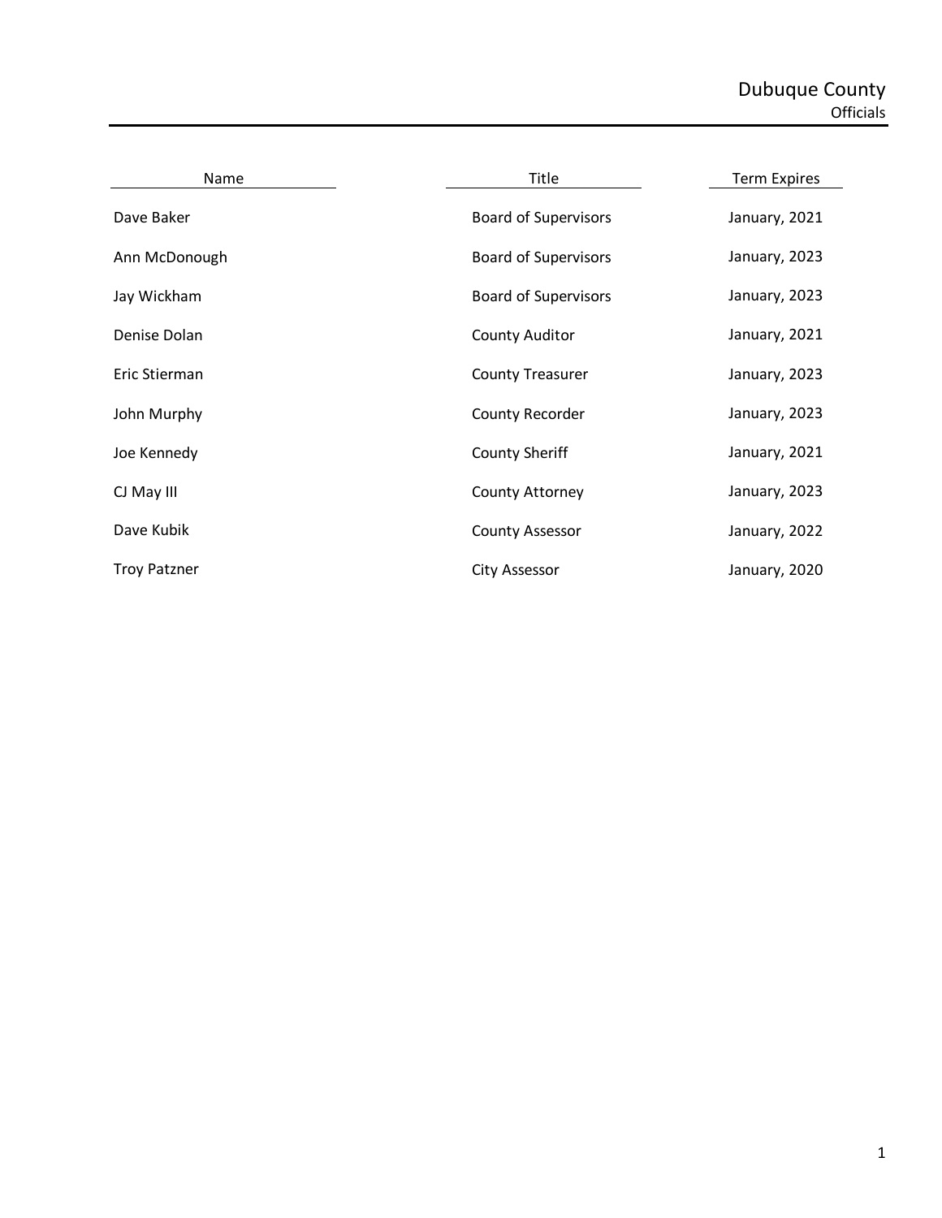# Dubuque County

## Officials

| Name | Title | Term Expires |
| --- | --- | --- |
| Dave Baker | Board of Supervisors | January, 2021 |
| Ann McDonough | Board of Supervisors | January, 2023 |
| Jay Wickham | Board of Supervisors | January, 2023 |
| Denise Dolan | County Auditor | January, 2021 |
| Eric Stierman | County Treasurer | January, 2023 |
| John Murphy | County Recorder | January, 2023 |
| Joe Kennedy | County Sheriff | January, 2021 |
| CJ May III | County Attorney | January, 2023 |
| Dave Kubik | County Assessor | January, 2022 |
| Troy Patzner | City Assessor | January, 2020 |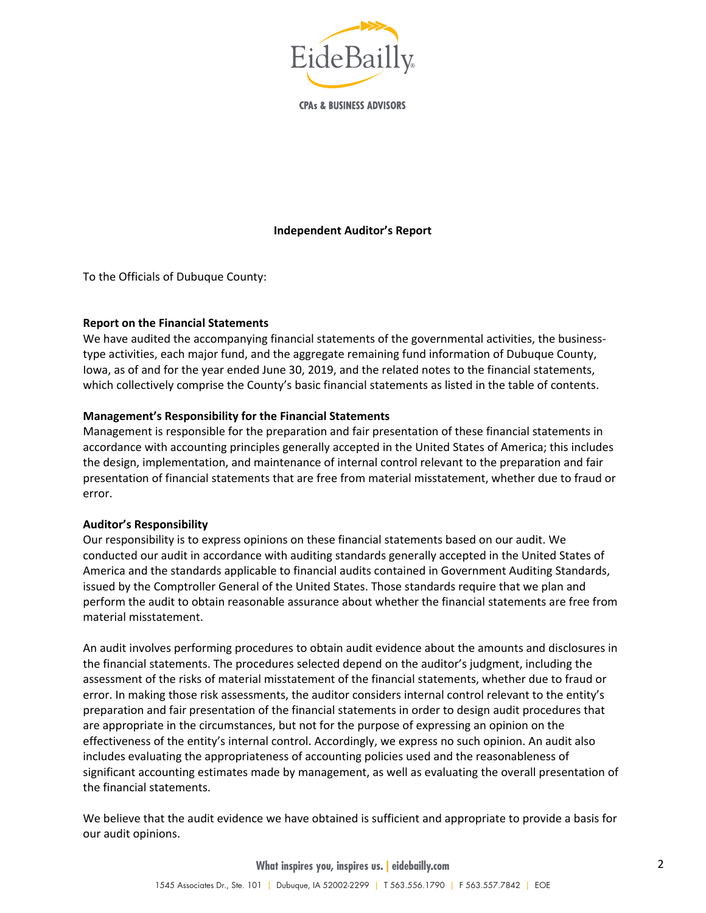# Independent Auditor's Report

To the Officials of Dubuque County:

**Report on the Financial Statements**

We have audited the accompanying financial statements of the governmental activities, the business-type activities, each major fund, and the aggregate remaining fund information of Dubuque County, Iowa, as of and for the year ended June 30, 2019, and the related notes to the financial statements, which collectively comprise the County's basic financial statements as listed in the table of contents.

**Management's Responsibility for the Financial Statements**

Management is responsible for the preparation and fair presentation of these financial statements in accordance with accounting principles generally accepted in the United States of America; this includes the design, implementation, and maintenance of internal control relevant to the preparation and fair presentation of financial statements that are free from material misstatement, whether due to fraud or error.

**Auditor's Responsibility**

Our responsibility is to express opinions on these financial statements based on our audit. We conducted our audit in accordance with auditing standards generally accepted in the United States of America and the standards applicable to financial audits contained in Government Auditing Standards, issued by the Comptroller General of the United States. Those standards require that we plan and perform the audit to obtain reasonable assurance about whether the financial statements are free from material misstatement.

An audit involves performing procedures to obtain audit evidence about the amounts and disclosures in the financial statements. The procedures selected depend on the auditor's judgment, including the assessment of the risks of material misstatement of the financial statements, whether due to fraud or error. In making those risk assessments, the auditor considers internal control relevant to the entity's preparation and fair presentation of the financial statements in order to design audit procedures that are appropriate in the circumstances, but not for the purpose of expressing an opinion on the effectiveness of the entity's internal control. Accordingly, we express no such opinion. An audit also includes evaluating the appropriateness of accounting policies used and the reasonableness of significant accounting estimates made by management, as well as evaluating the overall presentation of the financial statements.

We believe that the audit evidence we have obtained is sufficient and appropriate to provide a basis for our audit opinions.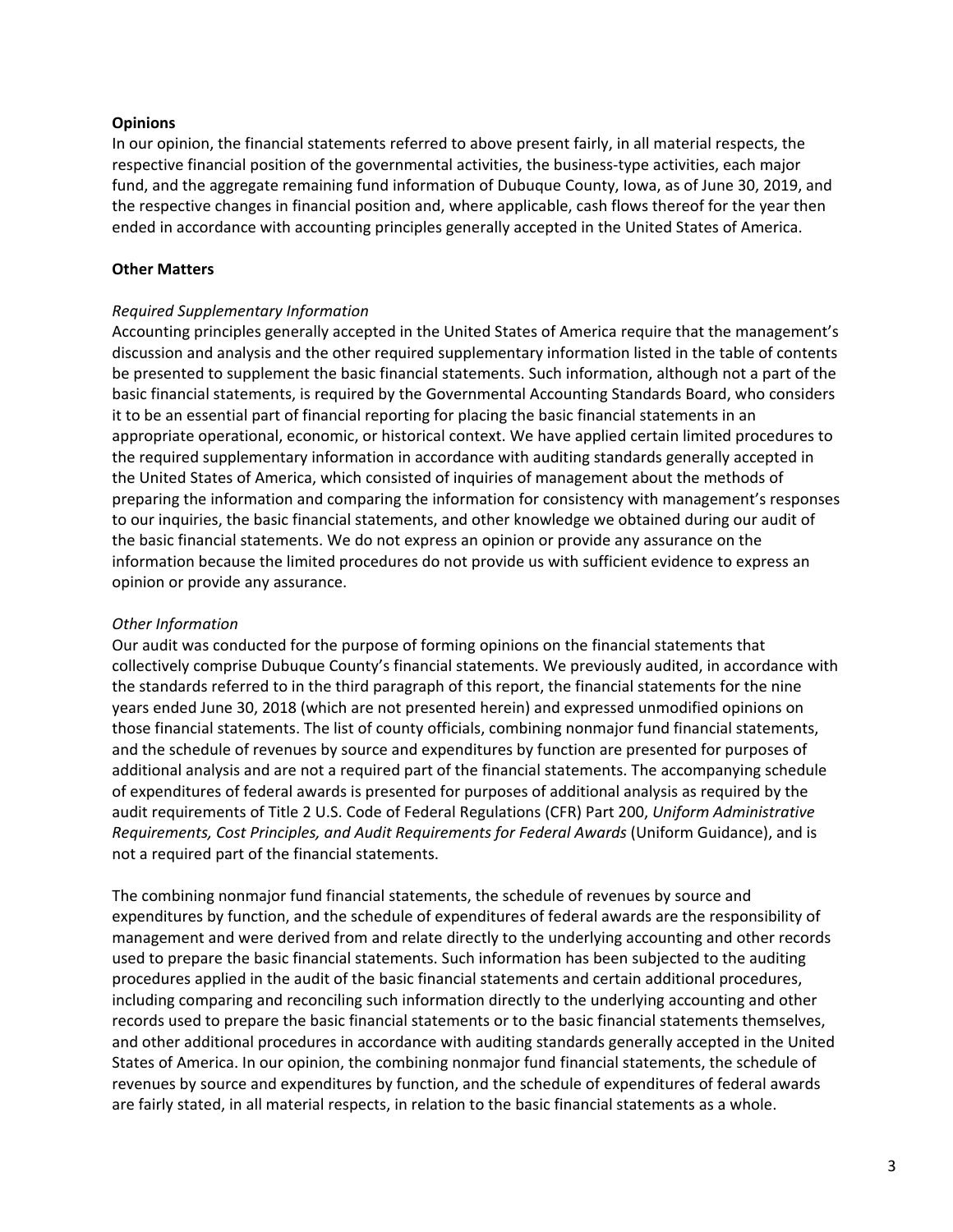**Opinions**

In our opinion, the financial statements referred to above present fairly, in all material respects, the respective financial position of the governmental activities, the business-type activities, each major fund, and the aggregate remaining fund information of Dubuque County, Iowa, as of June 30, 2019, and the respective changes in financial position and, where applicable, cash flows thereof for the year then ended in accordance with accounting principles generally accepted in the United States of America.

**Other Matters**

*Required Supplementary Information*

Accounting principles generally accepted in the United States of America require that the management's discussion and analysis and the other required supplementary information listed in the table of contents be presented to supplement the basic financial statements. Such information, although not a part of the basic financial statements, is required by the Governmental Accounting Standards Board, who considers it to be an essential part of financial reporting for placing the basic financial statements in an appropriate operational, economic, or historical context. We have applied certain limited procedures to the required supplementary information in accordance with auditing standards generally accepted in the United States of America, which consisted of inquiries of management about the methods of preparing the information and comparing the information for consistency with management's responses to our inquiries, the basic financial statements, and other knowledge we obtained during our audit of the basic financial statements. We do not express an opinion or provide any assurance on the information because the limited procedures do not provide us with sufficient evidence to express an opinion or provide any assurance.

*Other Information*

Our audit was conducted for the purpose of forming opinions on the financial statements that collectively comprise Dubuque County's financial statements. We previously audited, in accordance with the standards referred to in the third paragraph of this report, the financial statements for the nine years ended June 30, 2018 (which are not presented herein) and expressed unmodified opinions on those financial statements. The list of county officials, combining nonmajor fund financial statements, and the schedule of revenues by source and expenditures by function are presented for purposes of additional analysis and are not a required part of the financial statements. The accompanying schedule of expenditures of federal awards is presented for purposes of additional analysis as required by the audit requirements of Title 2 U.S. Code of Federal Regulations (CFR) Part 200, *Uniform Administrative Requirements, Cost Principles, and Audit Requirements for Federal Awards* (Uniform Guidance), and is not a required part of the financial statements.

The combining nonmajor fund financial statements, the schedule of revenues by source and expenditures by function, and the schedule of expenditures of federal awards are the responsibility of management and were derived from and relate directly to the underlying accounting and other records used to prepare the basic financial statements. Such information has been subjected to the auditing procedures applied in the audit of the basic financial statements and certain additional procedures, including comparing and reconciling such information directly to the underlying accounting and other records used to prepare the basic financial statements or to the basic financial statements themselves, and other additional procedures in accordance with auditing standards generally accepted in the United States of America. In our opinion, the combining nonmajor fund financial statements, the schedule of revenues by source and expenditures by function, and the schedule of expenditures of federal awards are fairly stated, in all material respects, in relation to the basic financial statements as a whole.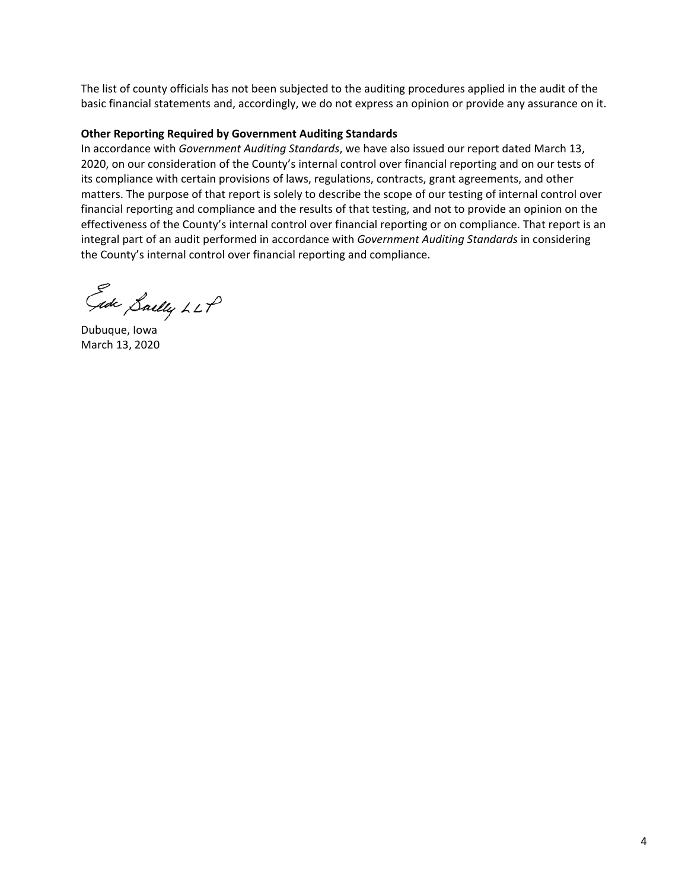The list of county officials has not been subjected to the auditing procedures applied in the audit of the basic financial statements and, accordingly, we do not express an opinion or provide any assurance on it.

**Other Reporting Required by Government Auditing Standards**

In accordance with *Government Auditing Standards*, we have also issued our report dated March 13, 2020, on our consideration of the County's internal control over financial reporting and on our tests of its compliance with certain provisions of laws, regulations, contracts, grant agreements, and other matters. The purpose of that report is solely to describe the scope of our testing of internal control over financial reporting and compliance and the results of that testing, and not to provide an opinion on the effectiveness of the County's internal control over financial reporting or on compliance. That report is an integral part of an audit performed in accordance with *Government Auditing Standards* in considering the County's internal control over financial reporting and compliance.

Eide Bailly LLP

Dubuque, Iowa
March 13, 2020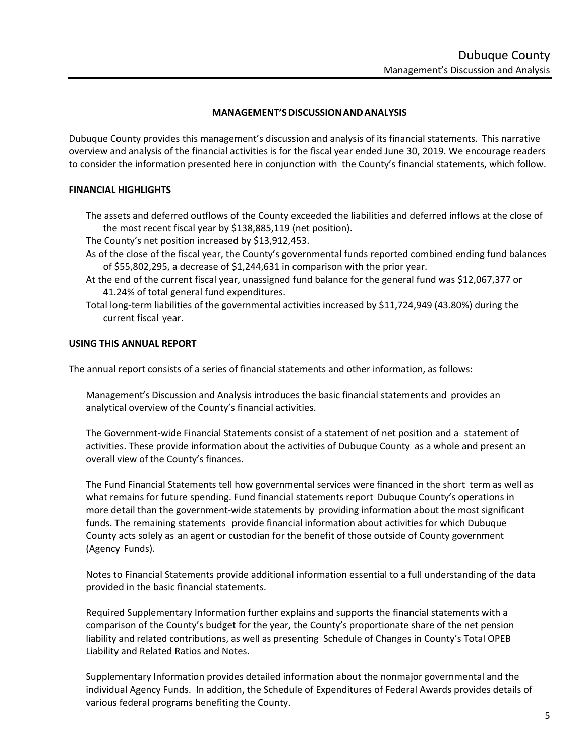## MANAGEMENT'S DISCUSSION AND ANALYSIS

Dubuque County provides this management's discussion and analysis of its financial statements. This narrative overview and analysis of the financial activities is for the fiscal year ended June 30, 2019. We encourage readers to consider the information presented here in conjunction with the County's financial statements, which follow.

### FINANCIAL HIGHLIGHTS

The assets and deferred outflows of the County exceeded the liabilities and deferred inflows at the close of the most recent fiscal year by $138,885,119 (net position).

The County's net position increased by $13,912,453.

As of the close of the fiscal year, the County's governmental funds reported combined ending fund balances of $55,802,295, a decrease of $1,244,631 in comparison with the prior year.

At the end of the current fiscal year, unassigned fund balance for the general fund was $12,067,377 or 41.24% of total general fund expenditures.

Total long-term liabilities of the governmental activities increased by $11,724,949 (43.80%) during the current fiscal year.

### USING THIS ANNUAL REPORT

The annual report consists of a series of financial statements and other information, as follows:

Management's Discussion and Analysis introduces the basic financial statements and provides an analytical overview of the County's financial activities.

The Government-wide Financial Statements consist of a statement of net position and a statement of activities. These provide information about the activities of Dubuque County as a whole and present an overall view of the County's finances.

The Fund Financial Statements tell how governmental services were financed in the short term as well as what remains for future spending. Fund financial statements report Dubuque County's operations in more detail than the government-wide statements by providing information about the most significant funds. The remaining statements provide financial information about activities for which Dubuque County acts solely as an agent or custodian for the benefit of those outside of County government (Agency Funds).

Notes to Financial Statements provide additional information essential to a full understanding of the data provided in the basic financial statements.

Required Supplementary Information further explains and supports the financial statements with a comparison of the County's budget for the year, the County's proportionate share of the net pension liability and related contributions, as well as presenting Schedule of Changes in County's Total OPEB Liability and Related Ratios and Notes.

Supplementary Information provides detailed information about the nonmajor governmental and the individual Agency Funds. In addition, the Schedule of Expenditures of Federal Awards provides details of various federal programs benefiting the County.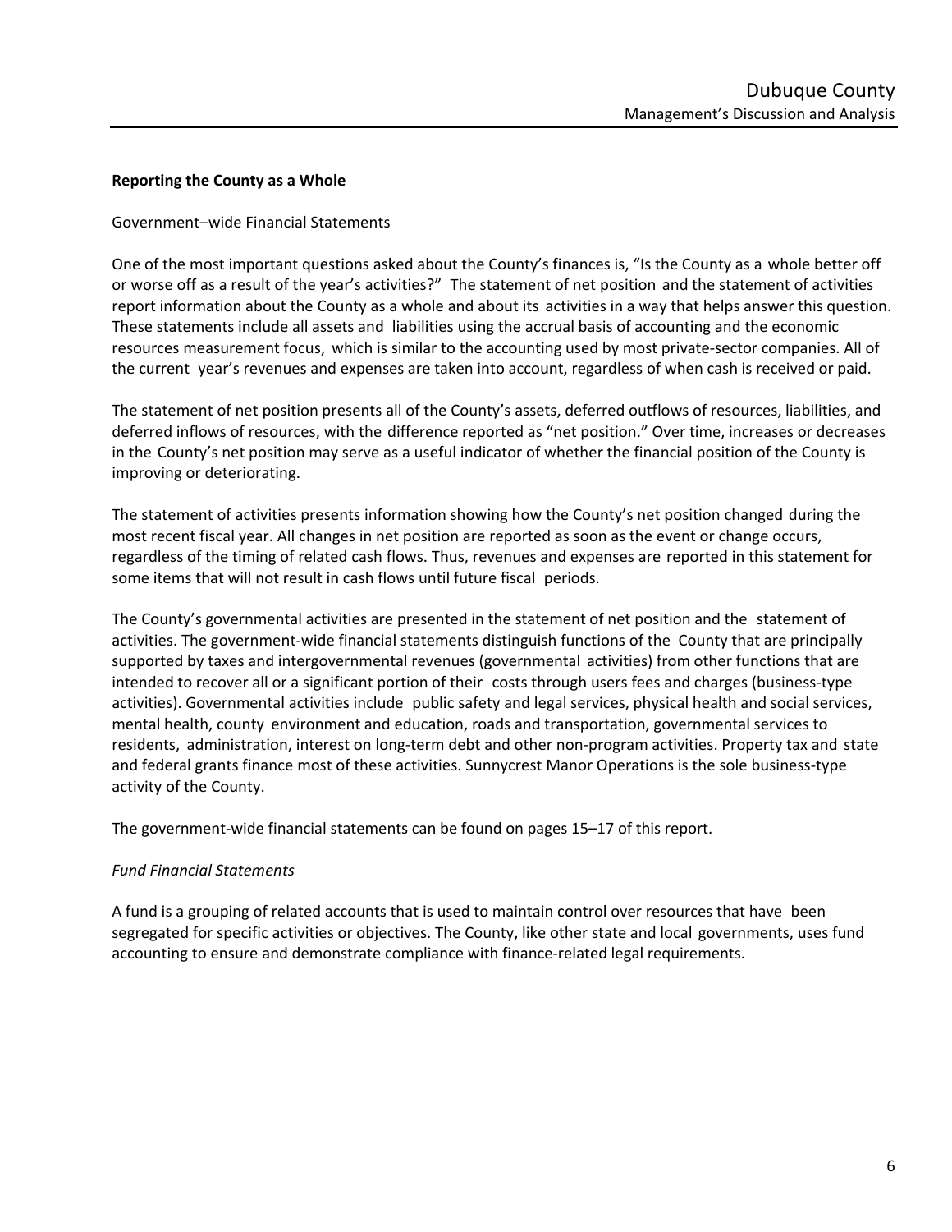**Reporting the County as a Whole**

Government–wide Financial Statements

One of the most important questions asked about the County's finances is, "Is the County as a whole better off or worse off as a result of the year's activities?" The statement of net position and the statement of activities report information about the County as a whole and about its activities in a way that helps answer this question. These statements include all assets and liabilities using the accrual basis of accounting and the economic resources measurement focus, which is similar to the accounting used by most private-sector companies. All of the current year's revenues and expenses are taken into account, regardless of when cash is received or paid.

The statement of net position presents all of the County's assets, deferred outflows of resources, liabilities, and deferred inflows of resources, with the difference reported as "net position." Over time, increases or decreases in the County's net position may serve as a useful indicator of whether the financial position of the County is improving or deteriorating.

The statement of activities presents information showing how the County's net position changed during the most recent fiscal year. All changes in net position are reported as soon as the event or change occurs, regardless of the timing of related cash flows. Thus, revenues and expenses are reported in this statement for some items that will not result in cash flows until future fiscal periods.

The County's governmental activities are presented in the statement of net position and the statement of activities. The government-wide financial statements distinguish functions of the County that are principally supported by taxes and intergovernmental revenues (governmental activities) from other functions that are intended to recover all or a significant portion of their costs through users fees and charges (business-type activities). Governmental activities include public safety and legal services, physical health and social services, mental health, county environment and education, roads and transportation, governmental services to residents, administration, interest on long-term debt and other non-program activities. Property tax and state and federal grants finance most of these activities. Sunnycrest Manor Operations is the sole business-type activity of the County.

The government-wide financial statements can be found on pages 15–17 of this report.

*Fund Financial Statements*

A fund is a grouping of related accounts that is used to maintain control over resources that have been segregated for specific activities or objectives. The County, like other state and local governments, uses fund accounting to ensure and demonstrate compliance with finance-related legal requirements.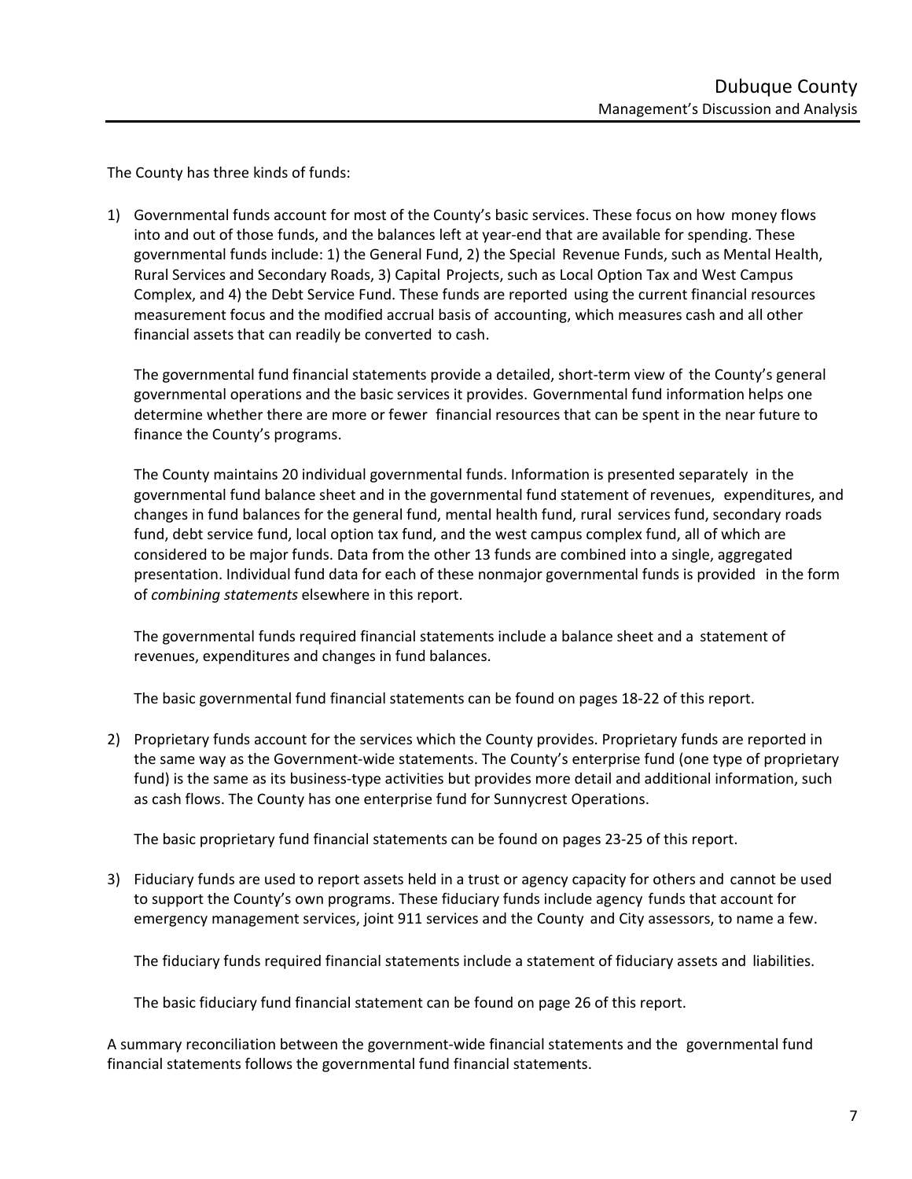The County has three kinds of funds:

1) Governmental funds account for most of the County's basic services. These focus on how money flows into and out of those funds, and the balances left at year-end that are available for spending. These governmental funds include: 1) the General Fund, 2) the Special Revenue Funds, such as Mental Health, Rural Services and Secondary Roads, 3) Capital Projects, such as Local Option Tax and West Campus Complex, and 4) the Debt Service Fund. These funds are reported using the current financial resources measurement focus and the modified accrual basis of accounting, which measures cash and all other financial assets that can readily be converted to cash.

   The governmental fund financial statements provide a detailed, short-term view of the County's general governmental operations and the basic services it provides. Governmental fund information helps one determine whether there are more or fewer financial resources that can be spent in the near future to finance the County's programs.

   The County maintains 20 individual governmental funds. Information is presented separately in the governmental fund balance sheet and in the governmental fund statement of revenues, expenditures, and changes in fund balances for the general fund, mental health fund, rural services fund, secondary roads fund, debt service fund, local option tax fund, and the west campus complex fund, all of which are considered to be major funds. Data from the other 13 funds are combined into a single, aggregated presentation. Individual fund data for each of these nonmajor governmental funds is provided in the form of *combining statements* elsewhere in this report.

   The governmental funds required financial statements include a balance sheet and a statement of revenues, expenditures and changes in fund balances.

   The basic governmental fund financial statements can be found on pages 18-22 of this report.

2) Proprietary funds account for the services which the County provides. Proprietary funds are reported in the same way as the Government-wide statements. The County's enterprise fund (one type of proprietary fund) is the same as its business-type activities but provides more detail and additional information, such as cash flows. The County has one enterprise fund for Sunnycrest Operations.

   The basic proprietary fund financial statements can be found on pages 23-25 of this report.

3) Fiduciary funds are used to report assets held in a trust or agency capacity for others and cannot be used to support the County's own programs. These fiduciary funds include agency funds that account for emergency management services, joint 911 services and the County and City assessors, to name a few.

   The fiduciary funds required financial statements include a statement of fiduciary assets and liabilities.

   The basic fiduciary fund financial statement can be found on page 26 of this report.

A summary reconciliation between the government-wide financial statements and the governmental fund financial statements follows the governmental fund financial statements.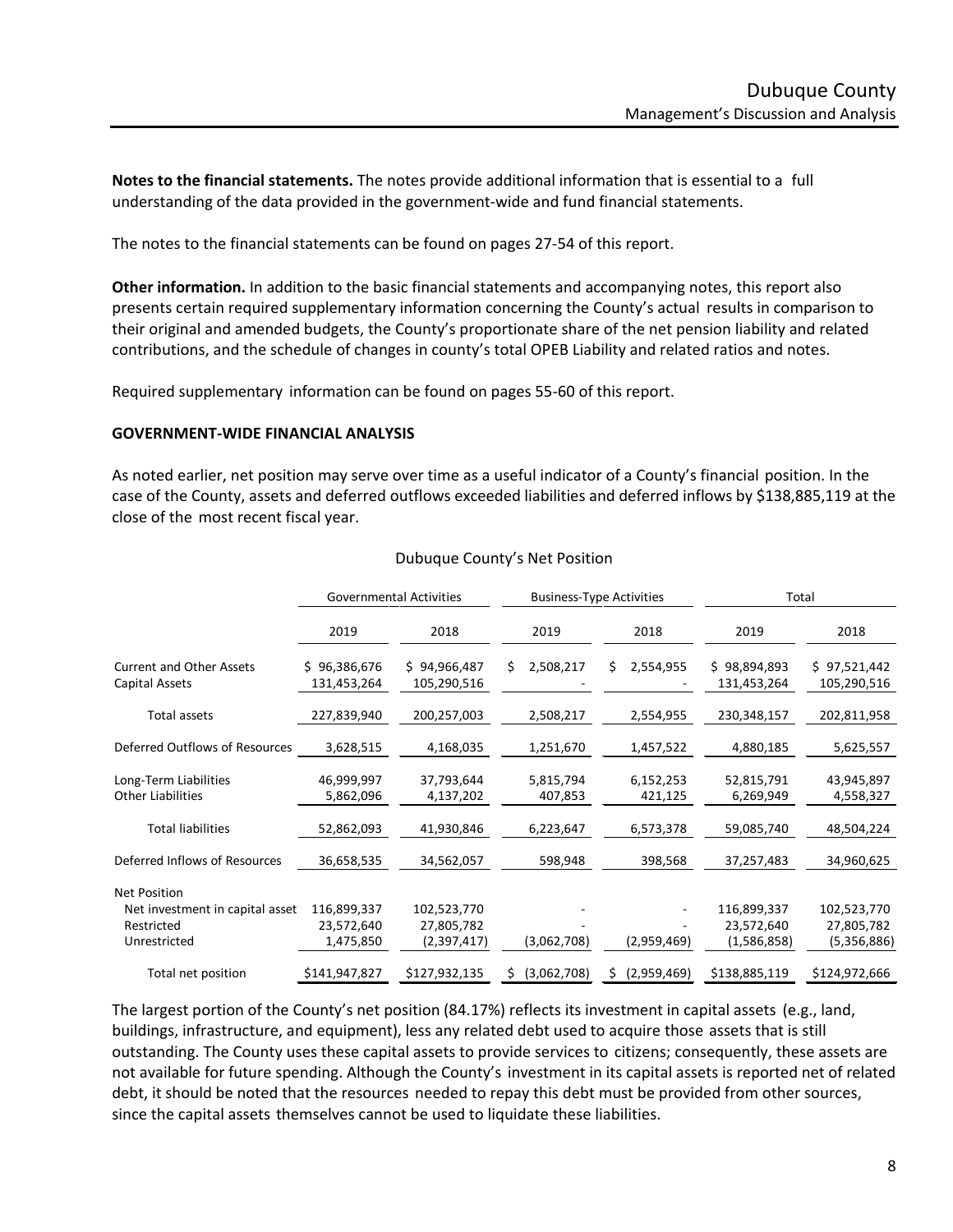**Notes to the financial statements.** The notes provide additional information that is essential to a full understanding of the data provided in the government-wide and fund financial statements.

The notes to the financial statements can be found on pages 27-54 of this report.

**Other information.** In addition to the basic financial statements and accompanying notes, this report also presents certain required supplementary information concerning the County's actual results in comparison to their original and amended budgets, the County's proportionate share of the net pension liability and related contributions, and the schedule of changes in county's total OPEB Liability and related ratios and notes.

Required supplementary information can be found on pages 55-60 of this report.

**GOVERNMENT-WIDE FINANCIAL ANALYSIS**

As noted earlier, net position may serve over time as a useful indicator of a County's financial position. In the case of the County, assets and deferred outflows exceeded liabilities and deferred inflows by $138,885,119 at the close of the most recent fiscal year.

Dubuque County's Net Position

| | Governmental Activities | | Business-Type Activities | | Total | |
|---|---|---|---|---|---|---|
| | 2019 | 2018 | 2019 | 2018 | 2019 | 2018 |
| Current and Other Assets | $ 96,386,676 | $ 94,966,487 | $ 2,508,217 | $ 2,554,955 | $ 98,894,893 | $ 97,521,442 |
| Capital Assets | 131,453,264 | 105,290,516 | - | - | 131,453,264 | 105,290,516 |
| Total assets | 227,839,940 | 200,257,003 | 2,508,217 | 2,554,955 | 230,348,157 | 202,811,958 |
| Deferred Outflows of Resources | 3,628,515 | 4,168,035 | 1,251,670 | 1,457,522 | 4,880,185 | 5,625,557 |
| Long-Term Liabilities | 46,999,997 | 37,793,644 | 5,815,794 | 6,152,253 | 52,815,791 | 43,945,897 |
| Other Liabilities | 5,862,096 | 4,137,202 | 407,853 | 421,125 | 6,269,949 | 4,558,327 |
| Total liabilities | 52,862,093 | 41,930,846 | 6,223,647 | 6,573,378 | 59,085,740 | 48,504,224 |
| Deferred Inflows of Resources | 36,658,535 | 34,562,057 | 598,948 | 398,568 | 37,257,483 | 34,960,625 |
| Net Position | | | | | | |
| Net investment in capital asset | 116,899,337 | 102,523,770 | - | - | 116,899,337 | 102,523,770 |
| Restricted | 23,572,640 | 27,805,782 | - | - | 23,572,640 | 27,805,782 |
| Unrestricted | 1,475,850 | (2,397,417) | (3,062,708) | (2,959,469) | (1,586,858) | (5,356,886) |
| Total net position | $141,947,827 | $127,932,135 | $ (3,062,708) | $ (2,959,469) | $138,885,119 | $124,972,666 |

The largest portion of the County's net position (84.17%) reflects its investment in capital assets (e.g., land, buildings, infrastructure, and equipment), less any related debt used to acquire those assets that is still outstanding. The County uses these capital assets to provide services to citizens; consequently, these assets are not available for future spending. Although the County's investment in its capital assets is reported net of related debt, it should be noted that the resources needed to repay this debt must be provided from other sources, since the capital assets themselves cannot be used to liquidate these liabilities.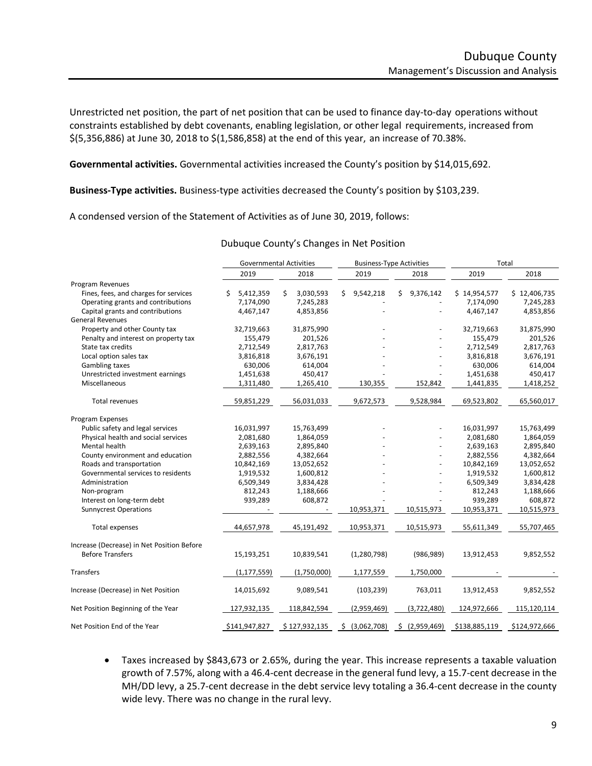Unrestricted net position, the part of net position that can be used to finance day-to-day operations without constraints established by debt covenants, enabling legislation, or other legal requirements, increased from $(5,356,886) at June 30, 2018 to $(1,586,858) at the end of this year, an increase of 70.38%.

**Governmental activities.** Governmental activities increased the County's position by $14,015,692.

**Business-Type activities.** Business-type activities decreased the County's position by $103,239.

A condensed version of the Statement of Activities as of June 30, 2019, follows:

Dubuque County's Changes in Net Position

| | Governmental Activities | | Business-Type Activities | | Total | |
|---|---|---|---|---|---|---|
| | 2019 | 2018 | 2019 | 2018 | 2019 | 2018 |
| Program Revenues | | | | | | |
| Fines, fees, and charges for services | $ 5,412,359 | $ 3,030,593 | $ 9,542,218 | $ 9,376,142 | $ 14,954,577 | $ 12,406,735 |
| Operating grants and contributions | 7,174,090 | 7,245,283 | - | - | 7,174,090 | 7,245,283 |
| Capital grants and contributions | 4,467,147 | 4,853,856 | - | - | 4,467,147 | 4,853,856 |
| General Revenues | | | | | | |
| Property and other County tax | 32,719,663 | 31,875,990 | - | - | 32,719,663 | 31,875,990 |
| Penalty and interest on property tax | 155,479 | 201,526 | - | - | 155,479 | 201,526 |
| State tax credits | 2,712,549 | 2,817,763 | - | - | 2,712,549 | 2,817,763 |
| Local option sales tax | 3,816,818 | 3,676,191 | - | - | 3,816,818 | 3,676,191 |
| Gambling taxes | 630,006 | 614,004 | - | - | 630,006 | 614,004 |
| Unrestricted investment earnings | 1,451,638 | 450,417 | - | - | 1,451,638 | 450,417 |
| Miscellaneous | 1,311,480 | 1,265,410 | 130,355 | 152,842 | 1,441,835 | 1,418,252 |
| Total revenues | 59,851,229 | 56,031,033 | 9,672,573 | 9,528,984 | 69,523,802 | 65,560,017 |
| Program Expenses | | | | | | |
| Public safety and legal services | 16,031,997 | 15,763,499 | - | - | 16,031,997 | 15,763,499 |
| Physical health and social services | 2,081,680 | 1,864,059 | - | - | 2,081,680 | 1,864,059 |
| Mental health | 2,639,163 | 2,895,840 | - | - | 2,639,163 | 2,895,840 |
| County environment and education | 2,882,556 | 4,382,664 | - | - | 2,882,556 | 4,382,664 |
| Roads and transportation | 10,842,169 | 13,052,652 | - | - | 10,842,169 | 13,052,652 |
| Governmental services to residents | 1,919,532 | 1,600,812 | - | - | 1,919,532 | 1,600,812 |
| Administration | 6,509,349 | 3,834,428 | - | - | 6,509,349 | 3,834,428 |
| Non-program | 812,243 | 1,188,666 | - | - | 812,243 | 1,188,666 |
| Interest on long-term debt | 939,289 | 608,872 | - | - | 939,289 | 608,872 |
| Sunnycrest Operations | - | - | 10,953,371 | 10,515,973 | 10,953,371 | 10,515,973 |
| Total expenses | 44,657,978 | 45,191,492 | 10,953,371 | 10,515,973 | 55,611,349 | 55,707,465 |
| Increase (Decrease) in Net Position Before Before Transfers | 15,193,251 | 10,839,541 | (1,280,798) | (986,989) | 13,912,453 | 9,852,552 |
| Transfers | (1,177,559) | (1,750,000) | 1,177,559 | 1,750,000 | - | - |
| Increase (Decrease) in Net Position | 14,015,692 | 9,089,541 | (103,239) | 763,011 | 13,912,453 | 9,852,552 |
| Net Position Beginning of the Year | 127,932,135 | 118,842,594 | (2,959,469) | (3,722,480) | 124,972,666 | 115,120,114 |
| Net Position End of the Year | $141,947,827 | $ 127,932,135 | $ (3,062,708) | $ (2,959,469) | $138,885,119 | $124,972,666 |

- Taxes increased by $843,673 or 2.65%, during the year. This increase represents a taxable valuation growth of 7.57%, along with a 46.4-cent decrease in the general fund levy, a 15.7-cent decrease in the MH/DD levy, a 25.7-cent decrease in the debt service levy totaling a 36.4-cent decrease in the county wide levy. There was no change in the rural levy.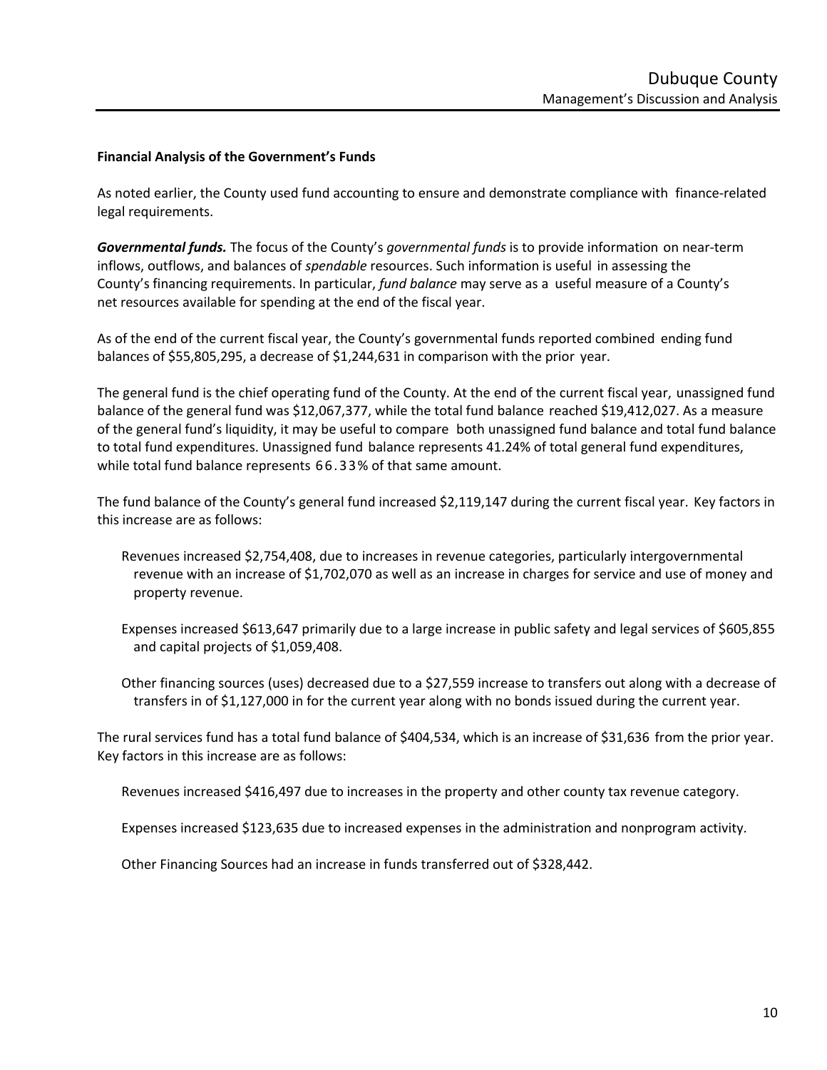### Financial Analysis of the Government's Funds

As noted earlier, the County used fund accounting to ensure and demonstrate compliance with finance-related legal requirements.

***Governmental funds.*** The focus of the County's *governmental funds* is to provide information on near-term inflows, outflows, and balances of *spendable* resources. Such information is useful in assessing the County's financing requirements. In particular, *fund balance* may serve as a useful measure of a County's net resources available for spending at the end of the fiscal year.

As of the end of the current fiscal year, the County's governmental funds reported combined ending fund balances of $55,805,295, a decrease of $1,244,631 in comparison with the prior year.

The general fund is the chief operating fund of the County. At the end of the current fiscal year, unassigned fund balance of the general fund was $12,067,377, while the total fund balance reached $19,412,027. As a measure of the general fund's liquidity, it may be useful to compare both unassigned fund balance and total fund balance to total fund expenditures. Unassigned fund balance represents 41.24% of total general fund expenditures, while total fund balance represents 66.33% of that same amount.

The fund balance of the County's general fund increased $2,119,147 during the current fiscal year. Key factors in this increase are as follows:

Revenues increased $2,754,408, due to increases in revenue categories, particularly intergovernmental revenue with an increase of $1,702,070 as well as an increase in charges for service and use of money and property revenue.

Expenses increased $613,647 primarily due to a large increase in public safety and legal services of $605,855 and capital projects of $1,059,408.

Other financing sources (uses) decreased due to a $27,559 increase to transfers out along with a decrease of transfers in of $1,127,000 in for the current year along with no bonds issued during the current year.

The rural services fund has a total fund balance of $404,534, which is an increase of $31,636 from the prior year. Key factors in this increase are as follows:

Revenues increased $416,497 due to increases in the property and other county tax revenue category.

Expenses increased $123,635 due to increased expenses in the administration and nonprogram activity.

Other Financing Sources had an increase in funds transferred out of $328,442.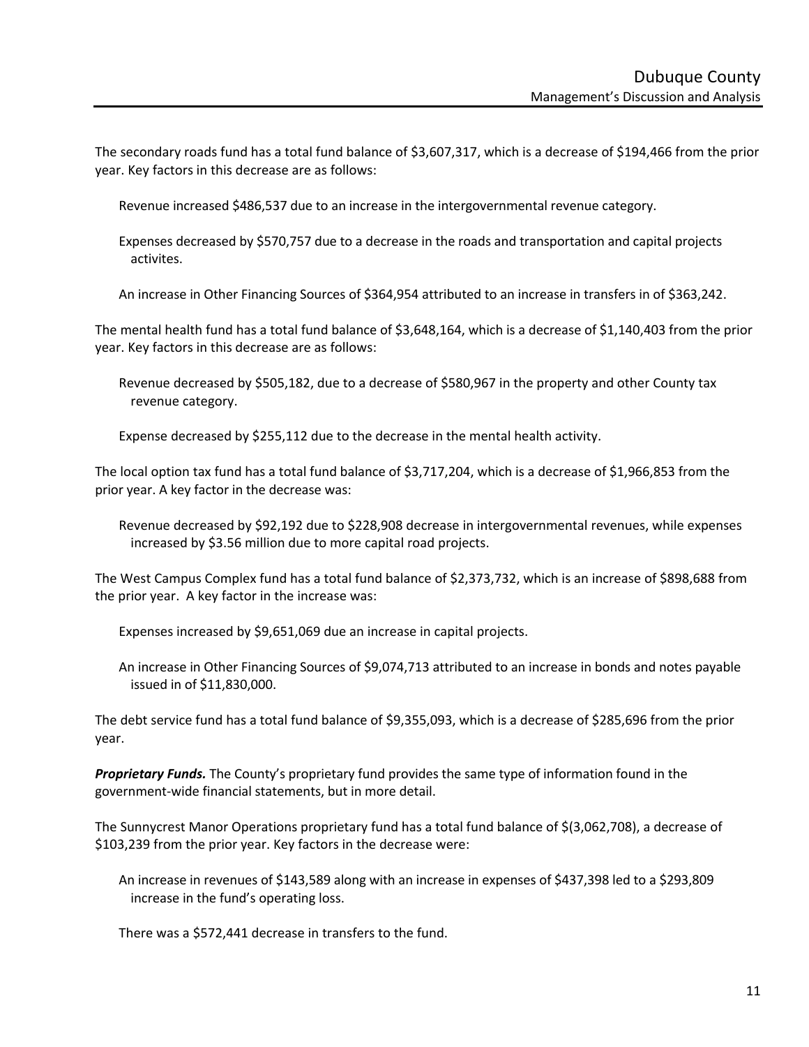The secondary roads fund has a total fund balance of $3,607,317, which is a decrease of $194,466 from the prior year. Key factors in this decrease are as follows:

Revenue increased $486,537 due to an increase in the intergovernmental revenue category.

Expenses decreased by $570,757 due to a decrease in the roads and transportation and capital projects activites.

An increase in Other Financing Sources of $364,954 attributed to an increase in transfers in of $363,242.

The mental health fund has a total fund balance of $3,648,164, which is a decrease of $1,140,403 from the prior year. Key factors in this decrease are as follows:

Revenue decreased by $505,182, due to a decrease of $580,967 in the property and other County tax revenue category.

Expense decreased by $255,112 due to the decrease in the mental health activity.

The local option tax fund has a total fund balance of $3,717,204, which is a decrease of $1,966,853 from the prior year. A key factor in the decrease was:

Revenue decreased by $92,192 due to $228,908 decrease in intergovernmental revenues, while expenses increased by $3.56 million due to more capital road projects.

The West Campus Complex fund has a total fund balance of $2,373,732, which is an increase of $898,688 from the prior year. A key factor in the increase was:

Expenses increased by $9,651,069 due an increase in capital projects.

An increase in Other Financing Sources of $9,074,713 attributed to an increase in bonds and notes payable issued in of $11,830,000.

The debt service fund has a total fund balance of $9,355,093, which is a decrease of $285,696 from the prior year.

***Proprietary Funds.*** The County's proprietary fund provides the same type of information found in the government-wide financial statements, but in more detail.

The Sunnycrest Manor Operations proprietary fund has a total fund balance of $(3,062,708), a decrease of $103,239 from the prior year. Key factors in the decrease were:

An increase in revenues of $143,589 along with an increase in expenses of $437,398 led to a $293,809 increase in the fund's operating loss.

There was a $572,441 decrease in transfers to the fund.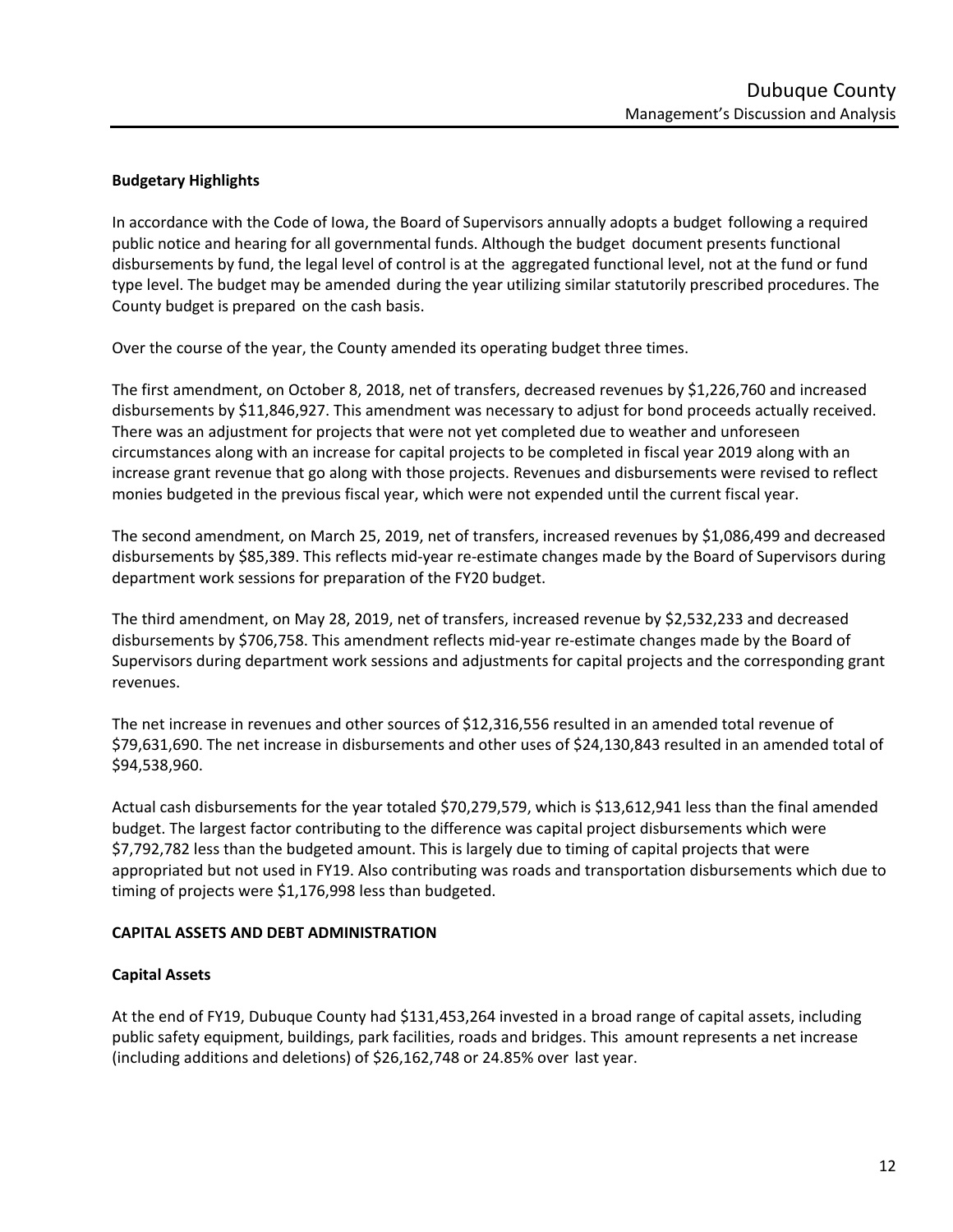### Budgetary Highlights

In accordance with the Code of Iowa, the Board of Supervisors annually adopts a budget following a required public notice and hearing for all governmental funds. Although the budget document presents functional disbursements by fund, the legal level of control is at the aggregated functional level, not at the fund or fund type level. The budget may be amended during the year utilizing similar statutorily prescribed procedures. The County budget is prepared on the cash basis.

Over the course of the year, the County amended its operating budget three times.

The first amendment, on October 8, 2018, net of transfers, decreased revenues by $1,226,760 and increased disbursements by $11,846,927. This amendment was necessary to adjust for bond proceeds actually received. There was an adjustment for projects that were not yet completed due to weather and unforeseen circumstances along with an increase for capital projects to be completed in fiscal year 2019 along with an increase grant revenue that go along with those projects. Revenues and disbursements were revised to reflect monies budgeted in the previous fiscal year, which were not expended until the current fiscal year.

The second amendment, on March 25, 2019, net of transfers, increased revenues by $1,086,499 and decreased disbursements by $85,389. This reflects mid-year re-estimate changes made by the Board of Supervisors during department work sessions for preparation of the FY20 budget.

The third amendment, on May 28, 2019, net of transfers, increased revenue by $2,532,233 and decreased disbursements by $706,758. This amendment reflects mid-year re-estimate changes made by the Board of Supervisors during department work sessions and adjustments for capital projects and the corresponding grant revenues.

The net increase in revenues and other sources of $12,316,556 resulted in an amended total revenue of $79,631,690. The net increase in disbursements and other uses of $24,130,843 resulted in an amended total of $94,538,960.

Actual cash disbursements for the year totaled $70,279,579, which is $13,612,941 less than the final amended budget. The largest factor contributing to the difference was capital project disbursements which were $7,792,782 less than the budgeted amount. This is largely due to timing of capital projects that were appropriated but not used in FY19. Also contributing was roads and transportation disbursements which due to timing of projects were $1,176,998 less than budgeted.

## CAPITAL ASSETS AND DEBT ADMINISTRATION

### Capital Assets

At the end of FY19, Dubuque County had $131,453,264 invested in a broad range of capital assets, including public safety equipment, buildings, park facilities, roads and bridges. This amount represents a net increase (including additions and deletions) of $26,162,748 or 24.85% over last year.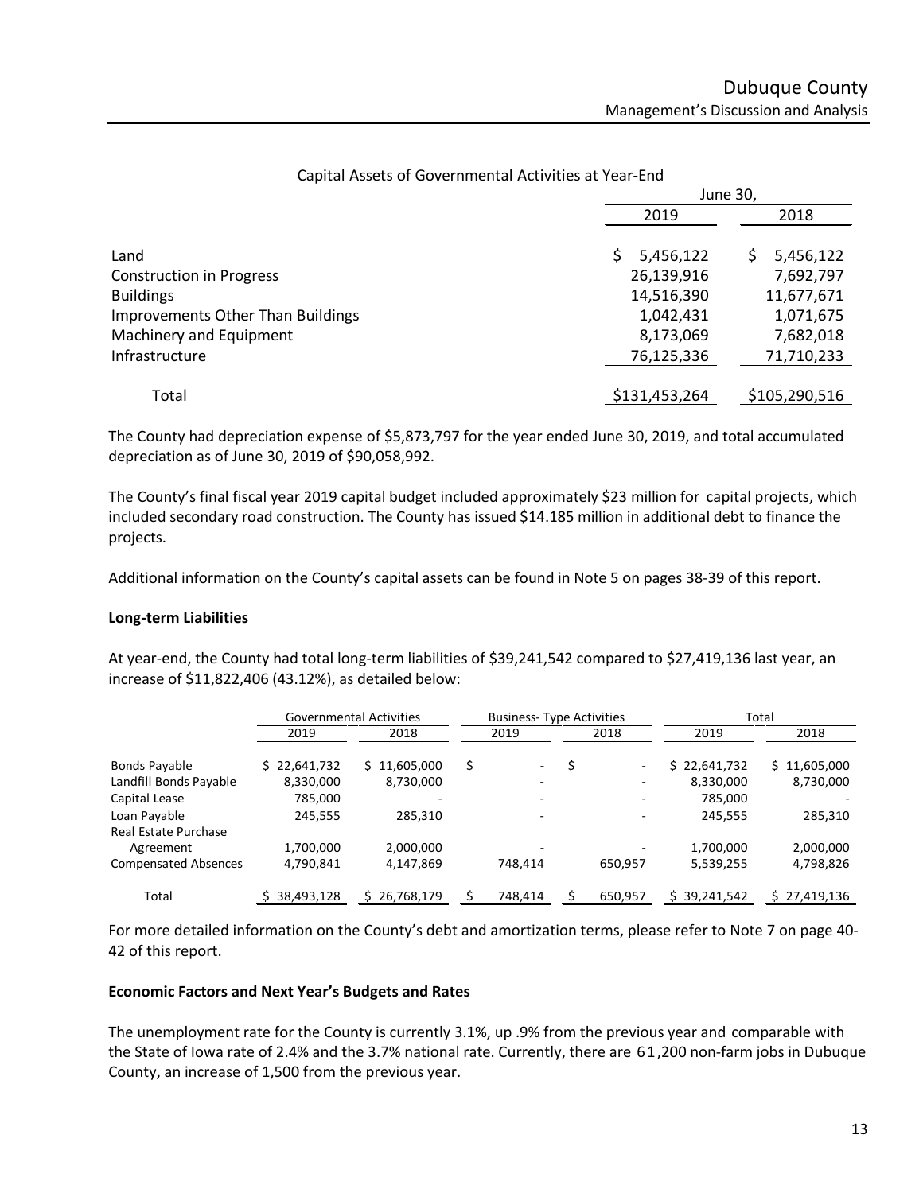Capital Assets of Governmental Activities at Year-End

| | June 30, | |
|---|---|---|
| | 2019 | 2018 |
| Land | $ 5,456,122 | $ 5,456,122 |
| Construction in Progress | 26,139,916 | 7,692,797 |
| Buildings | 14,516,390 | 11,677,671 |
| Improvements Other Than Buildings | 1,042,431 | 1,071,675 |
| Machinery and Equipment | 8,173,069 | 7,682,018 |
| Infrastructure | 76,125,336 | 71,710,233 |
| Total | $131,453,264 | $105,290,516 |

The County had depreciation expense of $5,873,797 for the year ended June 30, 2019, and total accumulated depreciation as of June 30, 2019 of $90,058,992.

The County's final fiscal year 2019 capital budget included approximately $23 million for capital projects, which included secondary road construction. The County has issued $14.185 million in additional debt to finance the projects.

Additional information on the County's capital assets can be found in Note 5 on pages 38-39 of this report.

**Long-term Liabilities**

At year-end, the County had total long-term liabilities of $39,241,542 compared to $27,419,136 last year, an increase of $11,822,406 (43.12%), as detailed below:

| | Governmental Activities | | Business- Type Activities | | Total | |
|---|---|---|---|---|---|---|
| | 2019 | 2018 | 2019 | 2018 | 2019 | 2018 |
| Bonds Payable | $ 22,641,732 | $ 11,605,000 | $ - | $ - | $ 22,641,732 | $ 11,605,000 |
| Landfill Bonds Payable | 8,330,000 | 8,730,000 | - | - | 8,330,000 | 8,730,000 |
| Capital Lease | 785,000 | - | - | - | 785,000 | - |
| Loan Payable | 245,555 | 285,310 | - | - | 245,555 | 285,310 |
| Real Estate Purchase Agreement | 1,700,000 | 2,000,000 | - | - | 1,700,000 | 2,000,000 |
| Compensated Absences | 4,790,841 | 4,147,869 | 748,414 | 650,957 | 5,539,255 | 4,798,826 |
| Total | $ 38,493,128 | $ 26,768,179 | $ 748,414 | $ 650,957 | $ 39,241,542 | $ 27,419,136 |

For more detailed information on the County's debt and amortization terms, please refer to Note 7 on page 40-42 of this report.

**Economic Factors and Next Year's Budgets and Rates**

The unemployment rate for the County is currently 3.1%, up .9% from the previous year and comparable with the State of Iowa rate of 2.4% and the 3.7% national rate. Currently, there are 61,200 non-farm jobs in Dubuque County, an increase of 1,500 from the previous year.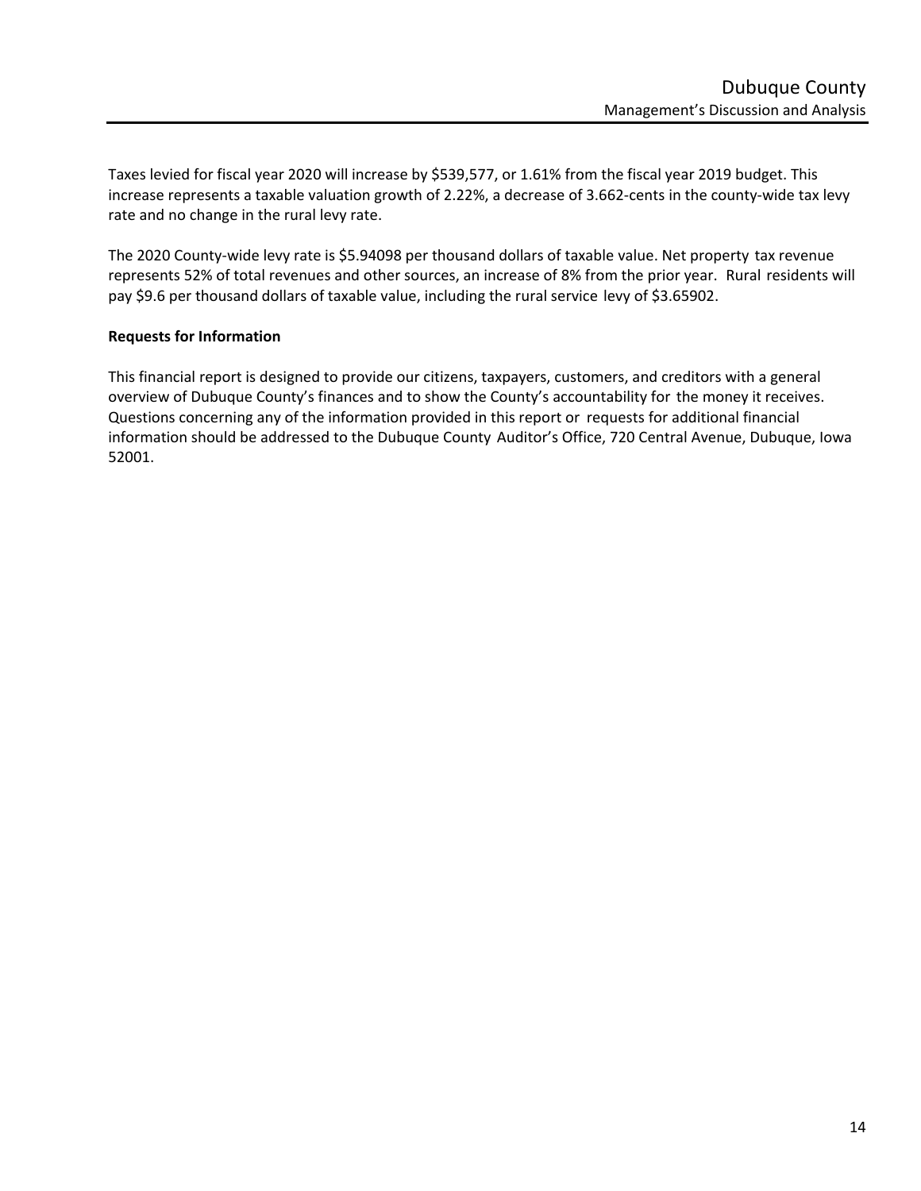Taxes levied for fiscal year 2020 will increase by $539,577, or 1.61% from the fiscal year 2019 budget. This increase represents a taxable valuation growth of 2.22%, a decrease of 3.662-cents in the county-wide tax levy rate and no change in the rural levy rate.

The 2020 County-wide levy rate is $5.94098 per thousand dollars of taxable value. Net property tax revenue represents 52% of total revenues and other sources, an increase of 8% from the prior year. Rural residents will pay $9.6 per thousand dollars of taxable value, including the rural service levy of $3.65902.

**Requests for Information**

This financial report is designed to provide our citizens, taxpayers, customers, and creditors with a general overview of Dubuque County's finances and to show the County's accountability for the money it receives. Questions concerning any of the information provided in this report or requests for additional financial information should be addressed to the Dubuque County Auditor's Office, 720 Central Avenue, Dubuque, Iowa 52001.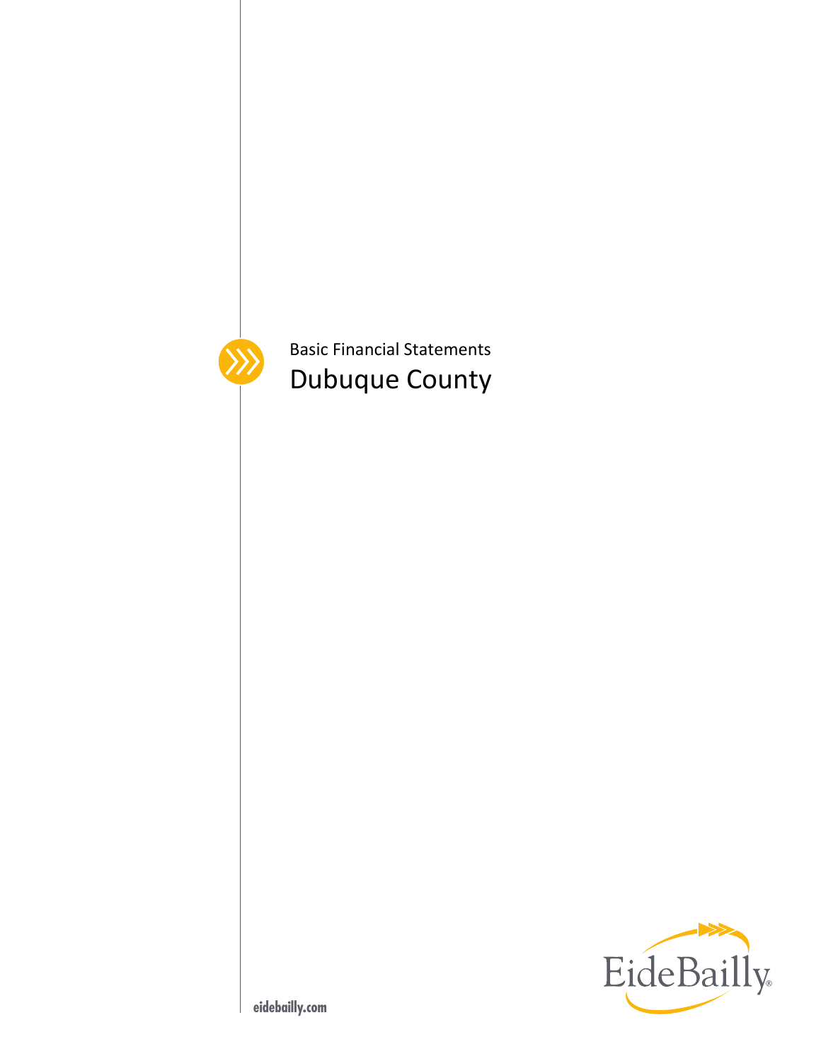Basic Financial Statements

# Dubuque County

eidebailly.com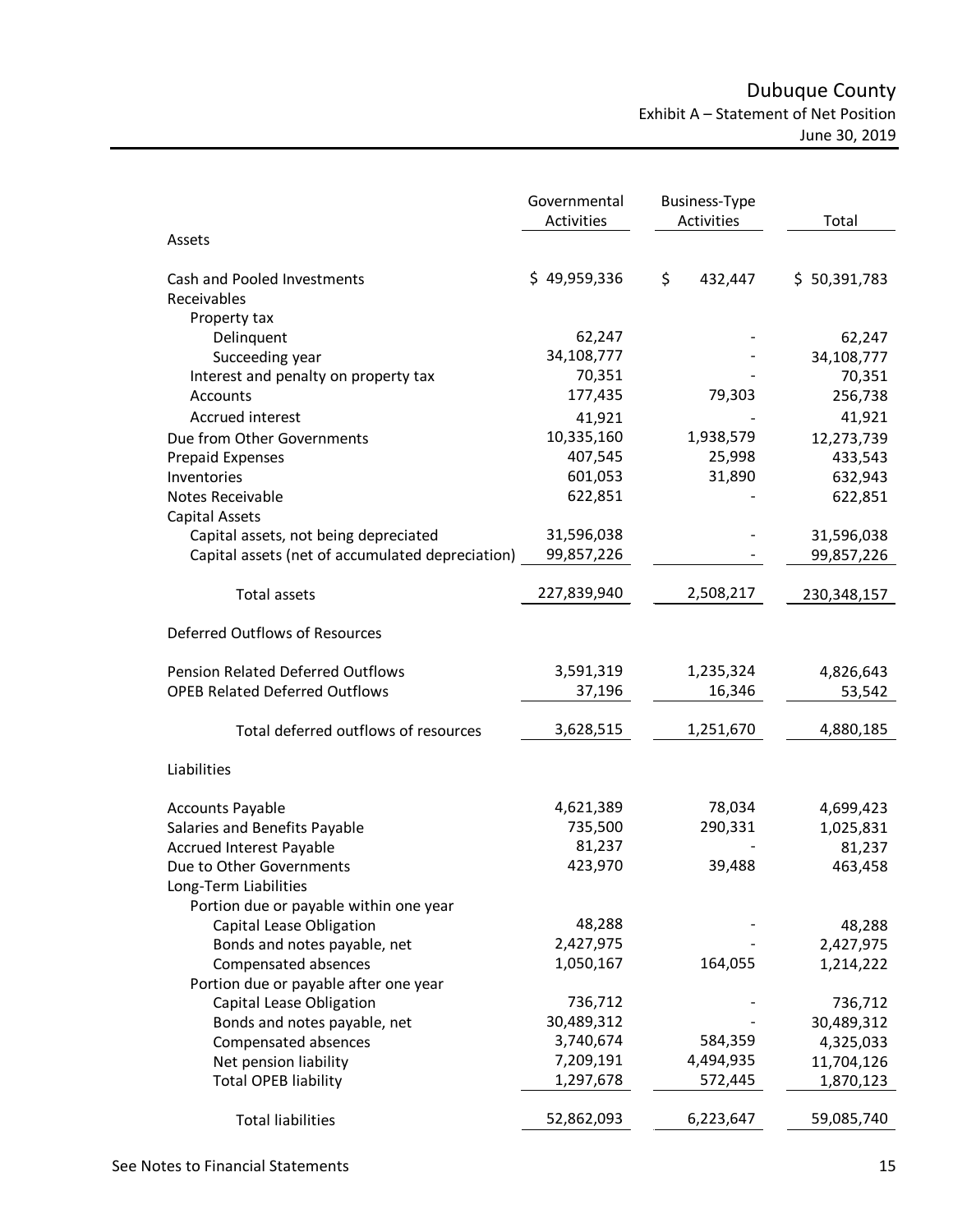# Dubuque County

## Exhibit A – Statement of Net Position

June 30, 2019

| | Governmental Activities | Business-Type Activities | Total |
|---|---|---|---|
| **Assets** | | | |
| Cash and Pooled Investments | $ 49,959,336 | $ 432,447 | $ 50,391,783 |
| Receivables | | | |
| Property tax | | | |
| Delinquent | 62,247 | - | 62,247 |
| Succeeding year | 34,108,777 | - | 34,108,777 |
| Interest and penalty on property tax | 70,351 | - | 70,351 |
| Accounts | 177,435 | 79,303 | 256,738 |
| Accrued interest | 41,921 | - | 41,921 |
| Due from Other Governments | 10,335,160 | 1,938,579 | 12,273,739 |
| Prepaid Expenses | 407,545 | 25,998 | 433,543 |
| Inventories | 601,053 | 31,890 | 632,943 |
| Notes Receivable | 622,851 | - | 622,851 |
| Capital Assets | | | |
| Capital assets, not being depreciated | 31,596,038 | - | 31,596,038 |
| Capital assets (net of accumulated depreciation) | 99,857,226 | - | 99,857,226 |
| Total assets | 227,839,940 | 2,508,217 | 230,348,157 |
| **Deferred Outflows of Resources** | | | |
| Pension Related Deferred Outflows | 3,591,319 | 1,235,324 | 4,826,643 |
| OPEB Related Deferred Outflows | 37,196 | 16,346 | 53,542 |
| Total deferred outflows of resources | 3,628,515 | 1,251,670 | 4,880,185 |
| **Liabilities** | | | |
| Accounts Payable | 4,621,389 | 78,034 | 4,699,423 |
| Salaries and Benefits Payable | 735,500 | 290,331 | 1,025,831 |
| Accrued Interest Payable | 81,237 | - | 81,237 |
| Due to Other Governments | 423,970 | 39,488 | 463,458 |
| Long-Term Liabilities | | | |
| Portion due or payable within one year | | | |
| Capital Lease Obligation | 48,288 | - | 48,288 |
| Bonds and notes payable, net | 2,427,975 | - | 2,427,975 |
| Compensated absences | 1,050,167 | 164,055 | 1,214,222 |
| Portion due or payable after one year | | | |
| Capital Lease Obligation | 736,712 | - | 736,712 |
| Bonds and notes payable, net | 30,489,312 | - | 30,489,312 |
| Compensated absences | 3,740,674 | 584,359 | 4,325,033 |
| Net pension liability | 7,209,191 | 4,494,935 | 11,704,126 |
| Total OPEB liability | 1,297,678 | 572,445 | 1,870,123 |
| Total liabilities | 52,862,093 | 6,223,647 | 59,085,740 |

See Notes to Financial Statements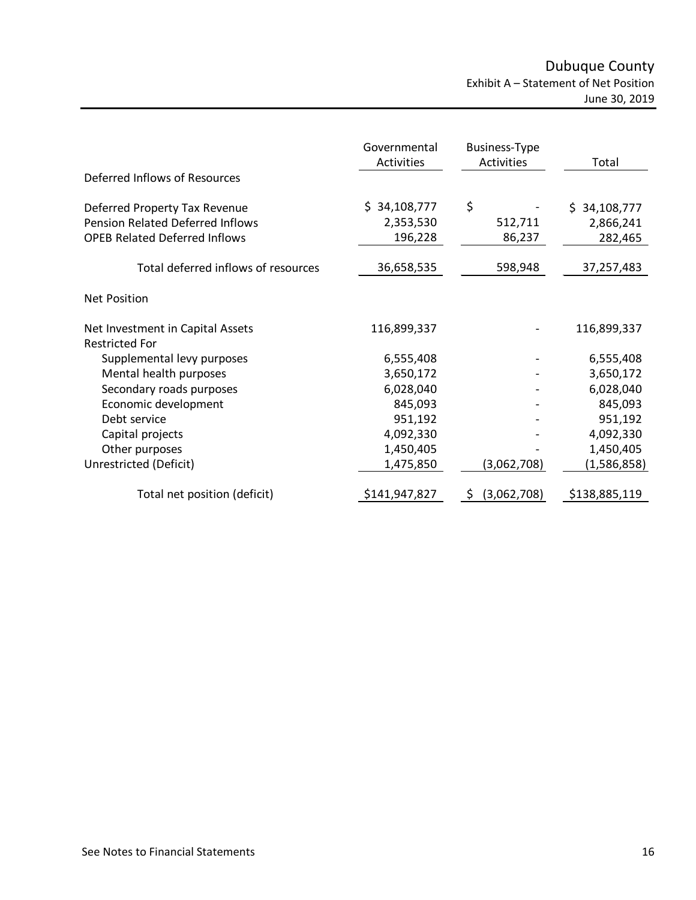# Dubuque County

## Exhibit A – Statement of Net Position

June 30, 2019

| | Governmental Activities | Business-Type Activities | Total |
|---|---|---|---|
| **Deferred Inflows of Resources** | | | |
| Deferred Property Tax Revenue | $ 34,108,777 | $ - | $ 34,108,777 |
| Pension Related Deferred Inflows | 2,353,530 | 512,711 | 2,866,241 |
| OPEB Related Deferred Inflows | 196,228 | 86,237 | 282,465 |
| Total deferred inflows of resources | 36,658,535 | 598,948 | 37,257,483 |
| **Net Position** | | | |
| Net Investment in Capital Assets | 116,899,337 | - | 116,899,337 |
| Restricted For | | | |
| Supplemental levy purposes | 6,555,408 | - | 6,555,408 |
| Mental health purposes | 3,650,172 | - | 3,650,172 |
| Secondary roads purposes | 6,028,040 | - | 6,028,040 |
| Economic development | 845,093 | - | 845,093 |
| Debt service | 951,192 | - | 951,192 |
| Capital projects | 4,092,330 | - | 4,092,330 |
| Other purposes | 1,450,405 | - | 1,450,405 |
| Unrestricted (Deficit) | 1,475,850 | (3,062,708) | (1,586,858) |
| Total net position (deficit) | $141,947,827 | $ (3,062,708) | $138,885,119 |

See Notes to Financial Statements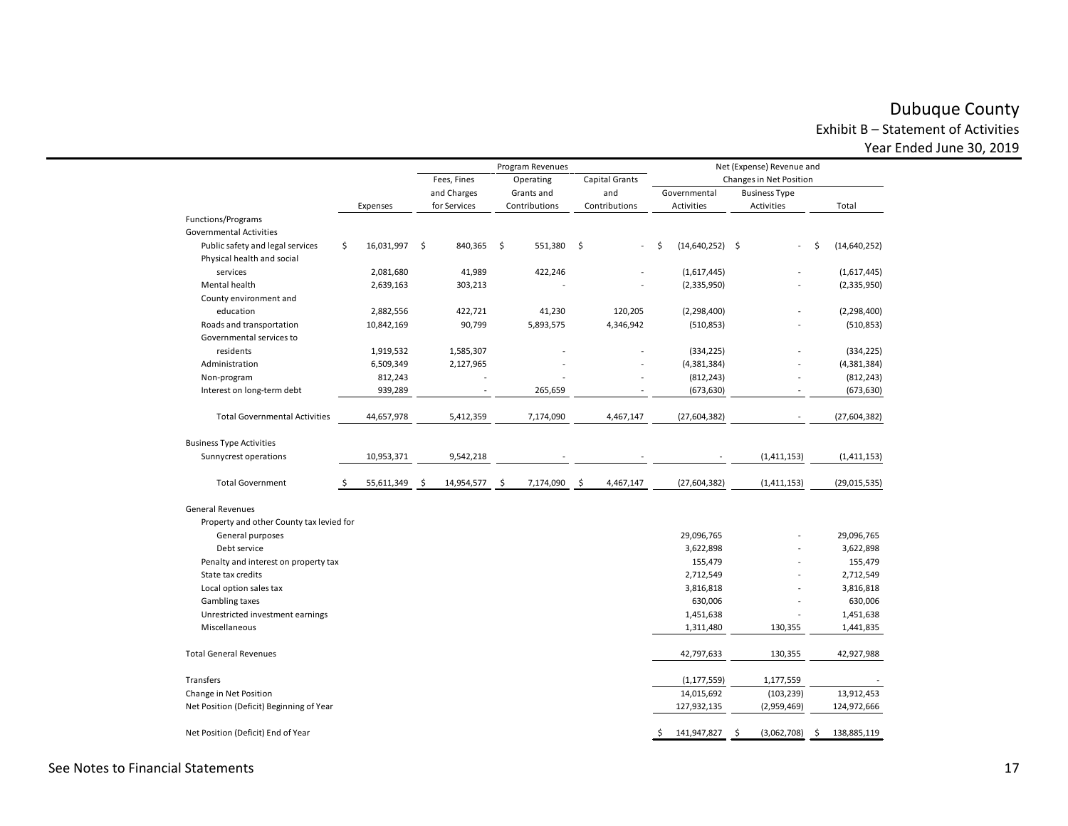# Dubuque County

## Exhibit B – Statement of Activities

### Year Ended June 30, 2019

| | | Program Revenues | | | Net (Expense) Revenue and Changes in Net Position | | |
|---|---|---|---|---|---|---|---|
| | Expenses | Fees, Fines and Charges for Services | Operating Grants and Contributions | Capital Grants and Contributions | Governmental Activities | Business Type Activities | Total |
| **Functions/Programs** | | | | | | | |
| **Governmental Activities** | | | | | | | |
| Public safety and legal services | $ 16,031,997 | $ 840,365 | $ 551,380 | $ - | $ (14,640,252) | $ - | $ (14,640,252) |
| Physical health and social services | 2,081,680 | 41,989 | 422,246 | - | (1,617,445) | - | (1,617,445) |
| Mental health | 2,639,163 | 303,213 | - | - | (2,335,950) | - | (2,335,950) |
| County environment and education | 2,882,556 | 422,721 | 41,230 | 120,205 | (2,298,400) | - | (2,298,400) |
| Roads and transportation | 10,842,169 | 90,799 | 5,893,575 | 4,346,942 | (510,853) | - | (510,853) |
| Governmental services to residents | 1,919,532 | 1,585,307 | - | - | (334,225) | - | (334,225) |
| Administration | 6,509,349 | 2,127,965 | - | - | (4,381,384) | - | (4,381,384) |
| Non-program | 812,243 | - | - | - | (812,243) | - | (812,243) |
| Interest on long-term debt | 939,289 | - | 265,659 | - | (673,630) | - | (673,630) |
| Total Governmental Activities | 44,657,978 | 5,412,359 | 7,174,090 | 4,467,147 | (27,604,382) | - | (27,604,382) |
| **Business Type Activities** | | | | | | | |
| Sunnycrest operations | 10,953,371 | 9,542,218 | - | - | - | (1,411,153) | (1,411,153) |
| Total Government | $ 55,611,349 | $ 14,954,577 | $ 7,174,090 | $ 4,467,147 | (27,604,382) | (1,411,153) | (29,015,535) |
| **General Revenues** | | | | | | | |
| Property and other County tax levied for | | | | | | | |
| General purposes | | | | | 29,096,765 | - | 29,096,765 |
| Debt service | | | | | 3,622,898 | - | 3,622,898 |
| Penalty and interest on property tax | | | | | 155,479 | - | 155,479 |
| State tax credits | | | | | 2,712,549 | - | 2,712,549 |
| Local option sales tax | | | | | 3,816,818 | - | 3,816,818 |
| Gambling taxes | | | | | 630,006 | - | 630,006 |
| Unrestricted investment earnings | | | | | 1,451,638 | - | 1,451,638 |
| Miscellaneous | | | | | 1,311,480 | 130,355 | 1,441,835 |
| Total General Revenues | | | | | 42,797,633 | 130,355 | 42,927,988 |
| Transfers | | | | | (1,177,559) | 1,177,559 | - |
| Change in Net Position | | | | | 14,015,692 | (103,239) | 13,912,453 |
| Net Position (Deficit) Beginning of Year | | | | | 127,932,135 | (2,959,469) | 124,972,666 |
| Net Position (Deficit) End of Year | | | | | $ 141,947,827 | $ (3,062,708) | $ 138,885,119 |

See Notes to Financial Statements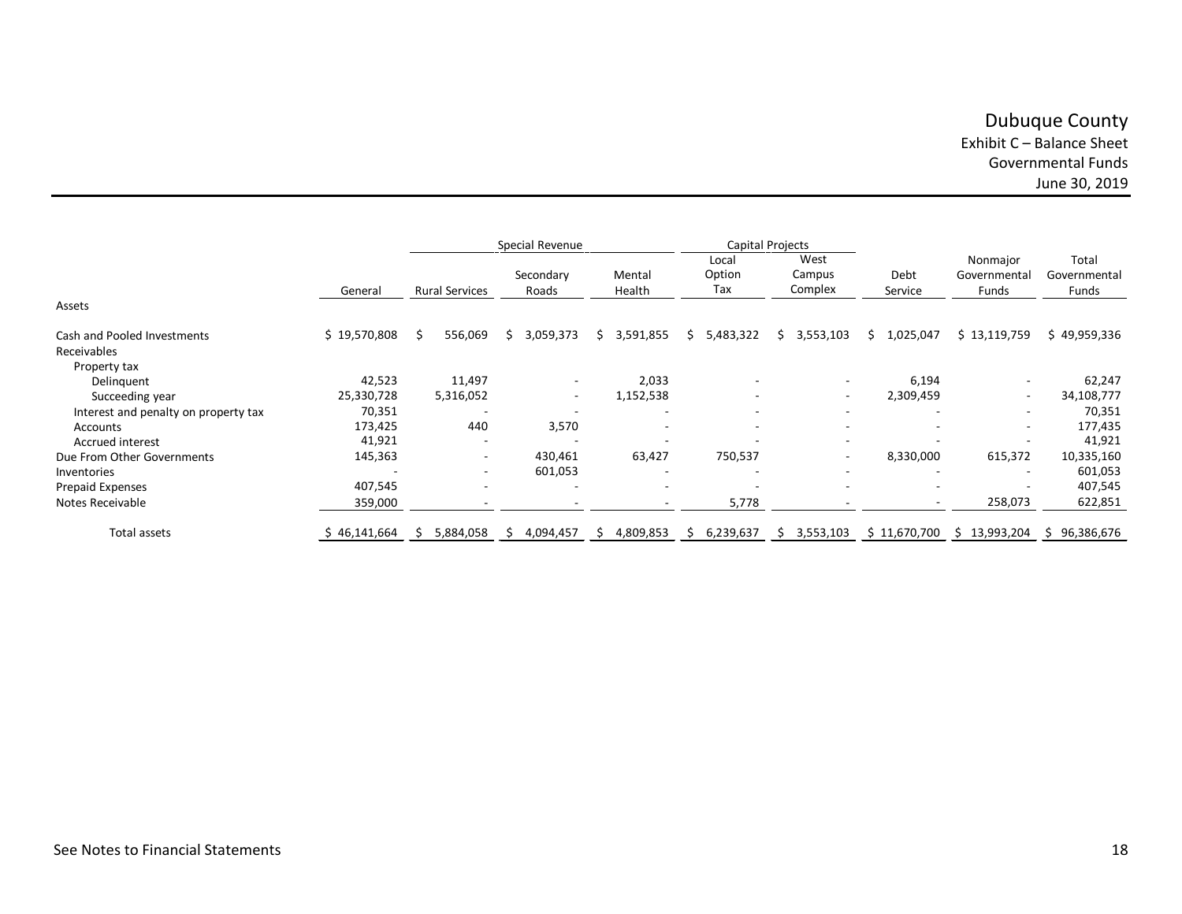# Dubuque County

## Exhibit C – Balance Sheet

## Governmental Funds

## June 30, 2019

| | | Special Revenue | | | Capital Projects | | | | |
|---|---|---|---|---|---|---|---|---|---|
| | General | Rural Services | Secondary Roads | Mental Health | Local Option Tax | West Campus Complex | Debt Service | Nonmajor Governmental Funds | Total Governmental Funds |
| **Assets** | | | | | | | | | |
| Cash and Pooled Investments | $ 19,570,808 | $ 556,069 | $ 3,059,373 | $ 3,591,855 | $ 5,483,322 | $ 3,553,103 | $ 1,025,047 | $ 13,119,759 | $ 49,959,336 |
| Receivables | | | | | | | | | |
| Property tax | | | | | | | | | |
| Delinquent | 42,523 | 11,497 | - | 2,033 | - | - | 6,194 | - | 62,247 |
| Succeeding year | 25,330,728 | 5,316,052 | - | 1,152,538 | - | - | 2,309,459 | - | 34,108,777 |
| Interest and penalty on property tax | 70,351 | - | - | - | - | - | - | - | 70,351 |
| Accounts | 173,425 | 440 | 3,570 | - | - | - | - | - | 177,435 |
| Accrued interest | 41,921 | - | - | - | - | - | - | - | 41,921 |
| Due From Other Governments | 145,363 | - | 430,461 | 63,427 | 750,537 | - | 8,330,000 | 615,372 | 10,335,160 |
| Inventories | - | - | 601,053 | - | - | - | - | - | 601,053 |
| Prepaid Expenses | 407,545 | - | - | - | - | - | - | - | 407,545 |
| Notes Receivable | 359,000 | - | - | - | 5,778 | - | - | 258,073 | 622,851 |
| Total assets | $ 46,141,664 | $ 5,884,058 | $ 4,094,457 | $ 4,809,853 | $ 6,239,637 | $ 3,553,103 | $ 11,670,700 | $ 13,993,204 | $ 96,386,676 |

See Notes to Financial Statements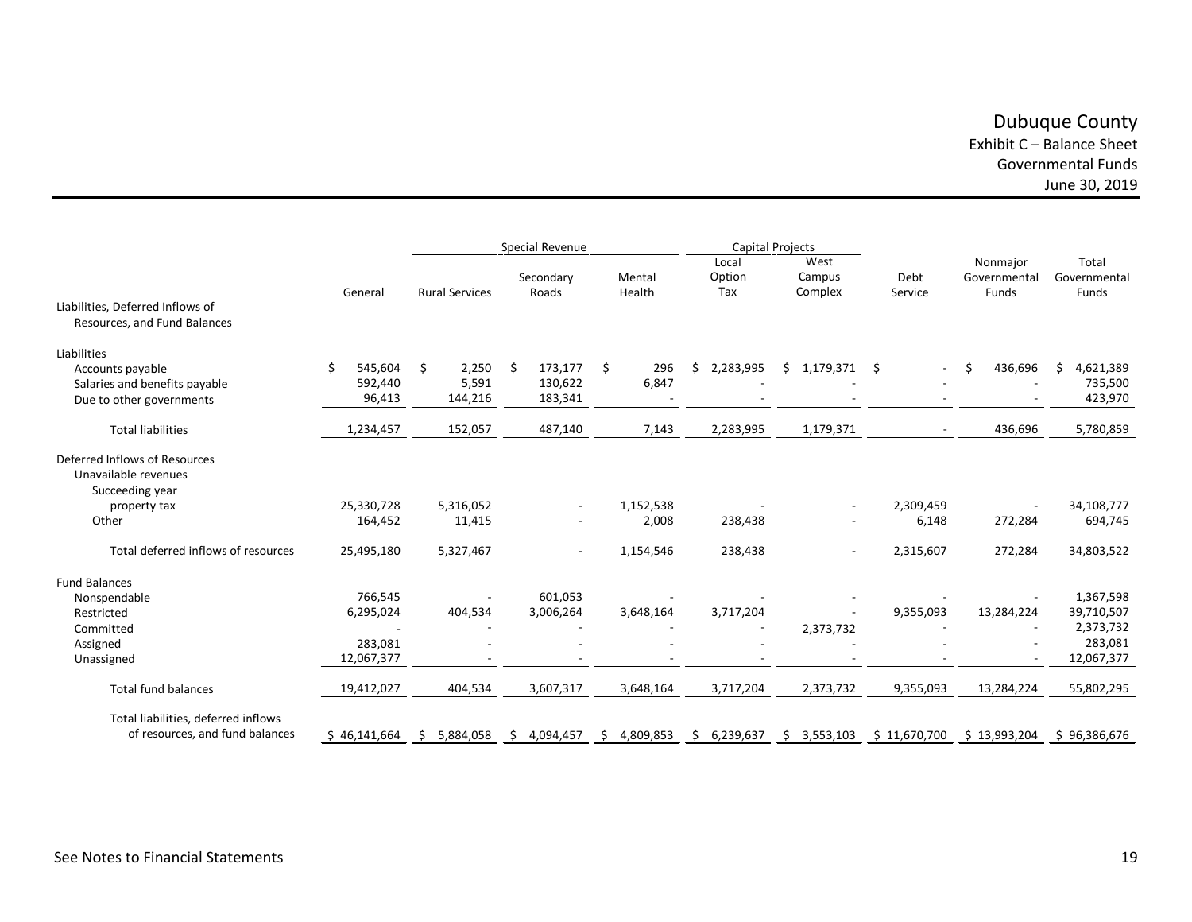# Dubuque County

Exhibit C – Balance Sheet
Governmental Funds
June 30, 2019

| | | Special Revenue | | | Capital Projects | | | | |
|---|---|---|---|---|---|---|---|---|---|
| | General | Rural Services | Secondary Roads | Mental Health | Local Option Tax | West Campus Complex | Debt Service | Nonmajor Governmental Funds | Total Governmental Funds |
| **Liabilities, Deferred Inflows of Resources, and Fund Balances** | | | | | | | | | |
| **Liabilities** | | | | | | | | | |
| Accounts payable | $ 545,604 | $ 2,250 | $ 173,177 | $ 296 | $ 2,283,995 | $ 1,179,371 | $ - | $ 436,696 | $ 4,621,389 |
| Salaries and benefits payable | 592,440 | 5,591 | 130,622 | 6,847 | - | - | - | - | 735,500 |
| Due to other governments | 96,413 | 144,216 | 183,341 | - | - | - | - | - | 423,970 |
| Total liabilities | 1,234,457 | 152,057 | 487,140 | 7,143 | 2,283,995 | 1,179,371 | - | 436,696 | 5,780,859 |
| **Deferred Inflows of Resources** | | | | | | | | | |
| Unavailable revenues | | | | | | | | | |
| Succeeding year property tax | 25,330,728 | 5,316,052 | - | 1,152,538 | - | - | 2,309,459 | - | 34,108,777 |
| Other | 164,452 | 11,415 | - | 2,008 | 238,438 | - | 6,148 | 272,284 | 694,745 |
| Total deferred inflows of resources | 25,495,180 | 5,327,467 | - | 1,154,546 | 238,438 | - | 2,315,607 | 272,284 | 34,803,522 |
| **Fund Balances** | | | | | | | | | |
| Nonspendable | 766,545 | - | 601,053 | - | - | - | - | - | 1,367,598 |
| Restricted | 6,295,024 | 404,534 | 3,006,264 | 3,648,164 | 3,717,204 | - | 9,355,093 | 13,284,224 | 39,710,507 |
| Committed | - | - | - | - | - | 2,373,732 | - | - | 2,373,732 |
| Assigned | 283,081 | - | - | - | - | - | - | - | 283,081 |
| Unassigned | 12,067,377 | - | - | - | - | - | - | - | 12,067,377 |
| Total fund balances | 19,412,027 | 404,534 | 3,607,317 | 3,648,164 | 3,717,204 | 2,373,732 | 9,355,093 | 13,284,224 | 55,802,295 |
| Total liabilities, deferred inflows of resources, and fund balances | $ 46,141,664 | $ 5,884,058 | $ 4,094,457 | $ 4,809,853 | $ 6,239,637 | $ 3,553,103 | $ 11,670,700 | $ 13,993,204 | $ 96,386,676 |

See Notes to Financial Statements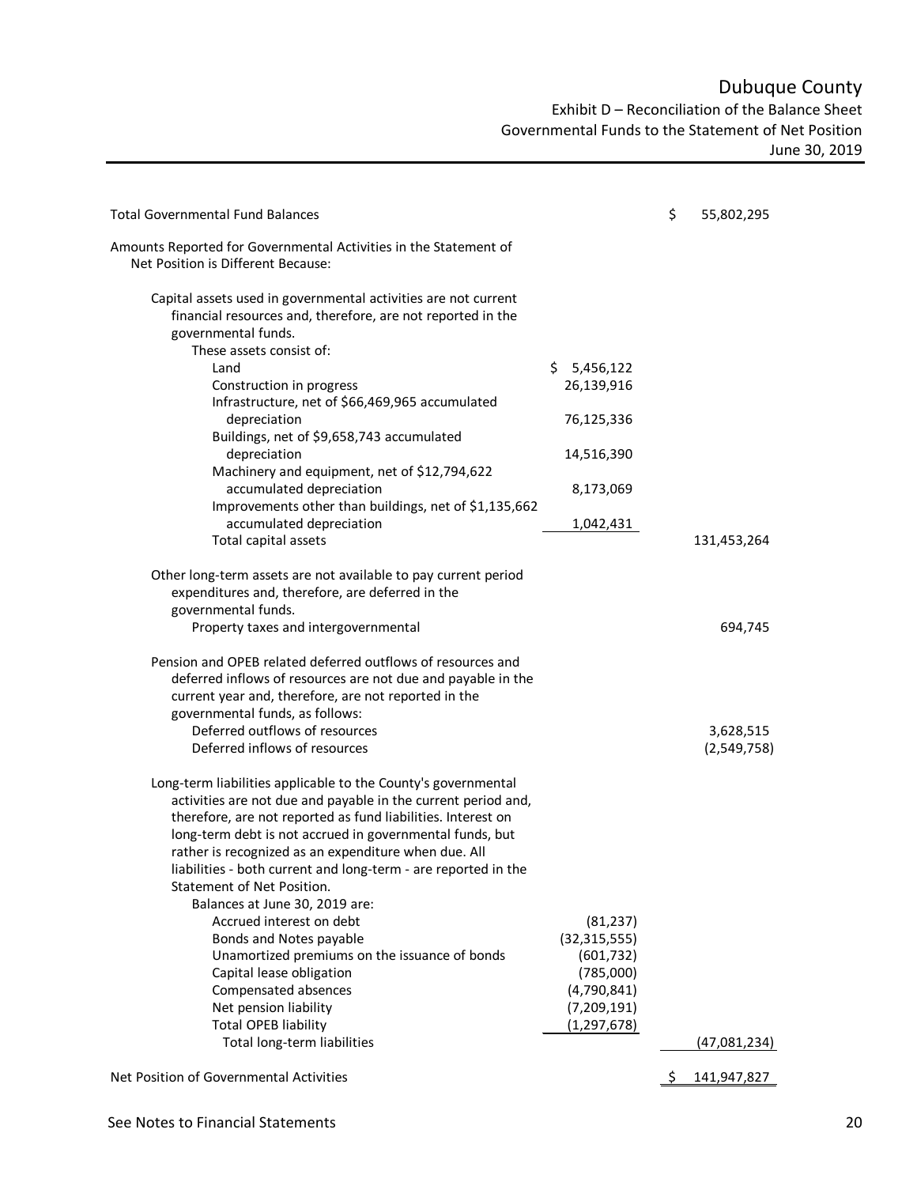# Dubuque County

## Exhibit D – Reconciliation of the Balance Sheet Governmental Funds to the Statement of Net Position

June 30, 2019

| | | |
|---|---|---|
| Total Governmental Fund Balances | | $ 55,802,295 |
| Amounts Reported for Governmental Activities in the Statement of Net Position is Different Because: | | |
| Capital assets used in governmental activities are not current financial resources and, therefore, are not reported in the governmental funds. | | |
| These assets consist of: | | |
| Land | $ 5,456,122 | |
| Construction in progress | 26,139,916 | |
| Infrastructure, net of $66,469,965 accumulated depreciation | 76,125,336 | |
| Buildings, net of $9,658,743 accumulated depreciation | 14,516,390 | |
| Machinery and equipment, net of $12,794,622 accumulated depreciation | 8,173,069 | |
| Improvements other than buildings, net of $1,135,662 accumulated depreciation | 1,042,431 | |
| Total capital assets | | 131,453,264 |
| Other long-term assets are not available to pay current period expenditures and, therefore, are deferred in the governmental funds. | | |
| Property taxes and intergovernmental | | 694,745 |
| Pension and OPEB related deferred outflows of resources and deferred inflows of resources are not due and payable in the current year and, therefore, are not reported in the governmental funds, as follows: | | |
| Deferred outflows of resources | | 3,628,515 |
| Deferred inflows of resources | | (2,549,758) |
| Long-term liabilities applicable to the County's governmental activities are not due and payable in the current period and, therefore, are not reported as fund liabilities. Interest on long-term debt is not accrued in governmental funds, but rather is recognized as an expenditure when due. All liabilities - both current and long-term - are reported in the Statement of Net Position. | | |
| Balances at June 30, 2019 are: | | |
| Accrued interest on debt | (81,237) | |
| Bonds and Notes payable | (32,315,555) | |
| Unamortized premiums on the issuance of bonds | (601,732) | |
| Capital lease obligation | (785,000) | |
| Compensated absences | (4,790,841) | |
| Net pension liability | (7,209,191) | |
| Total OPEB liability | (1,297,678) | |
| Total long-term liabilities | | (47,081,234) |
| Net Position of Governmental Activities | | $ 141,947,827 |

See Notes to Financial Statements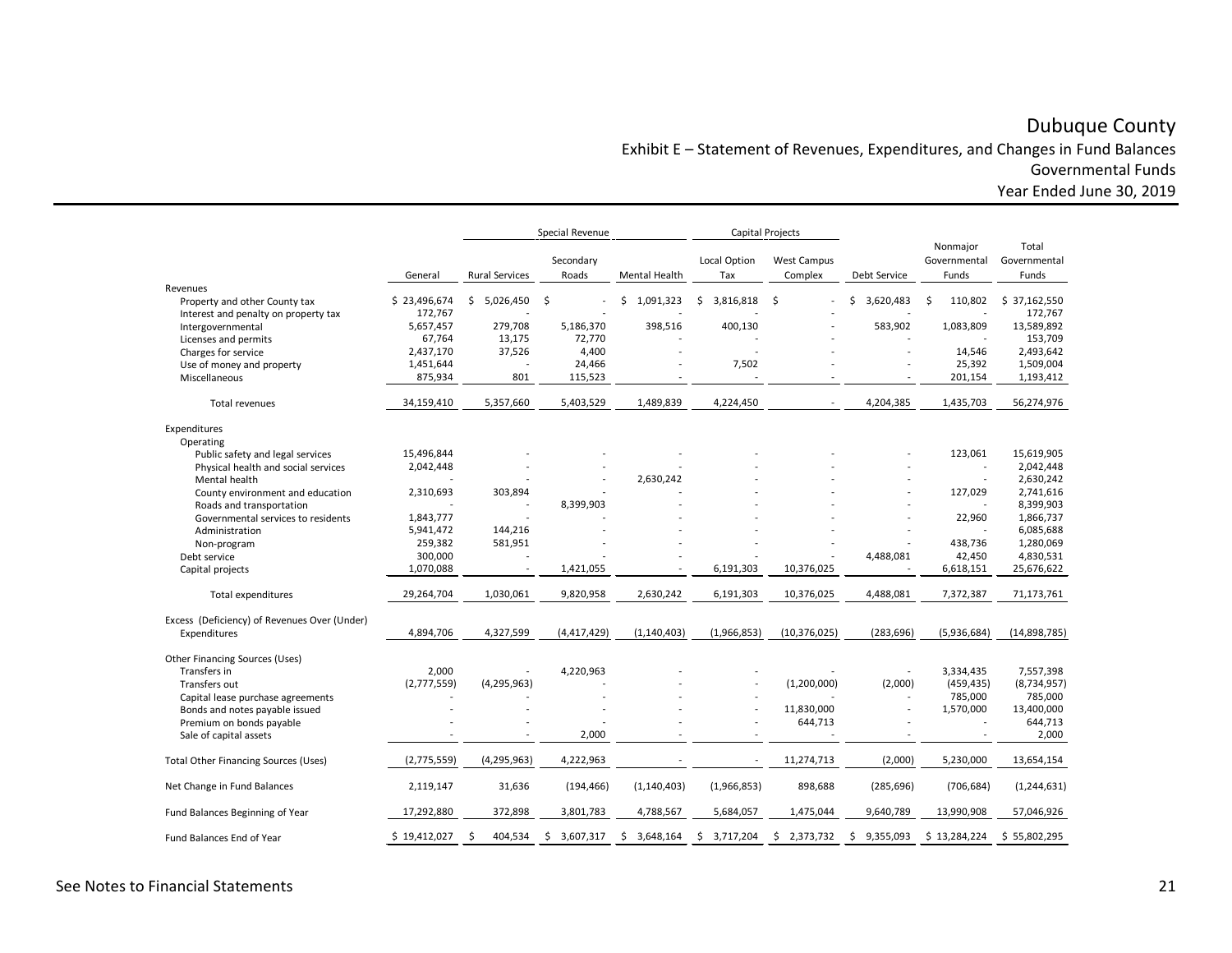# Dubuque County

## Exhibit E – Statement of Revenues, Expenditures, and Changes in Fund Balances
## Governmental Funds
## Year Ended June 30, 2019

| | | Special Revenue | | | Capital Projects | | | | |
|---|---|---|---|---|---|---|---|---|---|
| | General | Rural Services | Secondary Roads | Mental Health | Local Option Tax | West Campus Complex | Debt Service | Nonmajor Governmental Funds | Total Governmental Funds |
| **Revenues** | | | | | | | | | |
| Property and other County tax | $ 23,496,674 | $ 5,026,450 | $ - | $ 1,091,323 | $ 3,816,818 | $ - | $ 3,620,483 | $ 110,802 | $ 37,162,550 |
| Interest and penalty on property tax | 172,767 | - | - | - | - | - | - | - | 172,767 |
| Intergovernmental | 5,657,457 | 279,708 | 5,186,370 | 398,516 | 400,130 | - | 583,902 | 1,083,809 | 13,589,892 |
| Licenses and permits | 67,764 | 13,175 | 72,770 | - | - | - | - | - | 153,709 |
| Charges for service | 2,437,170 | 37,526 | 4,400 | - | - | - | - | 14,546 | 2,493,642 |
| Use of money and property | 1,451,644 | - | 24,466 | - | 7,502 | - | - | 25,392 | 1,509,004 |
| Miscellaneous | 875,934 | 801 | 115,523 | - | - | - | - | 201,154 | 1,193,412 |
| Total revenues | 34,159,410 | 5,357,660 | 5,403,529 | 1,489,839 | 4,224,450 | - | 4,204,385 | 1,435,703 | 56,274,976 |
| **Expenditures** | | | | | | | | | |
| Operating | | | | | | | | | |
| Public safety and legal services | 15,496,844 | - | - | - | - | - | - | 123,061 | 15,619,905 |
| Physical health and social services | 2,042,448 | - | - | - | - | - | - | - | 2,042,448 |
| Mental health | - | - | - | 2,630,242 | - | - | - | - | 2,630,242 |
| County environment and education | 2,310,693 | 303,894 | - | - | - | - | - | 127,029 | 2,741,616 |
| Roads and transportation | - | - | 8,399,903 | - | - | - | - | - | 8,399,903 |
| Governmental services to residents | 1,843,777 | - | - | - | - | - | - | 22,960 | 1,866,737 |
| Administration | 5,941,472 | 144,216 | - | - | - | - | - | - | 6,085,688 |
| Non-program | 259,382 | 581,951 | - | - | - | - | - | 438,736 | 1,280,069 |
| Debt service | 300,000 | - | - | - | - | - | 4,488,081 | 42,450 | 4,830,531 |
| Capital projects | 1,070,088 | - | 1,421,055 | - | 6,191,303 | 10,376,025 | - | 6,618,151 | 25,676,622 |
| Total expenditures | 29,264,704 | 1,030,061 | 9,820,958 | 2,630,242 | 6,191,303 | 10,376,025 | 4,488,081 | 7,372,387 | 71,173,761 |
| Excess (Deficiency) of Revenues Over (Under) Expenditures | 4,894,706 | 4,327,599 | (4,417,429) | (1,140,403) | (1,966,853) | (10,376,025) | (283,696) | (5,936,684) | (14,898,785) |
| **Other Financing Sources (Uses)** | | | | | | | | | |
| Transfers in | 2,000 | - | 4,220,963 | - | - | - | - | 3,334,435 | 7,557,398 |
| Transfers out | (2,777,559) | (4,295,963) | - | - | - | (1,200,000) | (2,000) | (459,435) | (8,734,957) |
| Capital lease purchase agreements | - | - | - | - | - | - | - | 785,000 | 785,000 |
| Bonds and notes payable issued | - | - | - | - | - | 11,830,000 | - | 1,570,000 | 13,400,000 |
| Premium on bonds payable | - | - | - | - | - | 644,713 | - | - | 644,713 |
| Sale of capital assets | - | - | 2,000 | - | - | - | - | - | 2,000 |
| Total Other Financing Sources (Uses) | (2,775,559) | (4,295,963) | 4,222,963 | - | - | 11,274,713 | (2,000) | 5,230,000 | 13,654,154 |
| Net Change in Fund Balances | 2,119,147 | 31,636 | (194,466) | (1,140,403) | (1,966,853) | 898,688 | (285,696) | (706,684) | (1,244,631) |
| Fund Balances Beginning of Year | 17,292,880 | 372,898 | 3,801,783 | 4,788,567 | 5,684,057 | 1,475,044 | 9,640,789 | 13,990,908 | 57,046,926 |
| Fund Balances End of Year | $ 19,412,027 | $ 404,534 | $ 3,607,317 | $ 3,648,164 | $ 3,717,204 | $ 2,373,732 | $ 9,355,093 | $ 13,284,224 | $ 55,802,295 |

See Notes to Financial Statements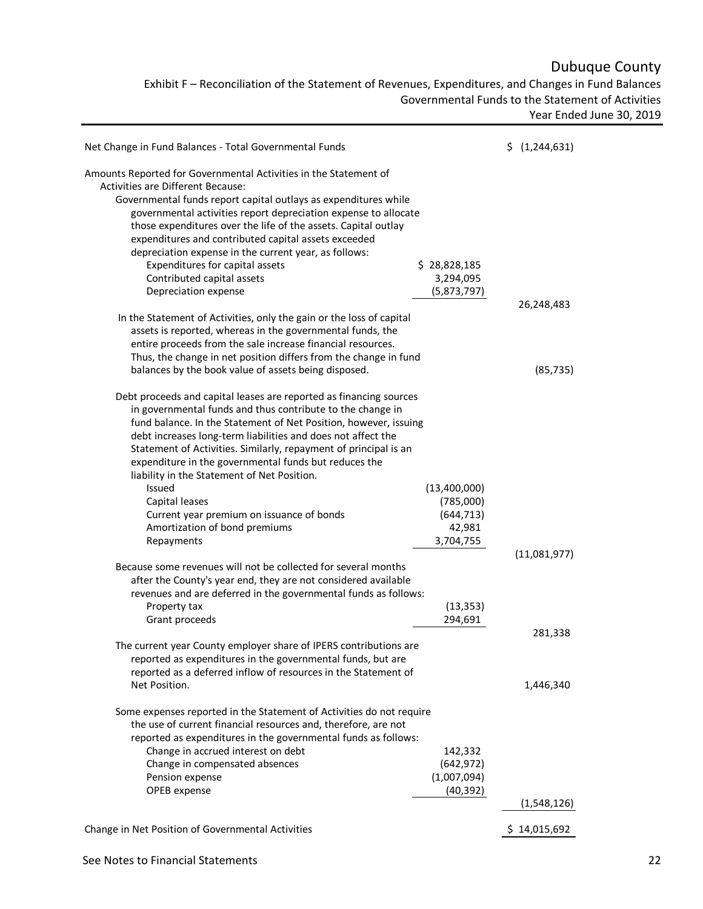# Dubuque County

## Exhibit F – Reconciliation of the Statement of Revenues, Expenditures, and Changes in Fund Balances Governmental Funds to the Statement of Activities

### Year Ended June 30, 2019

| | | |
|---|---|---|
| Net Change in Fund Balances - Total Governmental Funds | | $ (1,244,631) |
| Amounts Reported for Governmental Activities in the Statement of Activities are Different Because: | | |
| Governmental funds report capital outlays as expenditures while governmental activities report depreciation expense to allocate those expenditures over the life of the assets. Capital outlay expenditures and contributed capital assets exceeded depreciation expense in the current year, as follows: | | |
| Expenditures for capital assets | $ 28,828,185 | |
| Contributed capital assets | 3,294,095 | |
| Depreciation expense | (5,873,797) | |
| | | 26,248,483 |
| In the Statement of Activities, only the gain or the loss of capital assets is reported, whereas in the governmental funds, the entire proceeds from the sale increase financial resources. Thus, the change in net position differs from the change in fund balances by the book value of assets being disposed. | | (85,735) |
| Debt proceeds and capital leases are reported as financing sources in governmental funds and thus contribute to the change in fund balance. In the Statement of Net Position, however, issuing debt increases long-term liabilities and does not affect the Statement of Activities. Similarly, repayment of principal is an expenditure in the governmental funds but reduces the liability in the Statement of Net Position. | | |
| Issued | (13,400,000) | |
| Capital leases | (785,000) | |
| Current year premium on issuance of bonds | (644,713) | |
| Amortization of bond premiums | 42,981 | |
| Repayments | 3,704,755 | |
| | | (11,081,977) |
| Because some revenues will not be collected for several months after the County's year end, they are not considered available revenues and are deferred in the governmental funds as follows: | | |
| Property tax | (13,353) | |
| Grant proceeds | 294,691 | |
| | | 281,338 |
| The current year County employer share of IPERS contributions are reported as expenditures in the governmental funds, but are reported as a deferred inflow of resources in the Statement of Net Position. | | 1,446,340 |
| Some expenses reported in the Statement of Activities do not require the use of current financial resources and, therefore, are not reported as expenditures in the governmental funds as follows: | | |
| Change in accrued interest on debt | 142,332 | |
| Change in compensated absences | (642,972) | |
| Pension expense | (1,007,094) | |
| OPEB expense | (40,392) | |
| | | (1,548,126) |
| Change in Net Position of Governmental Activities | | $ 14,015,692 |

See Notes to Financial Statements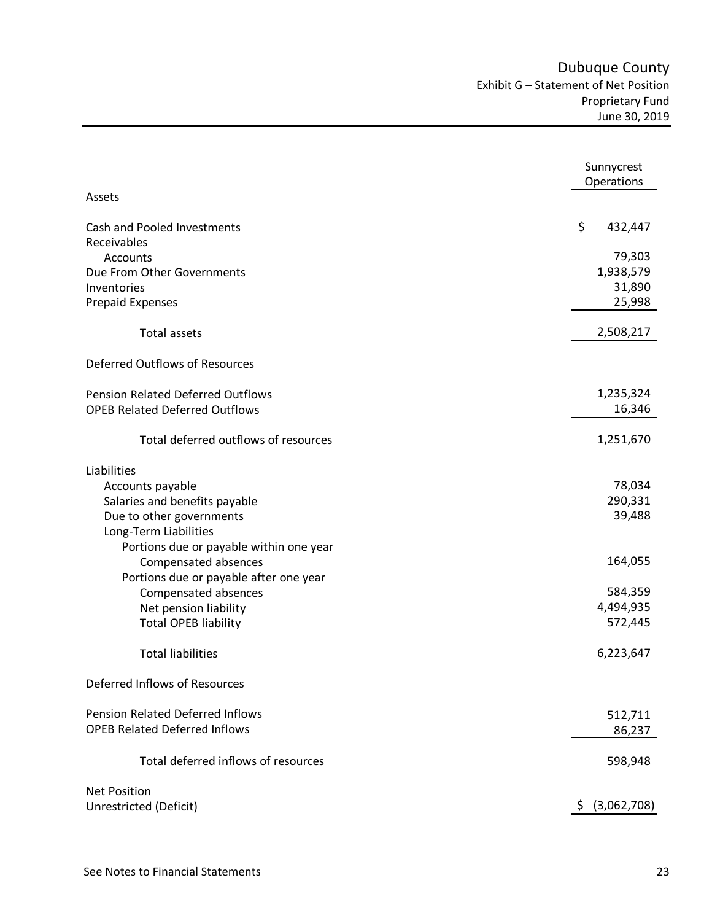# Dubuque County

## Exhibit G – Statement of Net Position
### Proprietary Fund
### June 30, 2019

| | Sunnycrest Operations |
|---|---|
| **Assets** | |
| Cash and Pooled Investments | $ 432,447 |
| Receivables | |
| Accounts | 79,303 |
| Due From Other Governments | 1,938,579 |
| Inventories | 31,890 |
| Prepaid Expenses | 25,998 |
| Total assets | 2,508,217 |
| **Deferred Outflows of Resources** | |
| Pension Related Deferred Outflows | 1,235,324 |
| OPEB Related Deferred Outflows | 16,346 |
| Total deferred outflows of resources | 1,251,670 |
| **Liabilities** | |
| Accounts payable | 78,034 |
| Salaries and benefits payable | 290,331 |
| Due to other governments | 39,488 |
| Long-Term Liabilities | |
| Portions due or payable within one year | |
| Compensated absences | 164,055 |
| Portions due or payable after one year | |
| Compensated absences | 584,359 |
| Net pension liability | 4,494,935 |
| Total OPEB liability | 572,445 |
| Total liabilities | 6,223,647 |
| **Deferred Inflows of Resources** | |
| Pension Related Deferred Inflows | 512,711 |
| OPEB Related Deferred Inflows | 86,237 |
| Total deferred inflows of resources | 598,948 |
| **Net Position** | |
| Unrestricted (Deficit) | $ (3,062,708) |

See Notes to Financial Statements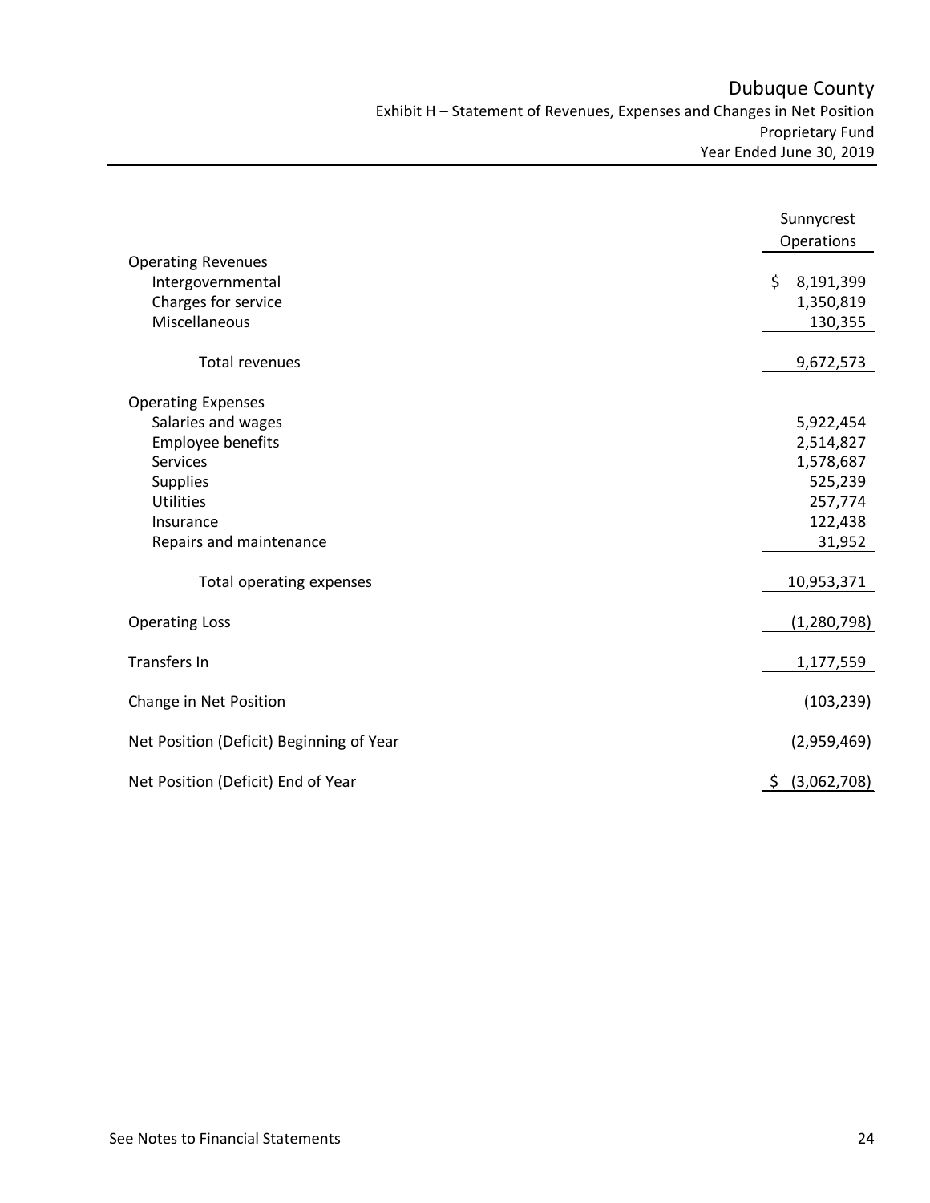# Dubuque County

## Exhibit H – Statement of Revenues, Expenses and Changes in Net Position

### Proprietary Fund

### Year Ended June 30, 2019

| | Sunnycrest Operations |
|---|---|
| **Operating Revenues** | |
| Intergovernmental | $ 8,191,399 |
| Charges for service | 1,350,819 |
| Miscellaneous | 130,355 |
| Total revenues | 9,672,573 |
| **Operating Expenses** | |
| Salaries and wages | 5,922,454 |
| Employee benefits | 2,514,827 |
| Services | 1,578,687 |
| Supplies | 525,239 |
| Utilities | 257,774 |
| Insurance | 122,438 |
| Repairs and maintenance | 31,952 |
| Total operating expenses | 10,953,371 |
| Operating Loss | (1,280,798) |
| Transfers In | 1,177,559 |
| Change in Net Position | (103,239) |
| Net Position (Deficit) Beginning of Year | (2,959,469) |
| Net Position (Deficit) End of Year | $ (3,062,708) |

See Notes to Financial Statements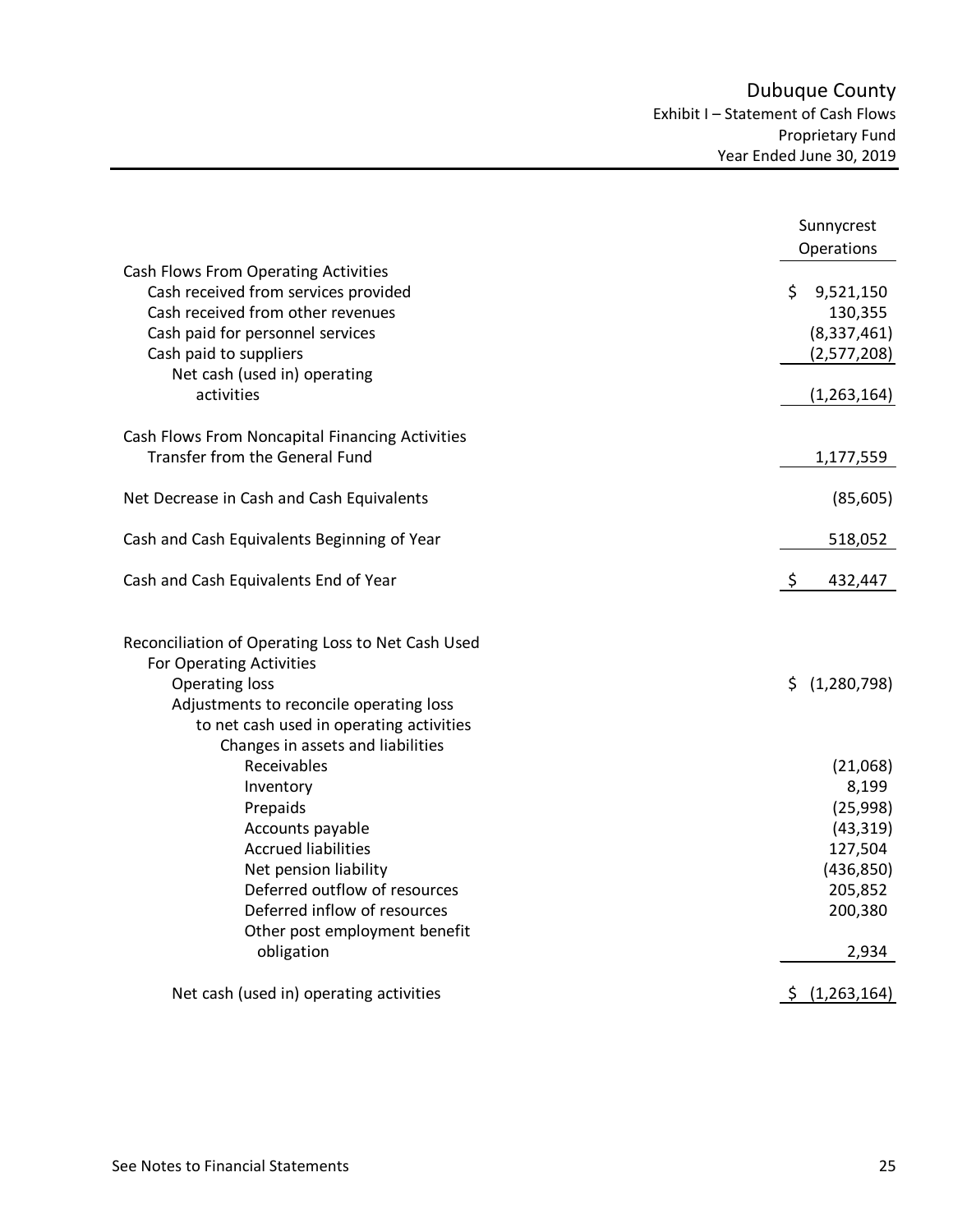# Dubuque County

## Exhibit I – Statement of Cash Flows

### Proprietary Fund

### Year Ended June 30, 2019

| | Sunnycrest Operations |
|---|---|
| **Cash Flows From Operating Activities** | |
| Cash received from services provided | $ 9,521,150 |
| Cash received from other revenues | 130,355 |
| Cash paid for personnel services | (8,337,461) |
| Cash paid to suppliers | (2,577,208) |
| Net cash (used in) operating activities | (1,263,164) |
| **Cash Flows From Noncapital Financing Activities** | |
| Transfer from the General Fund | 1,177,559 |
| Net Decrease in Cash and Cash Equivalents | (85,605) |
| Cash and Cash Equivalents Beginning of Year | 518,052 |
| Cash and Cash Equivalents End of Year | $ 432,447 |
| **Reconciliation of Operating Loss to Net Cash Used For Operating Activities** | |
| Operating loss | $ (1,280,798) |
| Adjustments to reconcile operating loss to net cash used in operating activities | |
| Changes in assets and liabilities | |
| Receivables | (21,068) |
| Inventory | 8,199 |
| Prepaids | (25,998) |
| Accounts payable | (43,319) |
| Accrued liabilities | 127,504 |
| Net pension liability | (436,850) |
| Deferred outflow of resources | 205,852 |
| Deferred inflow of resources | 200,380 |
| Other post employment benefit obligation | 2,934 |
| Net cash (used in) operating activities | $ (1,263,164) |

See Notes to Financial Statements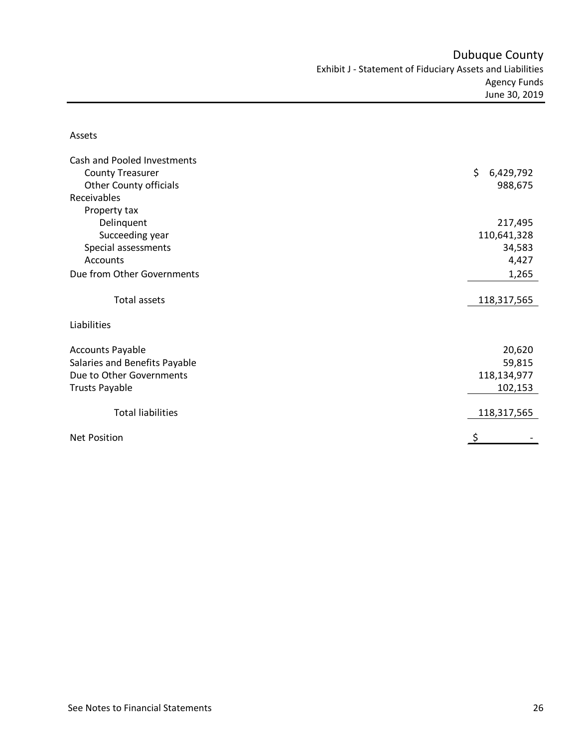# Dubuque County

## Exhibit J - Statement of Fiduciary Assets and Liabilities

### Agency Funds

### June 30, 2019

| | |
|---|---|
| **Assets** | |
| Cash and Pooled Investments | |
| County Treasurer | $ 6,429,792 |
| Other County officials | 988,675 |
| Receivables | |
| Property tax | |
| Delinquent | 217,495 |
| Succeeding year | 110,641,328 |
| Special assessments | 34,583 |
| Accounts | 4,427 |
| Due from Other Governments | 1,265 |
| Total assets | 118,317,565 |
| **Liabilities** | |
| Accounts Payable | 20,620 |
| Salaries and Benefits Payable | 59,815 |
| Due to Other Governments | 118,134,977 |
| Trusts Payable | 102,153 |
| Total liabilities | 118,317,565 |
| Net Position | $ - |

See Notes to Financial Statements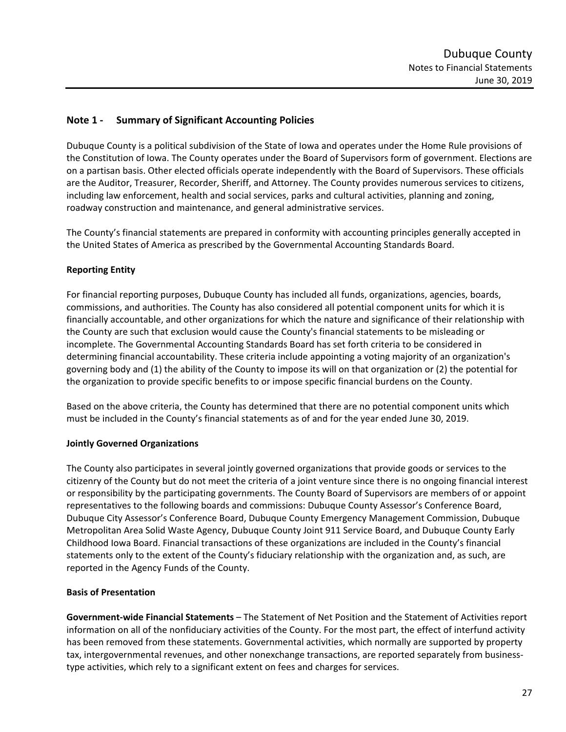## Note 1 - Summary of Significant Accounting Policies

Dubuque County is a political subdivision of the State of Iowa and operates under the Home Rule provisions of the Constitution of Iowa. The County operates under the Board of Supervisors form of government. Elections are on a partisan basis. Other elected officials operate independently with the Board of Supervisors. These officials are the Auditor, Treasurer, Recorder, Sheriff, and Attorney. The County provides numerous services to citizens, including law enforcement, health and social services, parks and cultural activities, planning and zoning, roadway construction and maintenance, and general administrative services.

The County's financial statements are prepared in conformity with accounting principles generally accepted in the United States of America as prescribed by the Governmental Accounting Standards Board.

### Reporting Entity

For financial reporting purposes, Dubuque County has included all funds, organizations, agencies, boards, commissions, and authorities. The County has also considered all potential component units for which it is financially accountable, and other organizations for which the nature and significance of their relationship with the County are such that exclusion would cause the County's financial statements to be misleading or incomplete. The Governmental Accounting Standards Board has set forth criteria to be considered in determining financial accountability. These criteria include appointing a voting majority of an organization's governing body and (1) the ability of the County to impose its will on that organization or (2) the potential for the organization to provide specific benefits to or impose specific financial burdens on the County.

Based on the above criteria, the County has determined that there are no potential component units which must be included in the County's financial statements as of and for the year ended June 30, 2019.

### Jointly Governed Organizations

The County also participates in several jointly governed organizations that provide goods or services to the citizenry of the County but do not meet the criteria of a joint venture since there is no ongoing financial interest or responsibility by the participating governments. The County Board of Supervisors are members of or appoint representatives to the following boards and commissions: Dubuque County Assessor's Conference Board, Dubuque City Assessor's Conference Board, Dubuque County Emergency Management Commission, Dubuque Metropolitan Area Solid Waste Agency, Dubuque County Joint 911 Service Board, and Dubuque County Early Childhood Iowa Board. Financial transactions of these organizations are included in the County's financial statements only to the extent of the County's fiduciary relationship with the organization and, as such, are reported in the Agency Funds of the County.

### Basis of Presentation

**Government-wide Financial Statements** – The Statement of Net Position and the Statement of Activities report information on all of the nonfiduciary activities of the County. For the most part, the effect of interfund activity has been removed from these statements. Governmental activities, which normally are supported by property tax, intergovernmental revenues, and other nonexchange transactions, are reported separately from business-type activities, which rely to a significant extent on fees and charges for services.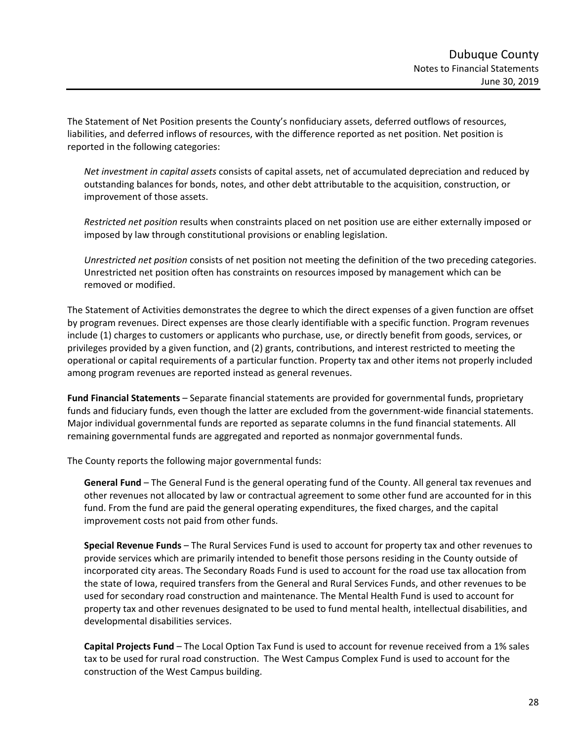The Statement of Net Position presents the County's nonfiduciary assets, deferred outflows of resources, liabilities, and deferred inflows of resources, with the difference reported as net position. Net position is reported in the following categories:

*Net investment in capital assets* consists of capital assets, net of accumulated depreciation and reduced by outstanding balances for bonds, notes, and other debt attributable to the acquisition, construction, or improvement of those assets.

*Restricted net position* results when constraints placed on net position use are either externally imposed or imposed by law through constitutional provisions or enabling legislation.

*Unrestricted net position* consists of net position not meeting the definition of the two preceding categories. Unrestricted net position often has constraints on resources imposed by management which can be removed or modified.

The Statement of Activities demonstrates the degree to which the direct expenses of a given function are offset by program revenues. Direct expenses are those clearly identifiable with a specific function. Program revenues include (1) charges to customers or applicants who purchase, use, or directly benefit from goods, services, or privileges provided by a given function, and (2) grants, contributions, and interest restricted to meeting the operational or capital requirements of a particular function. Property tax and other items not properly included among program revenues are reported instead as general revenues.

**Fund Financial Statements** – Separate financial statements are provided for governmental funds, proprietary funds and fiduciary funds, even though the latter are excluded from the government-wide financial statements. Major individual governmental funds are reported as separate columns in the fund financial statements. All remaining governmental funds are aggregated and reported as nonmajor governmental funds.

The County reports the following major governmental funds:

**General Fund** – The General Fund is the general operating fund of the County. All general tax revenues and other revenues not allocated by law or contractual agreement to some other fund are accounted for in this fund. From the fund are paid the general operating expenditures, the fixed charges, and the capital improvement costs not paid from other funds.

**Special Revenue Funds** – The Rural Services Fund is used to account for property tax and other revenues to provide services which are primarily intended to benefit those persons residing in the County outside of incorporated city areas. The Secondary Roads Fund is used to account for the road use tax allocation from the state of Iowa, required transfers from the General and Rural Services Funds, and other revenues to be used for secondary road construction and maintenance. The Mental Health Fund is used to account for property tax and other revenues designated to be used to fund mental health, intellectual disabilities, and developmental disabilities services.

**Capital Projects Fund** – The Local Option Tax Fund is used to account for revenue received from a 1% sales tax to be used for rural road construction. The West Campus Complex Fund is used to account for the construction of the West Campus building.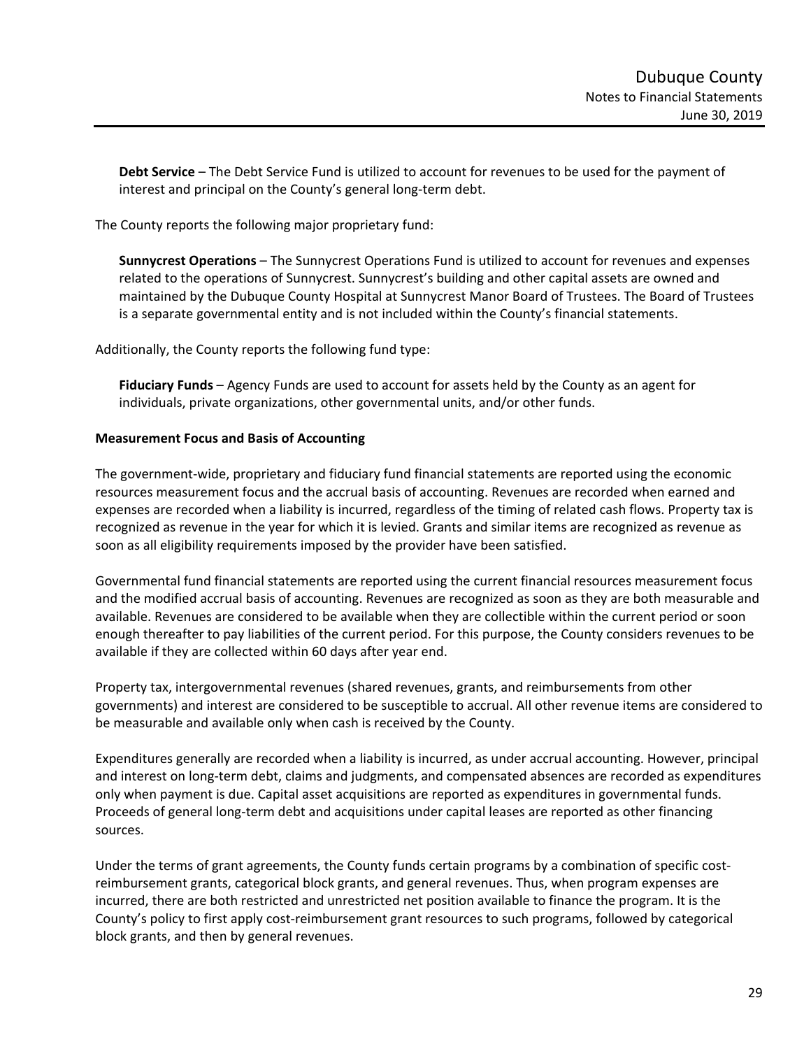**Debt Service** – The Debt Service Fund is utilized to account for revenues to be used for the payment of interest and principal on the County's general long-term debt.

The County reports the following major proprietary fund:

**Sunnycrest Operations** – The Sunnycrest Operations Fund is utilized to account for revenues and expenses related to the operations of Sunnycrest. Sunnycrest's building and other capital assets are owned and maintained by the Dubuque County Hospital at Sunnycrest Manor Board of Trustees. The Board of Trustees is a separate governmental entity and is not included within the County's financial statements.

Additionally, the County reports the following fund type:

**Fiduciary Funds** – Agency Funds are used to account for assets held by the County as an agent for individuals, private organizations, other governmental units, and/or other funds.

**Measurement Focus and Basis of Accounting**

The government-wide, proprietary and fiduciary fund financial statements are reported using the economic resources measurement focus and the accrual basis of accounting. Revenues are recorded when earned and expenses are recorded when a liability is incurred, regardless of the timing of related cash flows. Property tax is recognized as revenue in the year for which it is levied. Grants and similar items are recognized as revenue as soon as all eligibility requirements imposed by the provider have been satisfied.

Governmental fund financial statements are reported using the current financial resources measurement focus and the modified accrual basis of accounting. Revenues are recognized as soon as they are both measurable and available. Revenues are considered to be available when they are collectible within the current period or soon enough thereafter to pay liabilities of the current period. For this purpose, the County considers revenues to be available if they are collected within 60 days after year end.

Property tax, intergovernmental revenues (shared revenues, grants, and reimbursements from other governments) and interest are considered to be susceptible to accrual. All other revenue items are considered to be measurable and available only when cash is received by the County.

Expenditures generally are recorded when a liability is incurred, as under accrual accounting. However, principal and interest on long-term debt, claims and judgments, and compensated absences are recorded as expenditures only when payment is due. Capital asset acquisitions are reported as expenditures in governmental funds. Proceeds of general long-term debt and acquisitions under capital leases are reported as other financing sources.

Under the terms of grant agreements, the County funds certain programs by a combination of specific cost-reimbursement grants, categorical block grants, and general revenues. Thus, when program expenses are incurred, there are both restricted and unrestricted net position available to finance the program. It is the County's policy to first apply cost-reimbursement grant resources to such programs, followed by categorical block grants, and then by general revenues.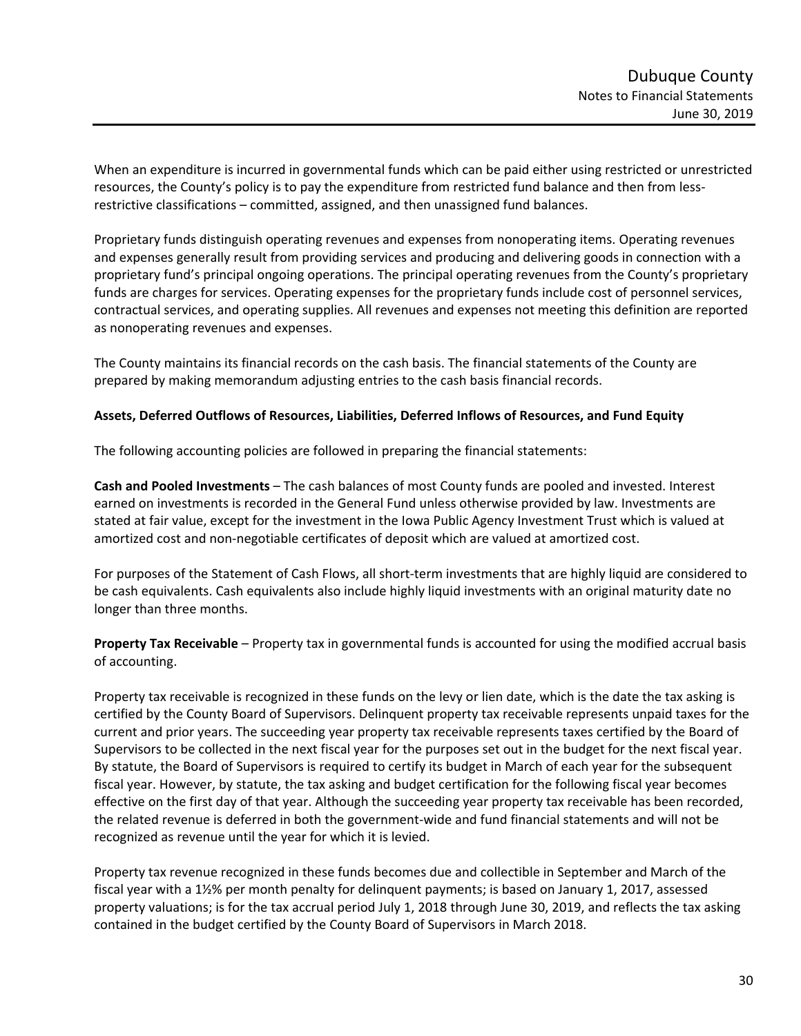When an expenditure is incurred in governmental funds which can be paid either using restricted or unrestricted resources, the County's policy is to pay the expenditure from restricted fund balance and then from less-restrictive classifications – committed, assigned, and then unassigned fund balances.

Proprietary funds distinguish operating revenues and expenses from nonoperating items. Operating revenues and expenses generally result from providing services and producing and delivering goods in connection with a proprietary fund's principal ongoing operations. The principal operating revenues from the County's proprietary funds are charges for services. Operating expenses for the proprietary funds include cost of personnel services, contractual services, and operating supplies. All revenues and expenses not meeting this definition are reported as nonoperating revenues and expenses.

The County maintains its financial records on the cash basis. The financial statements of the County are prepared by making memorandum adjusting entries to the cash basis financial records.

**Assets, Deferred Outflows of Resources, Liabilities, Deferred Inflows of Resources, and Fund Equity**

The following accounting policies are followed in preparing the financial statements:

**Cash and Pooled Investments** – The cash balances of most County funds are pooled and invested. Interest earned on investments is recorded in the General Fund unless otherwise provided by law. Investments are stated at fair value, except for the investment in the Iowa Public Agency Investment Trust which is valued at amortized cost and non-negotiable certificates of deposit which are valued at amortized cost.

For purposes of the Statement of Cash Flows, all short-term investments that are highly liquid are considered to be cash equivalents. Cash equivalents also include highly liquid investments with an original maturity date no longer than three months.

**Property Tax Receivable** – Property tax in governmental funds is accounted for using the modified accrual basis of accounting.

Property tax receivable is recognized in these funds on the levy or lien date, which is the date the tax asking is certified by the County Board of Supervisors. Delinquent property tax receivable represents unpaid taxes for the current and prior years. The succeeding year property tax receivable represents taxes certified by the Board of Supervisors to be collected in the next fiscal year for the purposes set out in the budget for the next fiscal year. By statute, the Board of Supervisors is required to certify its budget in March of each year for the subsequent fiscal year. However, by statute, the tax asking and budget certification for the following fiscal year becomes effective on the first day of that year. Although the succeeding year property tax receivable has been recorded, the related revenue is deferred in both the government-wide and fund financial statements and will not be recognized as revenue until the year for which it is levied.

Property tax revenue recognized in these funds becomes due and collectible in September and March of the fiscal year with a 1½% per month penalty for delinquent payments; is based on January 1, 2017, assessed property valuations; is for the tax accrual period July 1, 2018 through June 30, 2019, and reflects the tax asking contained in the budget certified by the County Board of Supervisors in March 2018.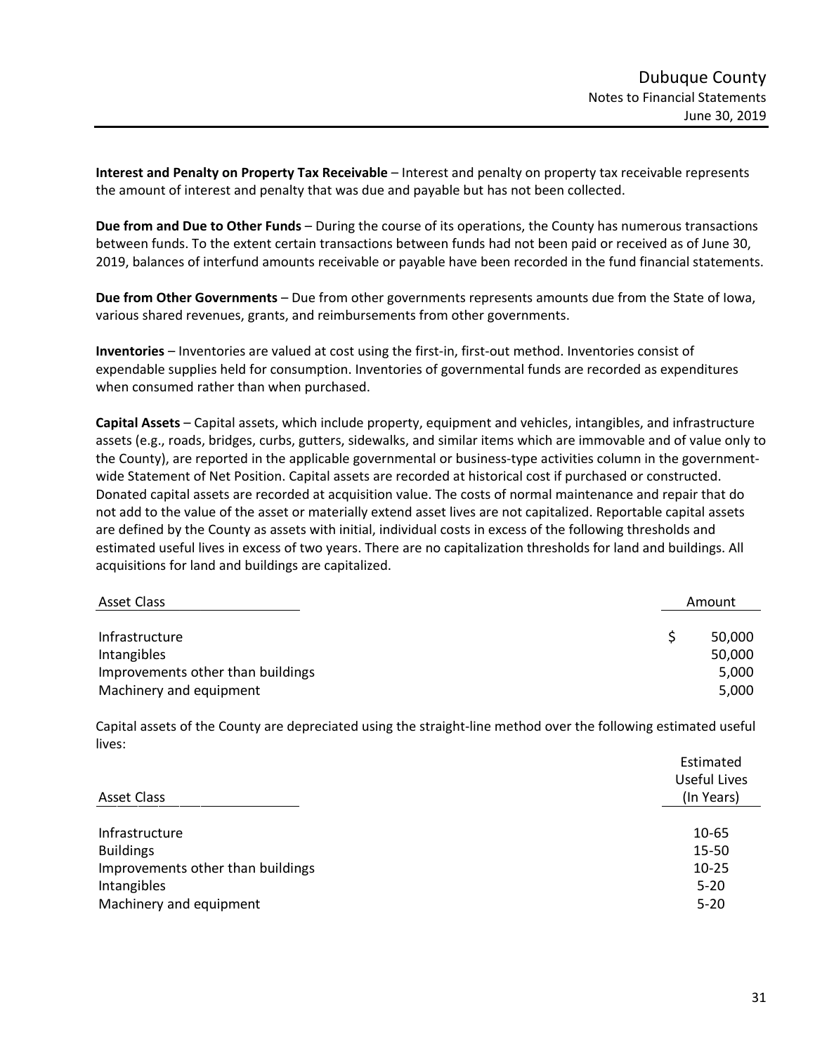**Interest and Penalty on Property Tax Receivable** – Interest and penalty on property tax receivable represents the amount of interest and penalty that was due and payable but has not been collected.

**Due from and Due to Other Funds** – During the course of its operations, the County has numerous transactions between funds. To the extent certain transactions between funds had not been paid or received as of June 30, 2019, balances of interfund amounts receivable or payable have been recorded in the fund financial statements.

**Due from Other Governments** – Due from other governments represents amounts due from the State of Iowa, various shared revenues, grants, and reimbursements from other governments.

**Inventories** – Inventories are valued at cost using the first-in, first-out method. Inventories consist of expendable supplies held for consumption. Inventories of governmental funds are recorded as expenditures when consumed rather than when purchased.

**Capital Assets** – Capital assets, which include property, equipment and vehicles, intangibles, and infrastructure assets (e.g., roads, bridges, curbs, gutters, sidewalks, and similar items which are immovable and of value only to the County), are reported in the applicable governmental or business-type activities column in the government-wide Statement of Net Position. Capital assets are recorded at historical cost if purchased or constructed. Donated capital assets are recorded at acquisition value. The costs of normal maintenance and repair that do not add to the value of the asset or materially extend asset lives are not capitalized. Reportable capital assets are defined by the County as assets with initial, individual costs in excess of the following thresholds and estimated useful lives in excess of two years. There are no capitalization thresholds for land and buildings. All acquisitions for land and buildings are capitalized.

| Asset Class | Amount |
|---|---|
| Infrastructure | $ 50,000 |
| Intangibles | 50,000 |
| Improvements other than buildings | 5,000 |
| Machinery and equipment | 5,000 |

Capital assets of the County are depreciated using the straight-line method over the following estimated useful lives:

| Asset Class | Estimated Useful Lives (In Years) |
|---|---|
| Infrastructure | 10-65 |
| Buildings | 15-50 |
| Improvements other than buildings | 10-25 |
| Intangibles | 5-20 |
| Machinery and equipment | 5-20 |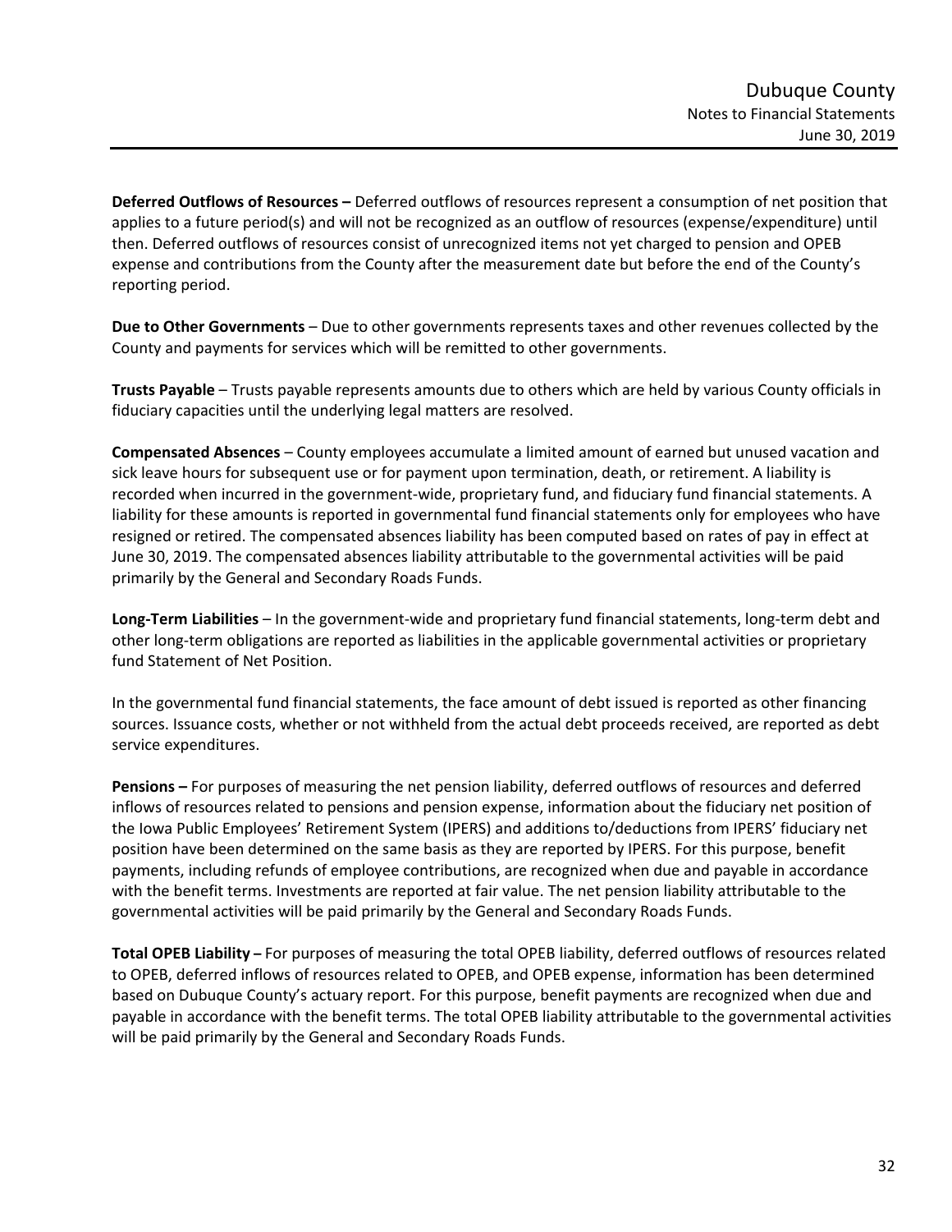**Deferred Outflows of Resources –** Deferred outflows of resources represent a consumption of net position that applies to a future period(s) and will not be recognized as an outflow of resources (expense/expenditure) until then. Deferred outflows of resources consist of unrecognized items not yet charged to pension and OPEB expense and contributions from the County after the measurement date but before the end of the County's reporting period.

**Due to Other Governments** – Due to other governments represents taxes and other revenues collected by the County and payments for services which will be remitted to other governments.

**Trusts Payable** – Trusts payable represents amounts due to others which are held by various County officials in fiduciary capacities until the underlying legal matters are resolved.

**Compensated Absences** – County employees accumulate a limited amount of earned but unused vacation and sick leave hours for subsequent use or for payment upon termination, death, or retirement. A liability is recorded when incurred in the government-wide, proprietary fund, and fiduciary fund financial statements. A liability for these amounts is reported in governmental fund financial statements only for employees who have resigned or retired. The compensated absences liability has been computed based on rates of pay in effect at June 30, 2019. The compensated absences liability attributable to the governmental activities will be paid primarily by the General and Secondary Roads Funds.

**Long-Term Liabilities** – In the government-wide and proprietary fund financial statements, long-term debt and other long-term obligations are reported as liabilities in the applicable governmental activities or proprietary fund Statement of Net Position.

In the governmental fund financial statements, the face amount of debt issued is reported as other financing sources. Issuance costs, whether or not withheld from the actual debt proceeds received, are reported as debt service expenditures.

**Pensions –** For purposes of measuring the net pension liability, deferred outflows of resources and deferred inflows of resources related to pensions and pension expense, information about the fiduciary net position of the Iowa Public Employees' Retirement System (IPERS) and additions to/deductions from IPERS' fiduciary net position have been determined on the same basis as they are reported by IPERS. For this purpose, benefit payments, including refunds of employee contributions, are recognized when due and payable in accordance with the benefit terms. Investments are reported at fair value. The net pension liability attributable to the governmental activities will be paid primarily by the General and Secondary Roads Funds.

**Total OPEB Liability –** For purposes of measuring the total OPEB liability, deferred outflows of resources related to OPEB, deferred inflows of resources related to OPEB, and OPEB expense, information has been determined based on Dubuque County's actuary report. For this purpose, benefit payments are recognized when due and payable in accordance with the benefit terms. The total OPEB liability attributable to the governmental activities will be paid primarily by the General and Secondary Roads Funds.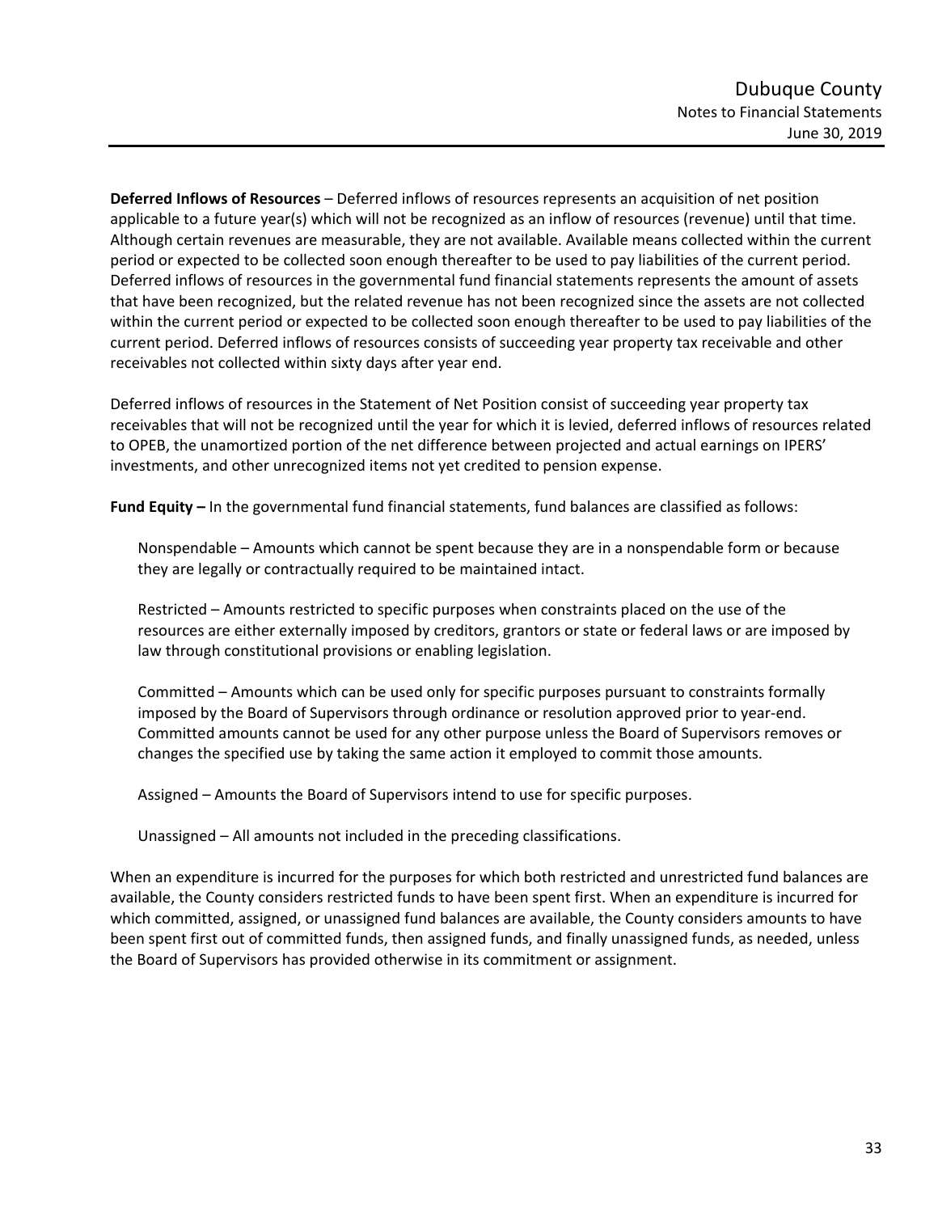**Deferred Inflows of Resources** – Deferred inflows of resources represents an acquisition of net position applicable to a future year(s) which will not be recognized as an inflow of resources (revenue) until that time. Although certain revenues are measurable, they are not available. Available means collected within the current period or expected to be collected soon enough thereafter to be used to pay liabilities of the current period. Deferred inflows of resources in the governmental fund financial statements represents the amount of assets that have been recognized, but the related revenue has not been recognized since the assets are not collected within the current period or expected to be collected soon enough thereafter to be used to pay liabilities of the current period. Deferred inflows of resources consists of succeeding year property tax receivable and other receivables not collected within sixty days after year end.

Deferred inflows of resources in the Statement of Net Position consist of succeeding year property tax receivables that will not be recognized until the year for which it is levied, deferred inflows of resources related to OPEB, the unamortized portion of the net difference between projected and actual earnings on IPERS' investments, and other unrecognized items not yet credited to pension expense.

**Fund Equity –** In the governmental fund financial statements, fund balances are classified as follows:

Nonspendable – Amounts which cannot be spent because they are in a nonspendable form or because they are legally or contractually required to be maintained intact.

Restricted – Amounts restricted to specific purposes when constraints placed on the use of the resources are either externally imposed by creditors, grantors or state or federal laws or are imposed by law through constitutional provisions or enabling legislation.

Committed – Amounts which can be used only for specific purposes pursuant to constraints formally imposed by the Board of Supervisors through ordinance or resolution approved prior to year-end. Committed amounts cannot be used for any other purpose unless the Board of Supervisors removes or changes the specified use by taking the same action it employed to commit those amounts.

Assigned – Amounts the Board of Supervisors intend to use for specific purposes.

Unassigned – All amounts not included in the preceding classifications.

When an expenditure is incurred for the purposes for which both restricted and unrestricted fund balances are available, the County considers restricted funds to have been spent first. When an expenditure is incurred for which committed, assigned, or unassigned fund balances are available, the County considers amounts to have been spent first out of committed funds, then assigned funds, and finally unassigned funds, as needed, unless the Board of Supervisors has provided otherwise in its commitment or assignment.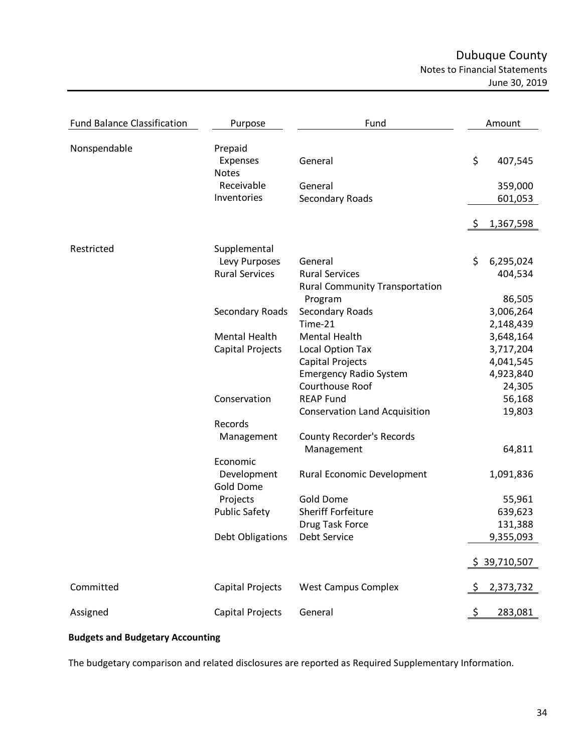| Fund Balance Classification | Purpose | Fund | Amount |
|---|---|---|---|
| Nonspendable | Prepaid Expenses | General | $ 407,545 |
| | Notes Receivable | General | 359,000 |
| | Inventories | Secondary Roads | 601,053 |
| | | | $ 1,367,598 |
| Restricted | Supplemental Levy Purposes | General | $ 6,295,024 |
| | Rural Services | Rural Services | 404,534 |
| | | Rural Community Transportation Program | 86,505 |
| | Secondary Roads | Secondary Roads | 3,006,264 |
| | | Time-21 | 2,148,439 |
| | Mental Health | Mental Health | 3,648,164 |
| | Capital Projects | Local Option Tax | 3,717,204 |
| | | Capital Projects | 4,041,545 |
| | | Emergency Radio System | 4,923,840 |
| | | Courthouse Roof | 24,305 |
| | Conservation | REAP Fund | 56,168 |
| | | Conservation Land Acquisition | 19,803 |
| | Records Management | County Recorder's Records Management | 64,811 |
| | Economic Development | Rural Economic Development | 1,091,836 |
| | Gold Dome Projects | Gold Dome | 55,961 |
| | Public Safety | Sheriff Forfeiture | 639,623 |
| | | Drug Task Force | 131,388 |
| | Debt Obligations | Debt Service | 9,355,093 |
| | | | $ 39,710,507 |
| Committed | Capital Projects | West Campus Complex | $ 2,373,732 |
| Assigned | Capital Projects | General | $ 283,081 |

**Budgets and Budgetary Accounting**

The budgetary comparison and related disclosures are reported as Required Supplementary Information.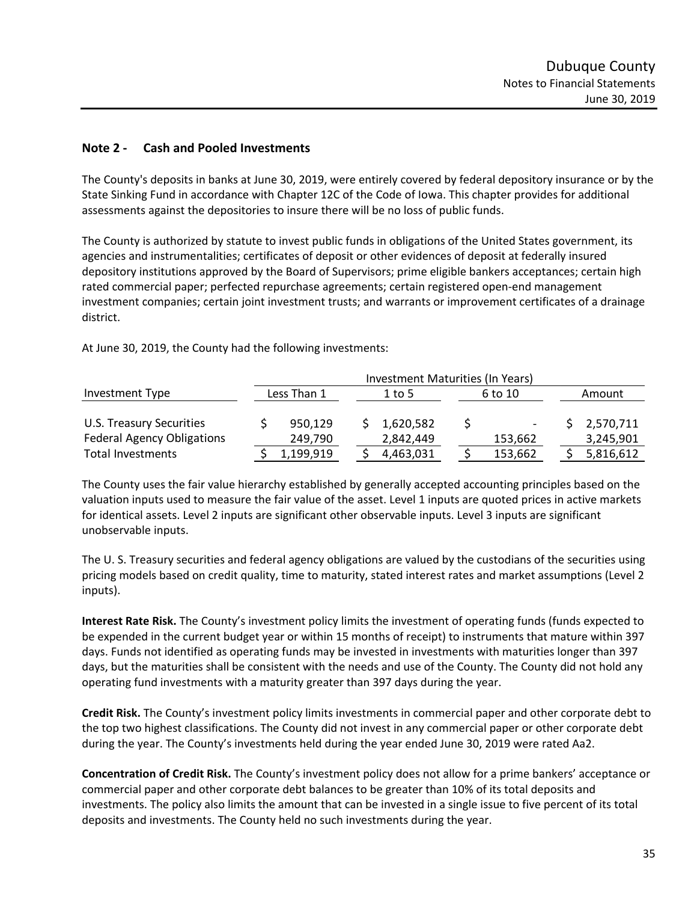## Note 2 - Cash and Pooled Investments

The County's deposits in banks at June 30, 2019, were entirely covered by federal depository insurance or by the State Sinking Fund in accordance with Chapter 12C of the Code of Iowa. This chapter provides for additional assessments against the depositories to insure there will be no loss of public funds.

The County is authorized by statute to invest public funds in obligations of the United States government, its agencies and instrumentalities; certificates of deposit or other evidences of deposit at federally insured depository institutions approved by the Board of Supervisors; prime eligible bankers acceptances; certain high rated commercial paper; perfected repurchase agreements; certain registered open-end management investment companies; certain joint investment trusts; and warrants or improvement certificates of a drainage district.

At June 30, 2019, the County had the following investments:

| | Investment Maturities (In Years) | | | |
|---|---|---|---|---|
| Investment Type | Less Than 1 | 1 to 5 | 6 to 10 | Amount |
| U.S. Treasury Securities | $ 950,129 | $ 1,620,582 | $ - | $ 2,570,711 |
| Federal Agency Obligations | 249,790 | 2,842,449 | 153,662 | 3,245,901 |
| Total Investments | $ 1,199,919 | $ 4,463,031 | $ 153,662 | $ 5,816,612 |

The County uses the fair value hierarchy established by generally accepted accounting principles based on the valuation inputs used to measure the fair value of the asset. Level 1 inputs are quoted prices in active markets for identical assets. Level 2 inputs are significant other observable inputs. Level 3 inputs are significant unobservable inputs.

The U. S. Treasury securities and federal agency obligations are valued by the custodians of the securities using pricing models based on credit quality, time to maturity, stated interest rates and market assumptions (Level 2 inputs).

**Interest Rate Risk.** The County's investment policy limits the investment of operating funds (funds expected to be expended in the current budget year or within 15 months of receipt) to instruments that mature within 397 days. Funds not identified as operating funds may be invested in investments with maturities longer than 397 days, but the maturities shall be consistent with the needs and use of the County. The County did not hold any operating fund investments with a maturity greater than 397 days during the year.

**Credit Risk.** The County's investment policy limits investments in commercial paper and other corporate debt to the top two highest classifications. The County did not invest in any commercial paper or other corporate debt during the year. The County's investments held during the year ended June 30, 2019 were rated Aa2.

**Concentration of Credit Risk.** The County's investment policy does not allow for a prime bankers' acceptance or commercial paper and other corporate debt balances to be greater than 10% of its total deposits and investments. The policy also limits the amount that can be invested in a single issue to five percent of its total deposits and investments. The County held no such investments during the year.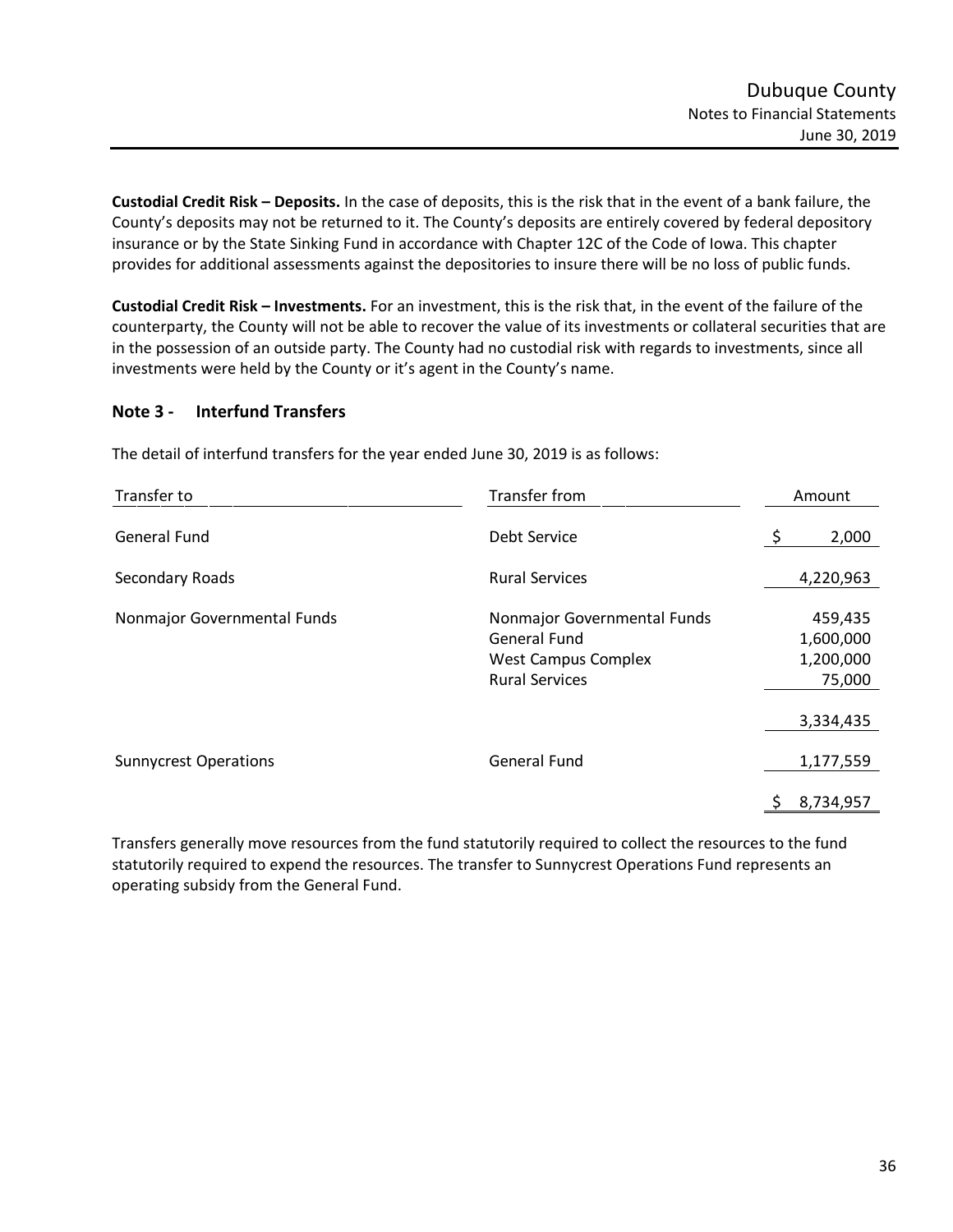**Custodial Credit Risk – Deposits.** In the case of deposits, this is the risk that in the event of a bank failure, the County's deposits may not be returned to it. The County's deposits are entirely covered by federal depository insurance or by the State Sinking Fund in accordance with Chapter 12C of the Code of Iowa. This chapter provides for additional assessments against the depositories to insure there will be no loss of public funds.

**Custodial Credit Risk – Investments.** For an investment, this is the risk that, in the event of the failure of the counterparty, the County will not be able to recover the value of its investments or collateral securities that are in the possession of an outside party. The County had no custodial risk with regards to investments, since all investments were held by the County or it's agent in the County's name.

## Note 3 - Interfund Transfers

The detail of interfund transfers for the year ended June 30, 2019 is as follows:

| Transfer to | Transfer from | Amount |
|---|---|---|
| General Fund | Debt Service | $ 2,000 |
| Secondary Roads | Rural Services | 4,220,963 |
| Nonmajor Governmental Funds | Nonmajor Governmental Funds | 459,435 |
| | General Fund | 1,600,000 |
| | West Campus Complex | 1,200,000 |
| | Rural Services | 75,000 |
| | | 3,334,435 |
| Sunnycrest Operations | General Fund | 1,177,559 |
| | | $ 8,734,957 |

Transfers generally move resources from the fund statutorily required to collect the resources to the fund statutorily required to expend the resources. The transfer to Sunnycrest Operations Fund represents an operating subsidy from the General Fund.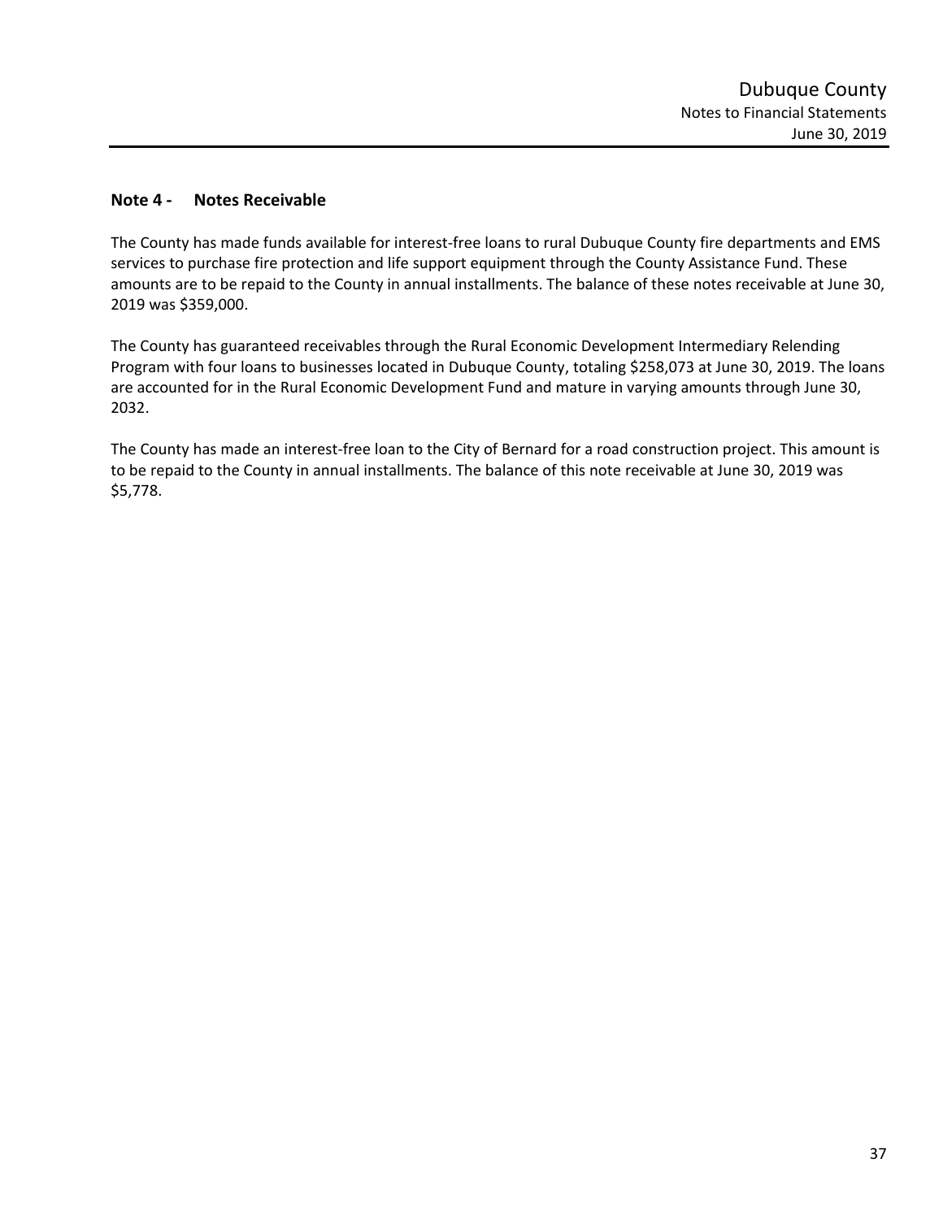## Note 4 - Notes Receivable

The County has made funds available for interest-free loans to rural Dubuque County fire departments and EMS services to purchase fire protection and life support equipment through the County Assistance Fund. These amounts are to be repaid to the County in annual installments. The balance of these notes receivable at June 30, 2019 was $359,000.

The County has guaranteed receivables through the Rural Economic Development Intermediary Relending Program with four loans to businesses located in Dubuque County, totaling $258,073 at June 30, 2019. The loans are accounted for in the Rural Economic Development Fund and mature in varying amounts through June 30, 2032.

The County has made an interest-free loan to the City of Bernard for a road construction project. This amount is to be repaid to the County in annual installments. The balance of this note receivable at June 30, 2019 was $5,778.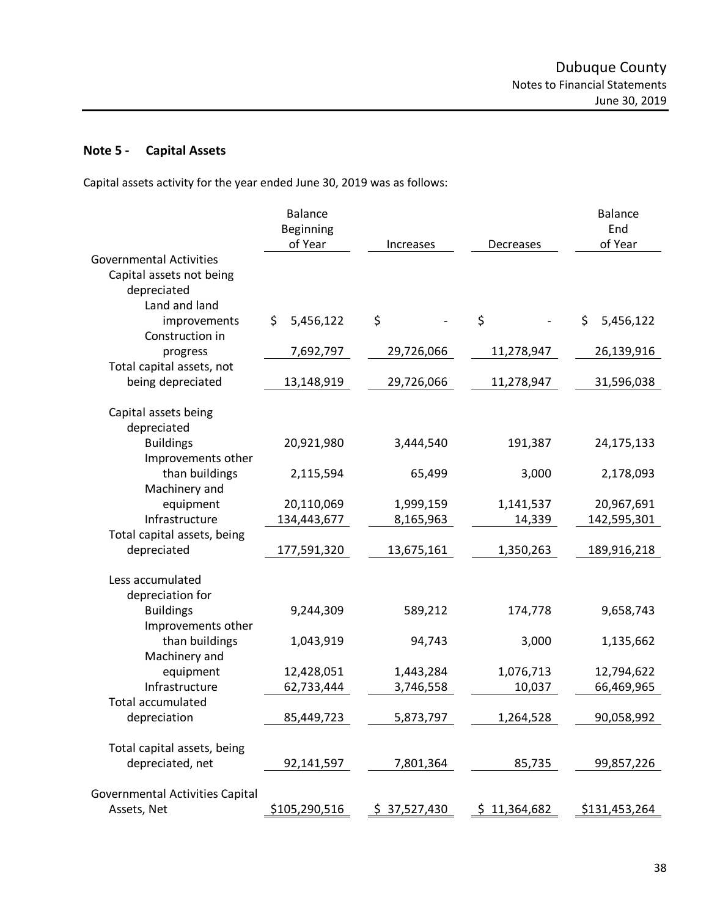## Note 5 - Capital Assets

Capital assets activity for the year ended June 30, 2019 was as follows:

| | Balance Beginning of Year | Increases | Decreases | Balance End of Year |
|---|---|---|---|---|
| Governmental Activities | | | | |
| Capital assets not being depreciated | | | | |
| Land and land improvements | $ 5,456,122 | $ - | $ - | $ 5,456,122 |
| Construction in progress | 7,692,797 | 29,726,066 | 11,278,947 | 26,139,916 |
| Total capital assets, not being depreciated | 13,148,919 | 29,726,066 | 11,278,947 | 31,596,038 |
| Capital assets being depreciated | | | | |
| Buildings | 20,921,980 | 3,444,540 | 191,387 | 24,175,133 |
| Improvements other than buildings | 2,115,594 | 65,499 | 3,000 | 2,178,093 |
| Machinery and equipment | 20,110,069 | 1,999,159 | 1,141,537 | 20,967,691 |
| Infrastructure | 134,443,677 | 8,165,963 | 14,339 | 142,595,301 |
| Total capital assets, being depreciated | 177,591,320 | 13,675,161 | 1,350,263 | 189,916,218 |
| Less accumulated depreciation for | | | | |
| Buildings | 9,244,309 | 589,212 | 174,778 | 9,658,743 |
| Improvements other than buildings | 1,043,919 | 94,743 | 3,000 | 1,135,662 |
| Machinery and equipment | 12,428,051 | 1,443,284 | 1,076,713 | 12,794,622 |
| Infrastructure | 62,733,444 | 3,746,558 | 10,037 | 66,469,965 |
| Total accumulated depreciation | 85,449,723 | 5,873,797 | 1,264,528 | 90,058,992 |
| Total capital assets, being depreciated, net | 92,141,597 | 7,801,364 | 85,735 | 99,857,226 |
| Governmental Activities Capital Assets, Net | $105,290,516 | $ 37,527,430 | $ 11,364,682 | $131,453,264 |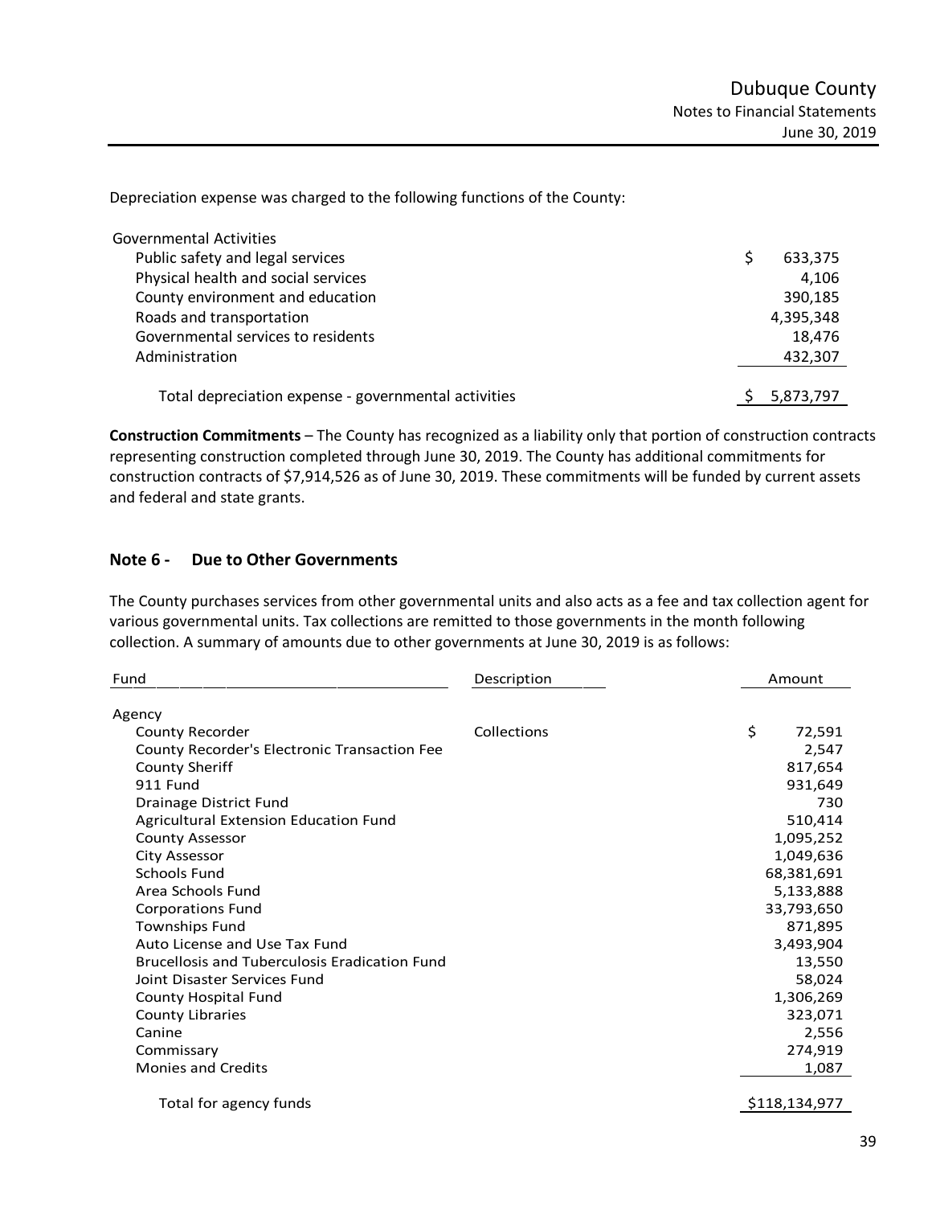Depreciation expense was charged to the following functions of the County:

| | |
|---|---|
| Governmental Activities | |
| Public safety and legal services | $ 633,375 |
| Physical health and social services | 4,106 |
| County environment and education | 390,185 |
| Roads and transportation | 4,395,348 |
| Governmental services to residents | 18,476 |
| Administration | 432,307 |
| Total depreciation expense - governmental activities | $ 5,873,797 |

**Construction Commitments** – The County has recognized as a liability only that portion of construction contracts representing construction completed through June 30, 2019. The County has additional commitments for construction contracts of $7,914,526 as of June 30, 2019. These commitments will be funded by current assets and federal and state grants.

## Note 6 - Due to Other Governments

The County purchases services from other governmental units and also acts as a fee and tax collection agent for various governmental units. Tax collections are remitted to those governments in the month following collection. A summary of amounts due to other governments at June 30, 2019 is as follows:

| Fund | Description | Amount |
|---|---|---|
| Agency | | |
| County Recorder | Collections | $ 72,591 |
| County Recorder's Electronic Transaction Fee | | 2,547 |
| County Sheriff | | 817,654 |
| 911 Fund | | 931,649 |
| Drainage District Fund | | 730 |
| Agricultural Extension Education Fund | | 510,414 |
| County Assessor | | 1,095,252 |
| City Assessor | | 1,049,636 |
| Schools Fund | | 68,381,691 |
| Area Schools Fund | | 5,133,888 |
| Corporations Fund | | 33,793,650 |
| Townships Fund | | 871,895 |
| Auto License and Use Tax Fund | | 3,493,904 |
| Brucellosis and Tuberculosis Eradication Fund | | 13,550 |
| Joint Disaster Services Fund | | 58,024 |
| County Hospital Fund | | 1,306,269 |
| County Libraries | | 323,071 |
| Canine | | 2,556 |
| Commissary | | 274,919 |
| Monies and Credits | | 1,087 |
| Total for agency funds | | $118,134,977 |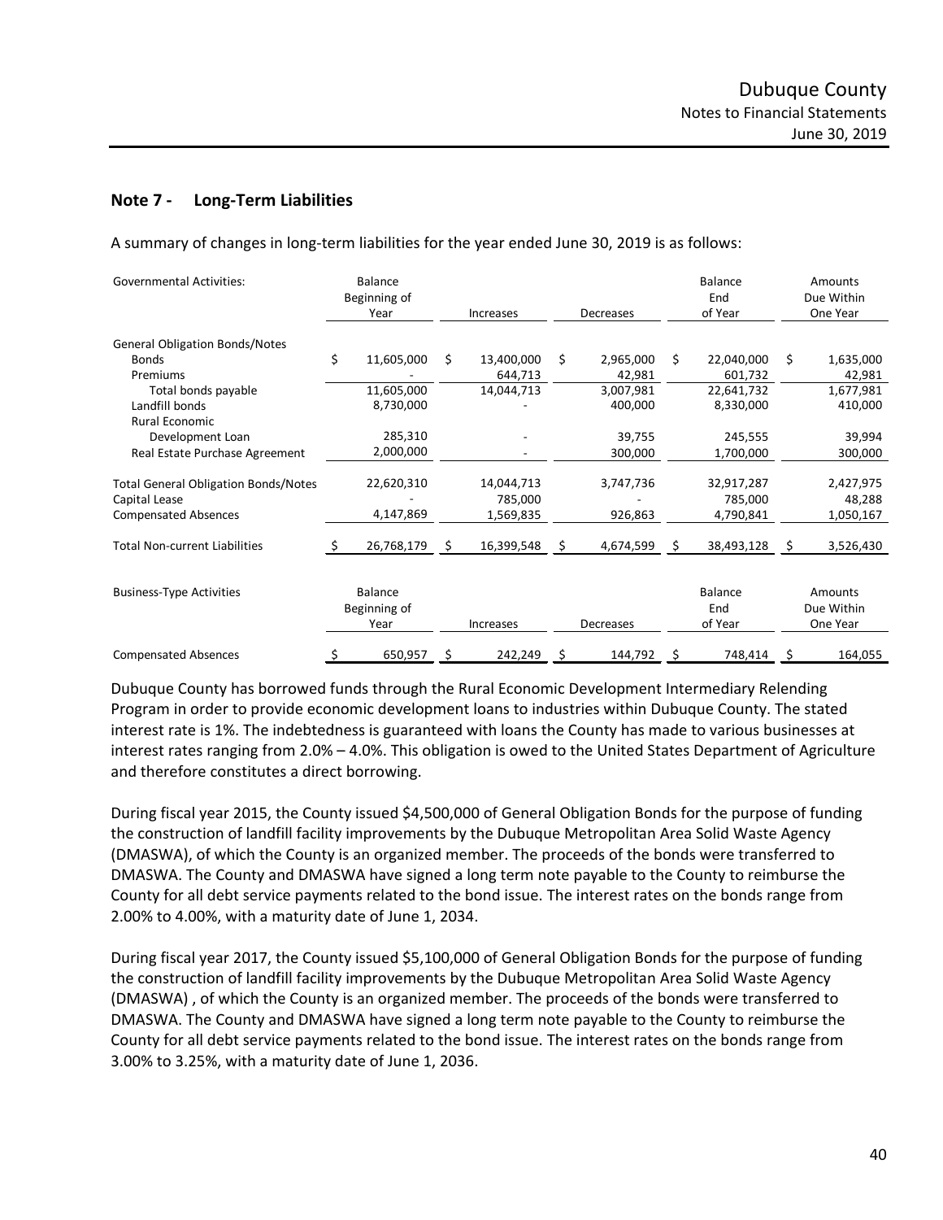## Note 7 - Long-Term Liabilities

A summary of changes in long-term liabilities for the year ended June 30, 2019 is as follows:

| Governmental Activities: | Balance Beginning of Year | Increases | Decreases | Balance End of Year | Amounts Due Within One Year |
|---|---|---|---|---|---|
| General Obligation Bonds/Notes | | | | | |
| Bonds | $ 11,605,000 | $ 13,400,000 | $ 2,965,000 | $ 22,040,000 | $ 1,635,000 |
| Premiums | - | 644,713 | 42,981 | 601,732 | 42,981 |
| Total bonds payable | 11,605,000 | 14,044,713 | 3,007,981 | 22,641,732 | 1,677,981 |
| Landfill bonds | 8,730,000 | - | 400,000 | 8,330,000 | 410,000 |
| Rural Economic Development Loan | 285,310 | - | 39,755 | 245,555 | 39,994 |
| Real Estate Purchase Agreement | 2,000,000 | - | 300,000 | 1,700,000 | 300,000 |
| Total General Obligation Bonds/Notes | 22,620,310 | 14,044,713 | 3,747,736 | 32,917,287 | 2,427,975 |
| Capital Lease | - | 785,000 | - | 785,000 | 48,288 |
| Compensated Absences | 4,147,869 | 1,569,835 | 926,863 | 4,790,841 | 1,050,167 |
| Total Non-current Liabilities | $ 26,768,179 | $ 16,399,548 | $ 4,674,599 | $ 38,493,128 | $ 3,526,430 |

| Business-Type Activities | Balance Beginning of Year | Increases | Decreases | Balance End of Year | Amounts Due Within One Year |
|---|---|---|---|---|---|
| Compensated Absences | $ 650,957 | $ 242,249 | $ 144,792 | $ 748,414 | $ 164,055 |

Dubuque County has borrowed funds through the Rural Economic Development Intermediary Relending Program in order to provide economic development loans to industries within Dubuque County. The stated interest rate is 1%. The indebtedness is guaranteed with loans the County has made to various businesses at interest rates ranging from 2.0% – 4.0%. This obligation is owed to the United States Department of Agriculture and therefore constitutes a direct borrowing.

During fiscal year 2015, the County issued $4,500,000 of General Obligation Bonds for the purpose of funding the construction of landfill facility improvements by the Dubuque Metropolitan Area Solid Waste Agency (DMASWA), of which the County is an organized member. The proceeds of the bonds were transferred to DMASWA. The County and DMASWA have signed a long term note payable to the County to reimburse the County for all debt service payments related to the bond issue. The interest rates on the bonds range from 2.00% to 4.00%, with a maturity date of June 1, 2034.

During fiscal year 2017, the County issued $5,100,000 of General Obligation Bonds for the purpose of funding the construction of landfill facility improvements by the Dubuque Metropolitan Area Solid Waste Agency (DMASWA) , of which the County is an organized member. The proceeds of the bonds were transferred to DMASWA. The County and DMASWA have signed a long term note payable to the County to reimburse the County for all debt service payments related to the bond issue. The interest rates on the bonds range from 3.00% to 3.25%, with a maturity date of June 1, 2036.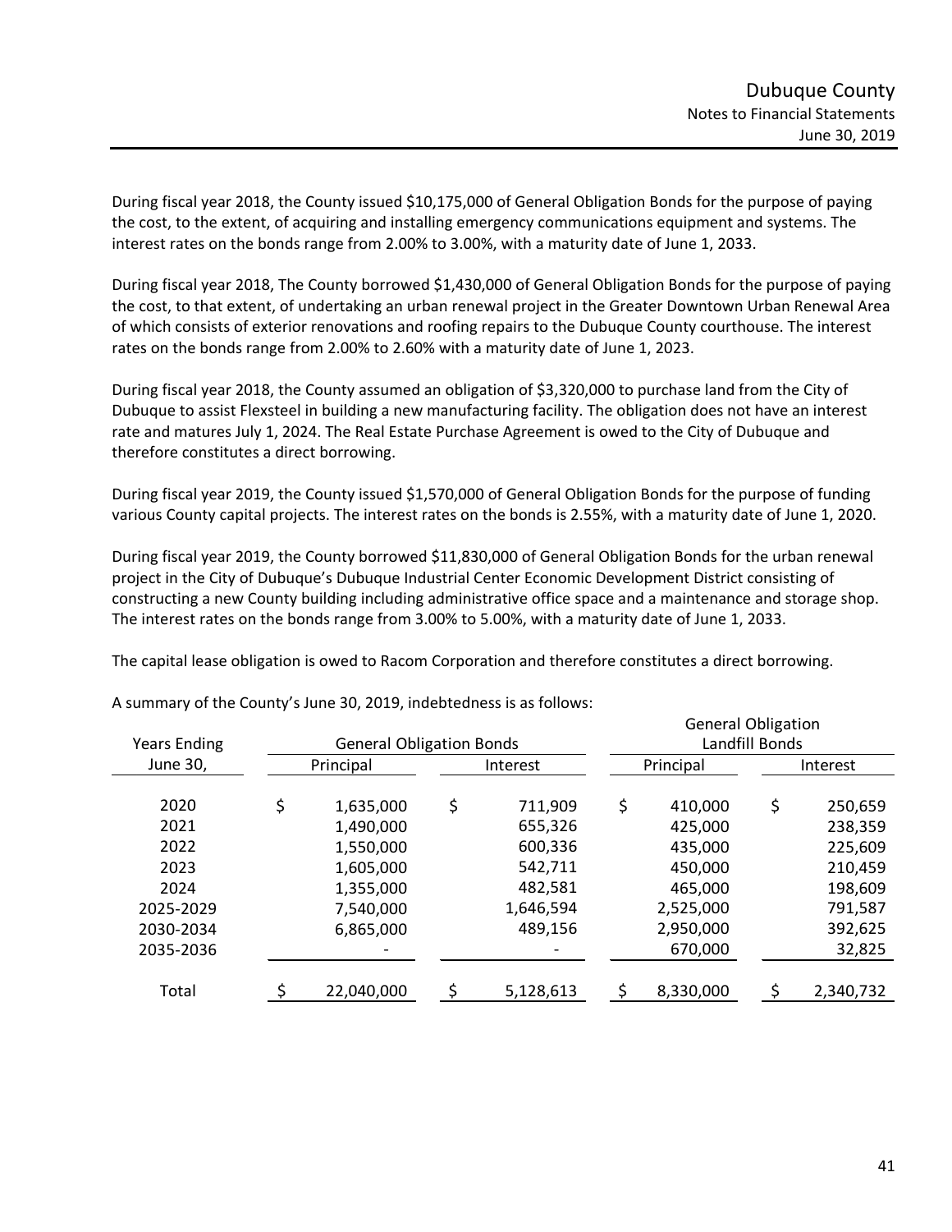During fiscal year 2018, the County issued $10,175,000 of General Obligation Bonds for the purpose of paying the cost, to the extent, of acquiring and installing emergency communications equipment and systems. The interest rates on the bonds range from 2.00% to 3.00%, with a maturity date of June 1, 2033.

During fiscal year 2018, The County borrowed $1,430,000 of General Obligation Bonds for the purpose of paying the cost, to that extent, of undertaking an urban renewal project in the Greater Downtown Urban Renewal Area of which consists of exterior renovations and roofing repairs to the Dubuque County courthouse. The interest rates on the bonds range from 2.00% to 2.60% with a maturity date of June 1, 2023.

During fiscal year 2018, the County assumed an obligation of $3,320,000 to purchase land from the City of Dubuque to assist Flexsteel in building a new manufacturing facility. The obligation does not have an interest rate and matures July 1, 2024. The Real Estate Purchase Agreement is owed to the City of Dubuque and therefore constitutes a direct borrowing.

During fiscal year 2019, the County issued $1,570,000 of General Obligation Bonds for the purpose of funding various County capital projects. The interest rates on the bonds is 2.55%, with a maturity date of June 1, 2020.

During fiscal year 2019, the County borrowed $11,830,000 of General Obligation Bonds for the urban renewal project in the City of Dubuque's Dubuque Industrial Center Economic Development District consisting of constructing a new County building including administrative office space and a maintenance and storage shop. The interest rates on the bonds range from 3.00% to 5.00%, with a maturity date of June 1, 2033.

The capital lease obligation is owed to Racom Corporation and therefore constitutes a direct borrowing.

A summary of the County's June 30, 2019, indebtedness is as follows:

| Years Ending | General Obligation Bonds | | General Obligation Landfill Bonds | |
|---|---|---|---|---|
| June 30, | Principal | Interest | Principal | Interest |
| 2020 | $ 1,635,000 | $ 711,909 | $ 410,000 | $ 250,659 |
| 2021 | 1,490,000 | 655,326 | 425,000 | 238,359 |
| 2022 | 1,550,000 | 600,336 | 435,000 | 225,609 |
| 2023 | 1,605,000 | 542,711 | 450,000 | 210,459 |
| 2024 | 1,355,000 | 482,581 | 465,000 | 198,609 |
| 2025-2029 | 7,540,000 | 1,646,594 | 2,525,000 | 791,587 |
| 2030-2034 | 6,865,000 | 489,156 | 2,950,000 | 392,625 |
| 2035-2036 | - | - | 670,000 | 32,825 |
| Total | $ 22,040,000 | $ 5,128,613 | $ 8,330,000 | $ 2,340,732 |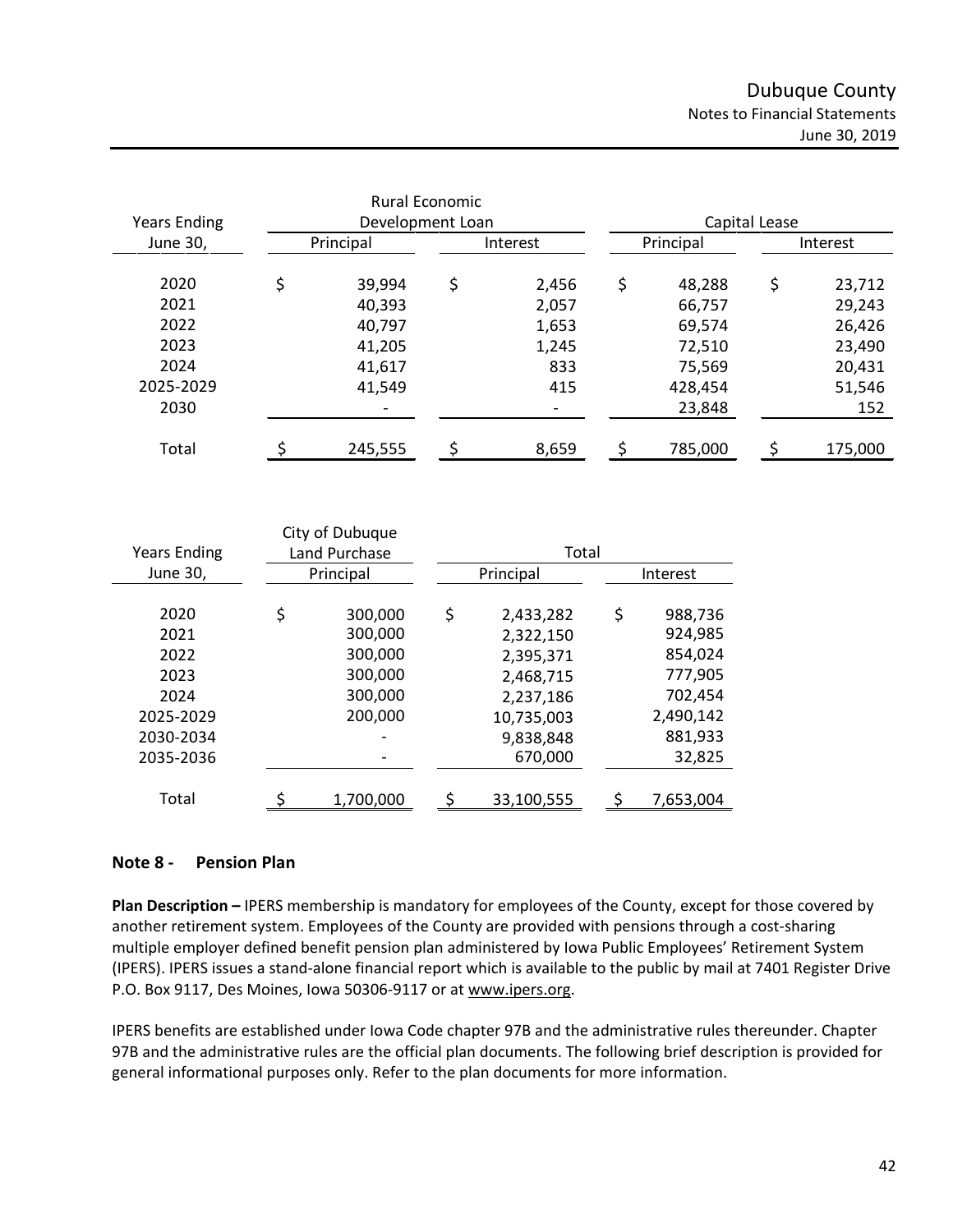| Years Ending June 30, | Rural Economic Development Loan Principal | Rural Economic Development Loan Interest | Capital Lease Principal | Capital Lease Interest |
|---|---|---|---|---|
| 2020 | $ 39,994 | $ 2,456 | $ 48,288 | $ 23,712 |
| 2021 | 40,393 | 2,057 | 66,757 | 29,243 |
| 2022 | 40,797 | 1,653 | 69,574 | 26,426 |
| 2023 | 41,205 | 1,245 | 72,510 | 23,490 |
| 2024 | 41,617 | 833 | 75,569 | 20,431 |
| 2025-2029 | 41,549 | 415 | 428,454 | 51,546 |
| 2030 | - | - | 23,848 | 152 |
| Total | $ 245,555 | $ 8,659 | $ 785,000 | $ 175,000 |

| Years Ending June 30, | City of Dubuque Land Purchase Principal | Total Principal | Total Interest |
|---|---|---|---|
| 2020 | $ 300,000 | $ 2,433,282 | $ 988,736 |
| 2021 | 300,000 | 2,322,150 | 924,985 |
| 2022 | 300,000 | 2,395,371 | 854,024 |
| 2023 | 300,000 | 2,468,715 | 777,905 |
| 2024 | 300,000 | 2,237,186 | 702,454 |
| 2025-2029 | 200,000 | 10,735,003 | 2,490,142 |
| 2030-2034 | - | 9,838,848 | 881,933 |
| 2035-2036 | - | 670,000 | 32,825 |
| Total | $ 1,700,000 | $ 33,100,555 | $ 7,653,004 |

## Note 8 - Pension Plan

**Plan Description –** IPERS membership is mandatory for employees of the County, except for those covered by another retirement system. Employees of the County are provided with pensions through a cost-sharing multiple employer defined benefit pension plan administered by Iowa Public Employees' Retirement System (IPERS). IPERS issues a stand-alone financial report which is available to the public by mail at 7401 Register Drive P.O. Box 9117, Des Moines, Iowa 50306-9117 or at www.ipers.org.

IPERS benefits are established under Iowa Code chapter 97B and the administrative rules thereunder. Chapter 97B and the administrative rules are the official plan documents. The following brief description is provided for general informational purposes only. Refer to the plan documents for more information.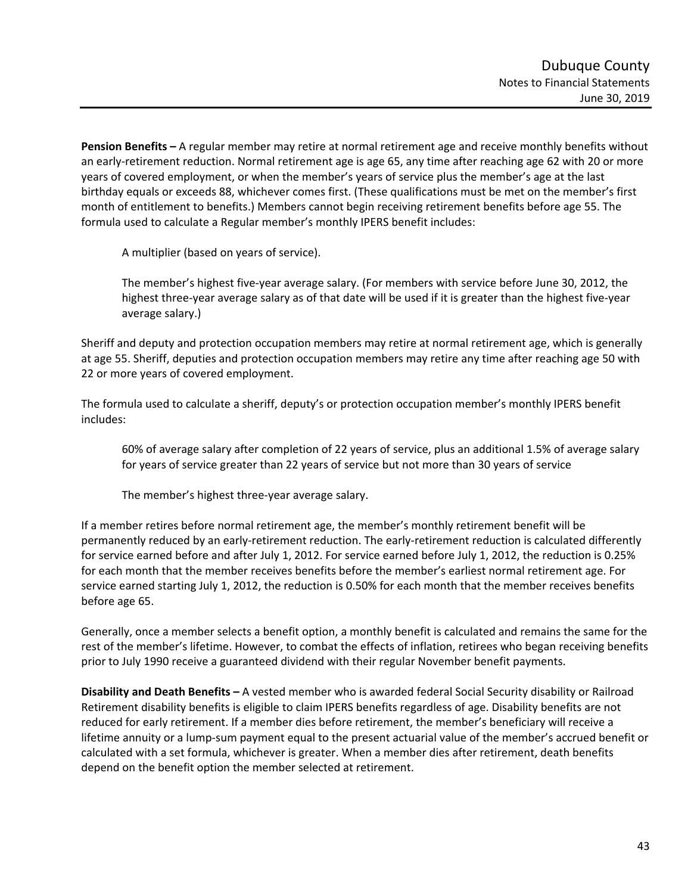**Pension Benefits –** A regular member may retire at normal retirement age and receive monthly benefits without an early-retirement reduction. Normal retirement age is age 65, any time after reaching age 62 with 20 or more years of covered employment, or when the member's years of service plus the member's age at the last birthday equals or exceeds 88, whichever comes first. (These qualifications must be met on the member's first month of entitlement to benefits.) Members cannot begin receiving retirement benefits before age 55. The formula used to calculate a Regular member's monthly IPERS benefit includes:

> A multiplier (based on years of service).
>
> The member's highest five-year average salary. (For members with service before June 30, 2012, the highest three-year average salary as of that date will be used if it is greater than the highest five-year average salary.)

Sheriff and deputy and protection occupation members may retire at normal retirement age, which is generally at age 55. Sheriff, deputies and protection occupation members may retire any time after reaching age 50 with 22 or more years of covered employment.

The formula used to calculate a sheriff, deputy's or protection occupation member's monthly IPERS benefit includes:

> 60% of average salary after completion of 22 years of service, plus an additional 1.5% of average salary for years of service greater than 22 years of service but not more than 30 years of service
>
> The member's highest three-year average salary.

If a member retires before normal retirement age, the member's monthly retirement benefit will be permanently reduced by an early-retirement reduction. The early-retirement reduction is calculated differently for service earned before and after July 1, 2012. For service earned before July 1, 2012, the reduction is 0.25% for each month that the member receives benefits before the member's earliest normal retirement age. For service earned starting July 1, 2012, the reduction is 0.50% for each month that the member receives benefits before age 65.

Generally, once a member selects a benefit option, a monthly benefit is calculated and remains the same for the rest of the member's lifetime. However, to combat the effects of inflation, retirees who began receiving benefits prior to July 1990 receive a guaranteed dividend with their regular November benefit payments.

**Disability and Death Benefits –** A vested member who is awarded federal Social Security disability or Railroad Retirement disability benefits is eligible to claim IPERS benefits regardless of age. Disability benefits are not reduced for early retirement. If a member dies before retirement, the member's beneficiary will receive a lifetime annuity or a lump-sum payment equal to the present actuarial value of the member's accrued benefit or calculated with a set formula, whichever is greater. When a member dies after retirement, death benefits depend on the benefit option the member selected at retirement.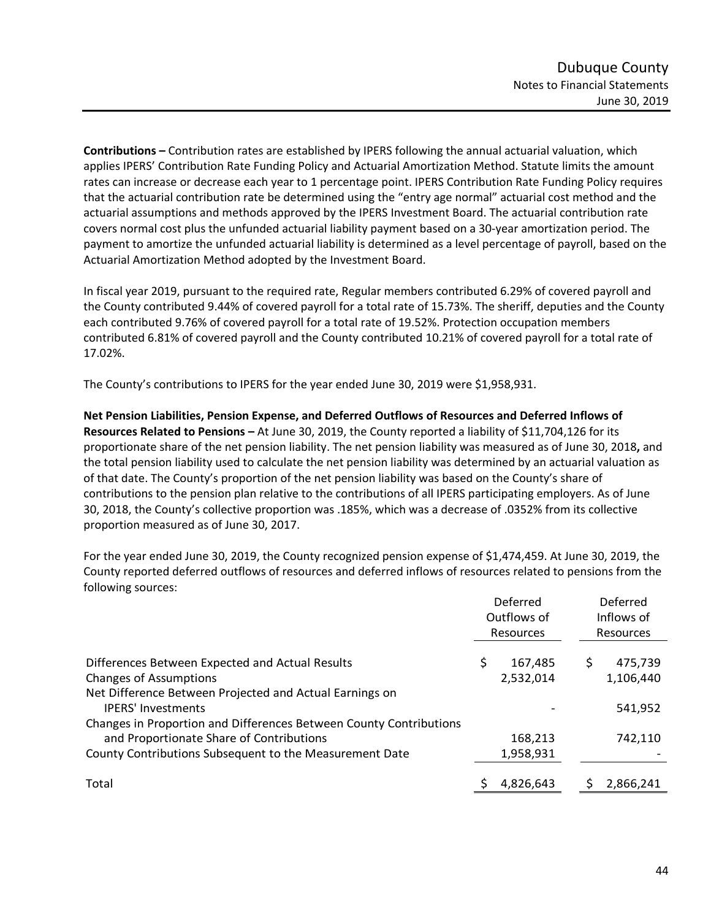**Contributions –** Contribution rates are established by IPERS following the annual actuarial valuation, which applies IPERS' Contribution Rate Funding Policy and Actuarial Amortization Method. Statute limits the amount rates can increase or decrease each year to 1 percentage point. IPERS Contribution Rate Funding Policy requires that the actuarial contribution rate be determined using the "entry age normal" actuarial cost method and the actuarial assumptions and methods approved by the IPERS Investment Board. The actuarial contribution rate covers normal cost plus the unfunded actuarial liability payment based on a 30-year amortization period. The payment to amortize the unfunded actuarial liability is determined as a level percentage of payroll, based on the Actuarial Amortization Method adopted by the Investment Board.

In fiscal year 2019, pursuant to the required rate, Regular members contributed 6.29% of covered payroll and the County contributed 9.44% of covered payroll for a total rate of 15.73%. The sheriff, deputies and the County each contributed 9.76% of covered payroll for a total rate of 19.52%. Protection occupation members contributed 6.81% of covered payroll and the County contributed 10.21% of covered payroll for a total rate of 17.02%.

The County's contributions to IPERS for the year ended June 30, 2019 were $1,958,931.

**Net Pension Liabilities, Pension Expense, and Deferred Outflows of Resources and Deferred Inflows of Resources Related to Pensions –** At June 30, 2019, the County reported a liability of $11,704,126 for its proportionate share of the net pension liability. The net pension liability was measured as of June 30, 2018**,** and the total pension liability used to calculate the net pension liability was determined by an actuarial valuation as of that date. The County's proportion of the net pension liability was based on the County's share of contributions to the pension plan relative to the contributions of all IPERS participating employers. As of June 30, 2018, the County's collective proportion was .185%, which was a decrease of .0352% from its collective proportion measured as of June 30, 2017.

For the year ended June 30, 2019, the County recognized pension expense of $1,474,459. At June 30, 2019, the County reported deferred outflows of resources and deferred inflows of resources related to pensions from the following sources:

| | Deferred Outflows of Resources | Deferred Inflows of Resources |
|---|---|---|
| Differences Between Expected and Actual Results | $ 167,485 | $ 475,739 |
| Changes of Assumptions | 2,532,014 | 1,106,440 |
| Net Difference Between Projected and Actual Earnings on IPERS' Investments | - | 541,952 |
| Changes in Proportion and Differences Between County Contributions and Proportionate Share of Contributions | 168,213 | 742,110 |
| County Contributions Subsequent to the Measurement Date | 1,958,931 | - |
| Total | $ 4,826,643 | $ 2,866,241 |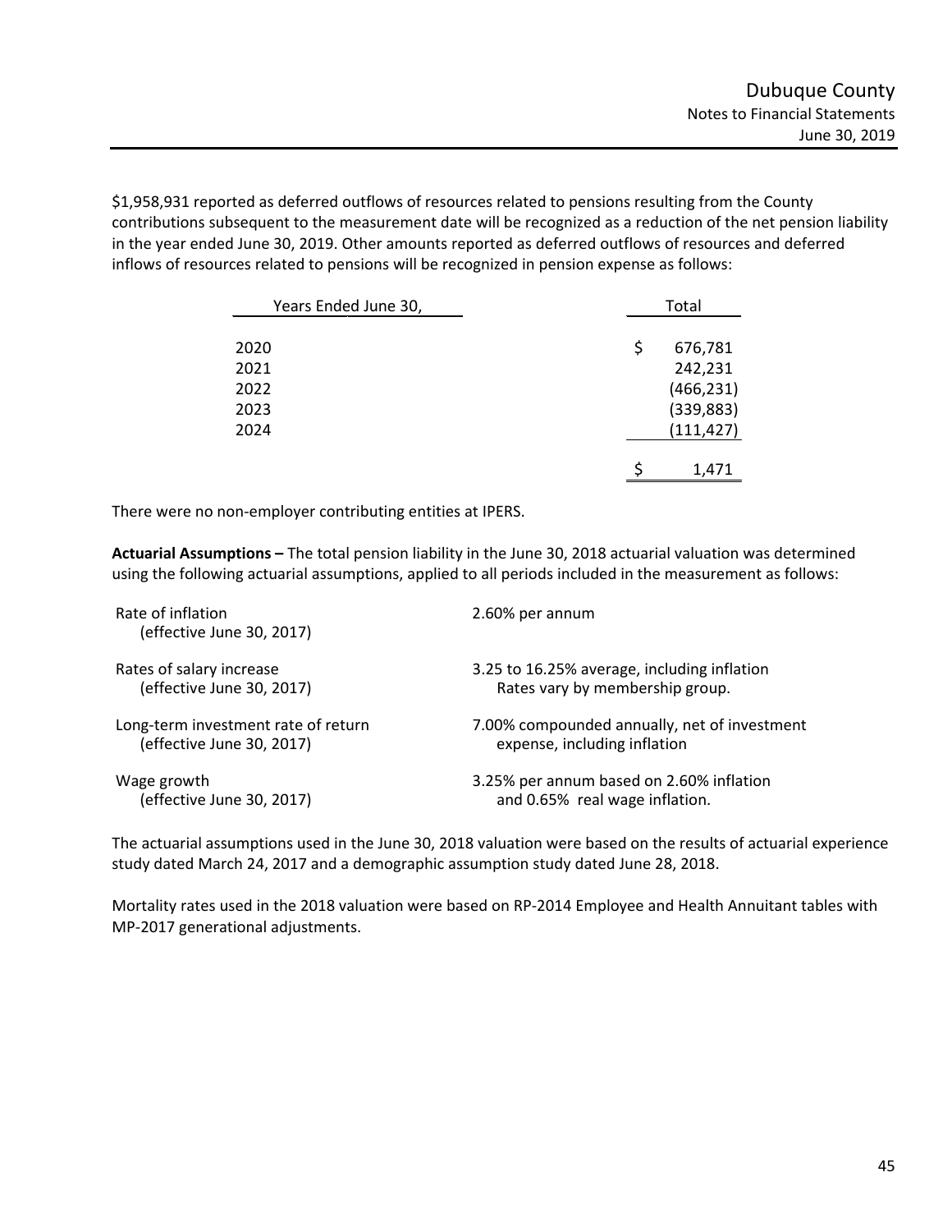$1,958,931 reported as deferred outflows of resources related to pensions resulting from the County contributions subsequent to the measurement date will be recognized as a reduction of the net pension liability in the year ended June 30, 2019. Other amounts reported as deferred outflows of resources and deferred inflows of resources related to pensions will be recognized in pension expense as follows:

| Years Ended June 30, | Total |
|---|---|
| 2020 | $ 676,781 |
| 2021 | 242,231 |
| 2022 | (466,231) |
| 2023 | (339,883) |
| 2024 | (111,427) |
| | $ 1,471 |

There were no non-employer contributing entities at IPERS.

**Actuarial Assumptions –** The total pension liability in the June 30, 2018 actuarial valuation was determined using the following actuarial assumptions, applied to all periods included in the measurement as follows:

| | |
|---|---|
| Rate of inflation (effective June 30, 2017) | 2.60% per annum |
| Rates of salary increase (effective June 30, 2017) | 3.25 to 16.25% average, including inflation Rates vary by membership group. |
| Long-term investment rate of return (effective June 30, 2017) | 7.00% compounded annually, net of investment expense, including inflation |
| Wage growth (effective June 30, 2017) | 3.25% per annum based on 2.60% inflation and 0.65% real wage inflation. |

The actuarial assumptions used in the June 30, 2018 valuation were based on the results of actuarial experience study dated March 24, 2017 and a demographic assumption study dated June 28, 2018.

Mortality rates used in the 2018 valuation were based on RP-2014 Employee and Health Annuitant tables with MP-2017 generational adjustments.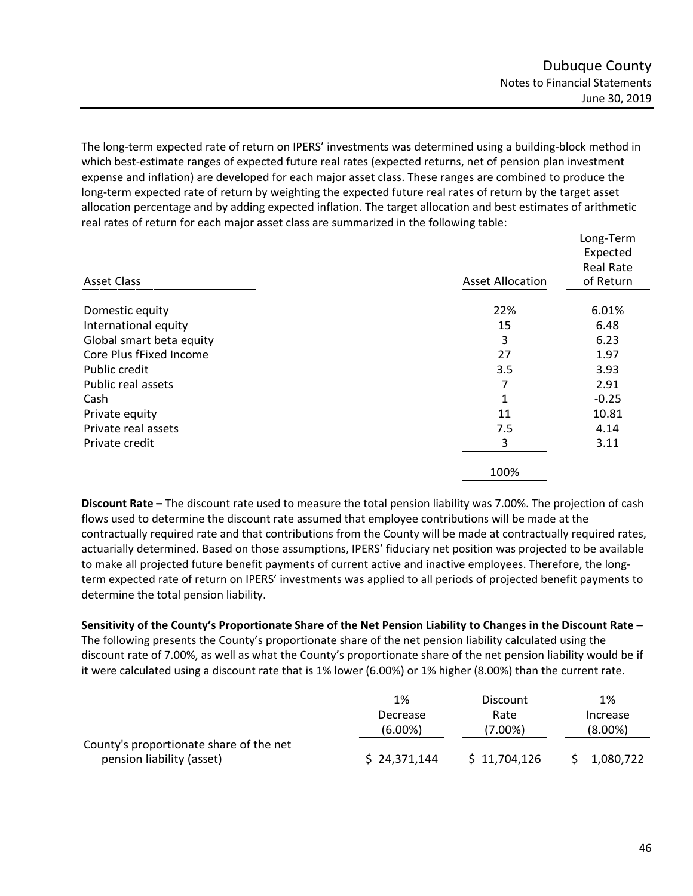The long-term expected rate of return on IPERS' investments was determined using a building-block method in which best-estimate ranges of expected future real rates (expected returns, net of pension plan investment expense and inflation) are developed for each major asset class. These ranges are combined to produce the long-term expected rate of return by weighting the expected future real rates of return by the target asset allocation percentage and by adding expected inflation. The target allocation and best estimates of arithmetic real rates of return for each major asset class are summarized in the following table:

| Asset Class | Asset Allocation | Long-Term Expected Real Rate of Return |
|---|---|---|
| Domestic equity | 22% | 6.01% |
| International equity | 15 | 6.48 |
| Global smart beta equity | 3 | 6.23 |
| Core Plus fFixed Income | 27 | 1.97 |
| Public credit | 3.5 | 3.93 |
| Public real assets | 7 | 2.91 |
| Cash | 1 | -0.25 |
| Private equity | 11 | 10.81 |
| Private real assets | 7.5 | 4.14 |
| Private credit | 3 | 3.11 |
| | 100% | |

**Discount Rate –** The discount rate used to measure the total pension liability was 7.00%. The projection of cash flows used to determine the discount rate assumed that employee contributions will be made at the contractually required rate and that contributions from the County will be made at contractually required rates, actuarially determined. Based on those assumptions, IPERS' fiduciary net position was projected to be available to make all projected future benefit payments of current active and inactive employees. Therefore, the long-term expected rate of return on IPERS' investments was applied to all periods of projected benefit payments to determine the total pension liability.

**Sensitivity of the County's Proportionate Share of the Net Pension Liability to Changes in the Discount Rate –** The following presents the County's proportionate share of the net pension liability calculated using the discount rate of 7.00%, as well as what the County's proportionate share of the net pension liability would be if it were calculated using a discount rate that is 1% lower (6.00%) or 1% higher (8.00%) than the current rate.

| | 1% Decrease (6.00%) | Discount Rate (7.00%) | 1% Increase (8.00%) |
|---|---|---|---|
| County's proportionate share of the net pension liability (asset) | $ 24,371,144 | $ 11,704,126 | $ 1,080,722 |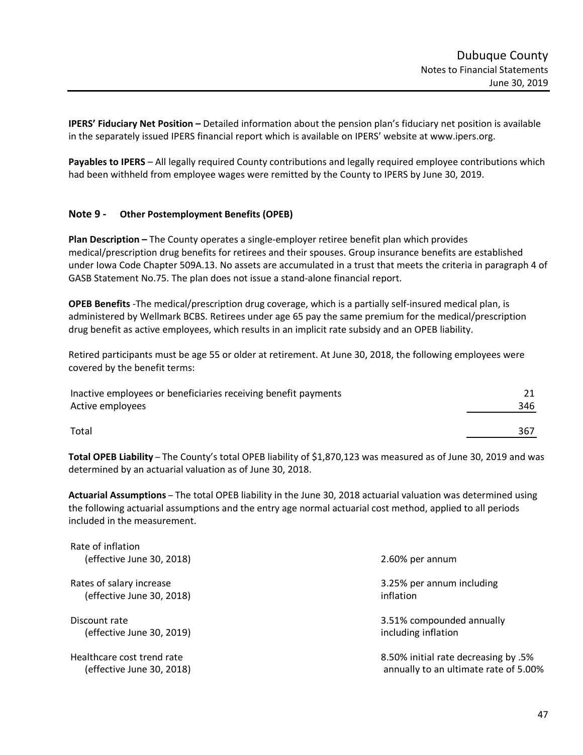**IPERS' Fiduciary Net Position –** Detailed information about the pension plan's fiduciary net position is available in the separately issued IPERS financial report which is available on IPERS' website at www.ipers.org.

**Payables to IPERS** – All legally required County contributions and legally required employee contributions which had been withheld from employee wages were remitted by the County to IPERS by June 30, 2019.

## Note 9 - Other Postemployment Benefits (OPEB)

**Plan Description –** The County operates a single-employer retiree benefit plan which provides medical/prescription drug benefits for retirees and their spouses. Group insurance benefits are established under Iowa Code Chapter 509A.13. No assets are accumulated in a trust that meets the criteria in paragraph 4 of GASB Statement No.75. The plan does not issue a stand-alone financial report.

**OPEB Benefits** -The medical/prescription drug coverage, which is a partially self-insured medical plan, is administered by Wellmark BCBS. Retirees under age 65 pay the same premium for the medical/prescription drug benefit as active employees, which results in an implicit rate subsidy and an OPEB liability.

Retired participants must be age 55 or older at retirement. At June 30, 2018, the following employees were covered by the benefit terms:

| | |
|---|---|
| Inactive employees or beneficiaries receiving benefit payments | 21 |
| Active employees | 346 |
| Total | 367 |

**Total OPEB Liability** – The County's total OPEB liability of $1,870,123 was measured as of June 30, 2019 and was determined by an actuarial valuation as of June 30, 2018.

**Actuarial Assumptions** – The total OPEB liability in the June 30, 2018 actuarial valuation was determined using the following actuarial assumptions and the entry age normal actuarial cost method, applied to all periods included in the measurement.

| | |
|---|---|
| Rate of inflation (effective June 30, 2018) | 2.60% per annum |
| Rates of salary increase (effective June 30, 2018) | 3.25% per annum including inflation |
| Discount rate (effective June 30, 2019) | 3.51% compounded annually including inflation |
| Healthcare cost trend rate (effective June 30, 2018) | 8.50% initial rate decreasing by .5% annually to an ultimate rate of 5.00% |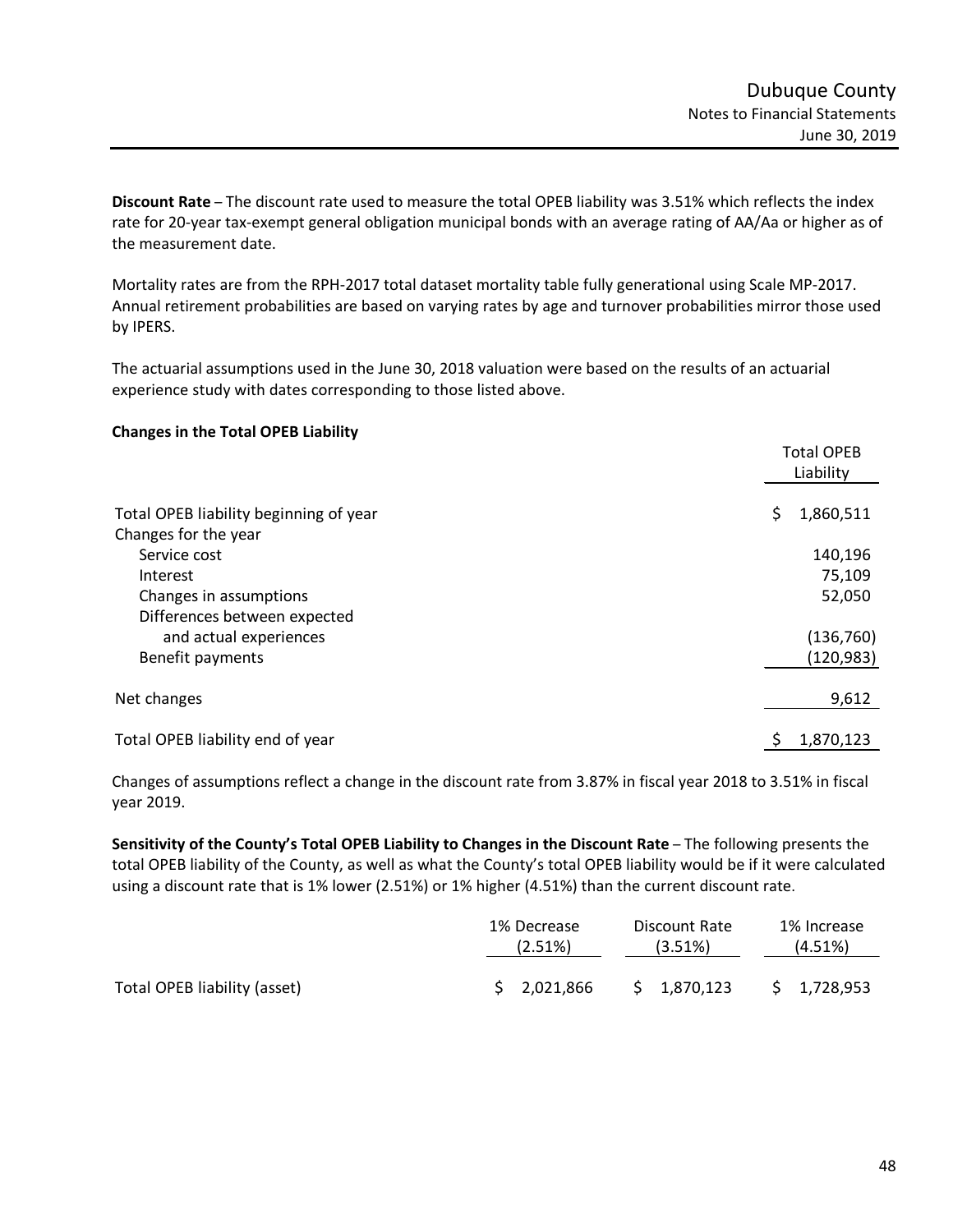**Discount Rate** – The discount rate used to measure the total OPEB liability was 3.51% which reflects the index rate for 20-year tax-exempt general obligation municipal bonds with an average rating of AA/Aa or higher as of the measurement date.

Mortality rates are from the RPH-2017 total dataset mortality table fully generational using Scale MP-2017. Annual retirement probabilities are based on varying rates by age and turnover probabilities mirror those used by IPERS.

The actuarial assumptions used in the June 30, 2018 valuation were based on the results of an actuarial experience study with dates corresponding to those listed above.

**Changes in the Total OPEB Liability**

| | Total OPEB Liability |
|---|---|
| Total OPEB liability beginning of year | $ 1,860,511 |
| Changes for the year | |
| Service cost | 140,196 |
| Interest | 75,109 |
| Changes in assumptions | 52,050 |
| Differences between expected and actual experiences | (136,760) |
| Benefit payments | (120,983) |
| Net changes | 9,612 |
| Total OPEB liability end of year | $ 1,870,123 |

Changes of assumptions reflect a change in the discount rate from 3.87% in fiscal year 2018 to 3.51% in fiscal year 2019.

**Sensitivity of the County's Total OPEB Liability to Changes in the Discount Rate** – The following presents the total OPEB liability of the County, as well as what the County's total OPEB liability would be if it were calculated using a discount rate that is 1% lower (2.51%) or 1% higher (4.51%) than the current discount rate.

| | 1% Decrease (2.51%) | Discount Rate (3.51%) | 1% Increase (4.51%) |
|---|---|---|---|
| Total OPEB liability (asset) | $ 2,021,866 | $ 1,870,123 | $ 1,728,953 |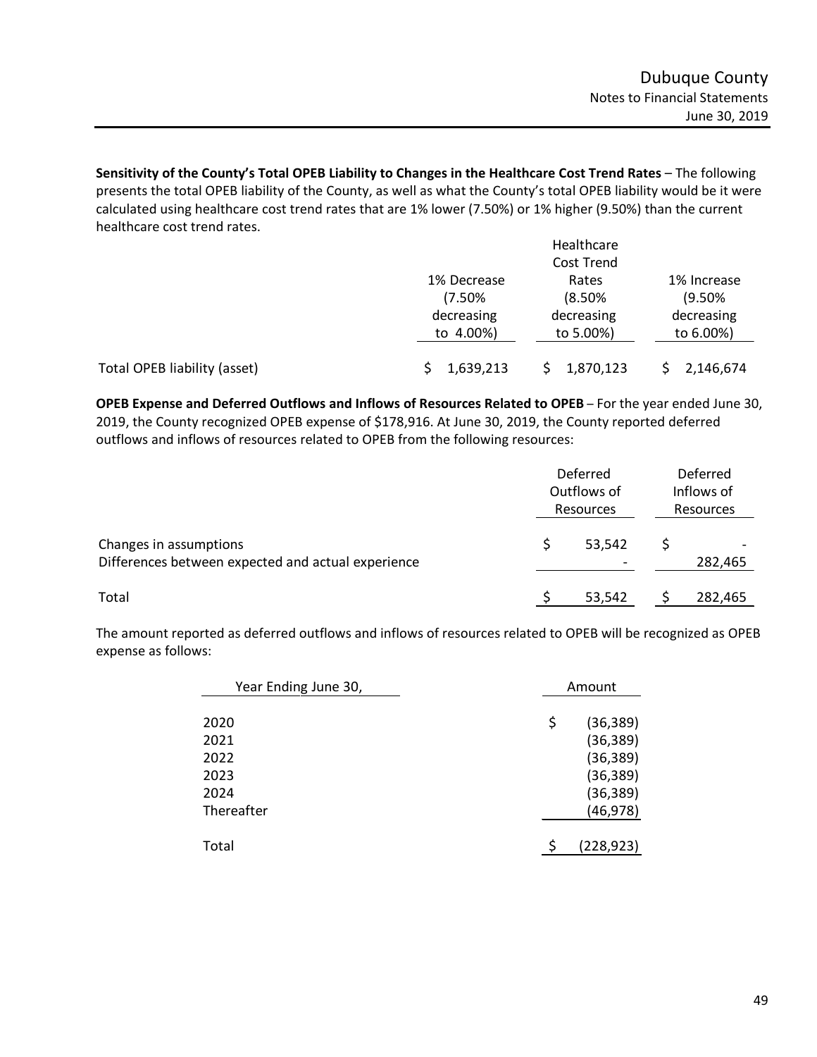**Sensitivity of the County's Total OPEB Liability to Changes in the Healthcare Cost Trend Rates** – The following presents the total OPEB liability of the County, as well as what the County's total OPEB liability would be it were calculated using healthcare cost trend rates that are 1% lower (7.50%) or 1% higher (9.50%) than the current healthcare cost trend rates.

| | 1% Decrease (7.50% decreasing to 4.00%) | Healthcare Cost Trend Rates (8.50% decreasing to 5.00%) | 1% Increase (9.50% decreasing to 6.00%) |
|---|---|---|---|
| Total OPEB liability (asset) | $ 1,639,213 | $ 1,870,123 | $ 2,146,674 |

**OPEB Expense and Deferred Outflows and Inflows of Resources Related to OPEB** – For the year ended June 30, 2019, the County recognized OPEB expense of $178,916. At June 30, 2019, the County reported deferred outflows and inflows of resources related to OPEB from the following resources:

| | Deferred Outflows of Resources | Deferred Inflows of Resources |
|---|---|---|
| Changes in assumptions | $ 53,542 | $ - |
| Differences between expected and actual experience | - | 282,465 |
| Total | $ 53,542 | $ 282,465 |

The amount reported as deferred outflows and inflows of resources related to OPEB will be recognized as OPEB expense as follows:

| Year Ending June 30, | Amount |
|---|---|
| 2020 | $ (36,389) |
| 2021 | (36,389) |
| 2022 | (36,389) |
| 2023 | (36,389) |
| 2024 | (36,389) |
| Thereafter | (46,978) |
| Total | $ (228,923) |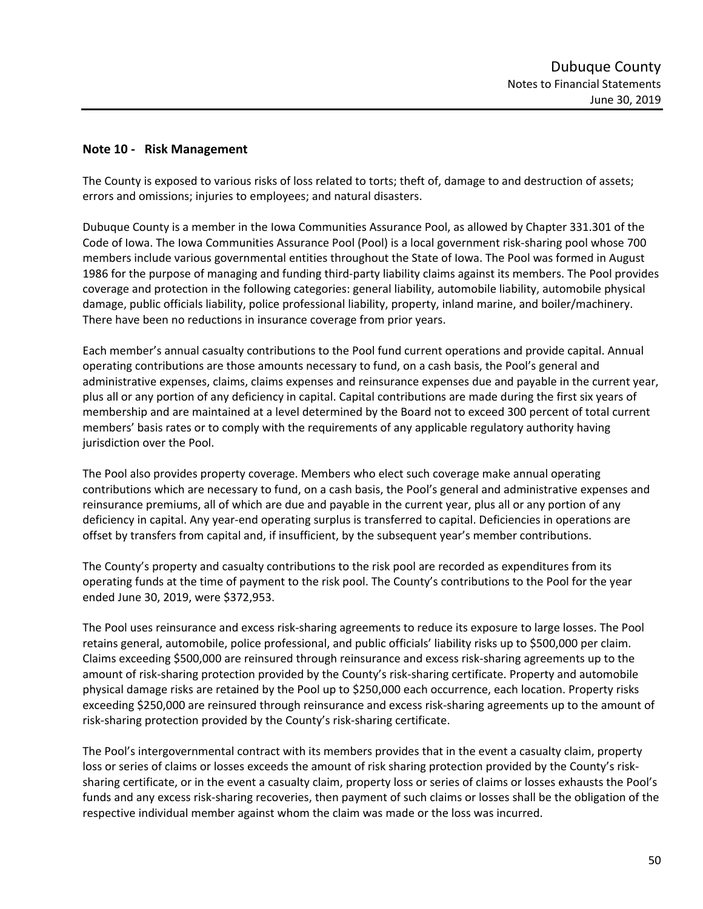## Note 10 - Risk Management

The County is exposed to various risks of loss related to torts; theft of, damage to and destruction of assets; errors and omissions; injuries to employees; and natural disasters.

Dubuque County is a member in the Iowa Communities Assurance Pool, as allowed by Chapter 331.301 of the Code of Iowa. The Iowa Communities Assurance Pool (Pool) is a local government risk-sharing pool whose 700 members include various governmental entities throughout the State of Iowa. The Pool was formed in August 1986 for the purpose of managing and funding third-party liability claims against its members. The Pool provides coverage and protection in the following categories: general liability, automobile liability, automobile physical damage, public officials liability, police professional liability, property, inland marine, and boiler/machinery. There have been no reductions in insurance coverage from prior years.

Each member's annual casualty contributions to the Pool fund current operations and provide capital. Annual operating contributions are those amounts necessary to fund, on a cash basis, the Pool's general and administrative expenses, claims, claims expenses and reinsurance expenses due and payable in the current year, plus all or any portion of any deficiency in capital. Capital contributions are made during the first six years of membership and are maintained at a level determined by the Board not to exceed 300 percent of total current members' basis rates or to comply with the requirements of any applicable regulatory authority having jurisdiction over the Pool.

The Pool also provides property coverage. Members who elect such coverage make annual operating contributions which are necessary to fund, on a cash basis, the Pool's general and administrative expenses and reinsurance premiums, all of which are due and payable in the current year, plus all or any portion of any deficiency in capital. Any year-end operating surplus is transferred to capital. Deficiencies in operations are offset by transfers from capital and, if insufficient, by the subsequent year's member contributions.

The County's property and casualty contributions to the risk pool are recorded as expenditures from its operating funds at the time of payment to the risk pool. The County's contributions to the Pool for the year ended June 30, 2019, were $372,953.

The Pool uses reinsurance and excess risk-sharing agreements to reduce its exposure to large losses. The Pool retains general, automobile, police professional, and public officials' liability risks up to $500,000 per claim. Claims exceeding $500,000 are reinsured through reinsurance and excess risk-sharing agreements up to the amount of risk-sharing protection provided by the County's risk-sharing certificate. Property and automobile physical damage risks are retained by the Pool up to $250,000 each occurrence, each location. Property risks exceeding $250,000 are reinsured through reinsurance and excess risk-sharing agreements up to the amount of risk-sharing protection provided by the County's risk-sharing certificate.

The Pool's intergovernmental contract with its members provides that in the event a casualty claim, property loss or series of claims or losses exceeds the amount of risk sharing protection provided by the County's risk-sharing certificate, or in the event a casualty claim, property loss or series of claims or losses exhausts the Pool's funds and any excess risk-sharing recoveries, then payment of such claims or losses shall be the obligation of the respective individual member against whom the claim was made or the loss was incurred.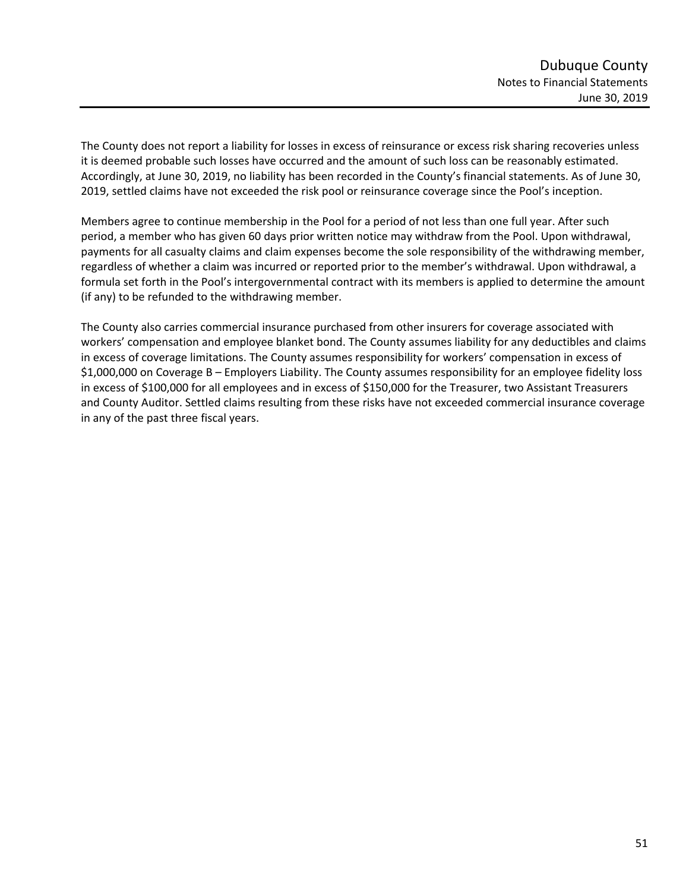The County does not report a liability for losses in excess of reinsurance or excess risk sharing recoveries unless it is deemed probable such losses have occurred and the amount of such loss can be reasonably estimated. Accordingly, at June 30, 2019, no liability has been recorded in the County's financial statements. As of June 30, 2019, settled claims have not exceeded the risk pool or reinsurance coverage since the Pool's inception.

Members agree to continue membership in the Pool for a period of not less than one full year. After such period, a member who has given 60 days prior written notice may withdraw from the Pool. Upon withdrawal, payments for all casualty claims and claim expenses become the sole responsibility of the withdrawing member, regardless of whether a claim was incurred or reported prior to the member's withdrawal. Upon withdrawal, a formula set forth in the Pool's intergovernmental contract with its members is applied to determine the amount (if any) to be refunded to the withdrawing member.

The County also carries commercial insurance purchased from other insurers for coverage associated with workers' compensation and employee blanket bond. The County assumes liability for any deductibles and claims in excess of coverage limitations. The County assumes responsibility for workers' compensation in excess of $1,000,000 on Coverage B – Employers Liability. The County assumes responsibility for an employee fidelity loss in excess of $100,000 for all employees and in excess of $150,000 for the Treasurer, two Assistant Treasurers and County Auditor. Settled claims resulting from these risks have not exceeded commercial insurance coverage in any of the past three fiscal years.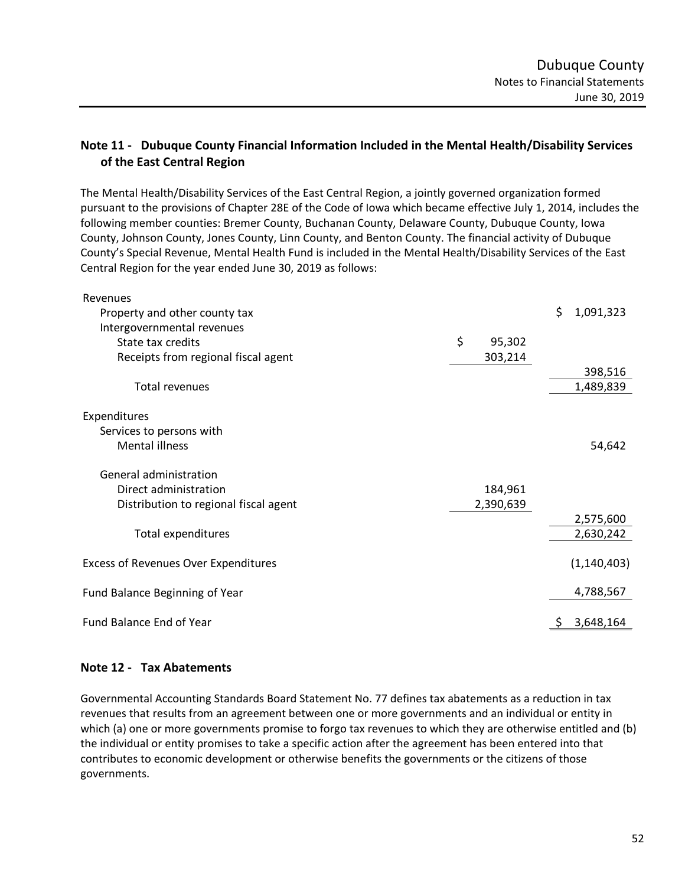## Note 11 - Dubuque County Financial Information Included in the Mental Health/Disability Services of the East Central Region

The Mental Health/Disability Services of the East Central Region, a jointly governed organization formed pursuant to the provisions of Chapter 28E of the Code of Iowa which became effective July 1, 2014, includes the following member counties: Bremer County, Buchanan County, Delaware County, Dubuque County, Iowa County, Johnson County, Jones County, Linn County, and Benton County. The financial activity of Dubuque County's Special Revenue, Mental Health Fund is included in the Mental Health/Disability Services of the East Central Region for the year ended June 30, 2019 as follows:

| | | |
|---|---|---|
| Revenues | | |
| Property and other county tax | | $ 1,091,323 |
| Intergovernmental revenues | | |
| State tax credits | $ 95,302 | |
| Receipts from regional fiscal agent | 303,214 | |
| | | 398,516 |
| Total revenues | | 1,489,839 |
| Expenditures | | |
| Services to persons with | | |
| Mental illness | | 54,642 |
| General administration | | |
| Direct administration | 184,961 | |
| Distribution to regional fiscal agent | 2,390,639 | |
| | | 2,575,600 |
| Total expenditures | | 2,630,242 |
| Excess of Revenues Over Expenditures | | (1,140,403) |
| Fund Balance Beginning of Year | | 4,788,567 |
| Fund Balance End of Year | | $ 3,648,164 |

## Note 12 - Tax Abatements

Governmental Accounting Standards Board Statement No. 77 defines tax abatements as a reduction in tax revenues that results from an agreement between one or more governments and an individual or entity in which (a) one or more governments promise to forgo tax revenues to which they are otherwise entitled and (b) the individual or entity promises to take a specific action after the agreement has been entered into that contributes to economic development or otherwise benefits the governments or the citizens of those governments.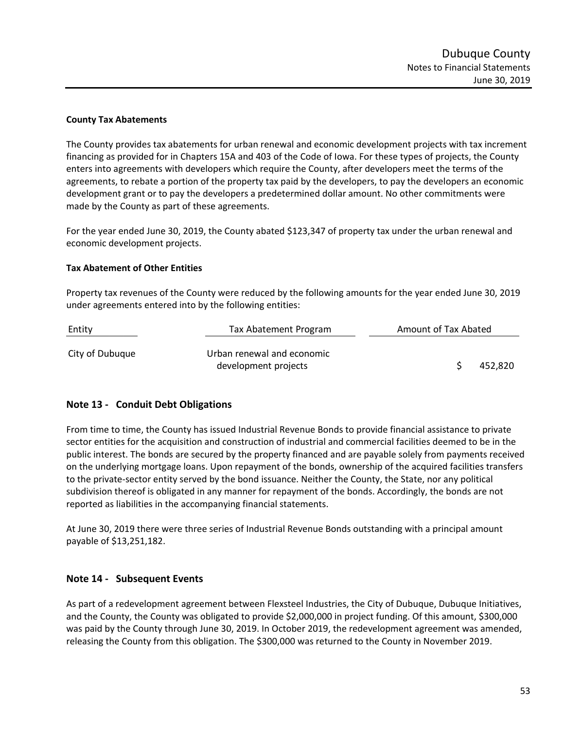**County Tax Abatements**

The County provides tax abatements for urban renewal and economic development projects with tax increment financing as provided for in Chapters 15A and 403 of the Code of Iowa. For these types of projects, the County enters into agreements with developers which require the County, after developers meet the terms of the agreements, to rebate a portion of the property tax paid by the developers, to pay the developers an economic development grant or to pay the developers a predetermined dollar amount. No other commitments were made by the County as part of these agreements.

For the year ended June 30, 2019, the County abated $123,347 of property tax under the urban renewal and economic development projects.

**Tax Abatement of Other Entities**

Property tax revenues of the County were reduced by the following amounts for the year ended June 30, 2019 under agreements entered into by the following entities:

| Entity | Tax Abatement Program | Amount of Tax Abated |
|---|---|---|
| City of Dubuque | Urban renewal and economic development projects | $ 452,820 |

## Note 13 - Conduit Debt Obligations

From time to time, the County has issued Industrial Revenue Bonds to provide financial assistance to private sector entities for the acquisition and construction of industrial and commercial facilities deemed to be in the public interest. The bonds are secured by the property financed and are payable solely from payments received on the underlying mortgage loans. Upon repayment of the bonds, ownership of the acquired facilities transfers to the private-sector entity served by the bond issuance. Neither the County, the State, nor any political subdivision thereof is obligated in any manner for repayment of the bonds. Accordingly, the bonds are not reported as liabilities in the accompanying financial statements.

At June 30, 2019 there were three series of Industrial Revenue Bonds outstanding with a principal amount payable of $13,251,182.

## Note 14 - Subsequent Events

As part of a redevelopment agreement between Flexsteel Industries, the City of Dubuque, Dubuque Initiatives, and the County, the County was obligated to provide $2,000,000 in project funding. Of this amount, $300,000 was paid by the County through June 30, 2019. In October 2019, the redevelopment agreement was amended, releasing the County from this obligation. The $300,000 was returned to the County in November 2019.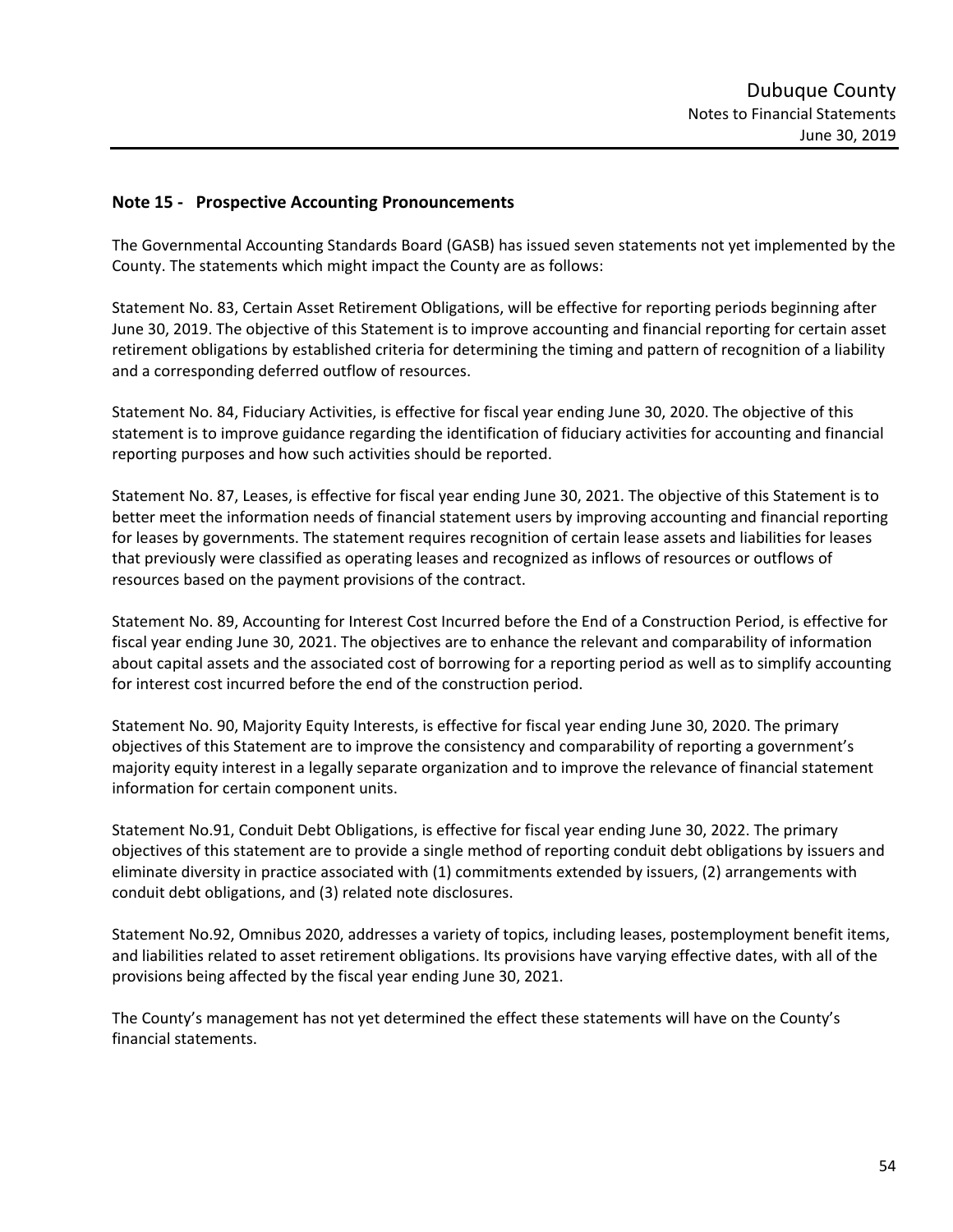## Note 15 - Prospective Accounting Pronouncements

The Governmental Accounting Standards Board (GASB) has issued seven statements not yet implemented by the County. The statements which might impact the County are as follows:

Statement No. 83, Certain Asset Retirement Obligations, will be effective for reporting periods beginning after June 30, 2019. The objective of this Statement is to improve accounting and financial reporting for certain asset retirement obligations by established criteria for determining the timing and pattern of recognition of a liability and a corresponding deferred outflow of resources.

Statement No. 84, Fiduciary Activities, is effective for fiscal year ending June 30, 2020. The objective of this statement is to improve guidance regarding the identification of fiduciary activities for accounting and financial reporting purposes and how such activities should be reported.

Statement No. 87, Leases, is effective for fiscal year ending June 30, 2021. The objective of this Statement is to better meet the information needs of financial statement users by improving accounting and financial reporting for leases by governments. The statement requires recognition of certain lease assets and liabilities for leases that previously were classified as operating leases and recognized as inflows of resources or outflows of resources based on the payment provisions of the contract.

Statement No. 89, Accounting for Interest Cost Incurred before the End of a Construction Period, is effective for fiscal year ending June 30, 2021. The objectives are to enhance the relevant and comparability of information about capital assets and the associated cost of borrowing for a reporting period as well as to simplify accounting for interest cost incurred before the end of the construction period.

Statement No. 90, Majority Equity Interests, is effective for fiscal year ending June 30, 2020. The primary objectives of this Statement are to improve the consistency and comparability of reporting a government's majority equity interest in a legally separate organization and to improve the relevance of financial statement information for certain component units.

Statement No.91, Conduit Debt Obligations, is effective for fiscal year ending June 30, 2022. The primary objectives of this statement are to provide a single method of reporting conduit debt obligations by issuers and eliminate diversity in practice associated with (1) commitments extended by issuers, (2) arrangements with conduit debt obligations, and (3) related note disclosures.

Statement No.92, Omnibus 2020, addresses a variety of topics, including leases, postemployment benefit items, and liabilities related to asset retirement obligations. Its provisions have varying effective dates, with all of the provisions being affected by the fiscal year ending June 30, 2021.

The County's management has not yet determined the effect these statements will have on the County's financial statements.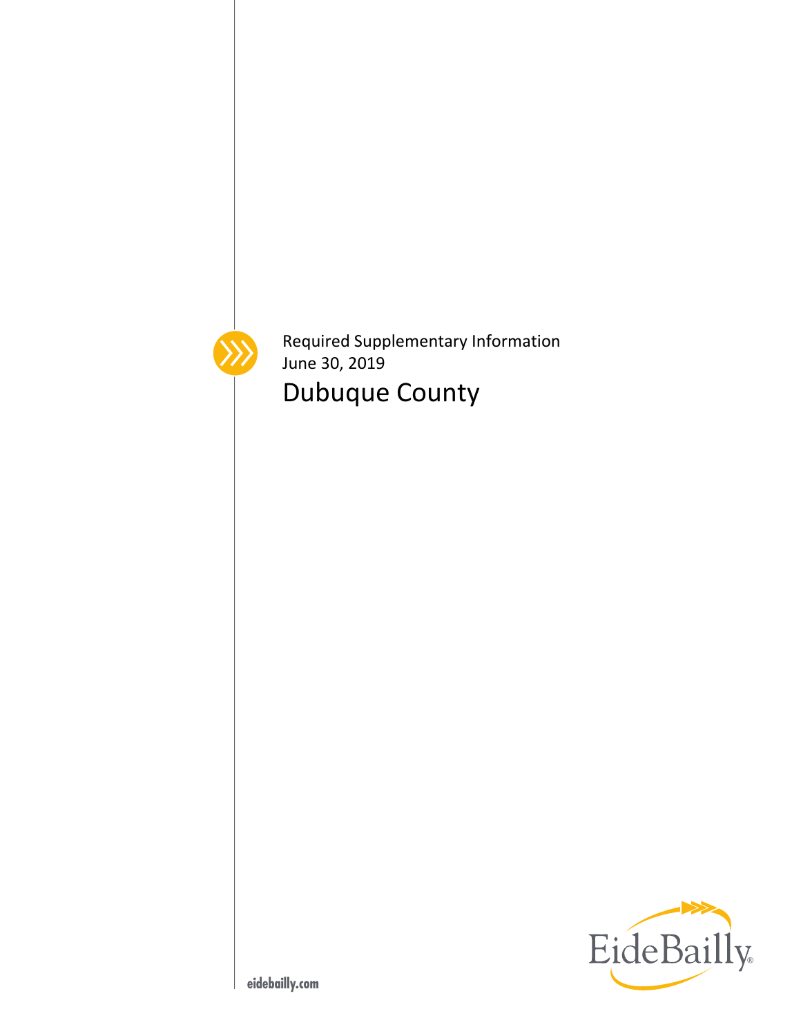Required Supplementary Information
June 30, 2019

# Dubuque County

eidebailly.com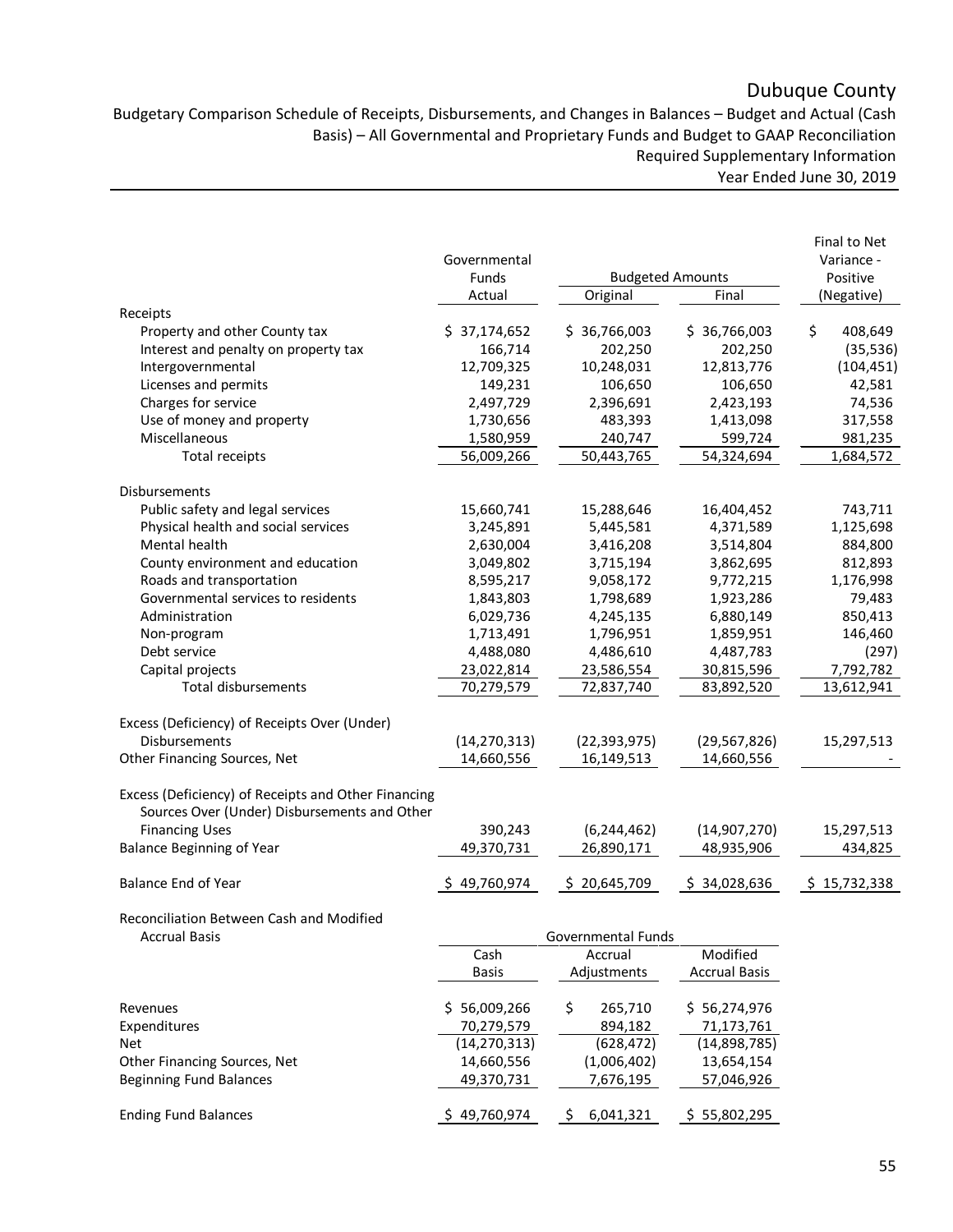# Dubuque County

Budgetary Comparison Schedule of Receipts, Disbursements, and Changes in Balances – Budget and Actual (Cash Basis) – All Governmental and Proprietary Funds and Budget to GAAP Reconciliation

Required Supplementary Information

Year Ended June 30, 2019

| | Governmental Funds Actual | Budgeted Amounts Original | Budgeted Amounts Final | Final to Net Variance - Positive (Negative) |
|---|---|---|---|---|
| **Receipts** | | | | |
| Property and other County tax | $ 37,174,652 | $ 36,766,003 | $ 36,766,003 | $ 408,649 |
| Interest and penalty on property tax | 166,714 | 202,250 | 202,250 | (35,536) |
| Intergovernmental | 12,709,325 | 10,248,031 | 12,813,776 | (104,451) |
| Licenses and permits | 149,231 | 106,650 | 106,650 | 42,581 |
| Charges for service | 2,497,729 | 2,396,691 | 2,423,193 | 74,536 |
| Use of money and property | 1,730,656 | 483,393 | 1,413,098 | 317,558 |
| Miscellaneous | 1,580,959 | 240,747 | 599,724 | 981,235 |
| Total receipts | 56,009,266 | 50,443,765 | 54,324,694 | 1,684,572 |
| **Disbursements** | | | | |
| Public safety and legal services | 15,660,741 | 15,288,646 | 16,404,452 | 743,711 |
| Physical health and social services | 3,245,891 | 5,445,581 | 4,371,589 | 1,125,698 |
| Mental health | 2,630,004 | 3,416,208 | 3,514,804 | 884,800 |
| County environment and education | 3,049,802 | 3,715,194 | 3,862,695 | 812,893 |
| Roads and transportation | 8,595,217 | 9,058,172 | 9,772,215 | 1,176,998 |
| Governmental services to residents | 1,843,803 | 1,798,689 | 1,923,286 | 79,483 |
| Administration | 6,029,736 | 4,245,135 | 6,880,149 | 850,413 |
| Non-program | 1,713,491 | 1,796,951 | 1,859,951 | 146,460 |
| Debt service | 4,488,080 | 4,486,610 | 4,487,783 | (297) |
| Capital projects | 23,022,814 | 23,586,554 | 30,815,596 | 7,792,782 |
| Total disbursements | 70,279,579 | 72,837,740 | 83,892,520 | 13,612,941 |
| Excess (Deficiency) of Receipts Over (Under) Disbursements | (14,270,313) | (22,393,975) | (29,567,826) | 15,297,513 |
| Other Financing Sources, Net | 14,660,556 | 16,149,513 | 14,660,556 | - |
| Excess (Deficiency) of Receipts and Other Financing Sources Over (Under) Disbursements and Other Financing Uses | 390,243 | (6,244,462) | (14,907,270) | 15,297,513 |
| Balance Beginning of Year | 49,370,731 | 26,890,171 | 48,935,906 | 434,825 |
| Balance End of Year | $ 49,760,974 | $ 20,645,709 | $ 34,028,636 | $ 15,732,338 |

Reconciliation Between Cash and Modified Accrual Basis

| | Governmental Funds Cash Basis | Governmental Funds Accrual Adjustments | Governmental Funds Modified Accrual Basis |
|---|---|---|---|
| Revenues | $ 56,009,266 | $ 265,710 | $ 56,274,976 |
| Expenditures | 70,279,579 | 894,182 | 71,173,761 |
| Net | (14,270,313) | (628,472) | (14,898,785) |
| Other Financing Sources, Net | 14,660,556 | (1,006,402) | 13,654,154 |
| Beginning Fund Balances | 49,370,731 | 7,676,195 | 57,046,926 |
| Ending Fund Balances | $ 49,760,974 | $ 6,041,321 | $ 55,802,295 |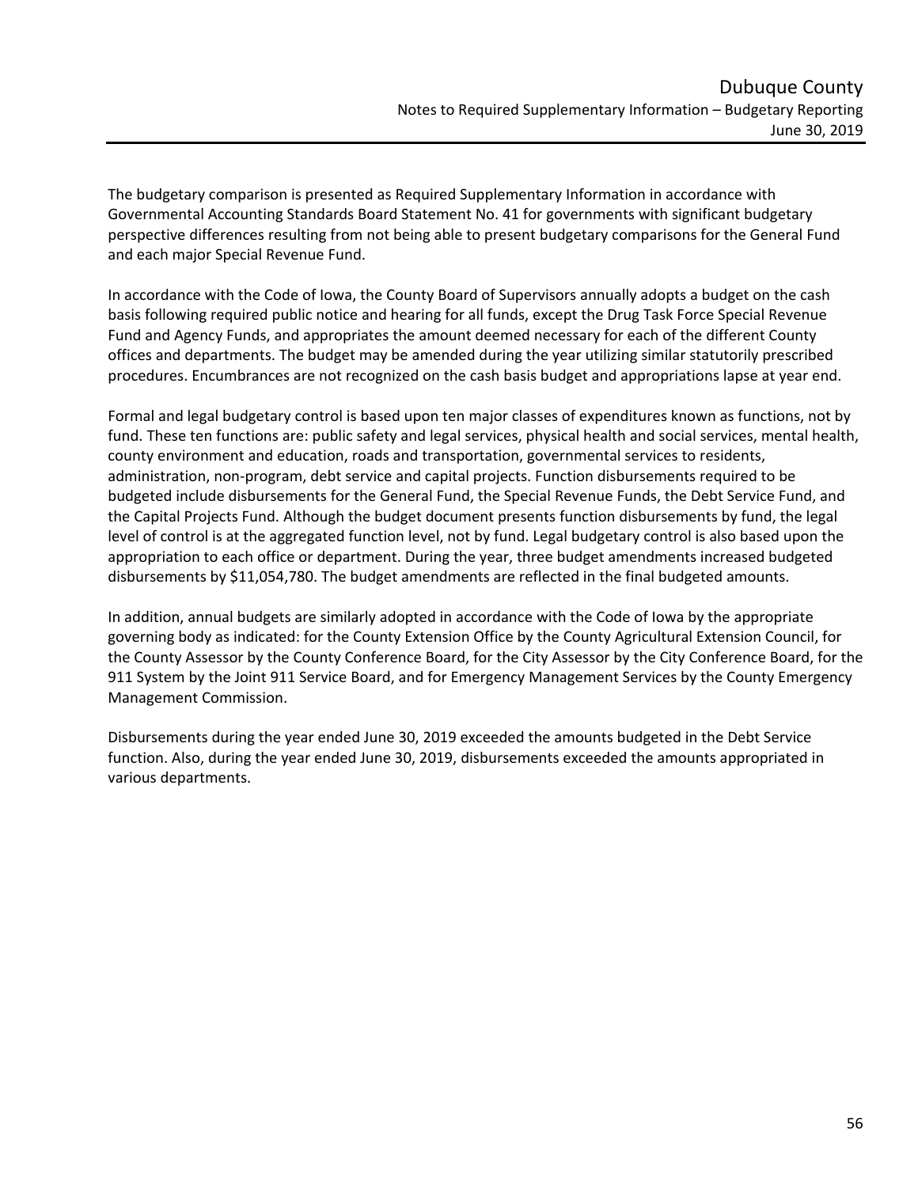The budgetary comparison is presented as Required Supplementary Information in accordance with Governmental Accounting Standards Board Statement No. 41 for governments with significant budgetary perspective differences resulting from not being able to present budgetary comparisons for the General Fund and each major Special Revenue Fund.

In accordance with the Code of Iowa, the County Board of Supervisors annually adopts a budget on the cash basis following required public notice and hearing for all funds, except the Drug Task Force Special Revenue Fund and Agency Funds, and appropriates the amount deemed necessary for each of the different County offices and departments. The budget may be amended during the year utilizing similar statutorily prescribed procedures. Encumbrances are not recognized on the cash basis budget and appropriations lapse at year end.

Formal and legal budgetary control is based upon ten major classes of expenditures known as functions, not by fund. These ten functions are: public safety and legal services, physical health and social services, mental health, county environment and education, roads and transportation, governmental services to residents, administration, non-program, debt service and capital projects. Function disbursements required to be budgeted include disbursements for the General Fund, the Special Revenue Funds, the Debt Service Fund, and the Capital Projects Fund. Although the budget document presents function disbursements by fund, the legal level of control is at the aggregated function level, not by fund. Legal budgetary control is also based upon the appropriation to each office or department. During the year, three budget amendments increased budgeted disbursements by $11,054,780. The budget amendments are reflected in the final budgeted amounts.

In addition, annual budgets are similarly adopted in accordance with the Code of Iowa by the appropriate governing body as indicated: for the County Extension Office by the County Agricultural Extension Council, for the County Assessor by the County Conference Board, for the City Assessor by the City Conference Board, for the 911 System by the Joint 911 Service Board, and for Emergency Management Services by the County Emergency Management Commission.

Disbursements during the year ended June 30, 2019 exceeded the amounts budgeted in the Debt Service function. Also, during the year ended June 30, 2019, disbursements exceeded the amounts appropriated in various departments.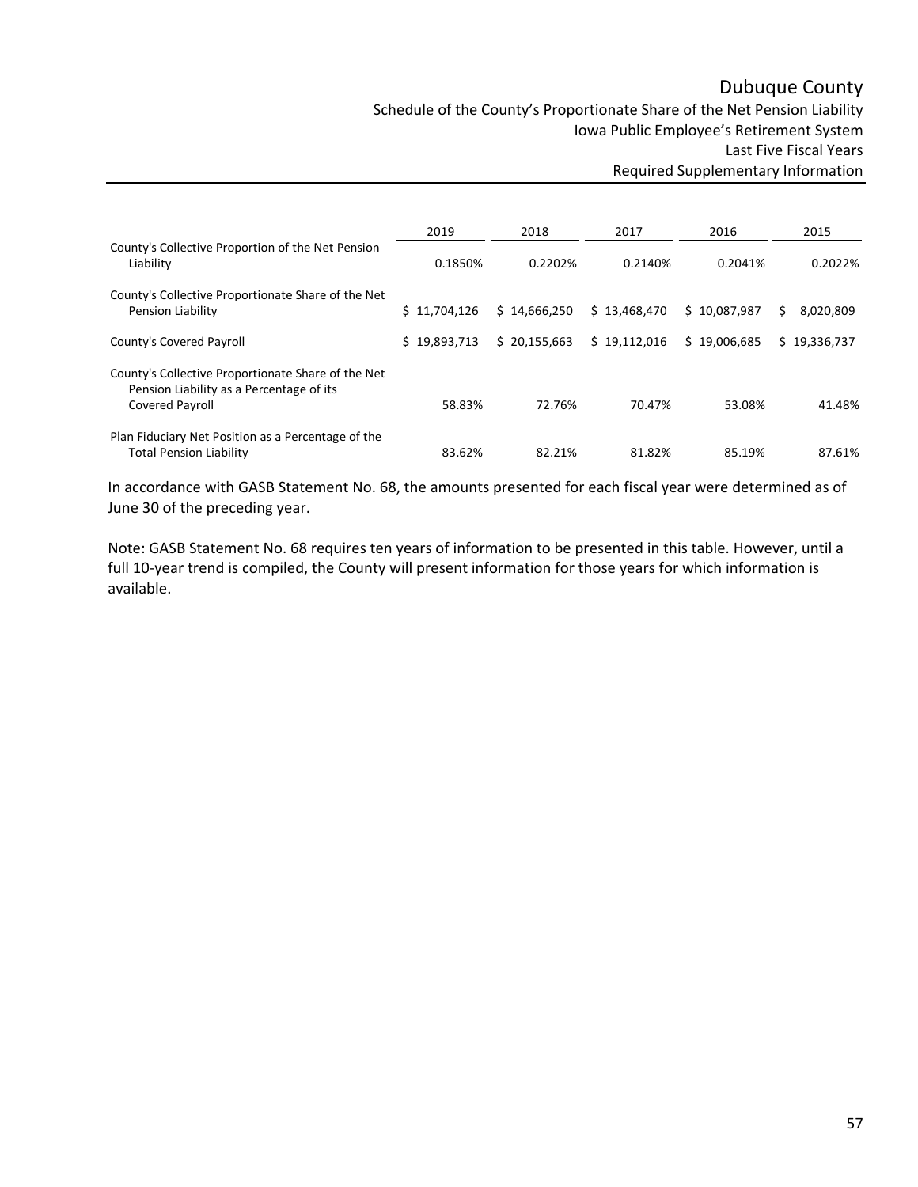# Dubuque County

Schedule of the County's Proportionate Share of the Net Pension Liability
Iowa Public Employee's Retirement System
Last Five Fiscal Years
Required Supplementary Information

| | 2019 | 2018 | 2017 | 2016 | 2015 |
|---|---|---|---|---|---|
| County's Collective Proportion of the Net Pension Liability | 0.1850% | 0.2202% | 0.2140% | 0.2041% | 0.2022% |
| County's Collective Proportionate Share of the Net Pension Liability | $ 11,704,126 | $ 14,666,250 | $ 13,468,470 | $ 10,087,987 | $ 8,020,809 |
| County's Covered Payroll | $ 19,893,713 | $ 20,155,663 | $ 19,112,016 | $ 19,006,685 | $ 19,336,737 |
| County's Collective Proportionate Share of the Net Pension Liability as a Percentage of its Covered Payroll | 58.83% | 72.76% | 70.47% | 53.08% | 41.48% |
| Plan Fiduciary Net Position as a Percentage of the Total Pension Liability | 83.62% | 82.21% | 81.82% | 85.19% | 87.61% |

In accordance with GASB Statement No. 68, the amounts presented for each fiscal year were determined as of June 30 of the preceding year.

Note: GASB Statement No. 68 requires ten years of information to be presented in this table. However, until a full 10-year trend is compiled, the County will present information for those years for which information is available.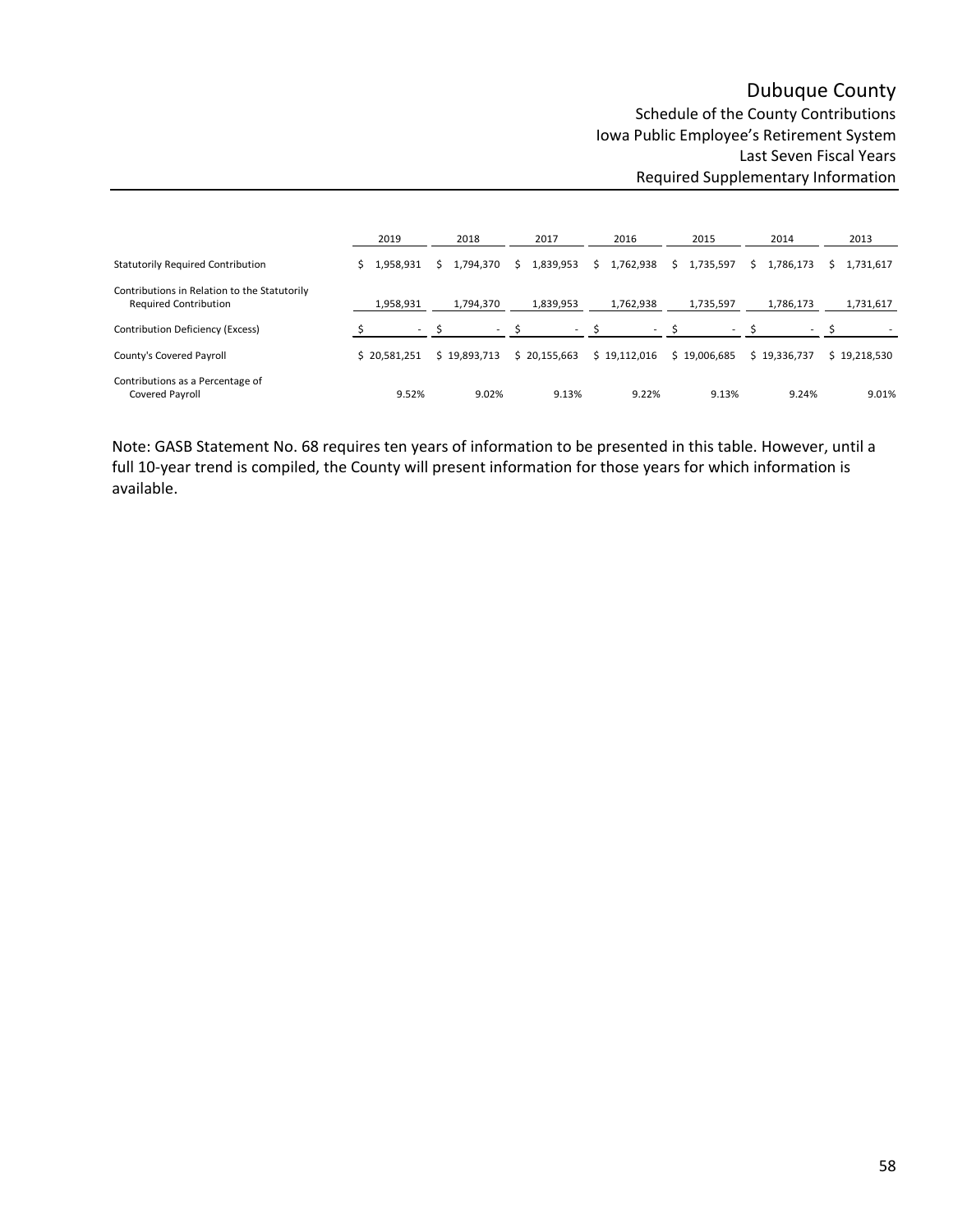# Dubuque County

## Schedule of the County Contributions
## Iowa Public Employee's Retirement System
## Last Seven Fiscal Years
## Required Supplementary Information

| | 2019 | 2018 | 2017 | 2016 | 2015 | 2014 | 2013 |
|---|---|---|---|---|---|---|---|
| Statutorily Required Contribution | $ 1,958,931 | $ 1,794,370 | $ 1,839,953 | $ 1,762,938 | $ 1,735,597 | $ 1,786,173 | $ 1,731,617 |
| Contributions in Relation to the Statutorily Required Contribution | 1,958,931 | 1,794,370 | 1,839,953 | 1,762,938 | 1,735,597 | 1,786,173 | 1,731,617 |
| Contribution Deficiency (Excess) | $ - | $ - | $ - | $ - | $ - | $ - | $ - |
| County's Covered Payroll | $ 20,581,251 | $ 19,893,713 | $ 20,155,663 | $ 19,112,016 | $ 19,006,685 | $ 19,336,737 | $ 19,218,530 |
| Contributions as a Percentage of Covered Payroll | 9.52% | 9.02% | 9.13% | 9.22% | 9.13% | 9.24% | 9.01% |

Note: GASB Statement No. 68 requires ten years of information to be presented in this table. However, until a full 10-year trend is compiled, the County will present information for those years for which information is available.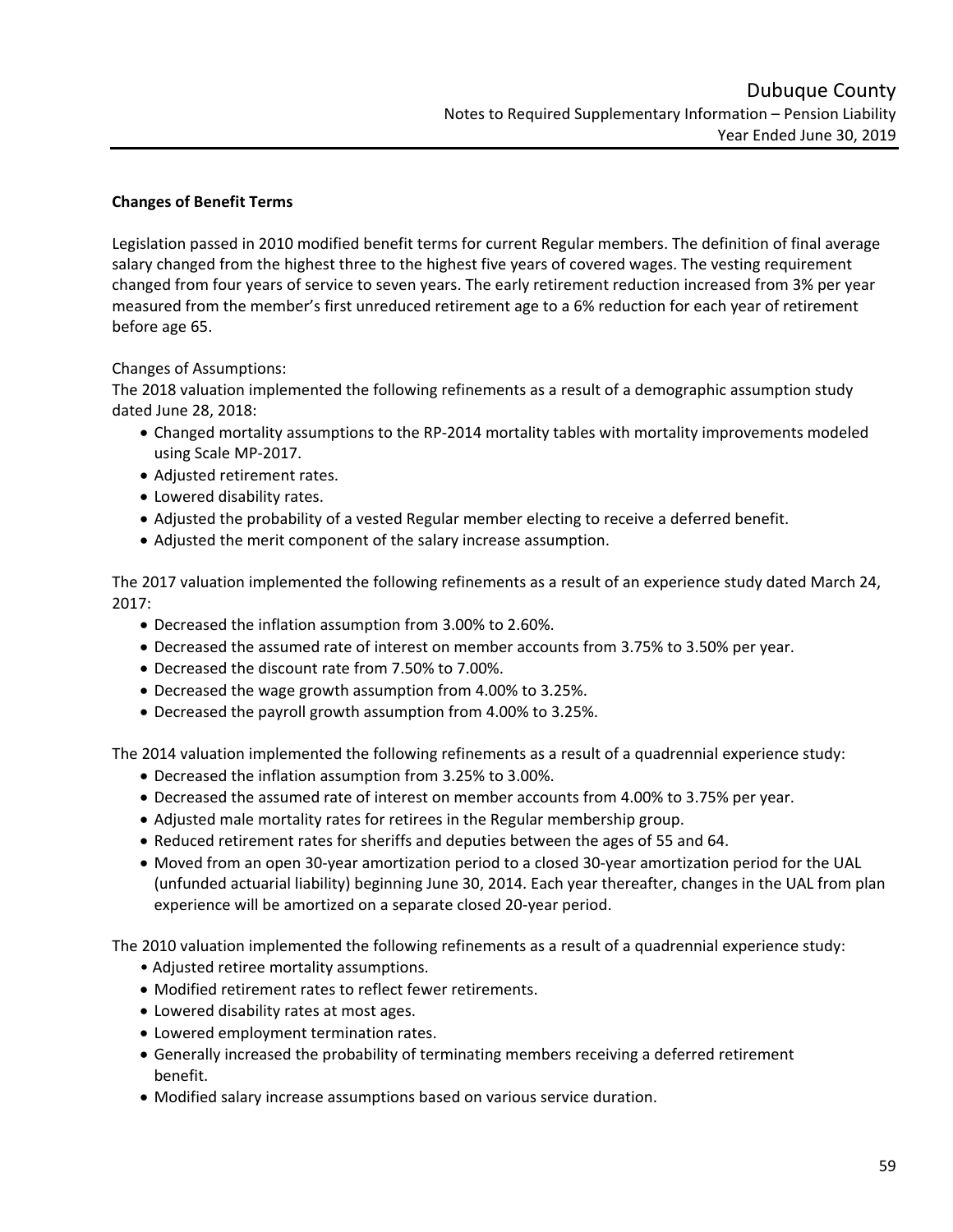**Changes of Benefit Terms**

Legislation passed in 2010 modified benefit terms for current Regular members. The definition of final average salary changed from the highest three to the highest five years of covered wages. The vesting requirement changed from four years of service to seven years. The early retirement reduction increased from 3% per year measured from the member's first unreduced retirement age to a 6% reduction for each year of retirement before age 65.

Changes of Assumptions:

The 2018 valuation implemented the following refinements as a result of a demographic assumption study dated June 28, 2018:

- Changed mortality assumptions to the RP-2014 mortality tables with mortality improvements modeled using Scale MP-2017.
- Adjusted retirement rates.
- Lowered disability rates.
- Adjusted the probability of a vested Regular member electing to receive a deferred benefit.
- Adjusted the merit component of the salary increase assumption.

The 2017 valuation implemented the following refinements as a result of an experience study dated March 24, 2017:

- Decreased the inflation assumption from 3.00% to 2.60%.
- Decreased the assumed rate of interest on member accounts from 3.75% to 3.50% per year.
- Decreased the discount rate from 7.50% to 7.00%.
- Decreased the wage growth assumption from 4.00% to 3.25%.
- Decreased the payroll growth assumption from 4.00% to 3.25%.

The 2014 valuation implemented the following refinements as a result of a quadrennial experience study:

- Decreased the inflation assumption from 3.25% to 3.00%.
- Decreased the assumed rate of interest on member accounts from 4.00% to 3.75% per year.
- Adjusted male mortality rates for retirees in the Regular membership group.
- Reduced retirement rates for sheriffs and deputies between the ages of 55 and 64.
- Moved from an open 30-year amortization period to a closed 30-year amortization period for the UAL (unfunded actuarial liability) beginning June 30, 2014. Each year thereafter, changes in the UAL from plan experience will be amortized on a separate closed 20-year period.

The 2010 valuation implemented the following refinements as a result of a quadrennial experience study:

- Adjusted retiree mortality assumptions.
- Modified retirement rates to reflect fewer retirements.
- Lowered disability rates at most ages.
- Lowered employment termination rates.
- Generally increased the probability of terminating members receiving a deferred retirement benefit.
- Modified salary increase assumptions based on various service duration.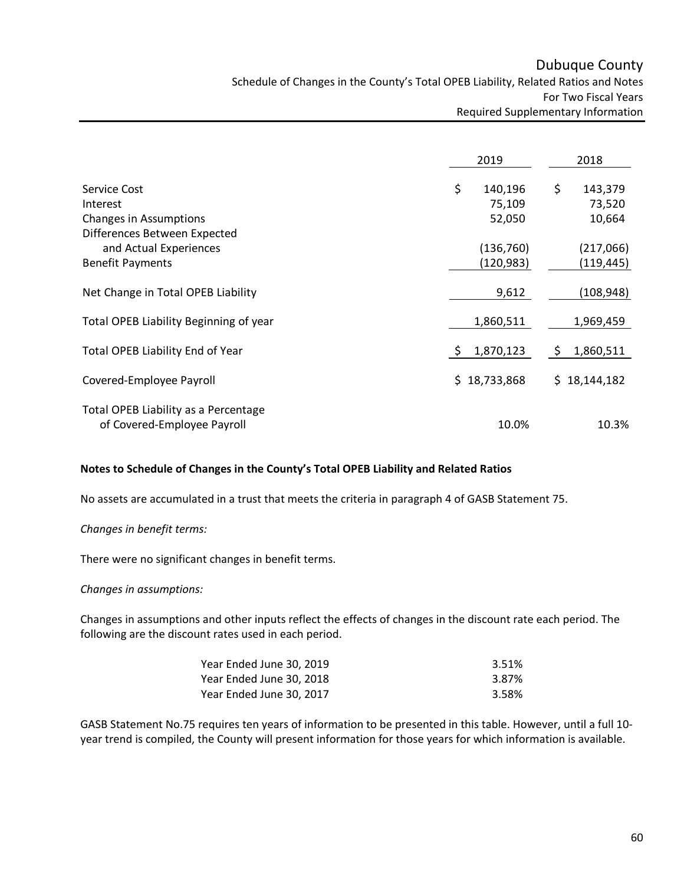# Dubuque County

Schedule of Changes in the County's Total OPEB Liability, Related Ratios and Notes
For Two Fiscal Years
Required Supplementary Information

| | 2019 | 2018 |
|---|---|---|
| Service Cost | $ 140,196 | $ 143,379 |
| Interest | 75,109 | 73,520 |
| Changes in Assumptions | 52,050 | 10,664 |
| Differences Between Expected and Actual Experiences | (136,760) | (217,066) |
| Benefit Payments | (120,983) | (119,445) |
| Net Change in Total OPEB Liability | 9,612 | (108,948) |
| Total OPEB Liability Beginning of year | 1,860,511 | 1,969,459 |
| Total OPEB Liability End of Year | $ 1,870,123 | $ 1,860,511 |
| Covered-Employee Payroll | $ 18,733,868 | $ 18,144,182 |
| Total OPEB Liability as a Percentage of Covered-Employee Payroll | 10.0% | 10.3% |

**Notes to Schedule of Changes in the County's Total OPEB Liability and Related Ratios**

No assets are accumulated in a trust that meets the criteria in paragraph 4 of GASB Statement 75.

*Changes in benefit terms:*

There were no significant changes in benefit terms.

*Changes in assumptions:*

Changes in assumptions and other inputs reflect the effects of changes in the discount rate each period. The following are the discount rates used in each period.

| | |
|---|---|
| Year Ended June 30, 2019 | 3.51% |
| Year Ended June 30, 2018 | 3.87% |
| Year Ended June 30, 2017 | 3.58% |

GASB Statement No.75 requires ten years of information to be presented in this table. However, until a full 10-year trend is compiled, the County will present information for those years for which information is available.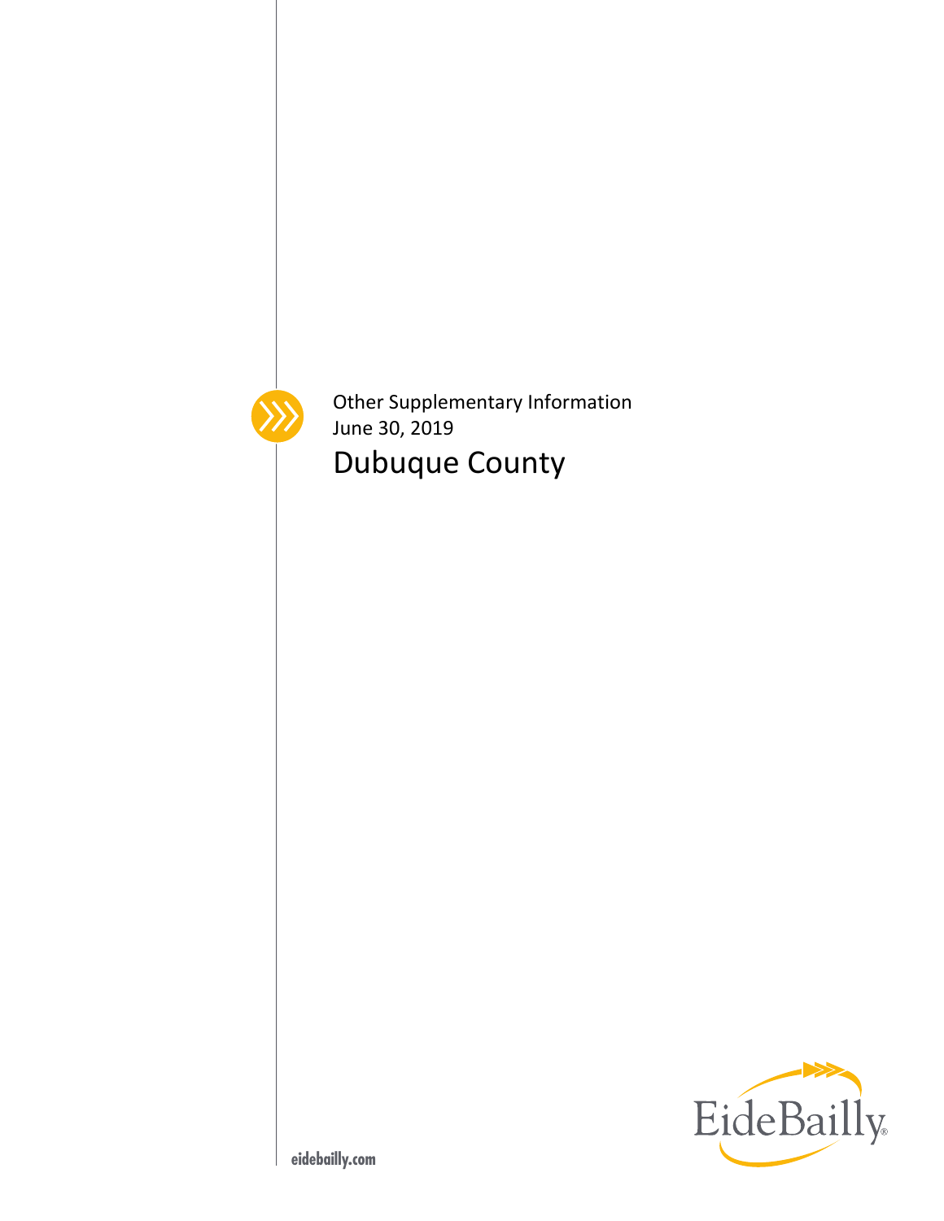Other Supplementary Information
June 30, 2019

# Dubuque County

eidebailly.com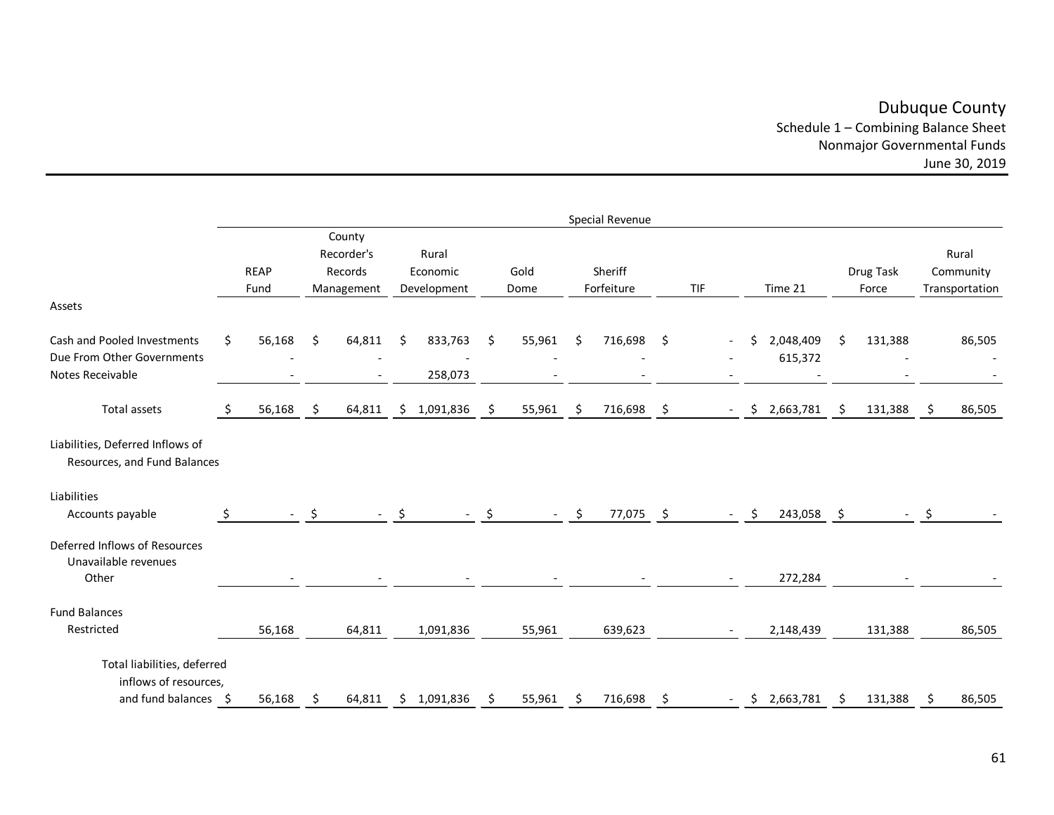# Dubuque County

## Schedule 1 – Combining Balance Sheet
## Nonmajor Governmental Funds
## June 30, 2019

| | Special Revenue | | | | | | | | |
|---|---|---|---|---|---|---|---|---|---|
| | REAP Fund | County Recorder's Records Management | Rural Economic Development | Gold Dome | Sheriff Forfeiture | TIF | Time 21 | Drug Task Force | Rural Community Transportation |
| **Assets** | | | | | | | | | |
| Cash and Pooled Investments | $ 56,168 | $ 64,811 | $ 833,763 | $ 55,961 | $ 716,698 | $ - | $ 2,048,409 | $ 131,388 | 86,505 |
| Due From Other Governments | - | - | - | - | - | - | 615,372 | - | - |
| Notes Receivable | - | - | 258,073 | - | - | - | - | - | - |
| Total assets | $ 56,168 | $ 64,811 | $ 1,091,836 | $ 55,961 | $ 716,698 | $ - | $ 2,663,781 | $ 131,388 | $ 86,505 |
| **Liabilities, Deferred Inflows of Resources, and Fund Balances** | | | | | | | | | |
| Liabilities | | | | | | | | | |
| Accounts payable | $ - | $ - | $ - | $ - | $ 77,075 | $ - | $ 243,058 | $ - | $ - |
| Deferred Inflows of Resources | | | | | | | | | |
| Unavailable revenues | | | | | | | | | |
| Other | - | - | - | - | - | - | 272,284 | - | - |
| Fund Balances | | | | | | | | | |
| Restricted | 56,168 | 64,811 | 1,091,836 | 55,961 | 639,623 | - | 2,148,439 | 131,388 | 86,505 |
| Total liabilities, deferred inflows of resources, and fund balances | $ 56,168 | $ 64,811 | $ 1,091,836 | $ 55,961 | $ 716,698 | $ - | $ 2,663,781 | $ 131,388 | $ 86,505 |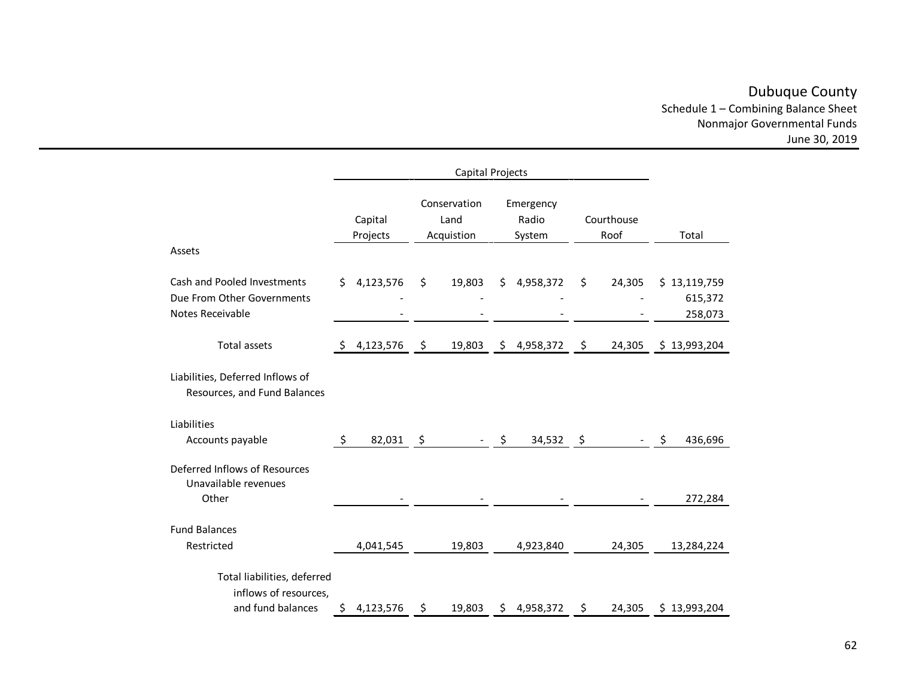# Dubuque County

## Schedule 1 – Combining Balance Sheet
## Nonmajor Governmental Funds
## June 30, 2019

| | Capital Projects | | | | |
|---|---|---|---|---|---|
| | Capital Projects | Conservation Land Acquistion | Emergency Radio System | Courthouse Roof | Total |
| **Assets** | | | | | |
| Cash and Pooled Investments | $ 4,123,576 | $ 19,803 | $ 4,958,372 | $ 24,305 | $ 13,119,759 |
| Due From Other Governments | - | - | - | - | 615,372 |
| Notes Receivable | - | - | - | - | 258,073 |
| Total assets | $ 4,123,576 | $ 19,803 | $ 4,958,372 | $ 24,305 | $ 13,993,204 |
| **Liabilities, Deferred Inflows of Resources, and Fund Balances** | | | | | |
| Liabilities | | | | | |
| Accounts payable | $ 82,031 | $ - | $ 34,532 | $ - | $ 436,696 |
| Deferred Inflows of Resources | | | | | |
| Unavailable revenues | | | | | |
| Other | - | - | - | - | 272,284 |
| Fund Balances | | | | | |
| Restricted | 4,041,545 | 19,803 | 4,923,840 | 24,305 | 13,284,224 |
| Total liabilities, deferred inflows of resources, and fund balances | $ 4,123,576 | $ 19,803 | $ 4,958,372 | $ 24,305 | $ 13,993,204 |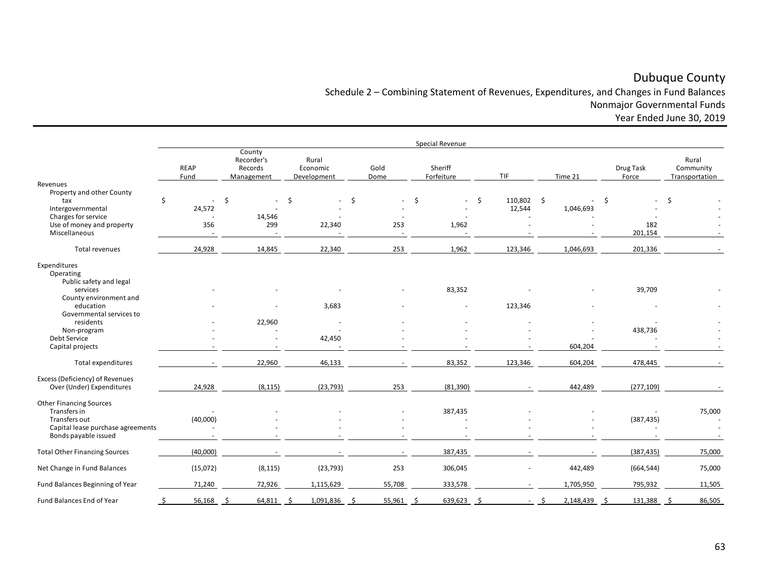# Dubuque County

## Schedule 2 – Combining Statement of Revenues, Expenditures, and Changes in Fund Balances
## Nonmajor Governmental Funds
## Year Ended June 30, 2019

| | Special Revenue | | | | | | | | |
|---|---|---|---|---|---|---|---|---|---|
| | REAP Fund | County Recorder's Records Management | Rural Economic Development | Gold Dome | Sheriff Forfeiture | TIF | Time 21 | Drug Task Force | Rural Community Transportation |
| **Revenues** | | | | | | | | | |
| Property and other County tax | $ - | $ - | $ - | $ - | $ - | $ 110,802 | $ - | $ - | $ - |
| Intergovernmental | 24,572 | - | - | - | - | 12,544 | 1,046,693 | - | - |
| Charges for service | - | 14,546 | - | - | - | - | - | - | - |
| Use of money and property | 356 | 299 | 22,340 | 253 | 1,962 | - | - | 182 | - |
| Miscellaneous | - | - | - | - | - | - | - | 201,154 | - |
| Total revenues | 24,928 | 14,845 | 22,340 | 253 | 1,962 | 123,346 | 1,046,693 | 201,336 | - |
| **Expenditures** | | | | | | | | | |
| Operating | | | | | | | | | |
| Public safety and legal services | - | - | - | - | 83,352 | - | - | 39,709 | - |
| County environment and education | - | - | 3,683 | - | - | 123,346 | - | - | - |
| Governmental services to residents | - | 22,960 | - | - | - | - | - | - | - |
| Non-program | - | - | - | - | - | - | - | 438,736 | - |
| Debt Service | - | - | 42,450 | - | - | - | - | - | - |
| Capital projects | - | - | - | - | - | - | 604,204 | - | - |
| Total expenditures | - | 22,960 | 46,133 | - | 83,352 | 123,346 | 604,204 | 478,445 | - |
| Excess (Deficiency) of Revenues Over (Under) Expenditures | 24,928 | (8,115) | (23,793) | 253 | (81,390) | - | 442,489 | (277,109) | - |
| **Other Financing Sources** | | | | | | | | | |
| Transfers in | - | - | - | - | 387,435 | - | - | - | 75,000 |
| Transfers out | (40,000) | - | - | - | - | - | - | (387,435) | - |
| Capital lease purchase agreements | - | - | - | - | - | - | - | - | - |
| Bonds payable issued | - | - | - | - | - | - | - | - | - |
| Total Other Financing Sources | (40,000) | - | - | - | 387,435 | - | - | (387,435) | 75,000 |
| Net Change in Fund Balances | (15,072) | (8,115) | (23,793) | 253 | 306,045 | - | 442,489 | (664,544) | 75,000 |
| Fund Balances Beginning of Year | 71,240 | 72,926 | 1,115,629 | 55,708 | 333,578 | - | 1,705,950 | 795,932 | 11,505 |
| Fund Balances End of Year | $ 56,168 | $ 64,811 | $ 1,091,836 | $ 55,961 | $ 639,623 | $ - | $ 2,148,439 | $ 131,388 | $ 86,505 |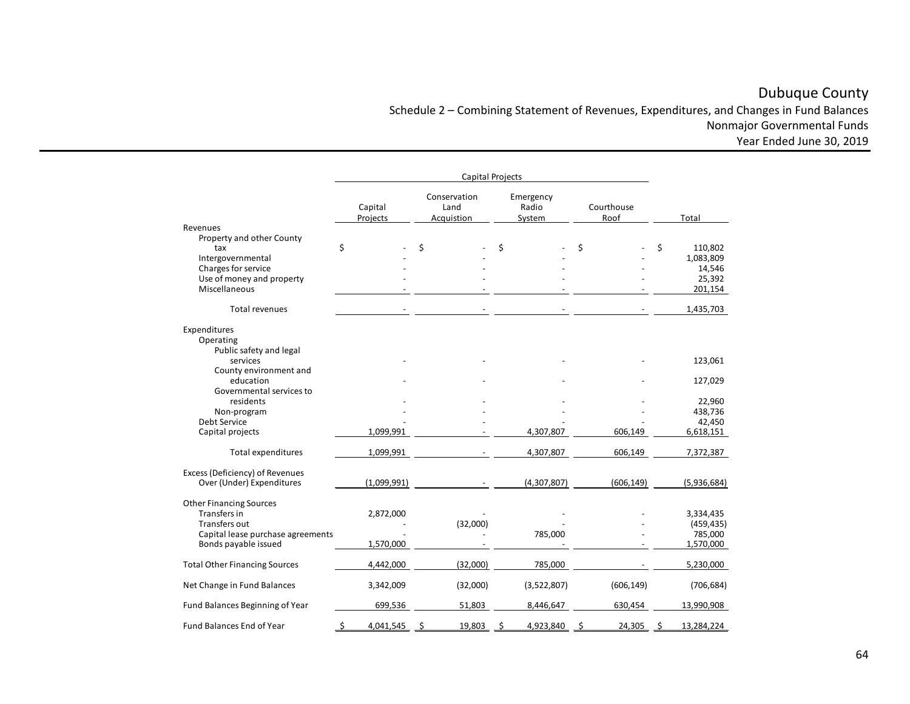# Dubuque County

## Schedule 2 – Combining Statement of Revenues, Expenditures, and Changes in Fund Balances
## Nonmajor Governmental Funds
## Year Ended June 30, 2019

| | Capital Projects | | | | |
|---|---|---|---|---|---|
| | Capital Projects | Conservation Land Acquistion | Emergency Radio System | Courthouse Roof | Total |
| **Revenues** | | | | | |
| Property and other County tax | $ - | $ - | $ - | $ - | $ 110,802 |
| Intergovernmental | - | - | - | - | 1,083,809 |
| Charges for service | - | - | - | - | 14,546 |
| Use of money and property | - | - | - | - | 25,392 |
| Miscellaneous | - | - | - | - | 201,154 |
| Total revenues | - | - | - | - | 1,435,703 |
| **Expenditures** | | | | | |
| Operating | | | | | |
| Public safety and legal services | - | - | - | - | 123,061 |
| County environment and education | - | - | - | - | 127,029 |
| Governmental services to residents | - | - | - | - | 22,960 |
| Non-program | - | - | - | - | 438,736 |
| Debt Service | - | - | - | - | 42,450 |
| Capital projects | 1,099,991 | - | 4,307,807 | 606,149 | 6,618,151 |
| Total expenditures | 1,099,991 | - | 4,307,807 | 606,149 | 7,372,387 |
| Excess (Deficiency) of Revenues Over (Under) Expenditures | (1,099,991) | - | (4,307,807) | (606,149) | (5,936,684) |
| **Other Financing Sources** | | | | | |
| Transfers in | 2,872,000 | - | - | - | 3,334,435 |
| Transfers out | - | (32,000) | - | - | (459,435) |
| Capital lease purchase agreements | - | - | 785,000 | - | 785,000 |
| Bonds payable issued | 1,570,000 | - | - | - | 1,570,000 |
| Total Other Financing Sources | 4,442,000 | (32,000) | 785,000 | - | 5,230,000 |
| Net Change in Fund Balances | 3,342,009 | (32,000) | (3,522,807) | (606,149) | (706,684) |
| Fund Balances Beginning of Year | 699,536 | 51,803 | 8,446,647 | 630,454 | 13,990,908 |
| Fund Balances End of Year | $ 4,041,545 | $ 19,803 | $ 4,923,840 | $ 24,305 | $ 13,284,224 |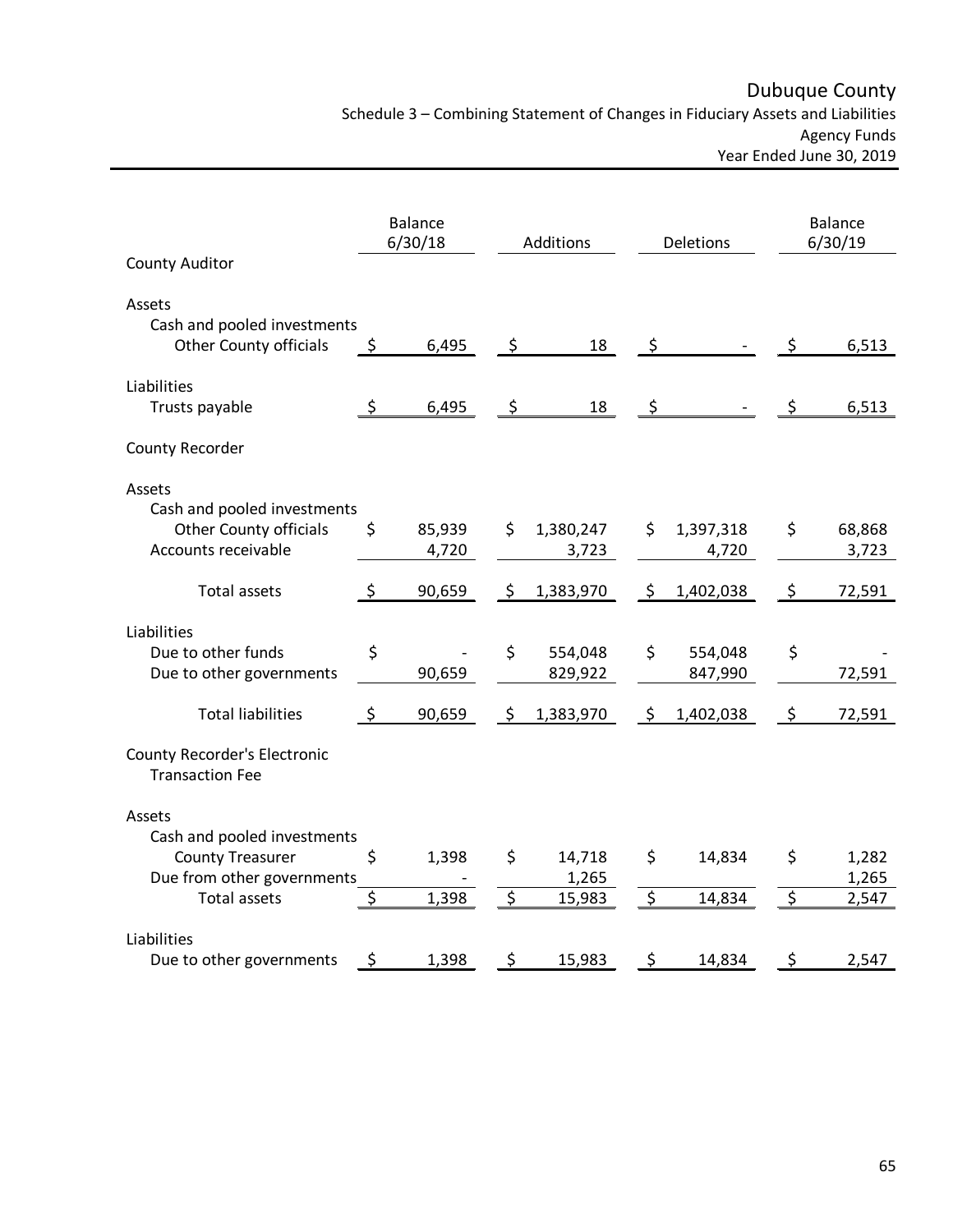# Dubuque County

Schedule 3 – Combining Statement of Changes in Fiduciary Assets and Liabilities

Agency Funds

Year Ended June 30, 2019

| | Balance 6/30/18 | Additions | Deletions | Balance 6/30/19 |
|---|---|---|---|---|
| **County Auditor** | | | | |
| Assets | | | | |
| Cash and pooled investments | | | | |
| Other County officials | $ 6,495 | $ 18 | $ - | $ 6,513 |
| Liabilities | | | | |
| Trusts payable | $ 6,495 | $ 18 | $ - | $ 6,513 |
| **County Recorder** | | | | |
| Assets | | | | |
| Cash and pooled investments | | | | |
| Other County officials | $ 85,939 | $ 1,380,247 | $ 1,397,318 | $ 68,868 |
| Accounts receivable | 4,720 | 3,723 | 4,720 | 3,723 |
| Total assets | $ 90,659 | $ 1,383,970 | $ 1,402,038 | $ 72,591 |
| Liabilities | | | | |
| Due to other funds | $ - | $ 554,048 | $ 554,048 | $ - |
| Due to other governments | 90,659 | 829,922 | 847,990 | 72,591 |
| Total liabilities | $ 90,659 | $ 1,383,970 | $ 1,402,038 | $ 72,591 |
| **County Recorder's Electronic Transaction Fee** | | | | |
| Assets | | | | |
| Cash and pooled investments | | | | |
| County Treasurer | $ 1,398 | $ 14,718 | $ 14,834 | $ 1,282 |
| Due from other governments | - | 1,265 | | 1,265 |
| Total assets | $ 1,398 | $ 15,983 | $ 14,834 | $ 2,547 |
| Liabilities | | | | |
| Due to other governments | $ 1,398 | $ 15,983 | $ 14,834 | $ 2,547 |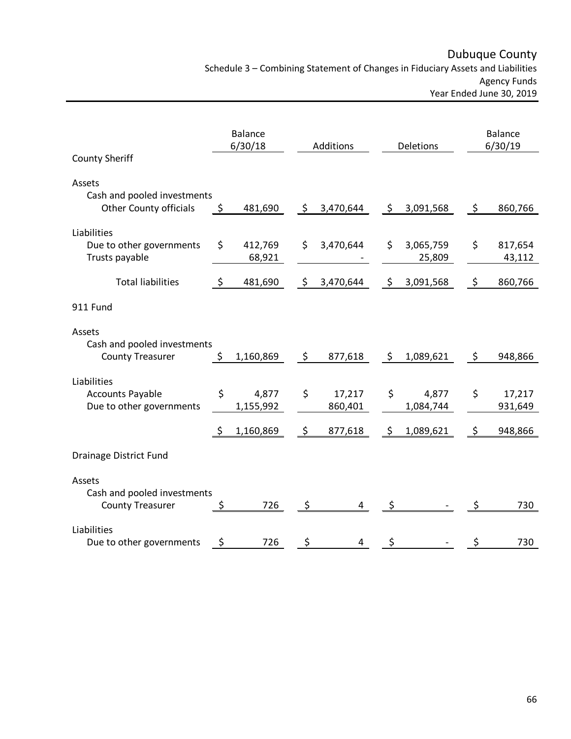# Dubuque County

## Schedule 3 – Combining Statement of Changes in Fiduciary Assets and Liabilities

### Agency Funds

### Year Ended June 30, 2019

| | Balance 6/30/18 | Additions | Deletions | Balance 6/30/19 |
|---|---|---|---|---|
| **County Sheriff** | | | | |
| Assets | | | | |
| Cash and pooled investments | | | | |
| Other County officials | $ 481,690 | $ 3,470,644 | $ 3,091,568 | $ 860,766 |
| Liabilities | | | | |
| Due to other governments | $ 412,769 | $ 3,470,644 | $ 3,065,759 | $ 817,654 |
| Trusts payable | 68,921 | - | 25,809 | 43,112 |
| Total liabilities | $ 481,690 | $ 3,470,644 | $ 3,091,568 | $ 860,766 |
| **911 Fund** | | | | |
| Assets | | | | |
| Cash and pooled investments | | | | |
| County Treasurer | $ 1,160,869 | $ 877,618 | $ 1,089,621 | $ 948,866 |
| Liabilities | | | | |
| Accounts Payable | $ 4,877 | $ 17,217 | $ 4,877 | $ 17,217 |
| Due to other governments | 1,155,992 | 860,401 | 1,084,744 | 931,649 |
| | $ 1,160,869 | $ 877,618 | $ 1,089,621 | $ 948,866 |
| **Drainage District Fund** | | | | |
| Assets | | | | |
| Cash and pooled investments | | | | |
| County Treasurer | $ 726 | $ 4 | $ - | $ 730 |
| Liabilities | | | | |
| Due to other governments | $ 726 | $ 4 | $ - | $ 730 |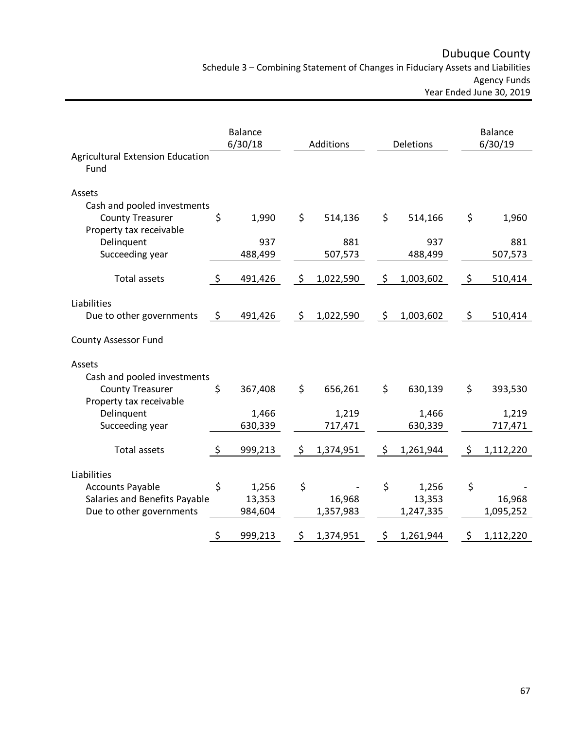# Dubuque County

## Schedule 3 – Combining Statement of Changes in Fiduciary Assets and Liabilities

Agency Funds

Year Ended June 30, 2019

| | Balance 6/30/18 | Additions | Deletions | Balance 6/30/19 |
|---|---|---|---|---|
| **Agricultural Extension Education Fund** | | | | |
| Assets | | | | |
| Cash and pooled investments | | | | |
| County Treasurer | $ 1,990 | $ 514,136 | $ 514,166 | $ 1,960 |
| Property tax receivable | | | | |
| Delinquent | 937 | 881 | 937 | 881 |
| Succeeding year | 488,499 | 507,573 | 488,499 | 507,573 |
| Total assets | $ 491,426 | $ 1,022,590 | $ 1,003,602 | $ 510,414 |
| Liabilities | | | | |
| Due to other governments | $ 491,426 | $ 1,022,590 | $ 1,003,602 | $ 510,414 |
| **County Assessor Fund** | | | | |
| Assets | | | | |
| Cash and pooled investments | | | | |
| County Treasurer | $ 367,408 | $ 656,261 | $ 630,139 | $ 393,530 |
| Property tax receivable | | | | |
| Delinquent | 1,466 | 1,219 | 1,466 | 1,219 |
| Succeeding year | 630,339 | 717,471 | 630,339 | 717,471 |
| Total assets | $ 999,213 | $ 1,374,951 | $ 1,261,944 | $ 1,112,220 |
| Liabilities | | | | |
| Accounts Payable | $ 1,256 | $ - | $ 1,256 | $ - |
| Salaries and Benefits Payable | 13,353 | 16,968 | 13,353 | 16,968 |
| Due to other governments | 984,604 | 1,357,983 | 1,247,335 | 1,095,252 |
| | $ 999,213 | $ 1,374,951 | $ 1,261,944 | $ 1,112,220 |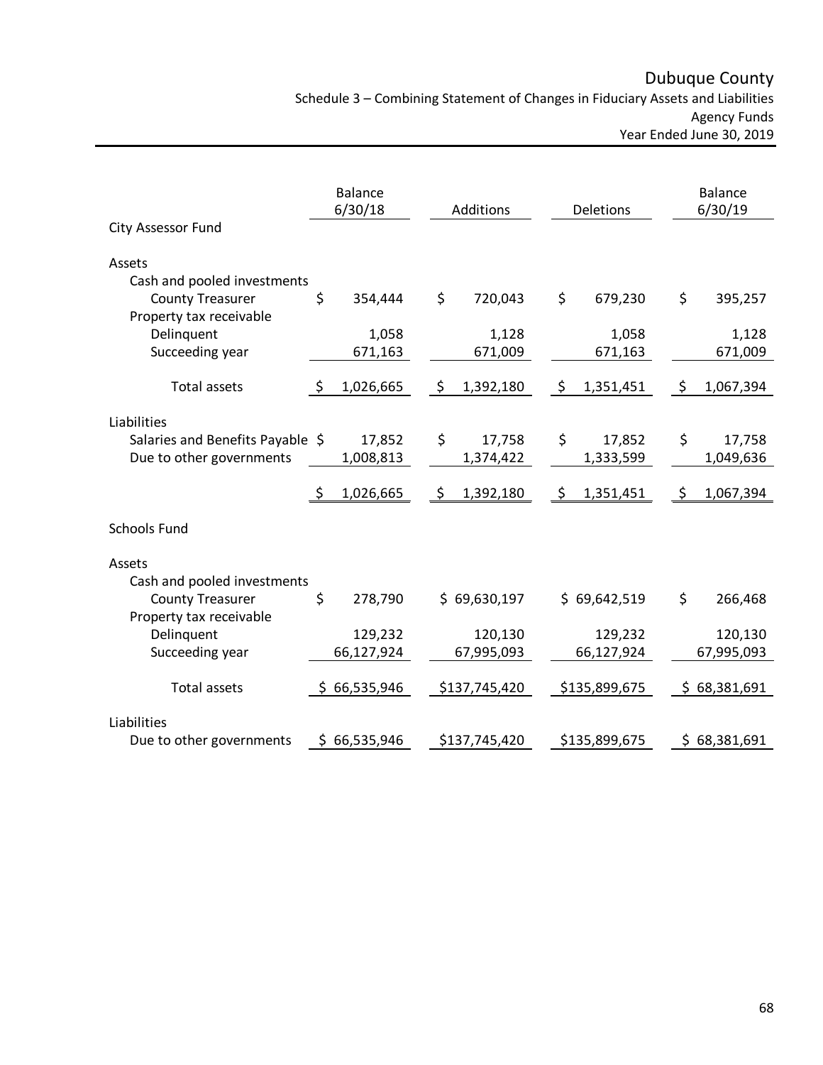# Dubuque County

Schedule 3 – Combining Statement of Changes in Fiduciary Assets and Liabilities
Agency Funds
Year Ended June 30, 2019

| | Balance 6/30/18 | Additions | Deletions | Balance 6/30/19 |
|---|---|---|---|---|
| **City Assessor Fund** | | | | |
| Assets | | | | |
| Cash and pooled investments | | | | |
| County Treasurer | $ 354,444 | $ 720,043 | $ 679,230 | $ 395,257 |
| Property tax receivable | | | | |
| Delinquent | 1,058 | 1,128 | 1,058 | 1,128 |
| Succeeding year | 671,163 | 671,009 | 671,163 | 671,009 |
| Total assets | $ 1,026,665 | $ 1,392,180 | $ 1,351,451 | $ 1,067,394 |
| Liabilities | | | | |
| Salaries and Benefits Payable | $ 17,852 | $ 17,758 | $ 17,852 | $ 17,758 |
| Due to other governments | 1,008,813 | 1,374,422 | 1,333,599 | 1,049,636 |
| | $ 1,026,665 | $ 1,392,180 | $ 1,351,451 | $ 1,067,394 |
| **Schools Fund** | | | | |
| Assets | | | | |
| Cash and pooled investments | | | | |
| County Treasurer | $ 278,790 | $ 69,630,197 | $ 69,642,519 | $ 266,468 |
| Property tax receivable | | | | |
| Delinquent | 129,232 | 120,130 | 129,232 | 120,130 |
| Succeeding year | 66,127,924 | 67,995,093 | 66,127,924 | 67,995,093 |
| Total assets | $ 66,535,946 | $137,745,420 | $135,899,675 | $ 68,381,691 |
| Liabilities | | | | |
| Due to other governments | $ 66,535,946 | $137,745,420 | $135,899,675 | $ 68,381,691 |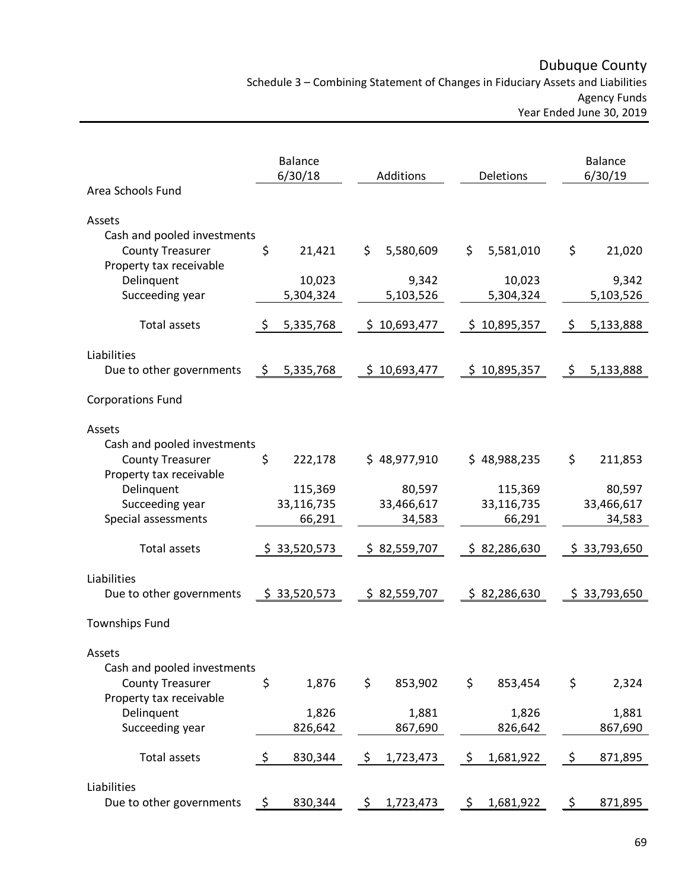# Dubuque County

Schedule 3 – Combining Statement of Changes in Fiduciary Assets and Liabilities
Agency Funds
Year Ended June 30, 2019

| | Balance 6/30/18 | Additions | Deletions | Balance 6/30/19 |
|---|---|---|---|---|
| **Area Schools Fund** | | | | |
| Assets | | | | |
| Cash and pooled investments | | | | |
| County Treasurer | $ 21,421 | $ 5,580,609 | $ 5,581,010 | $ 21,020 |
| Property tax receivable | | | | |
| Delinquent | 10,023 | 9,342 | 10,023 | 9,342 |
| Succeeding year | 5,304,324 | 5,103,526 | 5,304,324 | 5,103,526 |
| Total assets | $ 5,335,768 | $ 10,693,477 | $ 10,895,357 | $ 5,133,888 |
| Liabilities | | | | |
| Due to other governments | $ 5,335,768 | $ 10,693,477 | $ 10,895,357 | $ 5,133,888 |
| **Corporations Fund** | | | | |
| Assets | | | | |
| Cash and pooled investments | | | | |
| County Treasurer | $ 222,178 | $ 48,977,910 | $ 48,988,235 | $ 211,853 |
| Property tax receivable | | | | |
| Delinquent | 115,369 | 80,597 | 115,369 | 80,597 |
| Succeeding year | 33,116,735 | 33,466,617 | 33,116,735 | 33,466,617 |
| Special assessments | 66,291 | 34,583 | 66,291 | 34,583 |
| Total assets | $ 33,520,573 | $ 82,559,707 | $ 82,286,630 | $ 33,793,650 |
| Liabilities | | | | |
| Due to other governments | $ 33,520,573 | $ 82,559,707 | $ 82,286,630 | $ 33,793,650 |
| **Townships Fund** | | | | |
| Assets | | | | |
| Cash and pooled investments | | | | |
| County Treasurer | $ 1,876 | $ 853,902 | $ 853,454 | $ 2,324 |
| Property tax receivable | | | | |
| Delinquent | 1,826 | 1,881 | 1,826 | 1,881 |
| Succeeding year | 826,642 | 867,690 | 826,642 | 867,690 |
| Total assets | $ 830,344 | $ 1,723,473 | $ 1,681,922 | $ 871,895 |
| Liabilities | | | | |
| Due to other governments | $ 830,344 | $ 1,723,473 | $ 1,681,922 | $ 871,895 |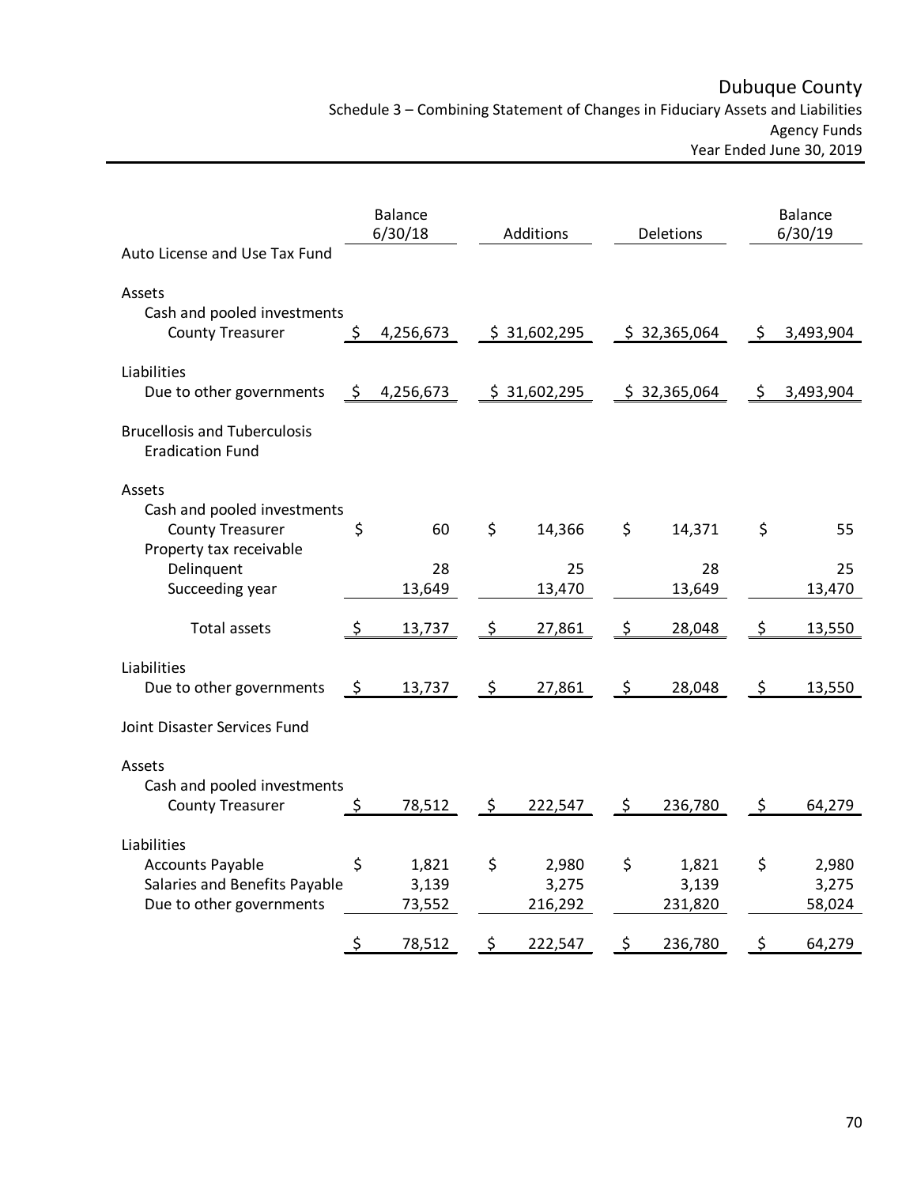# Dubuque County

Schedule 3 – Combining Statement of Changes in Fiduciary Assets and Liabilities
Agency Funds
Year Ended June 30, 2019

| | Balance 6/30/18 | Additions | Deletions | Balance 6/30/19 |
|---|---|---|---|---|
| **Auto License and Use Tax Fund** | | | | |
| Assets | | | | |
| Cash and pooled investments | | | | |
| County Treasurer | $ 4,256,673 | $ 31,602,295 | $ 32,365,064 | $ 3,493,904 |
| Liabilities | | | | |
| Due to other governments | $ 4,256,673 | $ 31,602,295 | $ 32,365,064 | $ 3,493,904 |
| **Brucellosis and Tuberculosis Eradication Fund** | | | | |
| Assets | | | | |
| Cash and pooled investments | | | | |
| County Treasurer | $ 60 | $ 14,366 | $ 14,371 | $ 55 |
| Property tax receivable | | | | |
| Delinquent | 28 | 25 | 28 | 25 |
| Succeeding year | 13,649 | 13,470 | 13,649 | 13,470 |
| Total assets | $ 13,737 | $ 27,861 | $ 28,048 | $ 13,550 |
| Liabilities | | | | |
| Due to other governments | $ 13,737 | $ 27,861 | $ 28,048 | $ 13,550 |
| **Joint Disaster Services Fund** | | | | |
| Assets | | | | |
| Cash and pooled investments | | | | |
| County Treasurer | $ 78,512 | $ 222,547 | $ 236,780 | $ 64,279 |
| Liabilities | | | | |
| Accounts Payable | $ 1,821 | $ 2,980 | $ 1,821 | $ 2,980 |
| Salaries and Benefits Payable | 3,139 | 3,275 | 3,139 | 3,275 |
| Due to other governments | 73,552 | 216,292 | 231,820 | 58,024 |
| | $ 78,512 | $ 222,547 | $ 236,780 | $ 64,279 |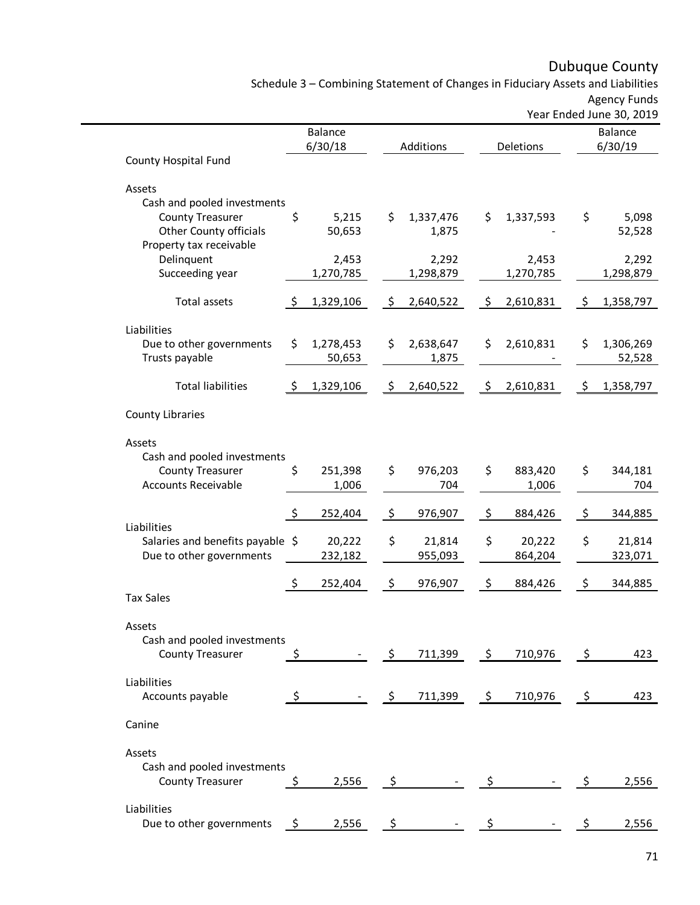# Dubuque County

Schedule 3 – Combining Statement of Changes in Fiduciary Assets and Liabilities

Agency Funds

Year Ended June 30, 2019

| | Balance 6/30/18 | Additions | Deletions | Balance 6/30/19 |
|---|---|---|---|---|
| **County Hospital Fund** | | | | |
| Assets | | | | |
| Cash and pooled investments | | | | |
| County Treasurer | $ 5,215 | $ 1,337,476 | $ 1,337,593 | $ 5,098 |
| Other County officials | 50,653 | 1,875 | - | 52,528 |
| Property tax receivable | | | | |
| Delinquent | 2,453 | 2,292 | 2,453 | 2,292 |
| Succeeding year | 1,270,785 | 1,298,879 | 1,270,785 | 1,298,879 |
| Total assets | $ 1,329,106 | $ 2,640,522 | $ 2,610,831 | $ 1,358,797 |
| Liabilities | | | | |
| Due to other governments | $ 1,278,453 | $ 2,638,647 | $ 2,610,831 | $ 1,306,269 |
| Trusts payable | 50,653 | 1,875 | - | 52,528 |
| Total liabilities | $ 1,329,106 | $ 2,640,522 | $ 2,610,831 | $ 1,358,797 |
| **County Libraries** | | | | |
| Assets | | | | |
| Cash and pooled investments | | | | |
| County Treasurer | $ 251,398 | $ 976,203 | $ 883,420 | $ 344,181 |
| Accounts Receivable | 1,006 | 704 | 1,006 | 704 |
| | $ 252,404 | $ 976,907 | $ 884,426 | $ 344,885 |
| Liabilities | | | | |
| Salaries and benefits payable | $ 20,222 | $ 21,814 | $ 20,222 | $ 21,814 |
| Due to other governments | 232,182 | 955,093 | 864,204 | 323,071 |
| | $ 252,404 | $ 976,907 | $ 884,426 | $ 344,885 |
| **Tax Sales** | | | | |
| Assets | | | | |
| Cash and pooled investments | | | | |
| County Treasurer | $ - | $ 711,399 | $ 710,976 | $ 423 |
| Liabilities | | | | |
| Accounts payable | $ - | $ 711,399 | $ 710,976 | $ 423 |
| **Canine** | | | | |
| Assets | | | | |
| Cash and pooled investments | | | | |
| County Treasurer | $ 2,556 | $ - | $ - | $ 2,556 |
| Liabilities | | | | |
| Due to other governments | $ 2,556 | $ - | $ - | $ 2,556 |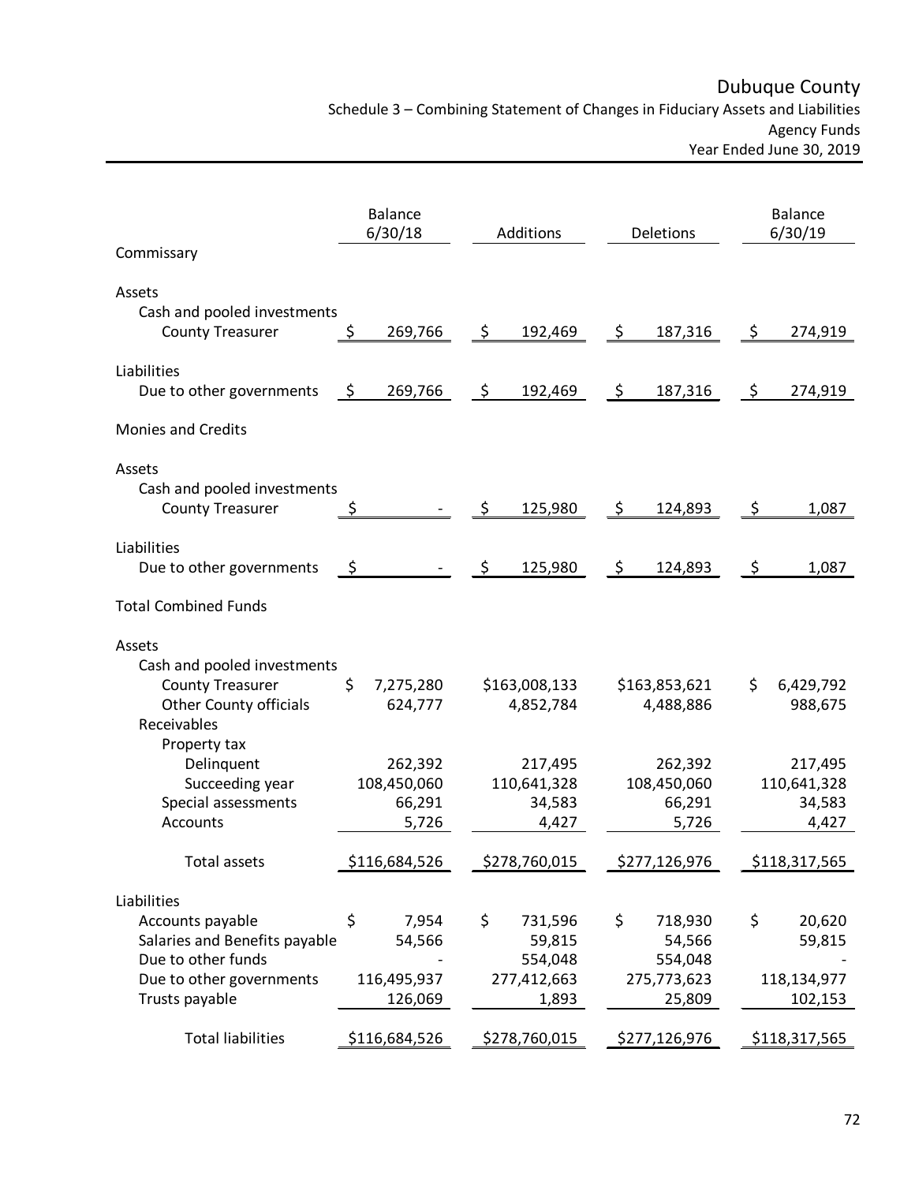# Dubuque County

## Schedule 3 – Combining Statement of Changes in Fiduciary Assets and Liabilities

### Agency Funds

### Year Ended June 30, 2019

| | Balance 6/30/18 | Additions | Deletions | Balance 6/30/19 |
|---|---|---|---|---|
| **Commissary** | | | | |
| Assets | | | | |
| Cash and pooled investments | | | | |
| County Treasurer | $ 269,766 | $ 192,469 | $ 187,316 | $ 274,919 |
| Liabilities | | | | |
| Due to other governments | $ 269,766 | $ 192,469 | $ 187,316 | $ 274,919 |
| **Monies and Credits** | | | | |
| Assets | | | | |
| Cash and pooled investments | | | | |
| County Treasurer | $ - | $ 125,980 | $ 124,893 | $ 1,087 |
| Liabilities | | | | |
| Due to other governments | $ - | $ 125,980 | $ 124,893 | $ 1,087 |
| **Total Combined Funds** | | | | |
| Assets | | | | |
| Cash and pooled investments | | | | |
| County Treasurer | $ 7,275,280 | $163,008,133 | $163,853,621 | $ 6,429,792 |
| Other County officials | 624,777 | 4,852,784 | 4,488,886 | 988,675 |
| Receivables | | | | |
| Property tax | | | | |
| Delinquent | 262,392 | 217,495 | 262,392 | 217,495 |
| Succeeding year | 108,450,060 | 110,641,328 | 108,450,060 | 110,641,328 |
| Special assessments | 66,291 | 34,583 | 66,291 | 34,583 |
| Accounts | 5,726 | 4,427 | 5,726 | 4,427 |
| Total assets | $116,684,526 | $278,760,015 | $277,126,976 | $118,317,565 |
| Liabilities | | | | |
| Accounts payable | $ 7,954 | $ 731,596 | $ 718,930 | $ 20,620 |
| Salaries and Benefits payable | 54,566 | 59,815 | 54,566 | 59,815 |
| Due to other funds | - | 554,048 | 554,048 | - |
| Due to other governments | 116,495,937 | 277,412,663 | 275,773,623 | 118,134,977 |
| Trusts payable | 126,069 | 1,893 | 25,809 | 102,153 |
| Total liabilities | $116,684,526 | $278,760,015 | $277,126,976 | $118,317,565 |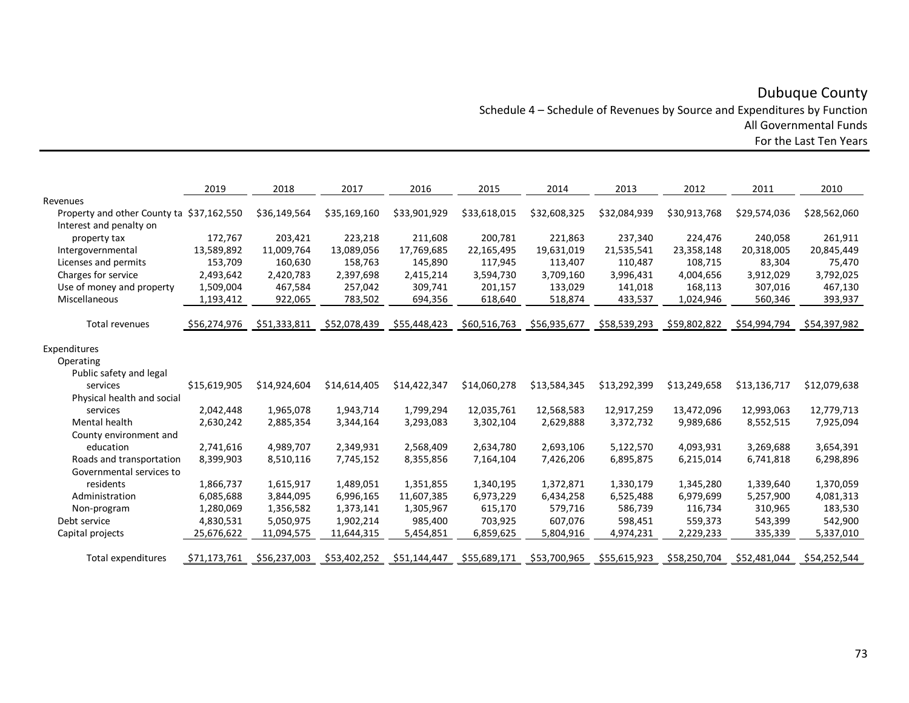# Dubuque County

## Schedule 4 – Schedule of Revenues by Source and Expenditures by Function

### All Governmental Funds

### For the Last Ten Years

| | 2019 | 2018 | 2017 | 2016 | 2015 | 2014 | 2013 | 2012 | 2011 | 2010 |
|---|---|---|---|---|---|---|---|---|---|---|
| Revenues | | | | | | | | | | |
| Property and other County ta | $37,162,550 | $36,149,564 | $35,169,160 | $33,901,929 | $33,618,015 | $32,608,325 | $32,084,939 | $30,913,768 | $29,574,036 | $28,562,060 |
| Interest and penalty on property tax | 172,767 | 203,421 | 223,218 | 211,608 | 200,781 | 221,863 | 237,340 | 224,476 | 240,058 | 261,911 |
| Intergovernmental | 13,589,892 | 11,009,764 | 13,089,056 | 17,769,685 | 22,165,495 | 19,631,019 | 21,535,541 | 23,358,148 | 20,318,005 | 20,845,449 |
| Licenses and permits | 153,709 | 160,630 | 158,763 | 145,890 | 117,945 | 113,407 | 110,487 | 108,715 | 83,304 | 75,470 |
| Charges for service | 2,493,642 | 2,420,783 | 2,397,698 | 2,415,214 | 3,594,730 | 3,709,160 | 3,996,431 | 4,004,656 | 3,912,029 | 3,792,025 |
| Use of money and property | 1,509,004 | 467,584 | 257,042 | 309,741 | 201,157 | 133,029 | 141,018 | 168,113 | 307,016 | 467,130 |
| Miscellaneous | 1,193,412 | 922,065 | 783,502 | 694,356 | 618,640 | 518,874 | 433,537 | 1,024,946 | 560,346 | 393,937 |
| Total revenues | $56,274,976 | $51,333,811 | $52,078,439 | $55,448,423 | $60,516,763 | $56,935,677 | $58,539,293 | $59,802,822 | $54,994,794 | $54,397,982 |
| Expenditures | | | | | | | | | | |
| Operating | | | | | | | | | | |
| Public safety and legal services | $15,619,905 | $14,924,604 | $14,614,405 | $14,422,347 | $14,060,278 | $13,584,345 | $13,292,399 | $13,249,658 | $13,136,717 | $12,079,638 |
| Physical health and social services | 2,042,448 | 1,965,078 | 1,943,714 | 1,799,294 | 12,035,761 | 12,568,583 | 12,917,259 | 13,472,096 | 12,993,063 | 12,779,713 |
| Mental health | 2,630,242 | 2,885,354 | 3,344,164 | 3,293,083 | 3,302,104 | 2,629,888 | 3,372,732 | 9,989,686 | 8,552,515 | 7,925,094 |
| County environment and education | 2,741,616 | 4,989,707 | 2,349,931 | 2,568,409 | 2,634,780 | 2,693,106 | 5,122,570 | 4,093,931 | 3,269,688 | 3,654,391 |
| Roads and transportation | 8,399,903 | 8,510,116 | 7,745,152 | 8,355,856 | 7,164,104 | 7,426,206 | 6,895,875 | 6,215,014 | 6,741,818 | 6,298,896 |
| Governmental services to residents | 1,866,737 | 1,615,917 | 1,489,051 | 1,351,855 | 1,340,195 | 1,372,871 | 1,330,179 | 1,345,280 | 1,339,640 | 1,370,059 |
| Administration | 6,085,688 | 3,844,095 | 6,996,165 | 11,607,385 | 6,973,229 | 6,434,258 | 6,525,488 | 6,979,699 | 5,257,900 | 4,081,313 |
| Non-program | 1,280,069 | 1,356,582 | 1,373,141 | 1,305,967 | 615,170 | 579,716 | 586,739 | 116,734 | 310,965 | 183,530 |
| Debt service | 4,830,531 | 5,050,975 | 1,902,214 | 985,400 | 703,925 | 607,076 | 598,451 | 559,373 | 543,399 | 542,900 |
| Capital projects | 25,676,622 | 11,094,575 | 11,644,315 | 5,454,851 | 6,859,625 | 5,804,916 | 4,974,231 | 2,229,233 | 335,339 | 5,337,010 |
| Total expenditures | $71,173,761 | $56,237,003 | $53,402,252 | $51,144,447 | $55,689,171 | $53,700,965 | $55,615,923 | $58,250,704 | $52,481,044 | $54,252,544 |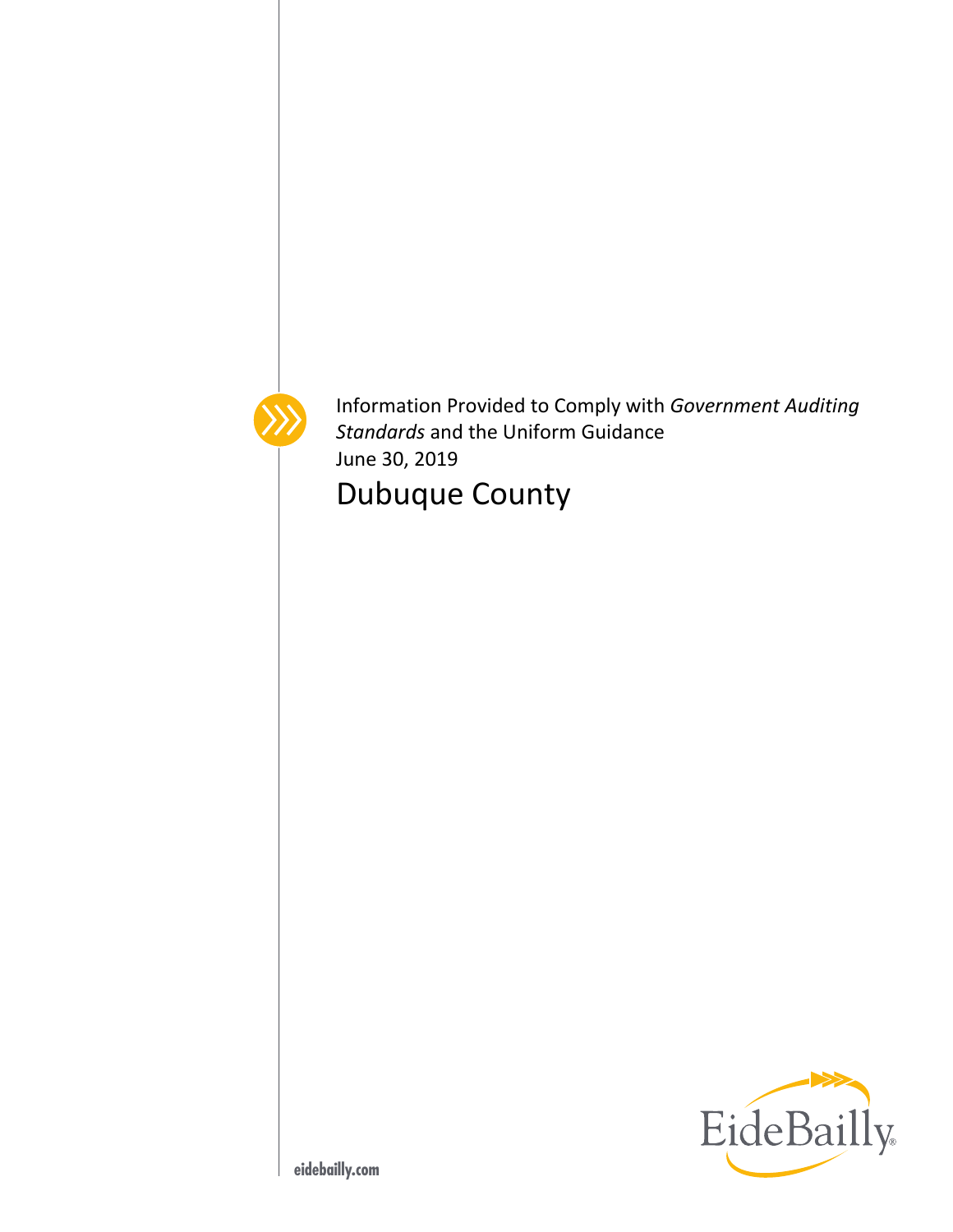Information Provided to Comply with *Government Auditing Standards* and the Uniform Guidance

June 30, 2019

# Dubuque County

eidebailly.com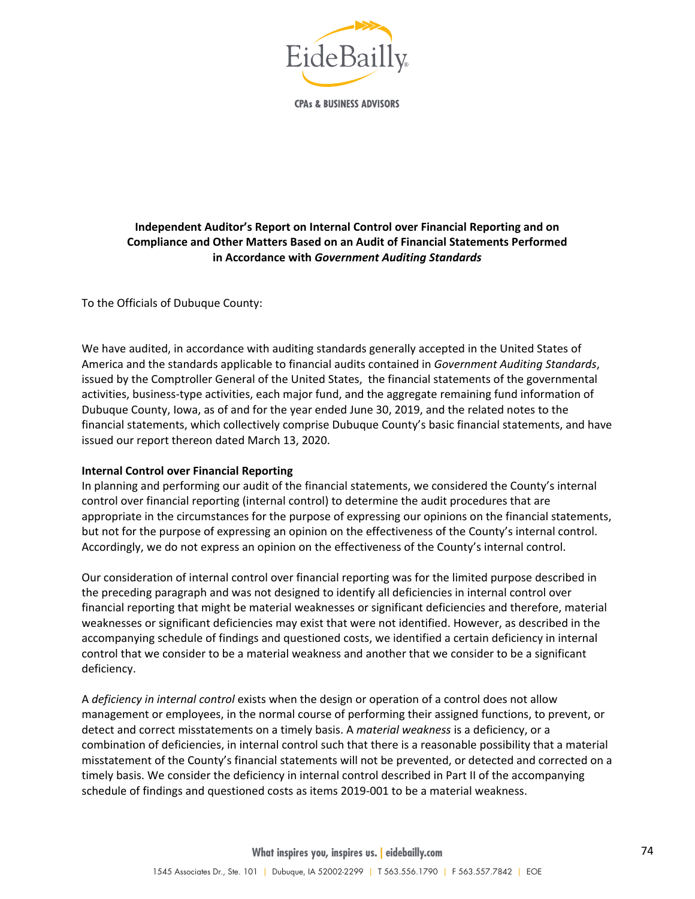EideBailly

CPAs & BUSINESS ADVISORS

**Independent Auditor's Report on Internal Control over Financial Reporting and on Compliance and Other Matters Based on an Audit of Financial Statements Performed in Accordance with *Government Auditing Standards***

To the Officials of Dubuque County:

We have audited, in accordance with auditing standards generally accepted in the United States of America and the standards applicable to financial audits contained in *Government Auditing Standards*, issued by the Comptroller General of the United States, the financial statements of the governmental activities, business-type activities, each major fund, and the aggregate remaining fund information of Dubuque County, Iowa, as of and for the year ended June 30, 2019, and the related notes to the financial statements, which collectively comprise Dubuque County's basic financial statements, and have issued our report thereon dated March 13, 2020.

**Internal Control over Financial Reporting**

In planning and performing our audit of the financial statements, we considered the County's internal control over financial reporting (internal control) to determine the audit procedures that are appropriate in the circumstances for the purpose of expressing our opinions on the financial statements, but not for the purpose of expressing an opinion on the effectiveness of the County's internal control. Accordingly, we do not express an opinion on the effectiveness of the County's internal control.

Our consideration of internal control over financial reporting was for the limited purpose described in the preceding paragraph and was not designed to identify all deficiencies in internal control over financial reporting that might be material weaknesses or significant deficiencies and therefore, material weaknesses or significant deficiencies may exist that were not identified. However, as described in the accompanying schedule of findings and questioned costs, we identified a certain deficiency in internal control that we consider to be a material weakness and another that we consider to be a significant deficiency.

A *deficiency in internal control* exists when the design or operation of a control does not allow management or employees, in the normal course of performing their assigned functions, to prevent, or detect and correct misstatements on a timely basis. A *material weakness* is a deficiency, or a combination of deficiencies, in internal control such that there is a reasonable possibility that a material misstatement of the County's financial statements will not be prevented, or detected and corrected on a timely basis. We consider the deficiency in internal control described in Part II of the accompanying schedule of findings and questioned costs as items 2019-001 to be a material weakness.

What inspires you, inspires us. | eidebailly.com

1545 Associates Dr., Ste. 101 | Dubuque, IA 52002-2299 | T 563.556.1790 | F 563.557.7842 | EOE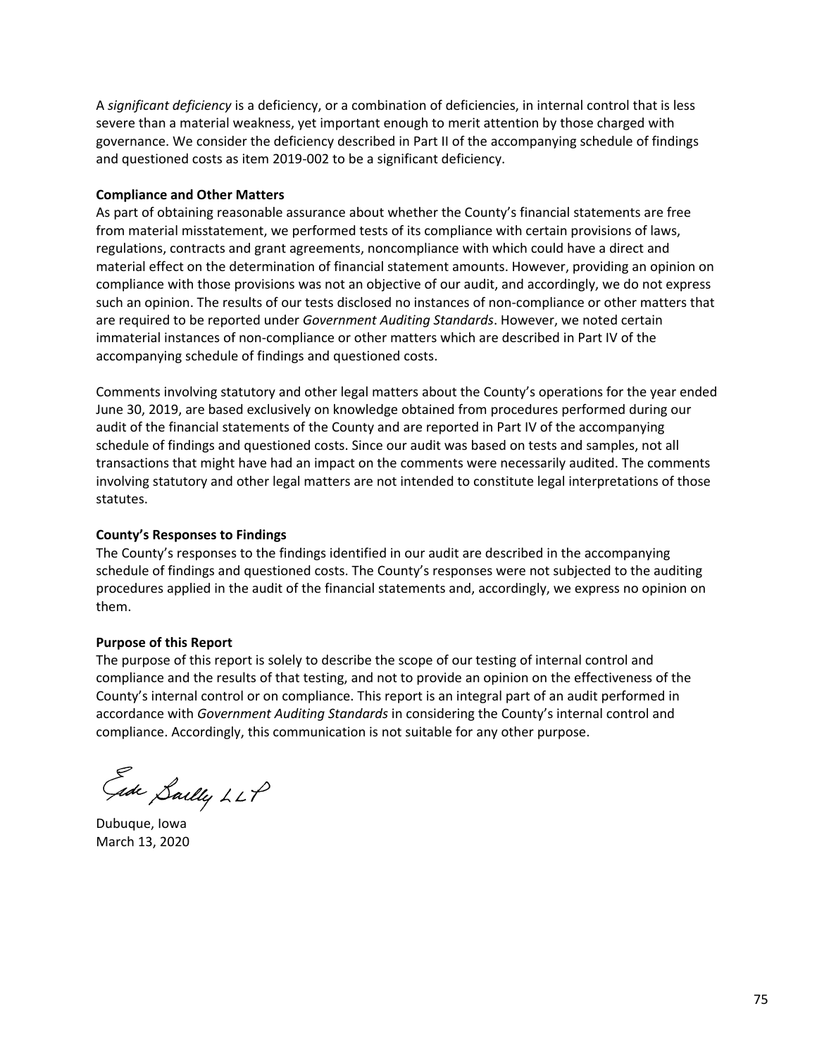A *significant deficiency* is a deficiency, or a combination of deficiencies, in internal control that is less severe than a material weakness, yet important enough to merit attention by those charged with governance. We consider the deficiency described in Part II of the accompanying schedule of findings and questioned costs as item 2019-002 to be a significant deficiency.

**Compliance and Other Matters**

As part of obtaining reasonable assurance about whether the County's financial statements are free from material misstatement, we performed tests of its compliance with certain provisions of laws, regulations, contracts and grant agreements, noncompliance with which could have a direct and material effect on the determination of financial statement amounts. However, providing an opinion on compliance with those provisions was not an objective of our audit, and accordingly, we do not express such an opinion. The results of our tests disclosed no instances of non-compliance or other matters that are required to be reported under *Government Auditing Standards*. However, we noted certain immaterial instances of non-compliance or other matters which are described in Part IV of the accompanying schedule of findings and questioned costs.

Comments involving statutory and other legal matters about the County's operations for the year ended June 30, 2019, are based exclusively on knowledge obtained from procedures performed during our audit of the financial statements of the County and are reported in Part IV of the accompanying schedule of findings and questioned costs. Since our audit was based on tests and samples, not all transactions that might have had an impact on the comments were necessarily audited. The comments involving statutory and other legal matters are not intended to constitute legal interpretations of those statutes.

**County's Responses to Findings**

The County's responses to the findings identified in our audit are described in the accompanying schedule of findings and questioned costs. The County's responses were not subjected to the auditing procedures applied in the audit of the financial statements and, accordingly, we express no opinion on them.

**Purpose of this Report**

The purpose of this report is solely to describe the scope of our testing of internal control and compliance and the results of that testing, and not to provide an opinion on the effectiveness of the County's internal control or on compliance. This report is an integral part of an audit performed in accordance with *Government Auditing Standards* in considering the County's internal control and compliance. Accordingly, this communication is not suitable for any other purpose.

Eide Bailly LLP

Dubuque, Iowa
March 13, 2020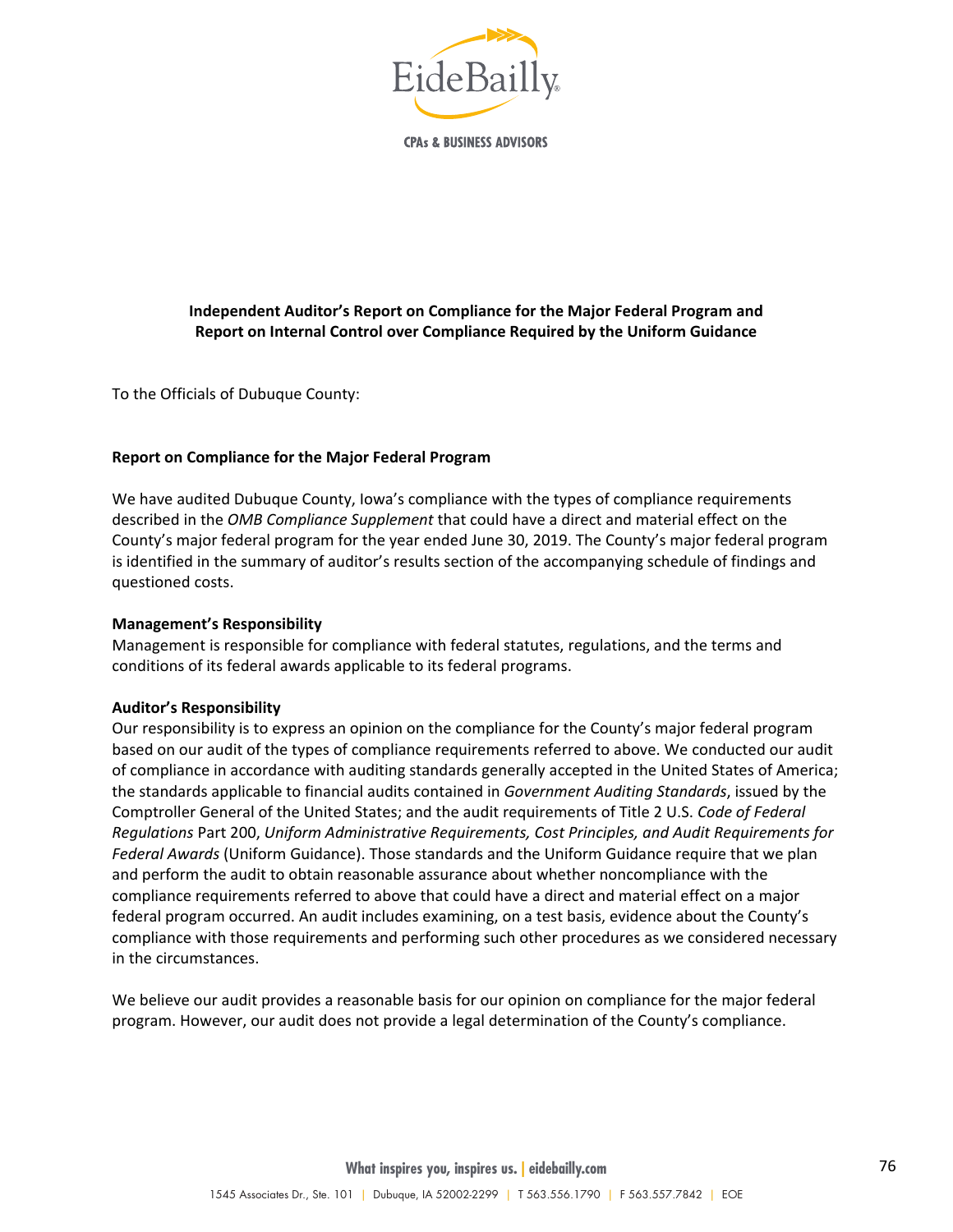EideBailly

CPAs & BUSINESS ADVISORS

**Independent Auditor's Report on Compliance for the Major Federal Program and Report on Internal Control over Compliance Required by the Uniform Guidance**

To the Officials of Dubuque County:

**Report on Compliance for the Major Federal Program**

We have audited Dubuque County, Iowa's compliance with the types of compliance requirements described in the *OMB Compliance Supplement* that could have a direct and material effect on the County's major federal program for the year ended June 30, 2019. The County's major federal program is identified in the summary of auditor's results section of the accompanying schedule of findings and questioned costs.

**Management's Responsibility**

Management is responsible for compliance with federal statutes, regulations, and the terms and conditions of its federal awards applicable to its federal programs.

**Auditor's Responsibility**

Our responsibility is to express an opinion on the compliance for the County's major federal program based on our audit of the types of compliance requirements referred to above. We conducted our audit of compliance in accordance with auditing standards generally accepted in the United States of America; the standards applicable to financial audits contained in *Government Auditing Standards*, issued by the Comptroller General of the United States; and the audit requirements of Title 2 U.S. *Code of Federal Regulations* Part 200, *Uniform Administrative Requirements, Cost Principles, and Audit Requirements for Federal Awards* (Uniform Guidance). Those standards and the Uniform Guidance require that we plan and perform the audit to obtain reasonable assurance about whether noncompliance with the compliance requirements referred to above that could have a direct and material effect on a major federal program occurred. An audit includes examining, on a test basis, evidence about the County's compliance with those requirements and performing such other procedures as we considered necessary in the circumstances.

We believe our audit provides a reasonable basis for our opinion on compliance for the major federal program. However, our audit does not provide a legal determination of the County's compliance.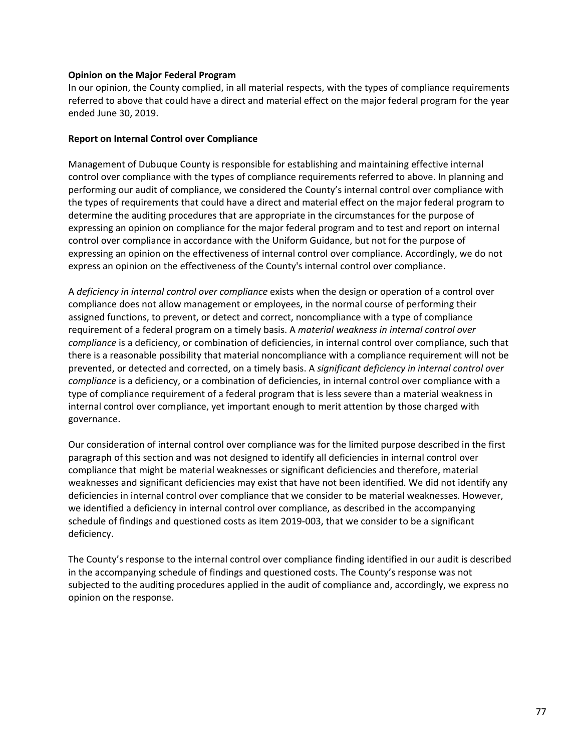**Opinion on the Major Federal Program**

In our opinion, the County complied, in all material respects, with the types of compliance requirements referred to above that could have a direct and material effect on the major federal program for the year ended June 30, 2019.

**Report on Internal Control over Compliance**

Management of Dubuque County is responsible for establishing and maintaining effective internal control over compliance with the types of compliance requirements referred to above. In planning and performing our audit of compliance, we considered the County's internal control over compliance with the types of requirements that could have a direct and material effect on the major federal program to determine the auditing procedures that are appropriate in the circumstances for the purpose of expressing an opinion on compliance for the major federal program and to test and report on internal control over compliance in accordance with the Uniform Guidance, but not for the purpose of expressing an opinion on the effectiveness of internal control over compliance. Accordingly, we do not express an opinion on the effectiveness of the County's internal control over compliance.

A *deficiency in internal control over compliance* exists when the design or operation of a control over compliance does not allow management or employees, in the normal course of performing their assigned functions, to prevent, or detect and correct, noncompliance with a type of compliance requirement of a federal program on a timely basis. A *material weakness in internal control over compliance* is a deficiency, or combination of deficiencies, in internal control over compliance, such that there is a reasonable possibility that material noncompliance with a compliance requirement will not be prevented, or detected and corrected, on a timely basis. A *significant deficiency in internal control over compliance* is a deficiency, or a combination of deficiencies, in internal control over compliance with a type of compliance requirement of a federal program that is less severe than a material weakness in internal control over compliance, yet important enough to merit attention by those charged with governance.

Our consideration of internal control over compliance was for the limited purpose described in the first paragraph of this section and was not designed to identify all deficiencies in internal control over compliance that might be material weaknesses or significant deficiencies and therefore, material weaknesses and significant deficiencies may exist that have not been identified. We did not identify any deficiencies in internal control over compliance that we consider to be material weaknesses. However, we identified a deficiency in internal control over compliance, as described in the accompanying schedule of findings and questioned costs as item 2019-003, that we consider to be a significant deficiency.

The County's response to the internal control over compliance finding identified in our audit is described in the accompanying schedule of findings and questioned costs. The County's response was not subjected to the auditing procedures applied in the audit of compliance and, accordingly, we express no opinion on the response.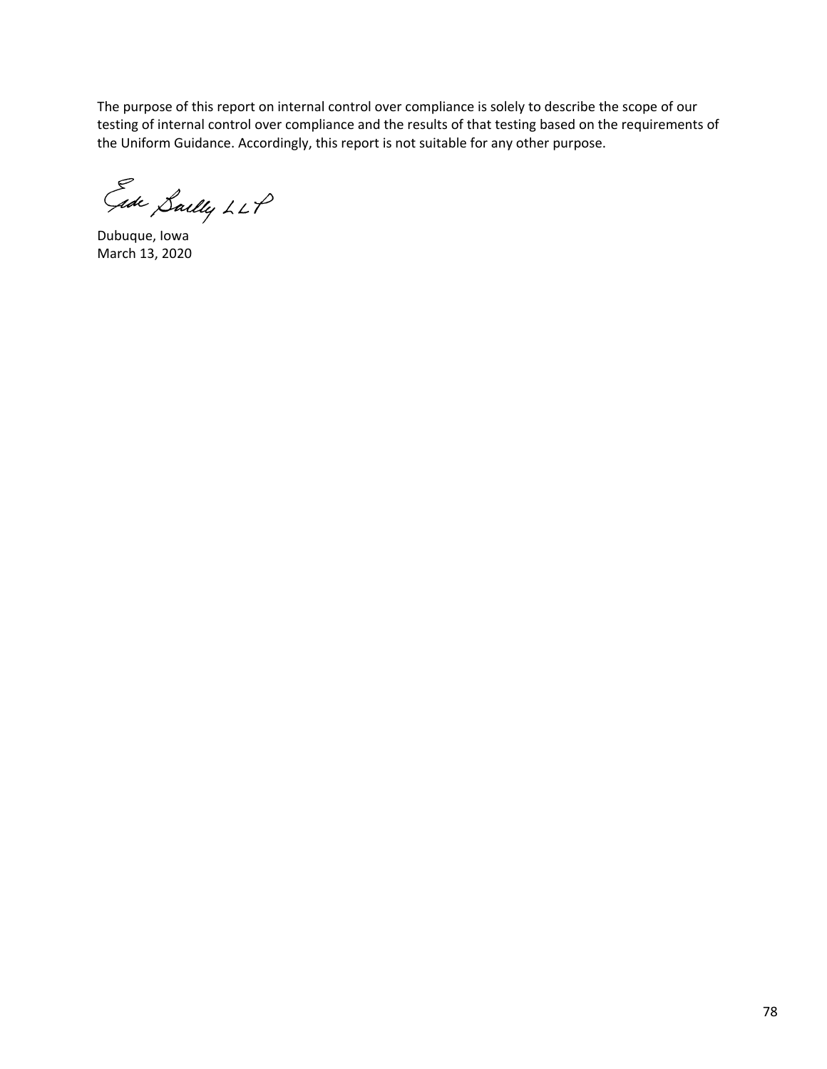The purpose of this report on internal control over compliance is solely to describe the scope of our testing of internal control over compliance and the results of that testing based on the requirements of the Uniform Guidance. Accordingly, this report is not suitable for any other purpose.

Eide Bailly LLP

Dubuque, Iowa
March 13, 2020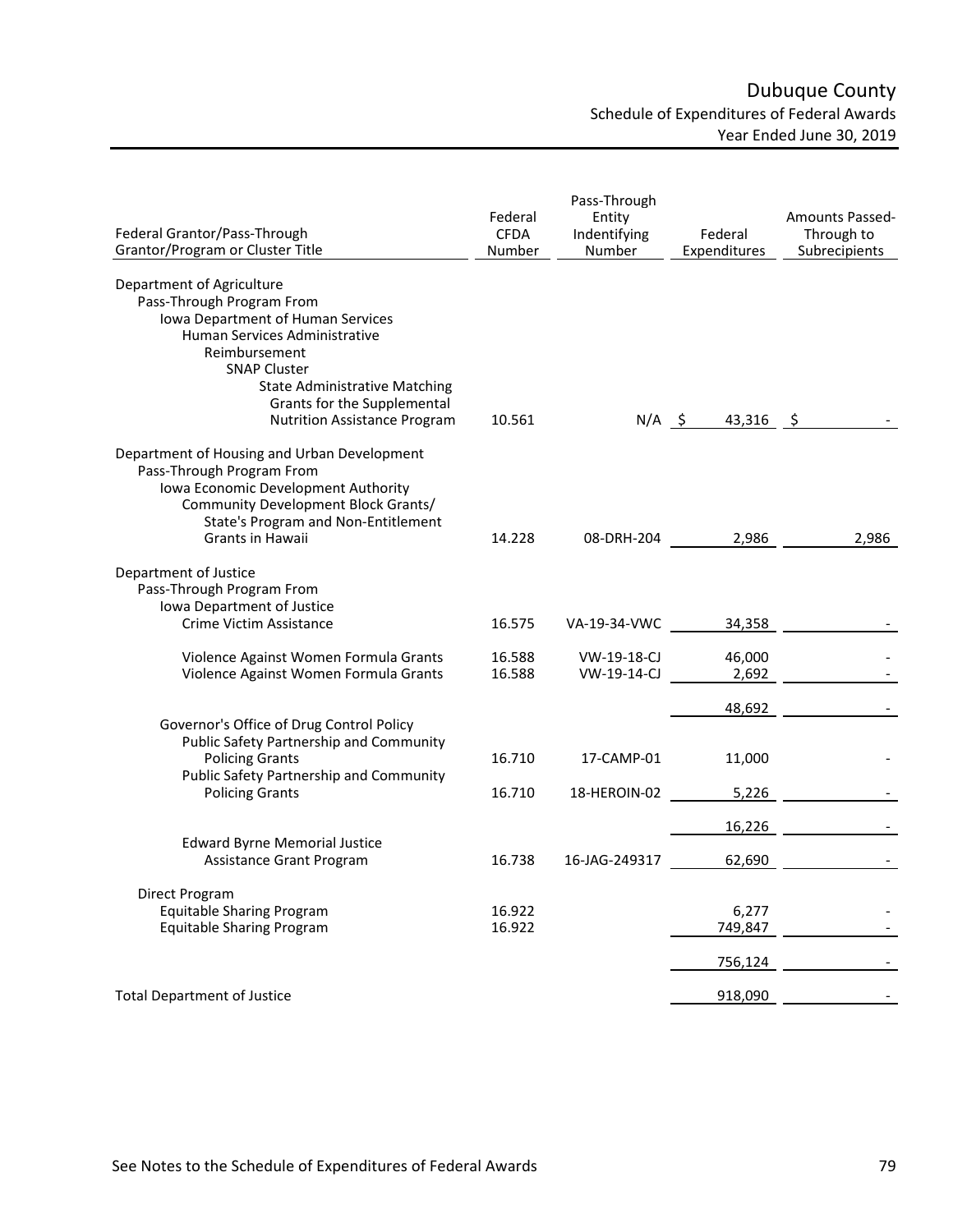# Dubuque County

## Schedule of Expenditures of Federal Awards

### Year Ended June 30, 2019

| Federal Grantor/Pass-Through Grantor/Program or Cluster Title | Federal CFDA Number | Pass-Through Entity Indentifying Number | Federal Expenditures | Amounts Passed-Through to Subrecipients |
|---|---|---|---|---|
| Department of Agriculture | | | | |
| Pass-Through Program From | | | | |
| Iowa Department of Human Services | | | | |
| Human Services Administrative Reimbursement | | | | |
| SNAP Cluster | | | | |
| State Administrative Matching Grants for the Supplemental Nutrition Assistance Program | 10.561 | N/A | $ 43,316 | $ - |
| Department of Housing and Urban Development | | | | |
| Pass-Through Program From | | | | |
| Iowa Economic Development Authority | | | | |
| Community Development Block Grants/ State's Program and Non-Entitlement Grants in Hawaii | 14.228 | 08-DRH-204 | 2,986 | 2,986 |
| Department of Justice | | | | |
| Pass-Through Program From | | | | |
| Iowa Department of Justice | | | | |
| Crime Victim Assistance | 16.575 | VA-19-34-VWC | 34,358 | - |
| Violence Against Women Formula Grants | 16.588 | VW-19-18-CJ | 46,000 | - |
| Violence Against Women Formula Grants | 16.588 | VW-19-14-CJ | 2,692 | - |
| | | | 48,692 | - |
| Governor's Office of Drug Control Policy | | | | |
| Public Safety Partnership and Community Policing Grants | 16.710 | 17-CAMP-01 | 11,000 | - |
| Public Safety Partnership and Community Policing Grants | 16.710 | 18-HEROIN-02 | 5,226 | - |
| | | | 16,226 | - |
| Edward Byrne Memorial Justice Assistance Grant Program | 16.738 | 16-JAG-249317 | 62,690 | - |
| Direct Program | | | | |
| Equitable Sharing Program | 16.922 | | 6,277 | - |
| Equitable Sharing Program | 16.922 | | 749,847 | - |
| | | | 756,124 | - |
| Total Department of Justice | | | 918,090 | - |

See Notes to the Schedule of Expenditures of Federal Awards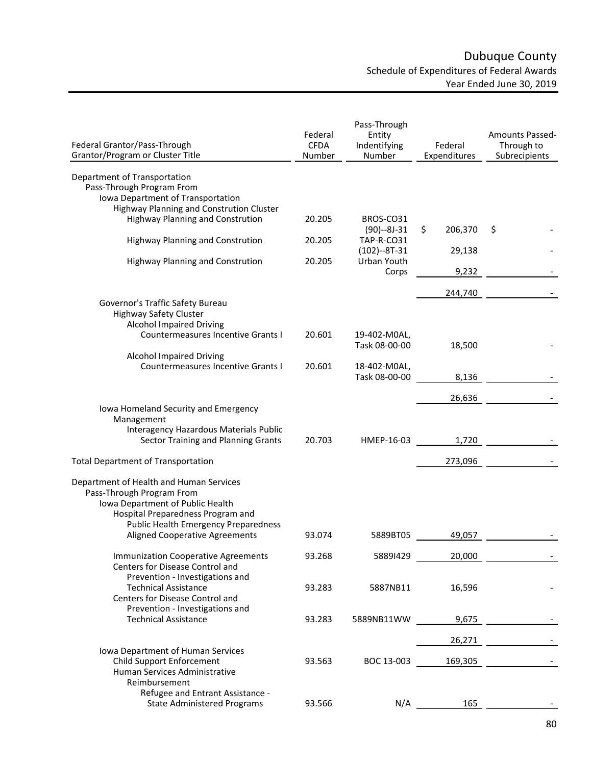# Dubuque County

## Schedule of Expenditures of Federal Awards

### Year Ended June 30, 2019

| Federal Grantor/Pass-Through Grantor/Program or Cluster Title | Federal CFDA Number | Pass-Through Entity Indentifying Number | Federal Expenditures | Amounts Passed-Through to Subrecipients |
|---|---|---|---|---|
| Department of Transportation | | | | |
| Pass-Through Program From | | | | |
| Iowa Department of Transportation | | | | |
| Highway Planning and Constrution Cluster | | | | |
| Highway Planning and Constrution | 20.205 | BROS-CO31 (90)--8J-31 | $ 206,370 | $ - |
| Highway Planning and Constrution | 20.205 | TAP-R-CO31 (102)--8T-31 | 29,138 | - |
| Highway Planning and Constrution | 20.205 | Urban Youth Corps | 9,232 | - |
| | | | 244,740 | - |
| Governor's Traffic Safety Bureau | | | | |
| Highway Safety Cluster | | | | |
| Alcohol Impaired Driving Countermeasures Incentive Grants I | 20.601 | 19-402-M0AL, Task 08-00-00 | 18,500 | - |
| Alcohol Impaired Driving Countermeasures Incentive Grants I | 20.601 | 18-402-M0AL, Task 08-00-00 | 8,136 | - |
| | | | 26,636 | - |
| Iowa Homeland Security and Emergency Management | | | | |
| Interagency Hazardous Materials Public Sector Training and Planning Grants | 20.703 | HMEP-16-03 | 1,720 | - |
| Total Department of Transportation | | | 273,096 | - |
| Department of Health and Human Services | | | | |
| Pass-Through Program From | | | | |
| Iowa Department of Public Health | | | | |
| Hospital Preparedness Program and Public Health Emergency Preparedness Aligned Cooperative Agreements | 93.074 | 5889BT05 | 49,057 | - |
| Immunization Cooperative Agreements | 93.268 | 5889I429 | 20,000 | - |
| Centers for Disease Control and Prevention - Investigations and Technical Assistance | 93.283 | 5887NB11 | 16,596 | - |
| Centers for Disease Control and Prevention - Investigations and Technical Assistance | 93.283 | 5889NB11WW | 9,675 | - |
| | | | 26,271 | - |
| Iowa Department of Human Services | | | | |
| Child Support Enforcement | 93.563 | BOC 13-003 | 169,305 | - |
| Human Services Administrative Reimbursement | | | | |
| Refugee and Entrant Assistance - State Administered Programs | 93.566 | N/A | 165 | - |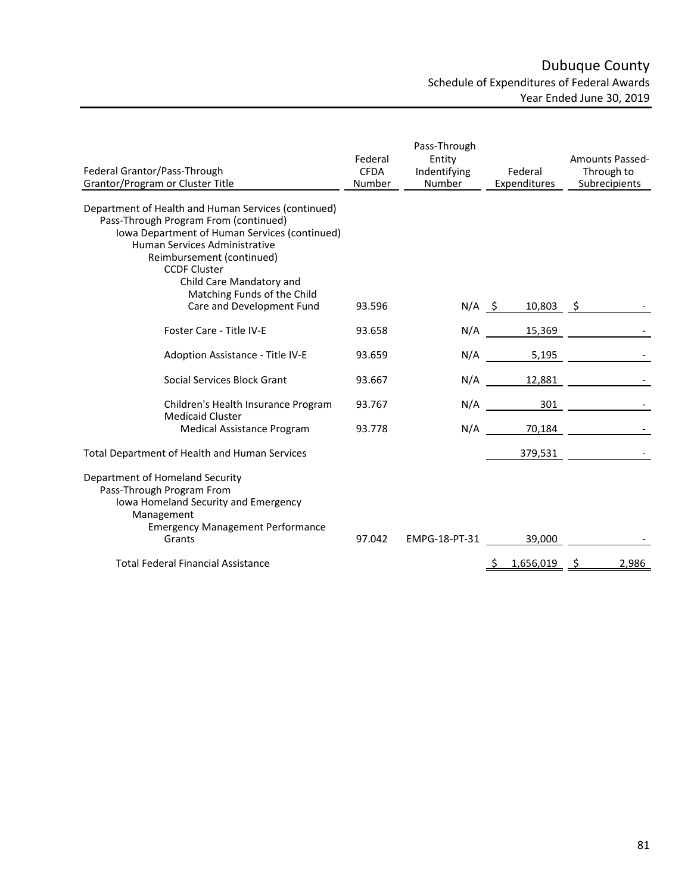# Dubuque County

## Schedule of Expenditures of Federal Awards

### Year Ended June 30, 2019

| Federal Grantor/Pass-Through Grantor/Program or Cluster Title | Federal CFDA Number | Pass-Through Entity Indentifying Number | Federal Expenditures | Amounts Passed-Through to Subrecipients |
|---|---|---|---|---|
| Department of Health and Human Services (continued) | | | | |
| Pass-Through Program From (continued) | | | | |
| Iowa Department of Human Services (continued) | | | | |
| Human Services Administrative Reimbursement (continued) | | | | |
| CCDF Cluster | | | | |
| Child Care Mandatory and Matching Funds of the Child Care and Development Fund | 93.596 | N/A | $ 10,803 | $ - |
| Foster Care - Title IV-E | 93.658 | N/A | 15,369 | - |
| Adoption Assistance - Title IV-E | 93.659 | N/A | 5,195 | - |
| Social Services Block Grant | 93.667 | N/A | 12,881 | - |
| Children's Health Insurance Program | 93.767 | N/A | 301 | - |
| Medicaid Cluster | | | | |
| Medical Assistance Program | 93.778 | N/A | 70,184 | - |
| Total Department of Health and Human Services | | | 379,531 | - |
| Department of Homeland Security | | | | |
| Pass-Through Program From | | | | |
| Iowa Homeland Security and Emergency Management | | | | |
| Emergency Management Performance Grants | 97.042 | EMPG-18-PT-31 | 39,000 | - |
| Total Federal Financial Assistance | | | $ 1,656,019 | $ 2,986 |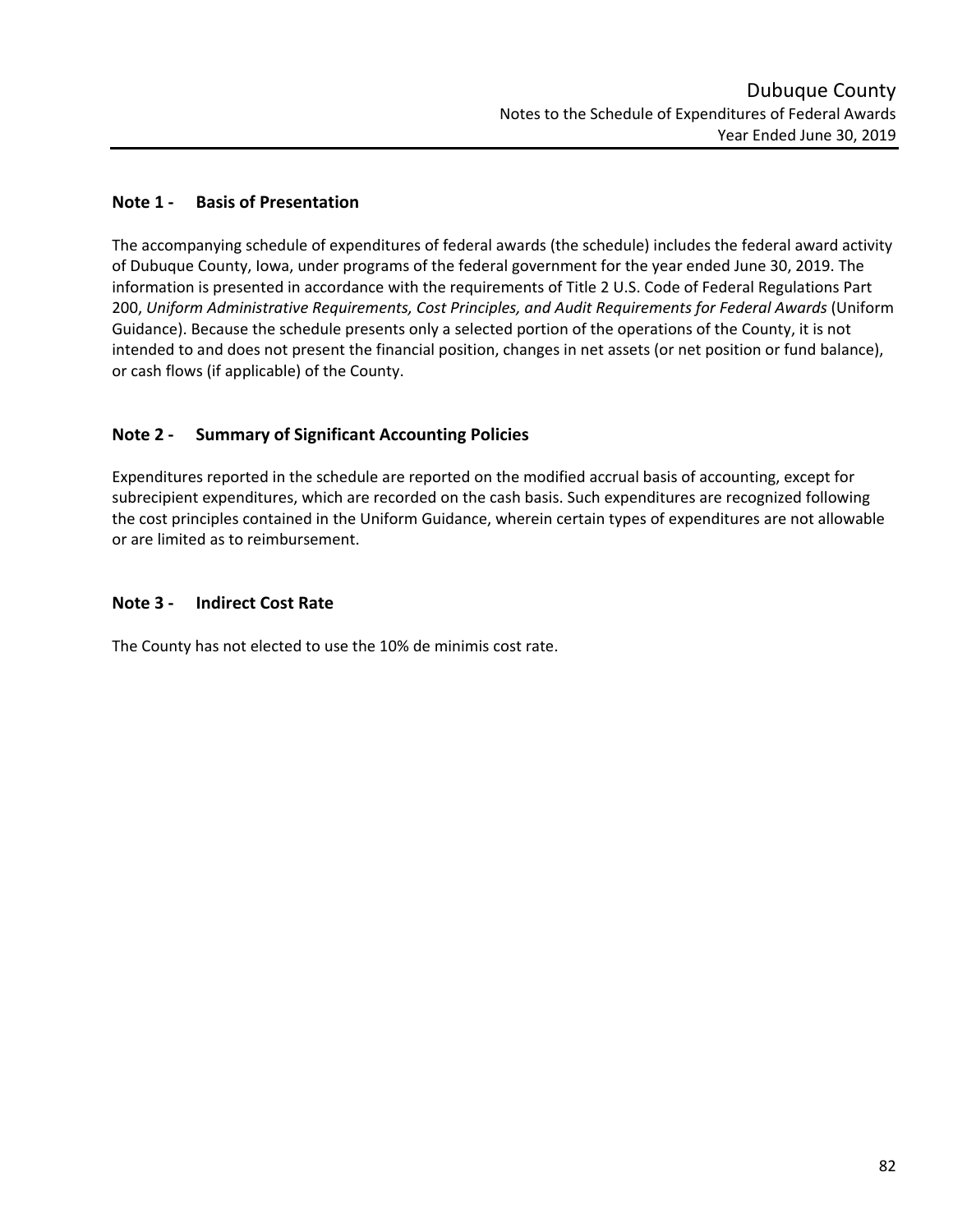## Note 1 - Basis of Presentation

The accompanying schedule of expenditures of federal awards (the schedule) includes the federal award activity of Dubuque County, Iowa, under programs of the federal government for the year ended June 30, 2019. The information is presented in accordance with the requirements of Title 2 U.S. Code of Federal Regulations Part 200, *Uniform Administrative Requirements, Cost Principles, and Audit Requirements for Federal Awards* (Uniform Guidance). Because the schedule presents only a selected portion of the operations of the County, it is not intended to and does not present the financial position, changes in net assets (or net position or fund balance), or cash flows (if applicable) of the County.

## Note 2 - Summary of Significant Accounting Policies

Expenditures reported in the schedule are reported on the modified accrual basis of accounting, except for subrecipient expenditures, which are recorded on the cash basis. Such expenditures are recognized following the cost principles contained in the Uniform Guidance, wherein certain types of expenditures are not allowable or are limited as to reimbursement.

## Note 3 - Indirect Cost Rate

The County has not elected to use the 10% de minimis cost rate.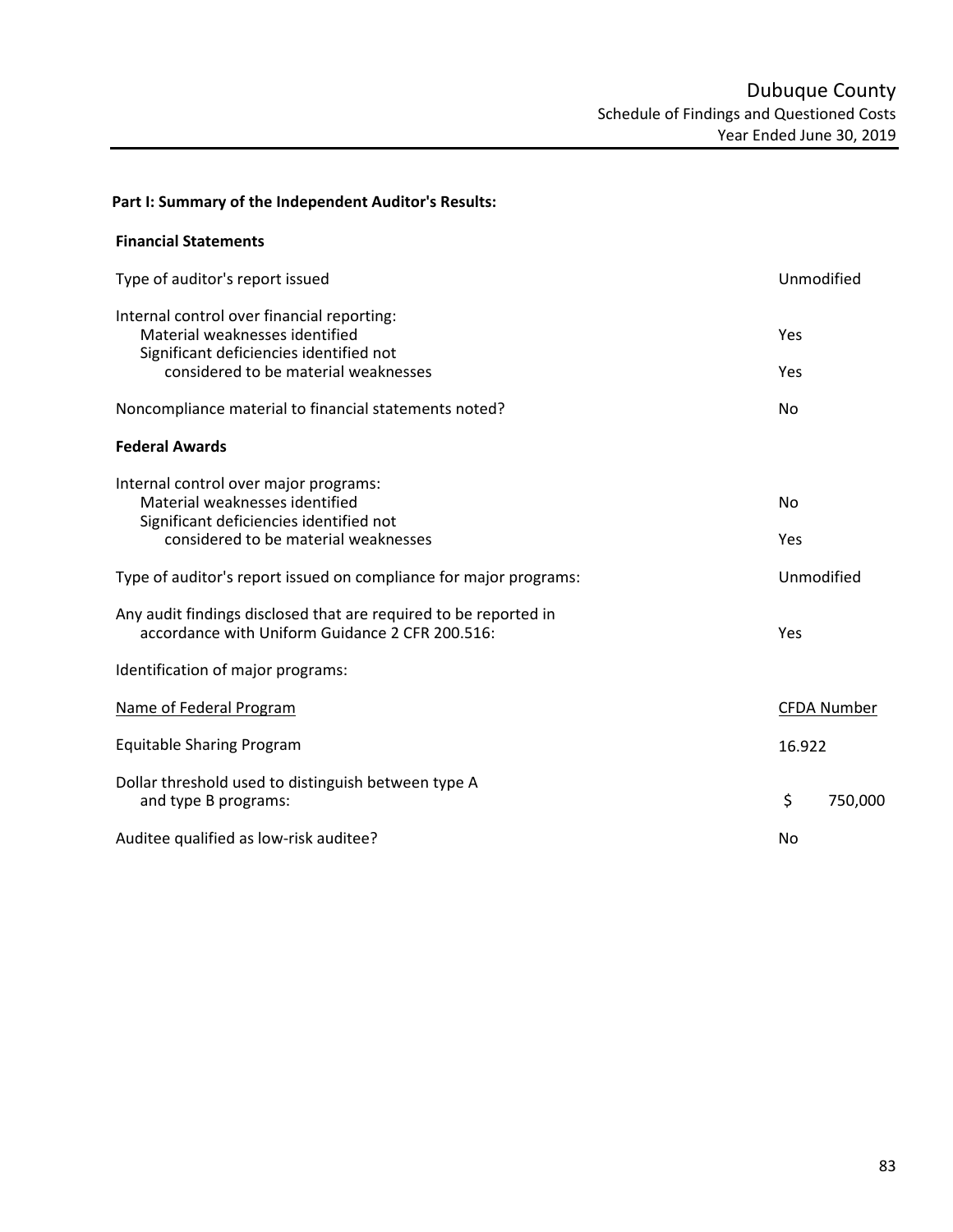# Dubuque County

## Schedule of Findings and Questioned Costs

### Year Ended June 30, 2019

**Part I: Summary of the Independent Auditor's Results:**

**Financial Statements**

| | |
|---|---|
| Type of auditor's report issued | Unmodified |
| Internal control over financial reporting: | |
| Material weaknesses identified | Yes |
| Significant deficiencies identified not considered to be material weaknesses | Yes |
| Noncompliance material to financial statements noted? | No |

**Federal Awards**

| | |
|---|---|
| Internal control over major programs: | |
| Material weaknesses identified | No |
| Significant deficiencies identified not considered to be material weaknesses | Yes |
| Type of auditor's report issued on compliance for major programs: | Unmodified |
| Any audit findings disclosed that are required to be reported in accordance with Uniform Guidance 2 CFR 200.516: | Yes |
| Identification of major programs: | |
| Name of Federal Program | CFDA Number |
| Equitable Sharing Program | 16.922 |
| Dollar threshold used to distinguish between type A and type B programs: | $ 750,000 |
| Auditee qualified as low-risk auditee? | No |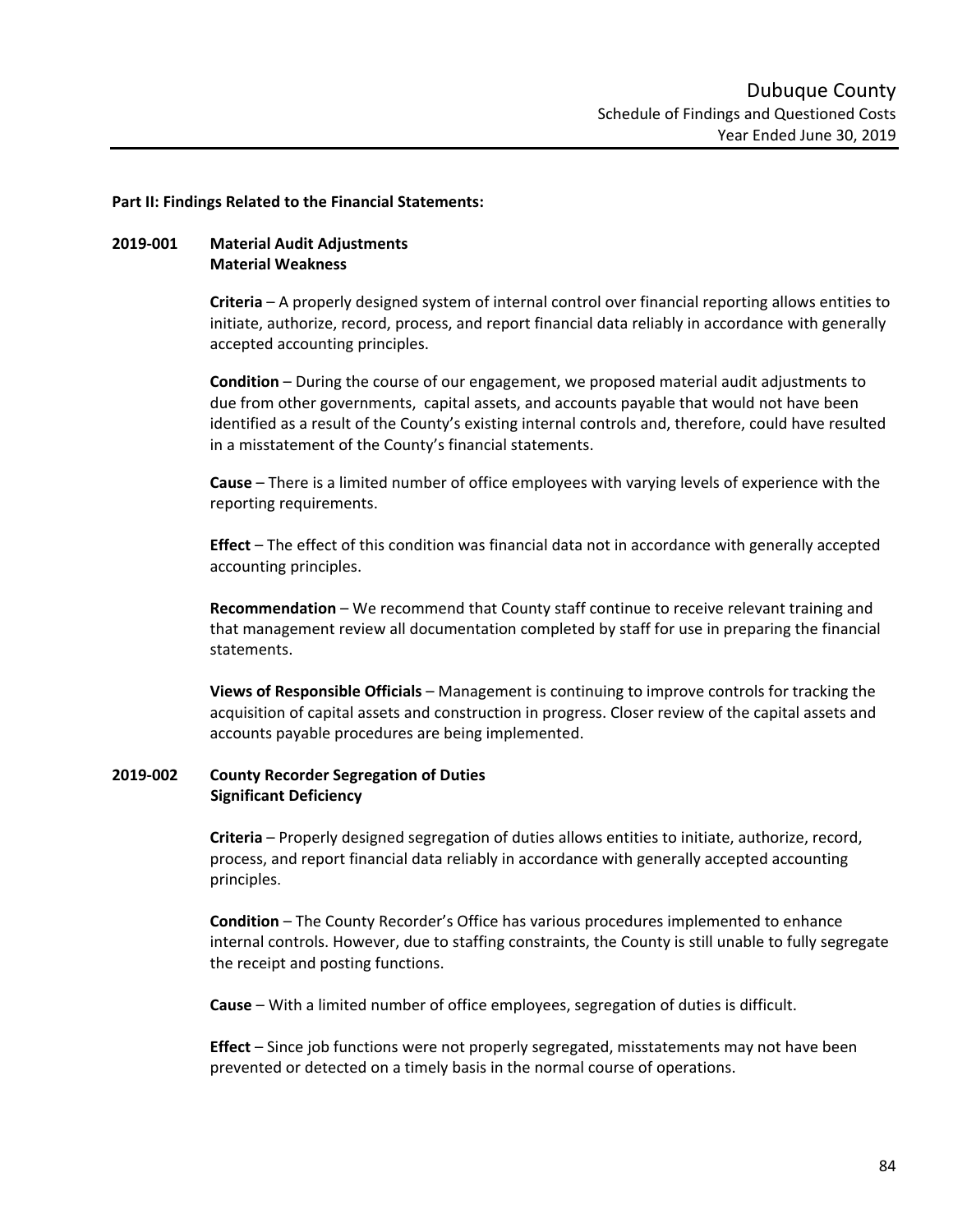## Part II: Findings Related to the Financial Statements:

### 2019-001 Material Audit Adjustments
**Material Weakness**

**Criteria** – A properly designed system of internal control over financial reporting allows entities to initiate, authorize, record, process, and report financial data reliably in accordance with generally accepted accounting principles.

**Condition** – During the course of our engagement, we proposed material audit adjustments to due from other governments, capital assets, and accounts payable that would not have been identified as a result of the County's existing internal controls and, therefore, could have resulted in a misstatement of the County's financial statements.

**Cause** – There is a limited number of office employees with varying levels of experience with the reporting requirements.

**Effect** – The effect of this condition was financial data not in accordance with generally accepted accounting principles.

**Recommendation** – We recommend that County staff continue to receive relevant training and that management review all documentation completed by staff for use in preparing the financial statements.

**Views of Responsible Officials** – Management is continuing to improve controls for tracking the acquisition of capital assets and construction in progress. Closer review of the capital assets and accounts payable procedures are being implemented.

### 2019-002 County Recorder Segregation of Duties
**Significant Deficiency**

**Criteria** – Properly designed segregation of duties allows entities to initiate, authorize, record, process, and report financial data reliably in accordance with generally accepted accounting principles.

**Condition** – The County Recorder's Office has various procedures implemented to enhance internal controls. However, due to staffing constraints, the County is still unable to fully segregate the receipt and posting functions.

**Cause** – With a limited number of office employees, segregation of duties is difficult.

**Effect** – Since job functions were not properly segregated, misstatements may not have been prevented or detected on a timely basis in the normal course of operations.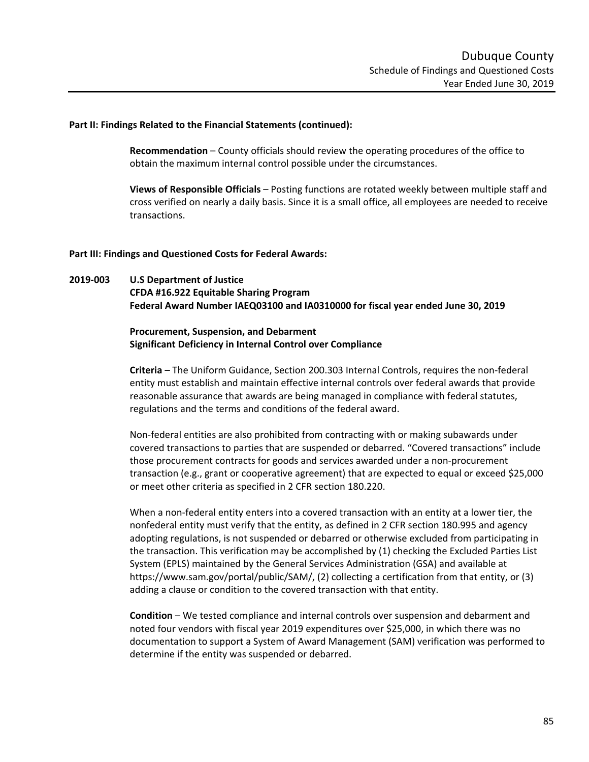**Part II: Findings Related to the Financial Statements (continued):**

**Recommendation** – County officials should review the operating procedures of the office to obtain the maximum internal control possible under the circumstances.

**Views of Responsible Officials** – Posting functions are rotated weekly between multiple staff and cross verified on nearly a daily basis. Since it is a small office, all employees are needed to receive transactions.

**Part III: Findings and Questioned Costs for Federal Awards:**

**2019-003 U.S Department of Justice**
**CFDA #16.922 Equitable Sharing Program**
**Federal Award Number IAEQ03100 and IA0310000 for fiscal year ended June 30, 2019**

**Procurement, Suspension, and Debarment**
**Significant Deficiency in Internal Control over Compliance**

**Criteria** – The Uniform Guidance, Section 200.303 Internal Controls, requires the non-federal entity must establish and maintain effective internal controls over federal awards that provide reasonable assurance that awards are being managed in compliance with federal statutes, regulations and the terms and conditions of the federal award.

Non-federal entities are also prohibited from contracting with or making subawards under covered transactions to parties that are suspended or debarred. "Covered transactions" include those procurement contracts for goods and services awarded under a non-procurement transaction (e.g., grant or cooperative agreement) that are expected to equal or exceed $25,000 or meet other criteria as specified in 2 CFR section 180.220.

When a non-federal entity enters into a covered transaction with an entity at a lower tier, the nonfederal entity must verify that the entity, as defined in 2 CFR section 180.995 and agency adopting regulations, is not suspended or debarred or otherwise excluded from participating in the transaction. This verification may be accomplished by (1) checking the Excluded Parties List System (EPLS) maintained by the General Services Administration (GSA) and available at https://www.sam.gov/portal/public/SAM/, (2) collecting a certification from that entity, or (3) adding a clause or condition to the covered transaction with that entity.

**Condition** – We tested compliance and internal controls over suspension and debarment and noted four vendors with fiscal year 2019 expenditures over $25,000, in which there was no documentation to support a System of Award Management (SAM) verification was performed to determine if the entity was suspended or debarred.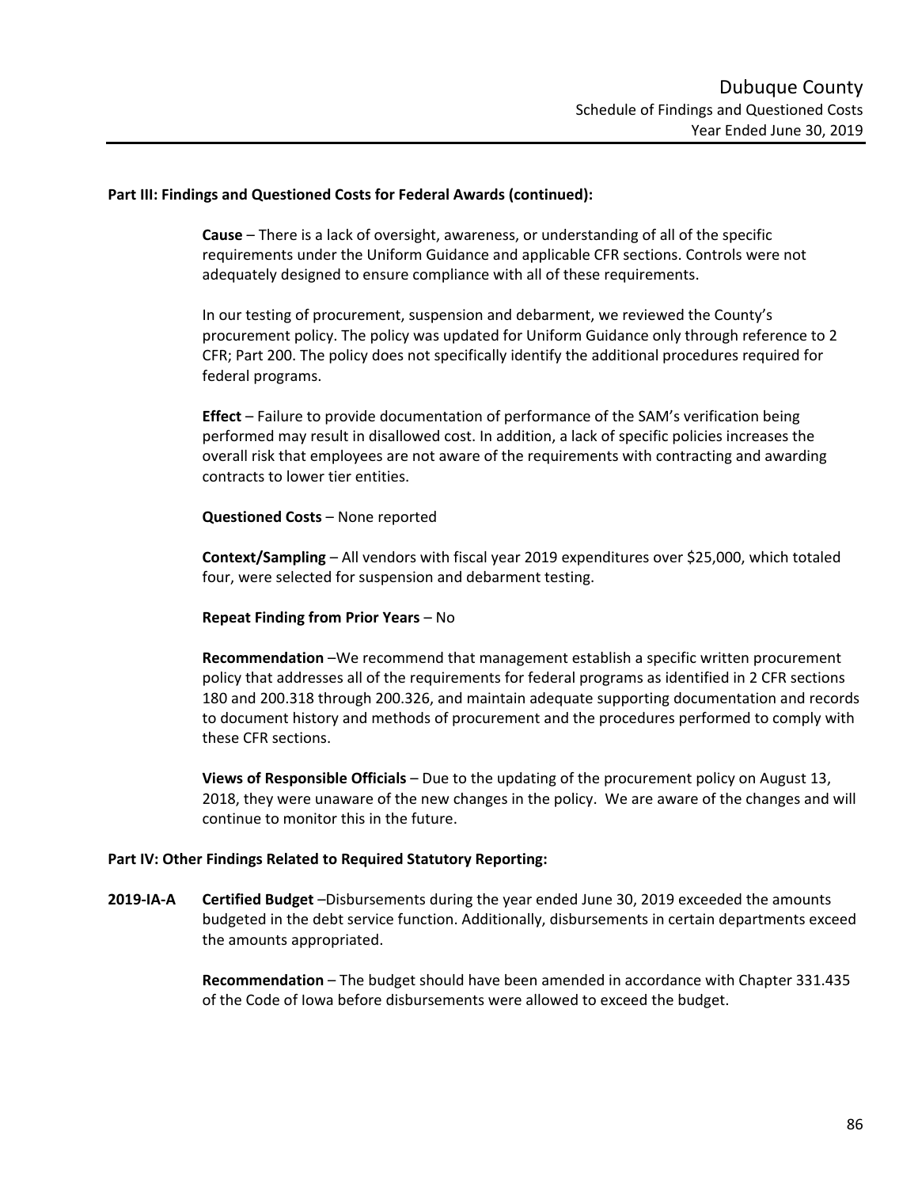**Part III: Findings and Questioned Costs for Federal Awards (continued):**

**Cause** – There is a lack of oversight, awareness, or understanding of all of the specific requirements under the Uniform Guidance and applicable CFR sections. Controls were not adequately designed to ensure compliance with all of these requirements.

In our testing of procurement, suspension and debarment, we reviewed the County's procurement policy. The policy was updated for Uniform Guidance only through reference to 2 CFR; Part 200. The policy does not specifically identify the additional procedures required for federal programs.

**Effect** – Failure to provide documentation of performance of the SAM's verification being performed may result in disallowed cost. In addition, a lack of specific policies increases the overall risk that employees are not aware of the requirements with contracting and awarding contracts to lower tier entities.

**Questioned Costs** – None reported

**Context/Sampling** – All vendors with fiscal year 2019 expenditures over $25,000, which totaled four, were selected for suspension and debarment testing.

**Repeat Finding from Prior Years** – No

**Recommendation** –We recommend that management establish a specific written procurement policy that addresses all of the requirements for federal programs as identified in 2 CFR sections 180 and 200.318 through 200.326, and maintain adequate supporting documentation and records to document history and methods of procurement and the procedures performed to comply with these CFR sections.

**Views of Responsible Officials** – Due to the updating of the procurement policy on August 13, 2018, they were unaware of the new changes in the policy. We are aware of the changes and will continue to monitor this in the future.

**Part IV: Other Findings Related to Required Statutory Reporting:**

**2019-IA-A** **Certified Budget** –Disbursements during the year ended June 30, 2019 exceeded the amounts budgeted in the debt service function. Additionally, disbursements in certain departments exceed the amounts appropriated.

**Recommendation** – The budget should have been amended in accordance with Chapter 331.435 of the Code of Iowa before disbursements were allowed to exceed the budget.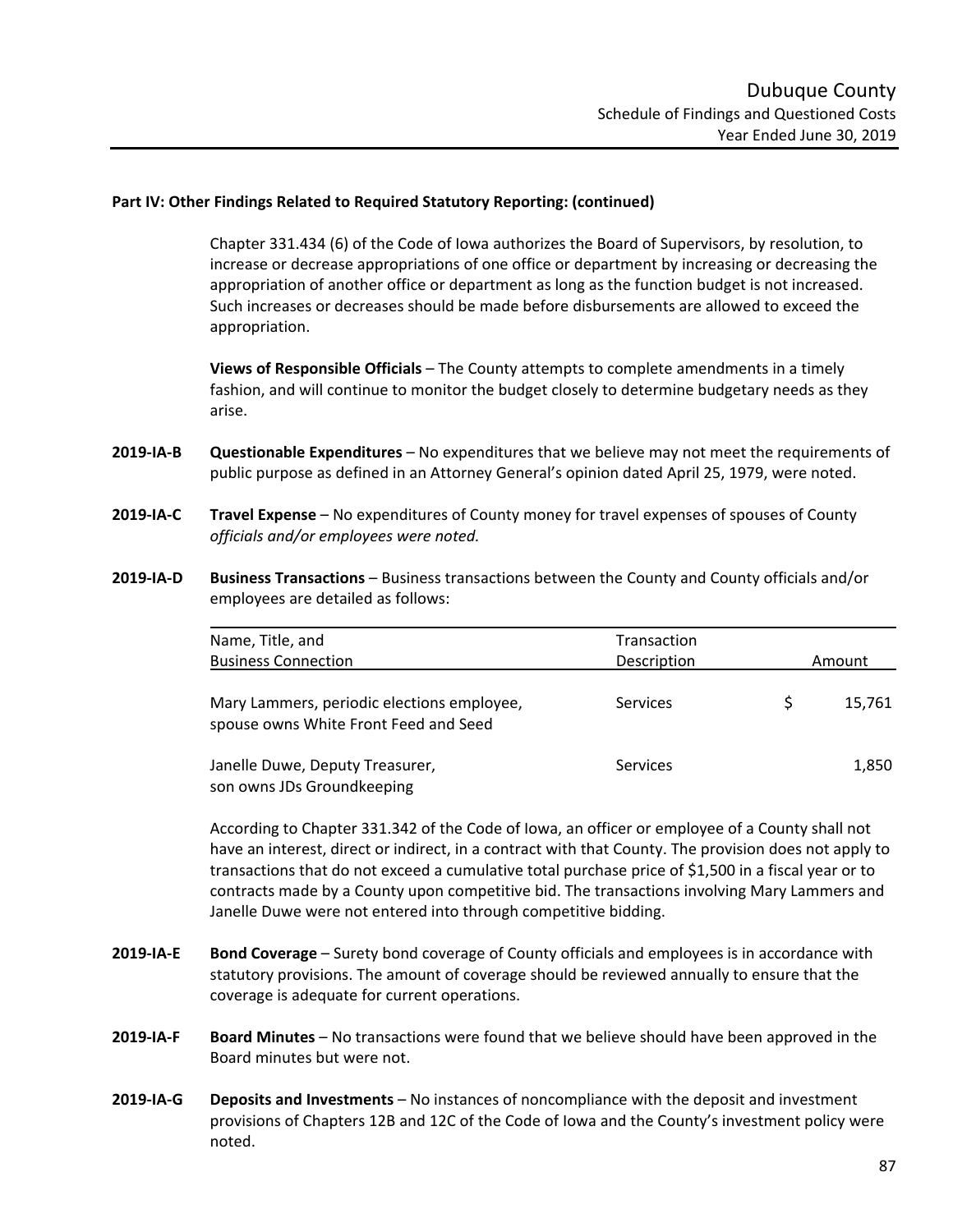**Part IV: Other Findings Related to Required Statutory Reporting: (continued)**

Chapter 331.434 (6) of the Code of Iowa authorizes the Board of Supervisors, by resolution, to increase or decrease appropriations of one office or department by increasing or decreasing the appropriation of another office or department as long as the function budget is not increased. Such increases or decreases should be made before disbursements are allowed to exceed the appropriation.

**Views of Responsible Officials** – The County attempts to complete amendments in a timely fashion, and will continue to monitor the budget closely to determine budgetary needs as they arise.

**2019-IA-B** **Questionable Expenditures** – No expenditures that we believe may not meet the requirements of public purpose as defined in an Attorney General's opinion dated April 25, 1979, were noted.

**2019-IA-C** **Travel Expense** – No expenditures of County money for travel expenses of spouses of County *officials and/or employees were noted.*

**2019-IA-D** **Business Transactions** – Business transactions between the County and County officials and/or employees are detailed as follows:

| Name, Title, and Business Connection | Transaction Description | Amount |
|---|---|---|
| Mary Lammers, periodic elections employee, spouse owns White Front Feed and Seed | Services | $ 15,761 |
| Janelle Duwe, Deputy Treasurer, son owns JDs Groundkeeping | Services | 1,850 |

According to Chapter 331.342 of the Code of Iowa, an officer or employee of a County shall not have an interest, direct or indirect, in a contract with that County. The provision does not apply to transactions that do not exceed a cumulative total purchase price of $1,500 in a fiscal year or to contracts made by a County upon competitive bid. The transactions involving Mary Lammers and Janelle Duwe were not entered into through competitive bidding.

**2019-IA-E** **Bond Coverage** – Surety bond coverage of County officials and employees is in accordance with statutory provisions. The amount of coverage should be reviewed annually to ensure that the coverage is adequate for current operations.

**2019-IA-F** **Board Minutes** – No transactions were found that we believe should have been approved in the Board minutes but were not.

**2019-IA-G** **Deposits and Investments** – No instances of noncompliance with the deposit and investment provisions of Chapters 12B and 12C of the Code of Iowa and the County's investment policy were noted.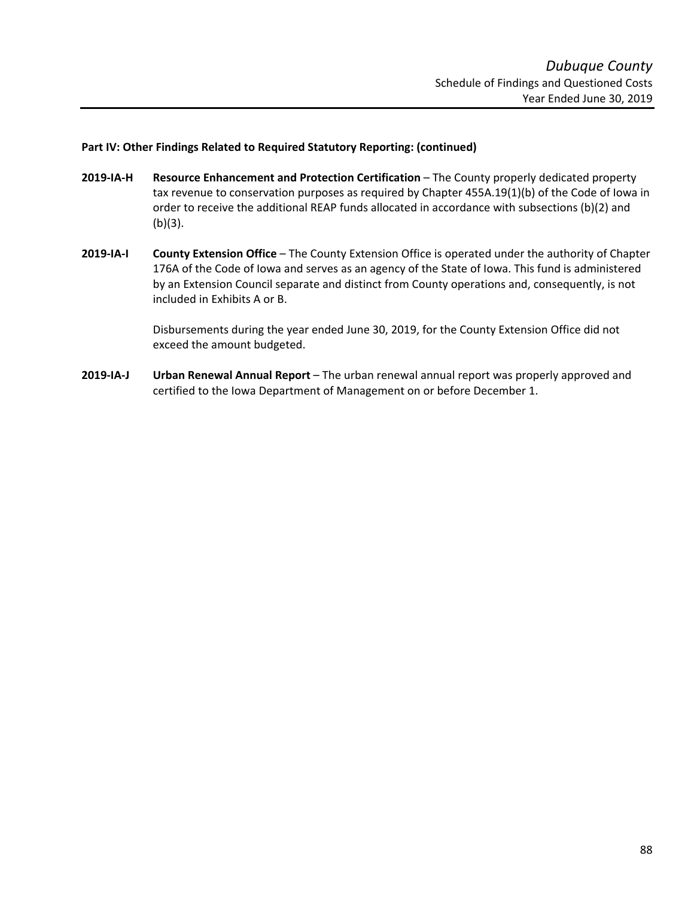**Part IV: Other Findings Related to Required Statutory Reporting: (continued)**

**2019-IA-H** **Resource Enhancement and Protection Certification** – The County properly dedicated property tax revenue to conservation purposes as required by Chapter 455A.19(1)(b) of the Code of Iowa in order to receive the additional REAP funds allocated in accordance with subsections (b)(2) and (b)(3).

**2019-IA-I** **County Extension Office** – The County Extension Office is operated under the authority of Chapter 176A of the Code of Iowa and serves as an agency of the State of Iowa. This fund is administered by an Extension Council separate and distinct from County operations and, consequently, is not included in Exhibits A or B.

Disbursements during the year ended June 30, 2019, for the County Extension Office did not exceed the amount budgeted.

**2019-IA-J** **Urban Renewal Annual Report** – The urban renewal annual report was properly approved and certified to the Iowa Department of Management on or before December 1.